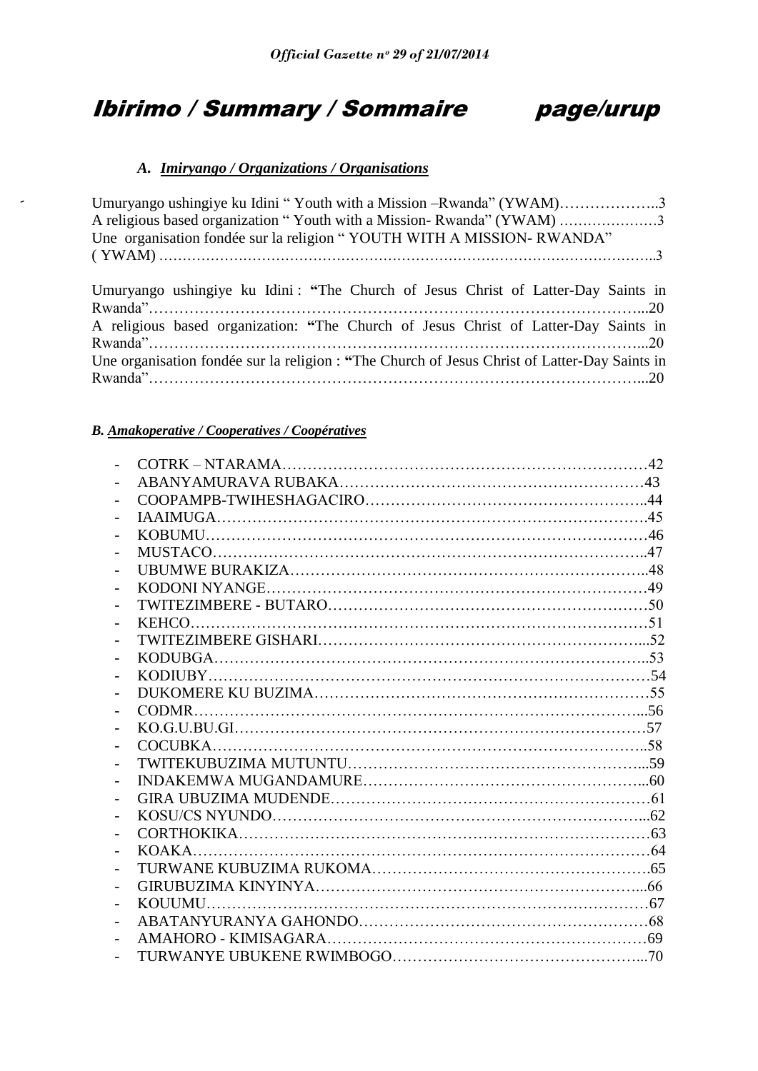# Ibirimo / Summary / Sommaire page/urup

## A. Imiryango / Organizations / Organisations

Umuryango ushingiye ku Idini " Youth with a Mission –Rwanda" (YWAM)………………..3
A religious based organization " Youth with a Mission- Rwanda" (YWAM) ………………3
Une organisation fondée sur la religion " YOUTH WITH A MISSION- RWANDA" ( YWAM) ………………………………………………………………………………………..3

Umuryango ushingiye ku Idini : **"**The Church of Jesus Christ of Latter-Day Saints in Rwanda"…………………………………………………………………………………...20
A religious based organization: **"**The Church of Jesus Christ of Latter-Day Saints in Rwanda"…………………………………………………………………………………...20
Une organisation fondée sur la religion : **"**The Church of Jesus Christ of Latter-Day Saints in Rwanda"…………………………………………………………………………………...20

## B. Amakoperative / Cooperatives / Coopératives

- COTRK – NTARAMA………………………………………………………………42
- ABANYAMURAVA RUBAKA……………………………………………………43
- COOPAMPB-TWIHESHAGACIRO………………………………………………..44
- IAAIMUGA…………………………………………………………………………45
- KOBUMU……………………………………………………………………………46
- MUSTACO…………………………………………………………………………..47
- UBUMWE BURAKIZA……………………………………………………………..48
- KODONI NYANGE…………………………………………………………………49
- TWITEZIMBERE - BUTARO………………………………………………………50
- KEHCO………………………………………………………………………………51
- TWITEZIMBERE GISHARI………………………………………………………...52
- KODUBGA…………………………………………………………………………..53
- KODIUBY……………………………………………………………………………54
- DUKOMERE KU BUZIMA…………………………………………………………55
- CODMR……………………………………………………………………………...56
- KO.G.U.BU.GI……………………………………………………………………….57
- COCUBKA…………………………………………………………………………..58
- TWITEKUBUZIMA MUTUNTU…………………………………………………...59
- INDAKEMWA MUGANDAMURE…………………………………………………...60
- GIRA UBUZIMA MUDENDE……………………………………………………….61
- KOSU/CS NYUNDO………………………………………………………………...62
- CORTHOKIKA………………………………………………………………………63
- KOAKA………………………………………………………………………………64
- TURWANE KUBUZIMA RUKOMA……………………………………………….65
- GIRUBUZIMA KINYINYA………………………………………………………...66
- KOUUMU……………………………………………………………………………67
- ABATANYURANYA GAHONDO…………………………………………………68
- AMAHORO - KIMISAGARA……………………………………………………….69
- TURWANYE UBUKENE RWIMBOGO…………………………………………...70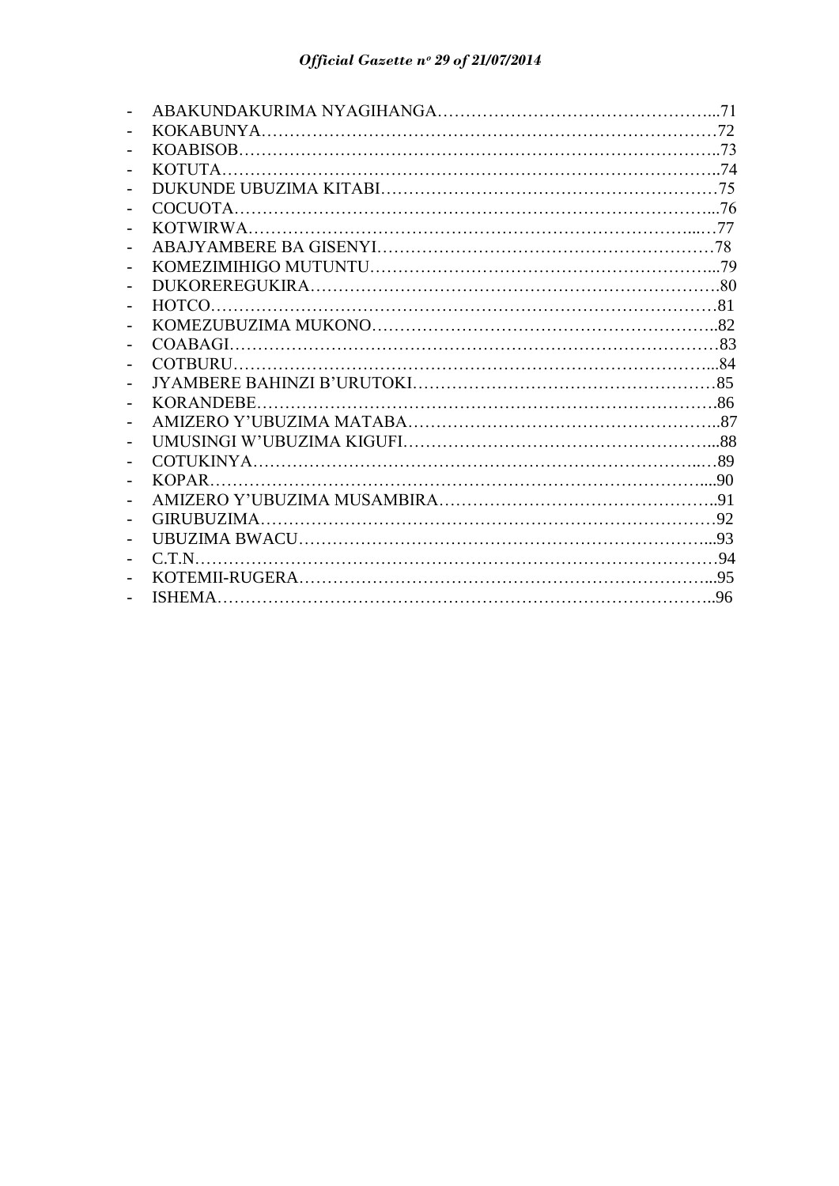- ABAKUNDAKURIMA NYAGIHANGA…………………………………………...71
- KOKABUNYA……………………………………………………………………72
- KOABISOB……………………………………………………………………..73
- KOTUTA………………………………………………………………………..74
- DUKUNDE UBUZIMA KITABI…………………………………………………75
- COCUOTA……………………………………………………………………...76
- KOTWIRWA………………………………………………………………...…77
- ABAJYAMBERE BA GISENYI……………………………………………………78
- KOMEZIMIHIGO MUTUNTU…………………………………………………...79
- DUKOREREGUKIRA……………………………………………………………80
- HOTCO…………………………………………………………………………81
- KOMEZUBUZIMA MUKONO…………………………………………………..82
- COABAGI………………………………………………………………………83
- COTBURU……………………………………………………………………...84
- JYAMBERE BAHINZI B'URUTOKI………………………………………………85
- KORANDEBE…………………………………………………………………..86
- AMIZERO Y'UBUZIMA MATABA………………………………………………..87
- UMUSINGI W'UBUZIMA KIGUFI………………………………………………...88
- COTUKINYA………………………………………………………………..…89
- KOPAR………………………………………………………………………....90
- AMIZERO Y'UBUZIMA MUSAMBIRA…………………………………………..91
- GIRUBUZIMA……………………………………………………………………92
- UBUZIMA BWACU……………………………………………………………...93
- C.T.N……………………………………………………………………………94
- KOTEMII-RUGERA……………………………………………………………...95
- ISHEMA………………………………………………………………………..96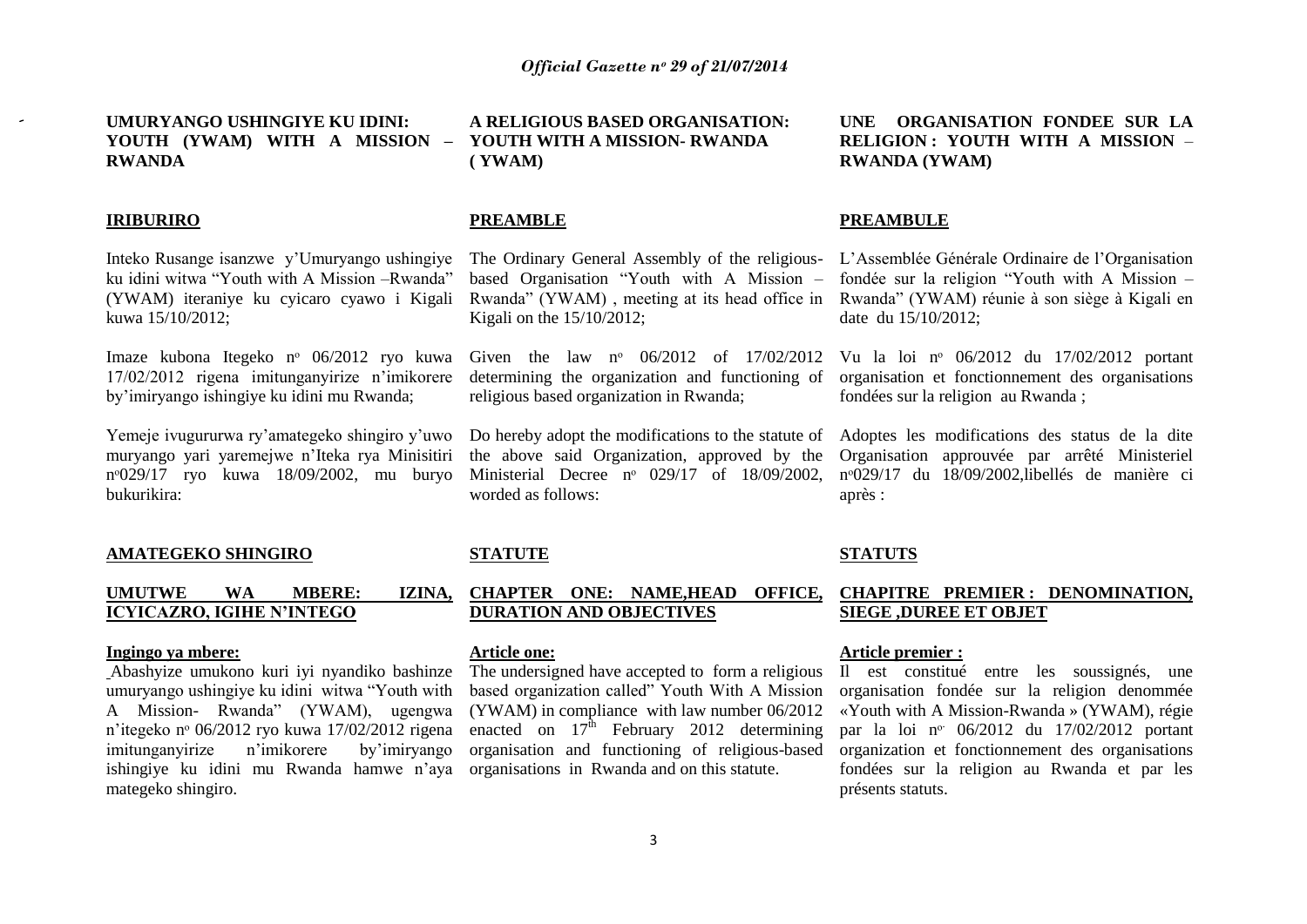**UMURYANGO USHINGIYE KU IDINI: YOUTH (YWAM) WITH A MISSION – RWANDA**

**IRIBURIRO**

Inteko Rusange isanzwe y'Umuryango ushingiye ku idini witwa "Youth with A Mission –Rwanda" (YWAM) iteraniye ku cyicaro cyawo i Kigali kuwa 15/10/2012;

Imaze kubona Itegeko nº 06/2012 ryo kuwa 17/02/2012 rigena imitunganyirize n'imikorere by'imiryango ishingiye ku idini mu Rwanda;

Yemeje ivugururwa ry'amategeko shingiro y'uwo muryango yari yaremejwe n'Iteka rya Minisitiri nº029/17 ryo kuwa 18/09/2002, mu buryo bukurikira:

**AMATEGEKO SHINGIRO**

**UMUTWE WA MBERE: IZINA, ICYICAZRO, IGIHE N'INTEGO**

**Ingingo ya mbere:**

Abashyize umukono kuri iyi nyandiko bashinze umuryango ushingiye ku idini witwa "Youth with A Mission- Rwanda" (YWAM), ugengwa n'itegeko nº 06/2012 ryo kuwa 17/02/2012 rigena imitunganyirize n'imikorere by'imiryango ishingiye ku idini mu Rwanda hamwe n'aya mategeko shingiro.

**A RELIGIOUS BASED ORGANISATION: YOUTH WITH A MISSION- RWANDA ( YWAM)**

**PREAMBLE**

The Ordinary General Assembly of the religious-based Organisation "Youth with A Mission – Rwanda" (YWAM) , meeting at its head office in Kigali on the 15/10/2012;

Given the law nº 06/2012 of 17/02/2012 determining the organization and functioning of religious based organization in Rwanda;

Do hereby adopt the modifications to the statute of the above said Organization, approved by the Ministerial Decree nº 029/17 of 18/09/2002, worded as follows:

**STATUTE**

**CHAPTER ONE: NAME,HEAD OFFICE, DURATION AND OBJECTIVES**

**Article one:**

The undersigned have accepted to form a religious based organization called" Youth With A Mission (YWAM) in compliance with law number 06/2012 enacted on 17th February 2012 determining organisation and functioning of religious-based organisations in Rwanda and on this statute.

**UNE ORGANISATION FONDEE SUR LA RELIGION : YOUTH WITH A MISSION – RWANDA (YWAM)**

**PREAMBULE**

L'Assemblée Générale Ordinaire de l'Organisation fondée sur la religion "Youth with A Mission – Rwanda" (YWAM) réunie à son siège à Kigali en date du 15/10/2012;

Vu la loi nº 06/2012 du 17/02/2012 portant organisation et fonctionnement des organisations fondées sur la religion au Rwanda ;

Adoptes les modifications des status de la dite Organisation approuvée par arrêté Ministeriel nº029/17 du 18/09/2002,libellés de manière ci après :

**STATUTS**

**CHAPITRE PREMIER : DENOMINATION, SIEGE ,DUREE ET OBJET**

**Article premier :**

Il est constitué entre les soussignés, une organisation fondée sur la religion denommée «Youth with A Mission-Rwanda » (YWAM), régie par la loi nº 06/2012 du 17/02/2012 portant organization et fonctionnement des organisations fondées sur la religion au Rwanda et par les présents statuts.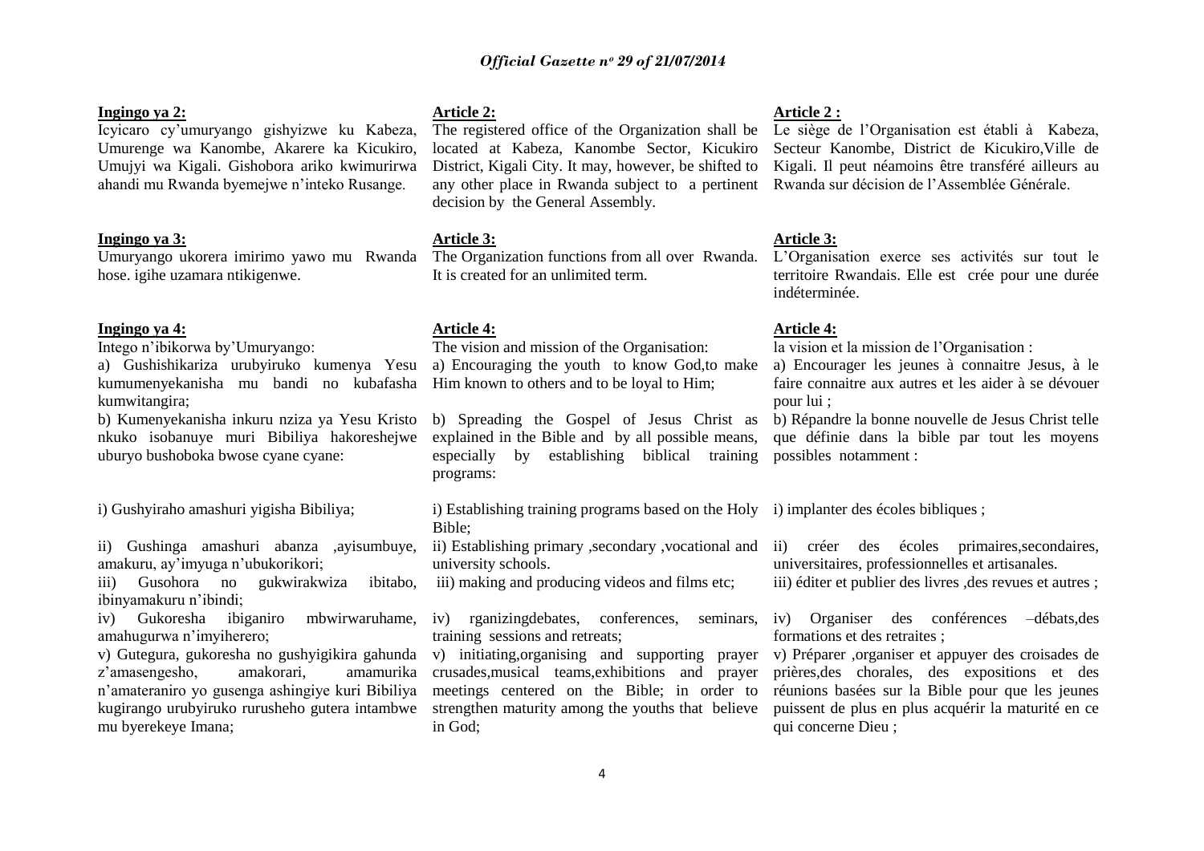**Ingingo ya 2:**
Icyicaro cy'umuryango gishyizwe ku Kabeza, Umurenge wa Kanombe, Akarere ka Kicukiro, Umujyi wa Kigali. Gishobora ariko kwimurirwa ahandi mu Rwanda byemejwe n'inteko Rusange.

**Ingingo ya 3:**
Umuryango ukorera imirimo yawo mu Rwanda hose. igihe uzamara ntikigenwe.

**Ingingo ya 4:**
Intego n'ibikorwa by'Umuryango:
a) Gushishikariza urubyiruko kumenya Yesu kumumenyekanisha mu bandi no kubafasha kumwitangira;
b) Kumenyekanisha inkuru nziza ya Yesu Kristo nkuko isobanuye muri Bibiliya hakoreshejwe uburyo bushoboka bwose cyane cyane:

i) Gushyiraho amashuri yigisha Bibiliya;

ii) Gushinga amashuri abanza ,ayisumbuye, amakuru, ay'imyuga n'ubukorikori;
iii) Gusohora no gukwirakwiza ibitabo, ibinyamakuru n'ibindi;
iv) Gukoresha ibiganiro mbwirwaruhame, amahugurwa n'imyiherero;
v) Gutegura, gukoresha no gushyigikira gahunda z'amasengesho, amakorari, amamurika n'amateraniro yo gusenga ashingiye kuri Bibiliya kugirango urubyiruko rurusheho gutera intambwe mu byerekeye Imana;

**Article 2:**
The registered office of the Organization shall be located at Kabeza, Kanombe Sector, Kicukiro District, Kigali City. It may, however, be shifted to any other place in Rwanda subject to a pertinent decision by the General Assembly.

**Article 3:**
The Organization functions from all over Rwanda. It is created for an unlimited term.

**Article 4:**
The vision and mission of the Organisation:
a) Encouraging the youth to know God,to make Him known to others and to be loyal to Him;

b) Spreading the Gospel of Jesus Christ as explained in the Bible and by all possible means, especially by establishing biblical training programs:

i) Establishing training programs based on the Holy Bible;
ii) Establishing primary ,secondary ,vocational and university schools.
iii) making and producing videos and films etc;

iv) rganizingdebates, conferences, seminars, training sessions and retreats;
v) initiating,organising and supporting prayer crusades,musical teams,exhibitions and prayer meetings centered on the Bible; in order to strengthen maturity among the youths that believe in God;

**Article 2 :**
Le siège de l'Organisation est établi à Kabeza, Secteur Kanombe, District de Kicukiro,Ville de Kigali. Il peut néamoins être transféré ailleurs au Rwanda sur décision de l'Assemblée Générale.

**Article 3:**
L'Organisation exerce ses activités sur tout le territoire Rwandais. Elle est crée pour une durée indéterminée.

**Article 4:**
la vision et la mission de l'Organisation :
a) Encourager les jeunes à connaitre Jesus, à le faire connaitre aux autres et les aider à se dévouer pour lui ;
b) Répandre la bonne nouvelle de Jesus Christ telle que définie dans la bible par tout les moyens possibles notamment :

i) implanter des écoles bibliques ;

ii) créer des écoles primaires,secondaires, universitaires, professionnelles et artisanales.
iii) éditer et publier des livres ,des revues et autres ;

iv) Organiser des conférences –débats,des formations et des retraites ;
v) Préparer ,organiser et appuyer des croisades de prières,des chorales, des expositions et des réunions basées sur la Bible pour que les jeunes puissent de plus en plus acquérir la maturité en ce qui concerne Dieu ;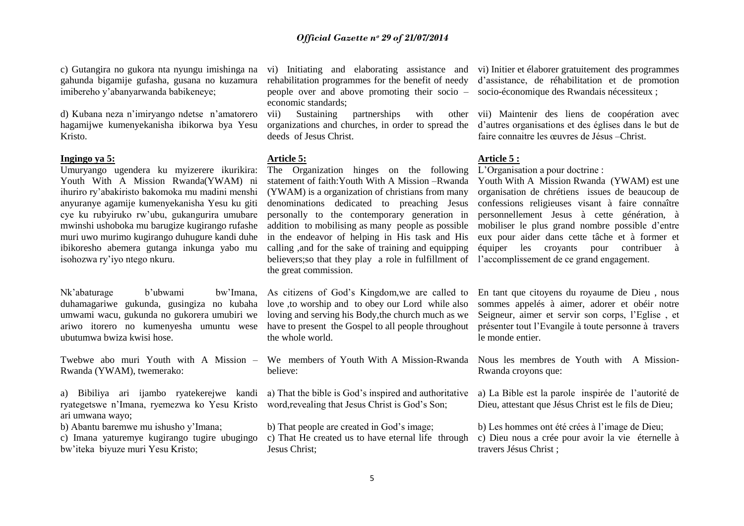c) Gutangira no gukora nta nyungu imishinga na gahunda bigamije gufasha, gusana no kuzamura imibereho y'abanyarwanda babikeneye;

d) Kubana neza n'imiryango ndetse n'amatorero hagamijwe kumenyekanisha ibikorwa bya Yesu Kristo.

**Ingingo ya 5:**

Umuryango ugendera ku myizerere ikurikira: Youth With A Mission Rwanda(YWAM) ni ihuriro ry'abakiristo bakomoka mu madini menshi anyuranye agamije kumenyekanisha Yesu ku giti cye ku rubyiruko rw'ubu, gukangurira umubare mwinshi ushoboka mu barugize kugirango rufashe muri uwo murimo kugirango duhugure kandi duhe ibikoresho abemera gutanga inkunga yabo mu isohozwa ry'iyo ntego nkuru.

Nk'abaturage b'ubwami bw'Imana, duhamagariwe gukunda, gusingiza no kubaha umwami wacu, gukunda no gukorera umubiri we ariwo itorero no kumenyesha umuntu wese ubutumwa bwiza kwisi hose.

Twebwe abo muri Youth with A Mission – Rwanda (YWAM), twemerako:

a) Bibiliya ari ijambo ryatekerejwe kandi ryategetswe n'Imana, ryemezwa ko Yesu Kristo ari umwana wayo;

b) Abantu baremwe mu ishusho y'Imana;

c) Imana yaturemye kugirango tugire ubugingo bw'iteka biyuze muri Yesu Kristo;

vi) Initiating and elaborating assistance and rehabilitation programmes for the benefit of needy people over and above promoting their socio – economic standards;

vii) Sustaining partnerships with other organizations and churches, in order to spread the deeds of Jesus Christ.

**Article 5:**

The Organization hinges on the following statement of faith:Youth With A Mission –Rwanda (YWAM) is a organization of christians from many denominations dedicated to preaching Jesus personally to the contemporary generation in addition to mobilising as many people as possible in the endeavor of helping in His task and His calling ,and for the sake of training and equipping believers;so that they play a role in fulfillment of the great commission.

As citizens of God's Kingdom,we are called to love ,to worship and to obey our Lord while also loving and serving his Body,the church much as we have to present the Gospel to all people throughout the whole world.

We members of Youth With A Mission-Rwanda believe:

a) That the bible is God's inspired and authoritative word,revealing that Jesus Christ is God's Son;

b) That people are created in God's image;

c) That He created us to have eternal life through Jesus Christ;

vi) Initier et élaborer gratuitement des programmes d'assistance, de réhabilitation et de promotion socio-économique des Rwandais nécessiteux ;

vii) Maintenir des liens de coopération avec d'autres organisations et des églises dans le but de faire connaitre les œuvres de Jésus –Christ.

**Article 5 :**

L'Organisation a pour doctrine :

Youth With A Mission Rwanda (YWAM) est une organisation de chrétiens issues de beaucoup de confessions religieuses visant à faire connaître personnellement Jesus à cette génération, à mobiliser le plus grand nombre possible d'entre eux pour aider dans cette tâche et à former et équiper les croyants pour contribuer à l'accomplissement de ce grand engagement.

En tant que citoyens du royaume de Dieu , nous sommes appelés à aimer, adorer et obéir notre Seigneur, aimer et servir son corps, l'Eglise , et présenter tout l'Evangile à toute personne à travers le monde entier.

Nous les membres de Youth with A Mission-Rwanda croyons que:

a) La Bible est la parole inspirée de l'autorité de Dieu, attestant que Jésus Christ est le fils de Dieu;

b) Les hommes ont été crées à l'image de Dieu;

c) Dieu nous a crée pour avoir la vie éternelle à travers Jésus Christ ;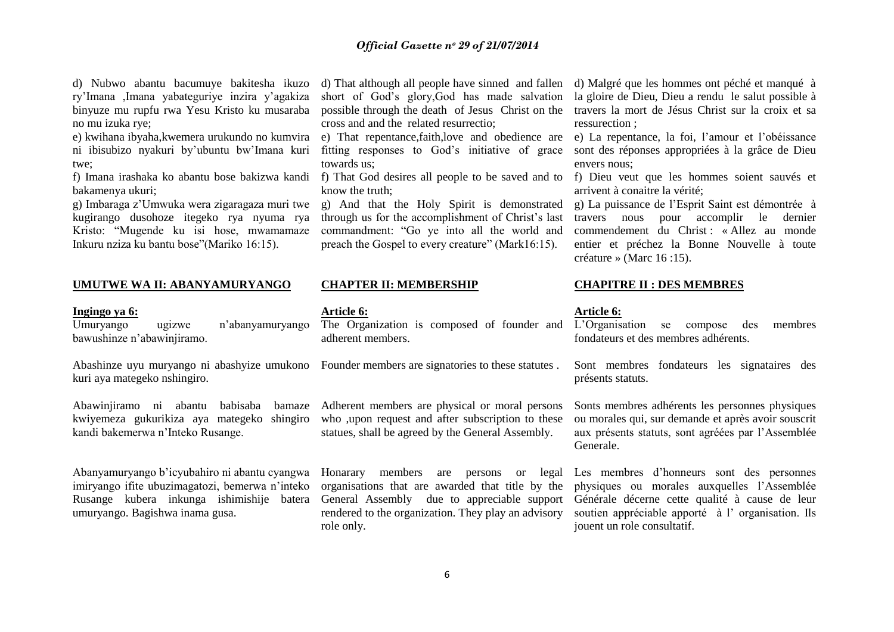d) Nubwo abantu bacumuye bakitesha ikuzo ry'Imana ,Imana yabateguriye inzira y'agakiza binyuze mu rupfu rwa Yesu Kristo ku musaraba no mu izuka rye;

e) kwihana ibyaha,kwemera urukundo no kumvira ni ibisubizo nyakuri by'ubuntu bw'Imana kuri twe;

f) Imana irashaka ko abantu bose bakizwa kandi bakamenya ukuri;

g) Imbaraga z'Umwuka wera zigaragaza muri twe kugirango dusohoze itegeko rya nyuma rya Kristo: "Mugende ku isi hose, mwamamaze Inkuru nziza ku bantu bose"(Mariko 16:15).

## UMUTWE WA II: ABANYAMURYANGO

**Ingingo ya 6:**

Umuryango ugizwe n'abanyamuryango bawushinze n'abawinjiramo.

Abashinze uyu muryango ni abashyize umukono kuri aya mategeko nshingiro.

Abawinjiramo ni abantu babisaba bamaze kwiyemeza gukurikiza aya mategeko shingiro kandi bakemerwa n'Inteko Rusange.

Abanyamuryango b'icyubahiro ni abantu cyangwa imiryango ifite ubuzimagatozi, bemerwa n'inteko Rusange kubera inkunga ishimishije batera umuryango. Bagishwa inama gusa.

d) That although all people have sinned and fallen short of God's glory,God has made salvation possible through the death of Jesus Christ on the cross and and the related resurrectio;

e) That repentance,faith,love and obedience are fitting responses to God's initiative of grace towards us;

f) That God desires all people to be saved and to know the truth;

g) And that the Holy Spirit is demonstrated through us for the accomplishment of Christ's last commandment: "Go ye into all the world and preach the Gospel to every creature" (Mark16:15).

## CHAPTER II: MEMBERSHIP

**Article 6:**

The Organization is composed of founder and adherent members.

Founder members are signatories to these statutes .

Adherent members are physical or moral persons who ,upon request and after subscription to these statues, shall be agreed by the General Assembly.

Honarary members are persons or legal organisations that are awarded that title by the General Assembly due to appreciable support rendered to the organization. They play an advisory role only.

d) Malgré que les hommes ont péché et manqué à la gloire de Dieu, Dieu a rendu le salut possible à travers la mort de Jésus Christ sur la croix et sa ressurection ;

e) La repentance, la foi, l'amour et l'obéissance sont des réponses appropriées à la grâce de Dieu envers nous;

f) Dieu veut que les hommes soient sauvés et arrivent à conaitre la vérité;

g) La puissance de l'Esprit Saint est démontrée à travers nous pour accomplir le dernier commendement du Christ : « Allez au monde entier et préchez la Bonne Nouvelle à toute créature » (Marc 16 :15).

## CHAPITRE II : DES MEMBRES

**Article 6:**

L'Organisation se compose des membres fondateurs et des membres adhérents.

Sont membres fondateurs les signataires des présents statuts.

Sonts membres adhérents les personnes physiques ou morales qui, sur demande et après avoir souscrit aux présents statuts, sont agréées par l'Assemblée Generale.

Les membres d'honneurs sont des personnes physiques ou morales auxquelles l'Assemblée Générale décerne cette qualité à cause de leur soutien appréciable apporté à l' organisation. Ils jouent un role consultatif.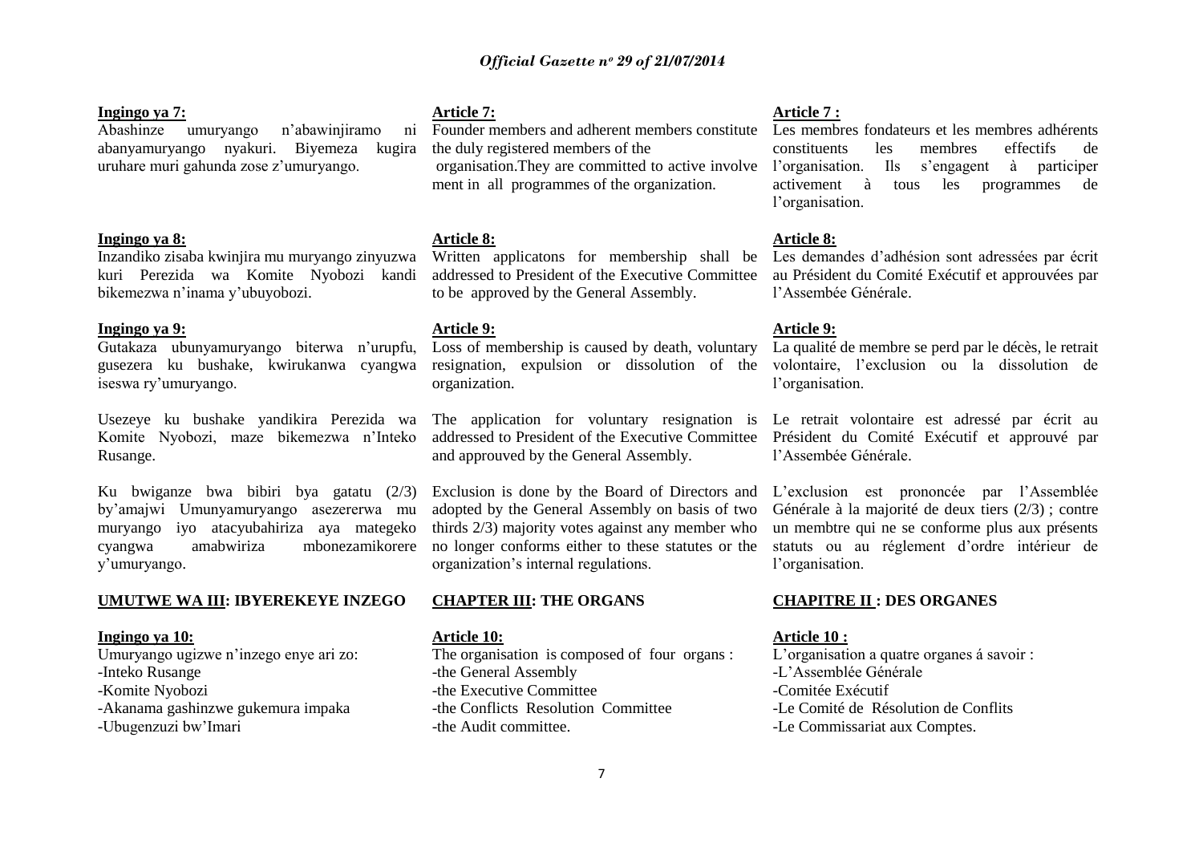**Ingingo ya 7:**
Abashinze umuryango n'abawinjiramo ni abanyamuryango nyakuri. Biyemeza kugira uruhare muri gahunda zose z'umuryango.

**Ingingo ya 8:**
Inzandiko zisaba kwinjira mu muryango zinyuzwa kuri Perezida wa Komite Nyobozi kandi bikemezwa n'inama y'ubuyobozi.

**Ingingo ya 9:**
Gutakaza ubunyamuryango biterwa n'urupfu, gusezera ku bushake, kwirukanwa cyangwa iseswa ry'umuryango.

Usezeye ku bushake yandikira Perezida wa Komite Nyobozi, maze bikemezwa n'Inteko Rusange.

Ku bwiganze bwa bibiri bya gatatu (2/3) by'amajwi Umunyamuryango asezererwa mu muryango iyo atacyubahiriza aya mategeko cyangwa amabwiriza mbonezamikorere y'umuryango.

**UMUTWE WA III: IBYEREKEYE INZEGO**

**Ingingo ya 10:**
Umuryango ugizwe n'inzego enye ari zo:
-Inteko Rusange
-Komite Nyobozi
-Akanama gashinzwe gukemura impaka
-Ubugenzuzi bw'Imari

**Article 7:**
Founder members and adherent members constitute the duly registered members of the organisation.They are committed to active involve ment in all programmes of the organization.

**Article 8:**
Written applicatons for membership shall be addressed to President of the Executive Committee to be approved by the General Assembly.

**Article 9:**
Loss of membership is caused by death, voluntary resignation, expulsion or dissolution of the organization.

The application for voluntary resignation is addressed to President of the Executive Committee and approuved by the General Assembly.

Exclusion is done by the Board of Directors and adopted by the General Assembly on basis of two thirds 2/3) majority votes against any member who no longer conforms either to these statutes or the organization's internal regulations.

**CHAPTER III: THE ORGANS**

**Article 10:**
The organisation is composed of four organs :
-the General Assembly
-the Executive Committee
-the Conflicts Resolution Committee
-the Audit committee.

**Article 7 :**
Les membres fondateurs et les membres adhérents constituents les membres effectifs de l'organisation. Ils s'engagent à participer activement à tous les programmes de l'organisation.

**Article 8:**
Les demandes d'adhésion sont adressées par écrit au Président du Comité Exécutif et approuvées par l'Assembée Générale.

**Article 9:**
La qualité de membre se perd par le décès, le retrait volontaire, l'exclusion ou la dissolution de l'organisation.

Le retrait volontaire est adressé par écrit au Président du Comité Exécutif et approuvé par l'Assembée Générale.

L'exclusion est prononcée par l'Assemblée Générale à la majorité de deux tiers (2/3) ; contre un membtre qui ne se conforme plus aux présents statuts ou au réglement d'ordre intérieur de l'organisation.

**CHAPITRE II : DES ORGANES**

**Article 10 :**
L'organisation a quatre organes á savoir :
-L'Assemblée Générale
-Comitée Exécutif
-Le Comité de Résolution de Conflits
-Le Commissariat aux Comptes.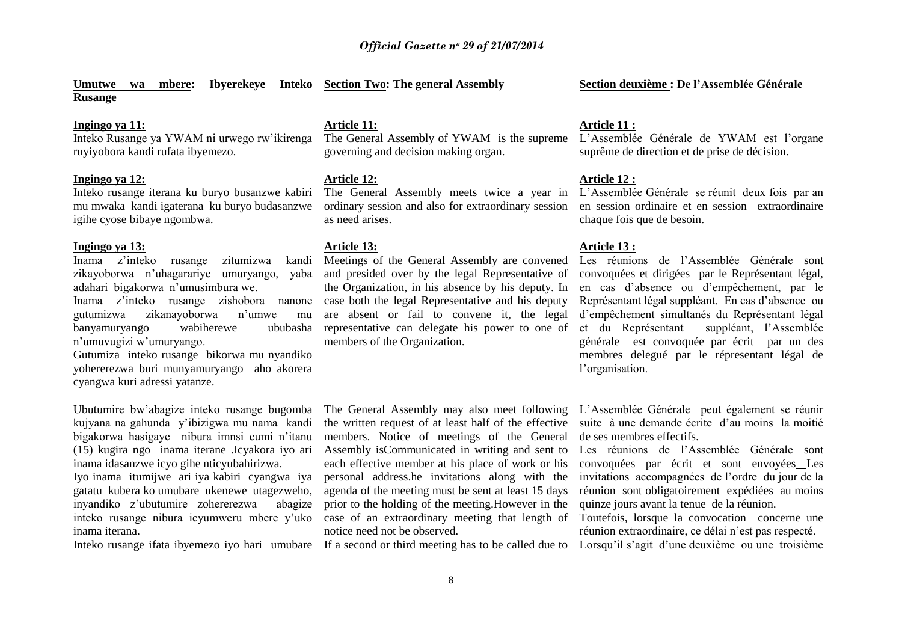**Umutwe wa mbere: Ibyerekeye Inteko Rusange**

**Ingingo ya 11:**

Inteko Rusange ya YWAM ni urwego rw'ikirenga ruyiyobora kandi rufata ibyemezo.

**Ingingo ya 12:**

Inteko rusange iterana ku buryo busanzwe kabiri mu mwaka kandi igaterana ku buryo budasanzwe igihe cyose bibaye ngombwa.

**Ingingo ya 13:**

Inama z'inteko rusange zitumizwa kandi zikayoborwa n'uhagarariye umuryango, yaba adahari bigakorwa n'umusimbura we.

Inama z'inteko rusange zishobora nanone gutumizwa zikanayoborwa n'umwe mu banyamuryango wabiherewe ububasha n'umuvugizi w'umuryango.

Gutumiza inteko rusange bikorwa mu nyandiko yohererezwa buri munyamuryango aho akorera cyangwa kuri adressi yatanze.

Ubutumire bw'abagize inteko rusange bugomba kujyana na gahunda y'ibizigwa mu nama kandi bigakorwa hasigaye nibura imnsi cumi n'itanu (15) kugira ngo inama iterane .Icyakora iyo ari inama idasanzwe icyo gihe nticyubahirizwa.

Iyo inama itumijwe ari iya kabiri cyangwa iya gatatu kubera ko umubare ukenewe utagezweho, inyandiko z'ubutumire zohererezwa abagize inteko rusange nibura icyumweru mbere y'uko inama iterana.

Inteko rusange ifata ibyemezo iyo hari umubare

**Section Two: The general Assembly**

**Article 11:**

The General Assembly of YWAM is the supreme governing and decision making organ.

**Article 12:**

The General Assembly meets twice a year in ordinary session and also for extraordinary session as need arises.

**Article 13:**

Meetings of the General Assembly are convened and presided over by the legal Representative of the Organization, in his absence by his deputy. In case both the legal Representative and his deputy are absent or fail to convene it, the legal representative can delegate his power to one of members of the Organization.

The General Assembly may also meet following the written request of at least half of the effective members. Notice of meetings of the General Assembly isCommunicated in writing and sent to each effective member at his place of work or his personal address.he invitations along with the agenda of the meeting must be sent at least 15 days prior to the holding of the meeting.However in the case of an extraordinary meeting that length of notice need not be observed.

If a second or third meeting has to be called due to

**Section deuxième : De l'Assemblée Générale**

**Article 11 :**

L'Assemblée Générale de YWAM est l'organe suprême de direction et de prise de décision.

**Article 12 :**

L'Assemblée Générale se réunit deux fois par an en session ordinaire et en session extraordinaire chaque fois que de besoin.

**Article 13 :**

Les réunions de l'Assemblée Générale sont convoquées et dirigées par le Représentant légal, en cas d'absence ou d'empêchement, par le Représentant légal suppléant. En cas d'absence ou d'empêchement simultanés du Représentant légal et du Représentant suppléant, l'Assemblée générale est convoquée par écrit par un des membres delegué par le répresentant légal de l'organisation.

L'Assemblée Générale peut également se réunir suite à une demande écrite d'au moins la moitié de ses membres effectifs.

Les réunions de l'Assemblée Générale sont convoquées par écrit et sont envoyées Les invitations accompagnées de l'ordre du jour de la réunion sont obligatoirement expédiées au moins quinze jours avant la tenue de la réunion.

Toutefois, lorsque la convocation concerne une réunion extraordinaire, ce délai n'est pas respecté.

Lorsqu'il s'agit d'une deuxième ou une troisième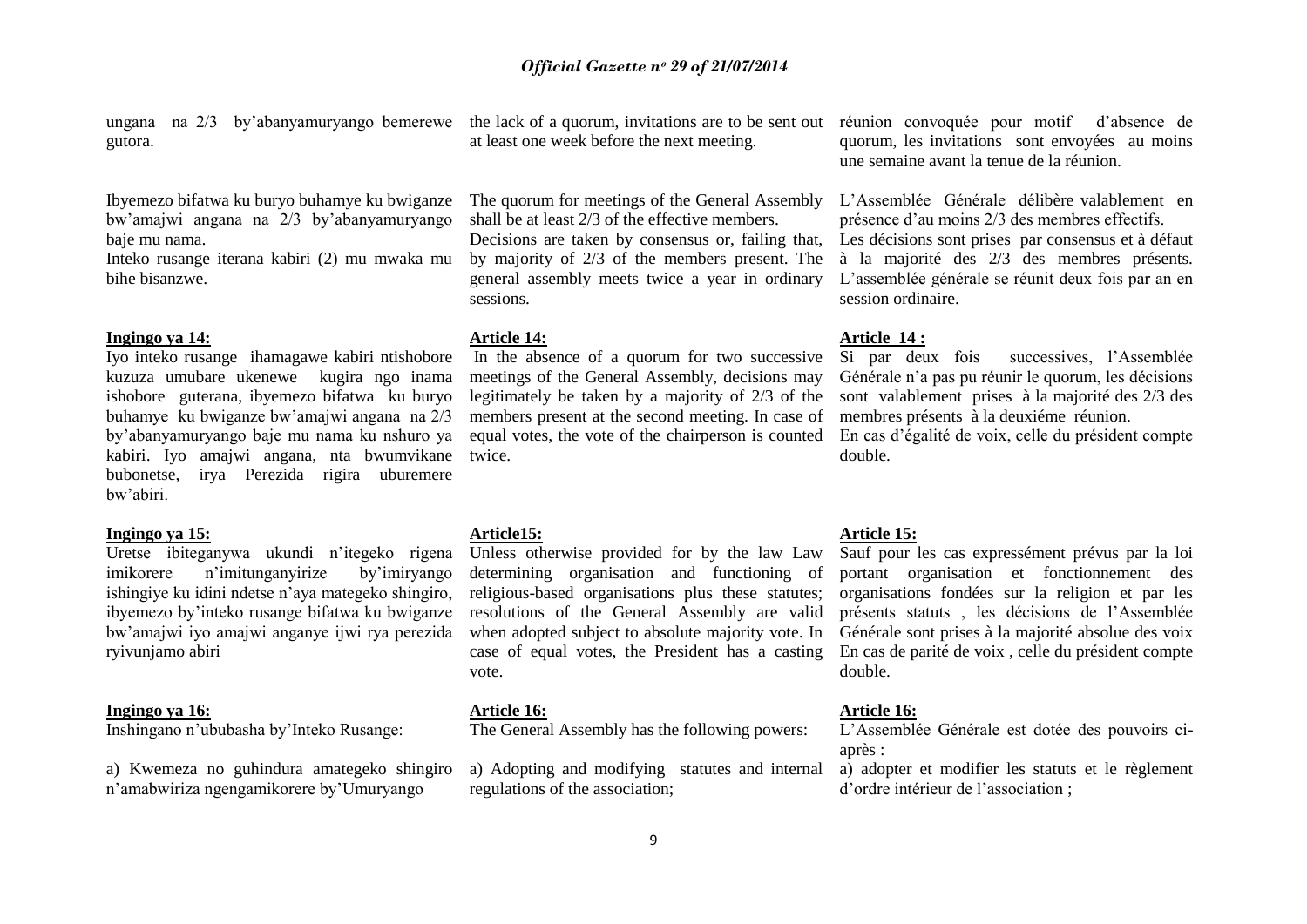ungana na 2/3 by'abanyamuryango bemerewe gutora.

Ibyemezo bifatwa ku buryo buhamye ku bwiganze bw'amajwi angana na 2/3 by'abanyamuryango baje mu nama.

Inteko rusange iterana kabiri (2) mu mwaka mu bihe bisanzwe.

**Ingingo ya 14:**

Iyo inteko rusange ihamagawe kabiri ntishobore kuzuza umubare ukenewe kugira ngo inama ishobore guterana, ibyemezo bifatwa ku buryo buhamye ku bwiganze bw'amajwi angana na 2/3 by'abanyamuryango baje mu nama ku nshuro ya kabiri. Iyo amajwi angana, nta bwumvikane bubonetse, irya Perezida rigira uburemere bw'abiri.

**Ingingo ya 15:**

Uretse ibiteganywa ukundi n'itegeko rigena imikorere n'imitunganyirize by'imiryango ishingiye ku idini ndetse n'aya mategeko shingiro, ibyemezo by'inteko rusange bifatwa ku bwiganze bw'amajwi iyo amajwi anganye ijwi rya perezida ryivunjamo abiri

**Ingingo ya 16:**

Inshingano n'ububasha by'Inteko Rusange:

a) Kwemeza no guhindura amategeko shingiro n'amabwiriza ngengamikorere by'Umuryango

the lack of a quorum, invitations are to be sent out at least one week before the next meeting.

The quorum for meetings of the General Assembly shall be at least 2/3 of the effective members.

Decisions are taken by consensus or, failing that, by majority of 2/3 of the members present. The general assembly meets twice a year in ordinary sessions.

**Article 14:**

In the absence of a quorum for two successive meetings of the General Assembly, decisions may legitimately be taken by a majority of 2/3 of the members present at the second meeting. In case of equal votes, the vote of the chairperson is counted twice.

**Article15:**

Unless otherwise provided for by the law Law determining organisation and functioning of religious-based organisations plus these statutes; resolutions of the General Assembly are valid when adopted subject to absolute majority vote. In case of equal votes, the President has a casting vote.

**Article 16:**

The General Assembly has the following powers:

a) Adopting and modifying statutes and internal regulations of the association;

réunion convoquée pour motif d'absence de quorum, les invitations sont envoyées au moins une semaine avant la tenue de la réunion.

L'Assemblée Générale délibère valablement en présence d'au moins 2/3 des membres effectifs.

Les décisions sont prises par consensus et à défaut à la majorité des 2/3 des membres présents. L'assemblée générale se réunit deux fois par an en session ordinaire.

**Article 14 :**

Si par deux fois successives, l'Assemblée Générale n'a pas pu réunir le quorum, les décisions sont valablement prises à la majorité des 2/3 des membres présents à la deuxiéme réunion.

En cas d'égalité de voix, celle du président compte double.

**Article 15:**

Sauf pour les cas expressément prévus par la loi portant organisation et fonctionnement des organisations fondées sur la religion et par les présents statuts , les décisions de l'Assemblée Générale sont prises à la majorité absolue des voix En cas de parité de voix , celle du président compte double.

**Article 16:**

L'Assemblée Générale est dotée des pouvoirs ci-après :

a) adopter et modifier les statuts et le règlement d'ordre intérieur de l'association ;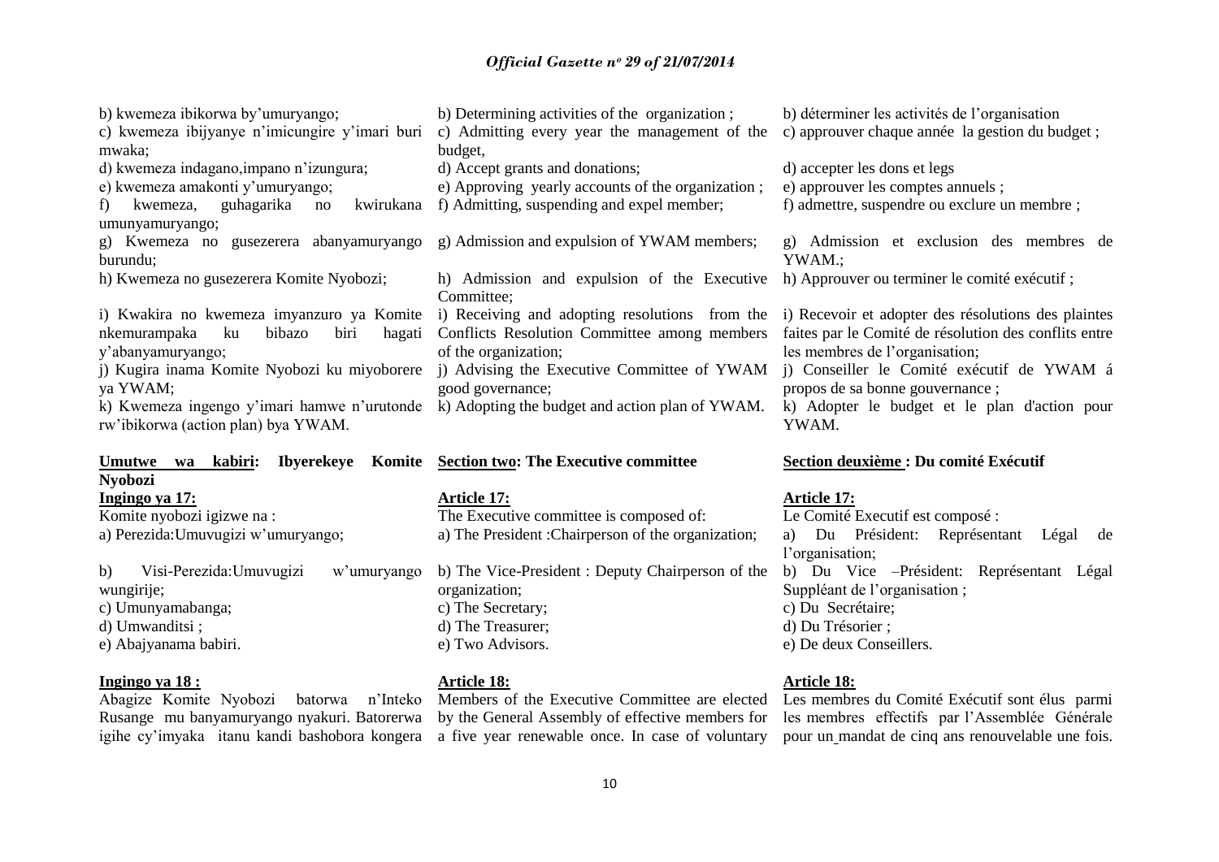b) kwemeza ibikorwa by'umuryango;
c) kwemeza ibijyanye n'imicungire y'imari buri mwaka;
d) kwemeza indagano,impano n'izungura;
e) kwemeza amakonti y'umuryango;
f) kwemeza, guhagarika no kwirukana umunyamuryango;
g) Kwemeza no gusezerera abanyamuryango burundu;
h) Kwemeza no gusezerera Komite Nyobozi;
i) Kwakira no kwemeza imyanzuro ya Komite nkemurampaka ku bibazo biri hagati y'abanyamuryango;
j) Kugira inama Komite Nyobozi ku miyoborere ya YWAM;
k) Kwemeza ingengo y'imari hamwe n'urutonde rw'ibikorwa (action plan) bya YWAM.

**<u>Umutwe wa kabiri</u>: Ibyerekeye Komite Nyobozi**

**<u>Ingingo ya 17:</u>**

Komite nyobozi igizwe na :
a) Perezida:Umuvugizi w'umuryango;
b) Visi-Perezida:Umuvugizi w'umuryango wungirije;
c) Umunyamabanga;
d) Umwanditsi ;
e) Abajyanama babiri.

**<u>Ingingo ya 18 :</u>**

Abagize Komite Nyobozi batorwa n'Inteko Rusange mu banyamuryango nyakuri. Batorerwa igihe cy'imyaka itanu kandi bashobora kongera

b) Determining activities of the organization ;
c) Admitting every year the management of the budget,
d) Accept grants and donations;
e) Approving yearly accounts of the organization ;
f) Admitting, suspending and expel member;
g) Admission and expulsion of YWAM members;
h) Admission and expulsion of the Executive Committee;
i) Receiving and adopting resolutions from the Conflicts Resolution Committee among members of the organization;
j) Advising the Executive Committee of YWAM good governance;
k) Adopting the budget and action plan of YWAM.

**<u>Section two</u>: The Executive committee**

**<u>Article 17:</u>**

The Executive committee is composed of:
a) The President :Chairperson of the organization;
b) The Vice-President : Deputy Chairperson of the organization;
c) The Secretary;
d) The Treasurer;
e) Two Advisors.

**<u>Article 18:</u>**

Members of the Executive Committee are elected by the General Assembly of effective members for a five year renewable once. In case of voluntary

b) déterminer les activités de l'organisation
c) approuver chaque année la gestion du budget ;
d) accepter les dons et legs
e) approuver les comptes annuels ;
f) admettre, suspendre ou exclure un membre ;
g) Admission et exclusion des membres de YWAM.;
h) Approuver ou terminer le comité exécutif ;
i) Recevoir et adopter des résolutions des plaintes faites par le Comité de résolution des conflits entre les membres de l'organisation;
j) Conseiller le Comité exécutif de YWAM á propos de sa bonne gouvernance ;
k) Adopter le budget et le plan d'action pour YWAM.

**<u>Section deuxième</u> : Du comité Exécutif**

**<u>Article 17:</u>**

Le Comité Executif est composé :
a) Du Président: Représentant Légal de l'organisation;
b) Du Vice –Président: Représentant Légal Suppléant de l'organisation ;
c) Du Secrétaire;
d) Du Trésorier ;
e) De deux Conseillers.

**<u>Article 18:</u>**

Les membres du Comité Exécutif sont élus parmi les membres effectifs par l'Assemblée Générale pour un mandat de cinq ans renouvelable une fois.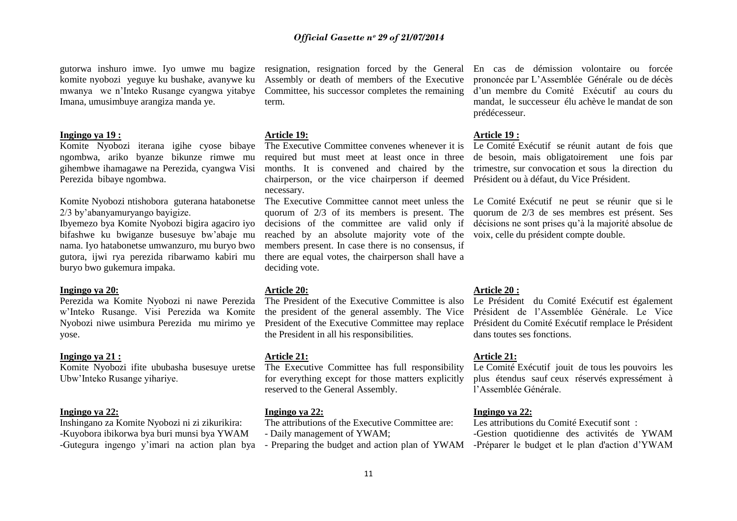gutorwa inshuro imwe. Iyo umwe mu bagize komite nyobozi yeguye ku bushake, avanywe ku mwanya we n'Inteko Rusange cyangwa yitabye Imana, umusimbuye arangiza manda ye.

**Ingingo ya 19 :**

Komite Nyobozi iterana igihe cyose bibaye ngombwa, ariko byanze bikunze rimwe mu gihembwe ihamagawe na Perezida, cyangwa Visi Perezida bibaye ngombwa.

Komite Nyobozi ntishobora guterana hatabonetse 2/3 by'abanyamuryango bayigize.

Ibyemezo bya Komite Nyobozi bigira agaciro iyo bifashwe ku bwiganze busesuye bw'abaje mu nama. Iyo hatabonetse umwanzuro, mu buryo bwo gutora, ijwi rya perezida ribarwamo kabiri mu buryo bwo gukemura impaka.

**Ingingo ya 20:**

Perezida wa Komite Nyobozi ni nawe Perezida w'Inteko Rusange. Visi Perezida wa Komite Nyobozi niwe usimbura Perezida mu mirimo ye yose.

**Ingingo ya 21 :**

Komite Nyobozi ifite ububasha busesuye uretse Ubw'Inteko Rusange yihariye.

**Ingingo ya 22:**

Inshingano za Komite Nyobozi ni zi zikurikira:
-Kuyobora ibikorwa bya buri munsi bya YWAM
-Gutegura ingengo y'imari na action plan bya

resignation, resignation forced by the General Assembly or death of members of the Executive Committee, his successor completes the remaining term.

**Article 19:**

The Executive Committee convenes whenever it is required but must meet at least once in three months. It is convened and chaired by the chairperson, or the vice chairperson if deemed necessary.

The Executive Committee cannot meet unless the quorum of 2/3 of its members is present. The decisions of the committee are valid only if reached by an absolute majority vote of the members present. In case there is no consensus, if there are equal votes, the chairperson shall have a deciding vote.

**Article 20:**

The President of the Executive Committee is also the president of the general assembly. The Vice President of the Executive Committee may replace the President in all his responsibilities.

**Article 21:**

The Executive Committee has full responsibility for everything except for those matters explicitly reserved to the General Assembly.

**Ingingo ya 22:**

The attributions of the Executive Committee are:
- Daily management of YWAM;
- Preparing the budget and action plan of YWAM

En cas de démission volontaire ou forcée prononcée par L'Assemblée Générale ou de décès d'un membre du Comité Exécutif au cours du mandat, le successeur élu achève le mandat de son prédécesseur.

**Article 19 :**

Le Comité Exécutif se réunit autant de fois que de besoin, mais obligatoirement une fois par trimestre, sur convocation et sous la direction du Président ou à défaut, du Vice Président.

Le Comité Exécutif ne peut se réunir que si le quorum de 2/3 de ses membres est présent. Ses décisions ne sont prises qu'à la majorité absolue de voix, celle du président compte double.

**Article 20 :**

Le Président du Comité Exécutif est également Président de l'Assemblée Générale. Le Vice Président du Comité Exécutif remplace le Président dans toutes ses fonctions.

**Article 21:**

Le Comité Exécutif jouit de tous les pouvoirs les plus étendus sauf ceux réservés expressément à l'Assemblée Générale.

**Ingingo ya 22:**

Les attributions du Comité Executif sont :
-Gestion quotidienne des activités de YWAM
-Préparer le budget et le plan d'action d'YWAM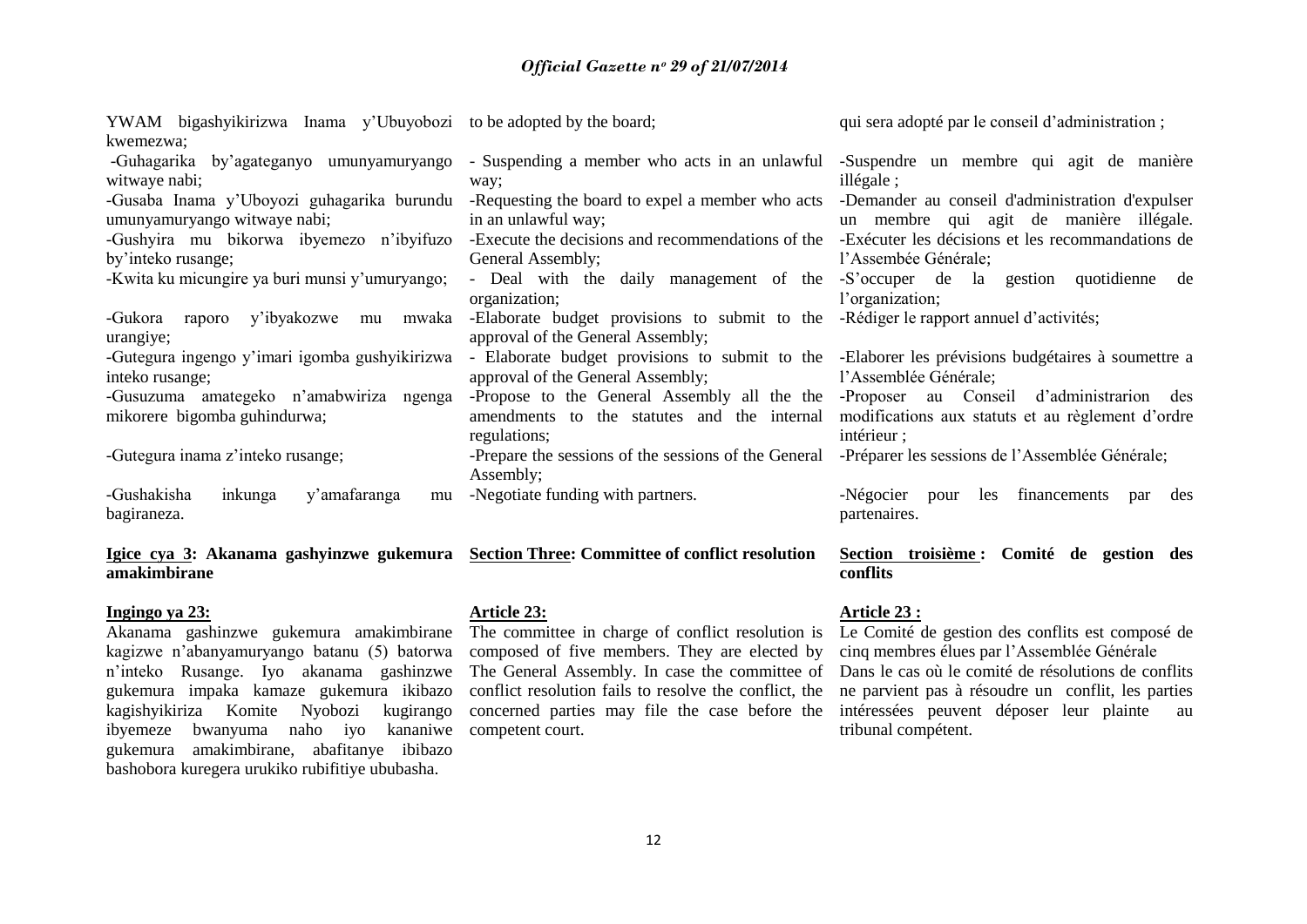YWAM bigashyikirizwa Inama y'Ubuyobozi kwemezwa;

-Guhagarika by'agateganyo umunyamuryango witwaye nabi;

-Gusaba Inama y'Uboyozi guhagarika burundu umunyamuryango witwaye nabi;

-Gushyira mu bikorwa ibyemezo n'ibyifuzo by'inteko rusange;

-Kwita ku micungire ya buri munsi y'umuryango;

-Gukora raporo y'ibyakozwe mu mwaka urangiye;

-Gutegura ingengo y'imari igomba gushyikirizwa inteko rusange;

-Gusuzuma amategeko n'amabwiriza ngenga mikorere bigomba guhindurwa;

-Gutegura inama z'inteko rusange;

-Gushakisha inkunga y'amafaranga mu bagiraneza.

**Igice cya 3: Akanama gashyinzwe gukemura amakimbirane**

**Ingingo ya 23:**

Akanama gashinzwe gukemura amakimbirane kagizwe n'abanyamuryango batanu (5) batorwa n'inteko Rusange. Iyo akanama gashinzwe gukemura impaka kamaze gukemura ikibazo kagishyikiriza Komite Nyobozi kugirango ibyemeze bwanyuma naho iyo kananiwe gukemura amakimbirane, abafitanye ibibazo bashobora kuregera urukiko rubifitiye ububasha.

to be adopted by the board;

- Suspending a member who acts in an unlawful way;

-Requesting the board to expel a member who acts in an unlawful way;

-Execute the decisions and recommendations of the General Assembly;

- Deal with the daily management of the organization;

-Elaborate budget provisions to submit to the approval of the General Assembly;

- Elaborate budget provisions to submit to the approval of the General Assembly;

-Propose to the General Assembly all the the amendments to the statutes and the internal regulations;

-Prepare the sessions of the sessions of the General Assembly;

-Negotiate funding with partners.

**Section Three: Committee of conflict resolution**

**Article 23:**

The committee in charge of conflict resolution is composed of five members. They are elected by The General Assembly. In case the committee of conflict resolution fails to resolve the conflict, the concerned parties may file the case before the competent court.

qui sera adopté par le conseil d'administration ;

-Suspendre un membre qui agit de manière illégale ;

-Demander au conseil d'administration d'expulser un membre qui agit de manière illégale.

-Exécuter les décisions et les recommandations de l'Assembée Générale;

-S'occuper de la gestion quotidienne de l'organization;

-Rédiger le rapport annuel d'activités;

-Elaborer les prévisions budgétaires à soumettre a l'Assemblée Générale;

-Proposer au Conseil d'administrarion des modifications aux statuts et au règlement d'ordre intérieur ;

-Préparer les sessions de l'Assemblée Générale;

-Négocier pour les financements par des partenaires.

**Section troisième : Comité de gestion des conflits**

**Article 23 :**

Le Comité de gestion des conflits est composé de cinq membres élues par l'Assemblée Générale

Dans le cas où le comité de résolutions de conflits ne parvient pas à résoudre un conflit, les parties intéressées peuvent déposer leur plainte au tribunal compétent.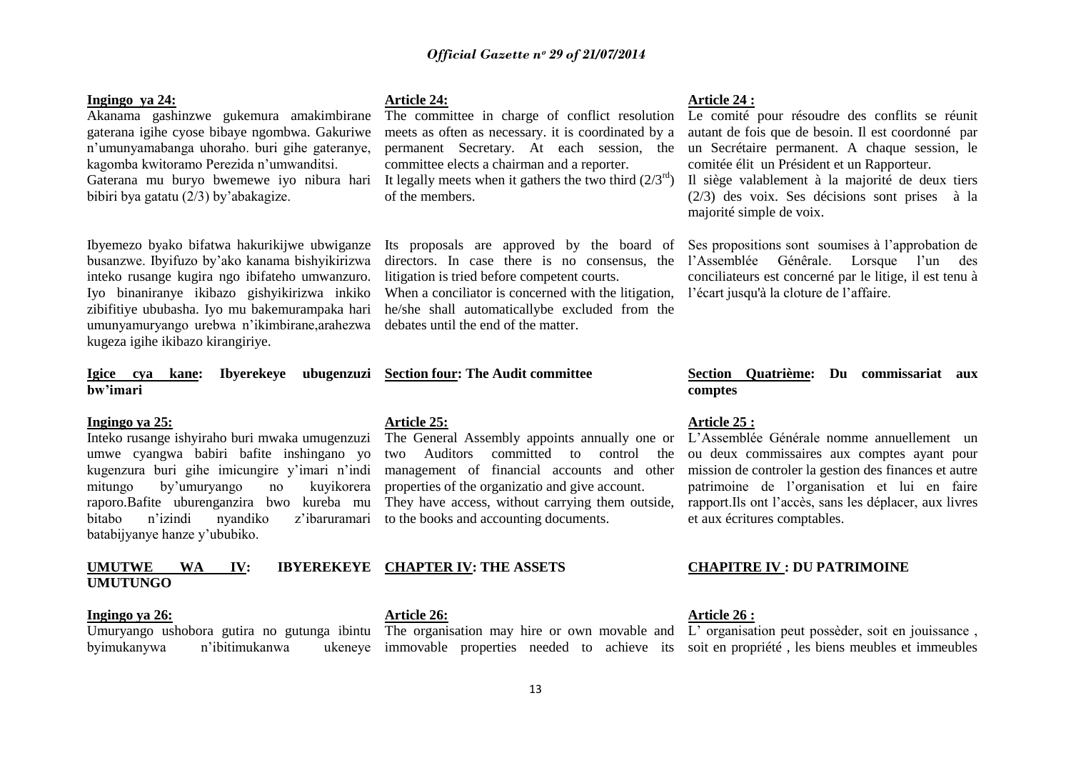**Ingingo ya 24:**

Akanama gashinzwe gukemura amakimbirane gaterana igihe cyose bibaye ngombwa. Gakuriwe n'umunyamabanga uhoraho. buri gihe gateranye, kagomba kwitoramo Perezida n'umwanditsi.

Gaterana mu buryo bwemewe iyo nibura hari bibiri bya gatatu (2/3) by'abakagize.

Ibyemezo byako bifatwa hakurikijwe ubwiganze busanzwe. Ibyifuzo by'ako kanama bishyikirizwa inteko rusange kugira ngo ibifateho umwanzuro. Iyo binaniranye ikibazo gishyikirizwa inkiko zibifitiye ububasha. Iyo mu bakemurampaka hari umunyamuryango urebwa n'ikimbirane,arahezwa kugeza igihe ikibazo kirangiriye.

**Igice cya kane: Ibyerekeye ubugenzuzi bw'imari**

**Ingingo ya 25:**

Inteko rusange ishyiraho buri mwaka umugenzuzi umwe cyangwa babiri bafite inshingano yo kugenzura buri gihe imicungire y'imari n'indi mitungo by'umuryango no kuyikorera raporo.Bafite uburenganzira bwo kureba mu bitabo n'izindi nyandiko z'ibaruramari batabijyanye hanze y'ububiko.

**UMUTWE WA IV: IBYEREKEYE UMUTUNGO**

**Ingingo ya 26:**

Umuryango ushobora gutira no gutunga ibintu byimukanywa n'ibitimukanwa ukeneye

**Article 24:**

The committee in charge of conflict resolution meets as often as necessary. it is coordinated by a permanent Secretary. At each session, the committee elects a chairman and a reporter.

It legally meets when it gathers the two third ($2/3^{rd}$) of the members.

Its proposals are approved by the board of directors. In case there is no consensus, the litigation is tried before competent courts.

When a conciliator is concerned with the litigation, he/she shall automaticallybe excluded from the debates until the end of the matter.

**Section four: The Audit committee**

**Article 25:**

The General Assembly appoints annually one or two Auditors committed to control the management of financial accounts and other properties of the organizatio and give account.

They have access, without carrying them outside, to the books and accounting documents.

**CHAPTER IV: THE ASSETS**

**Article 26:**

The organisation may hire or own movable and immovable properties needed to achieve its

**Article 24 :**

Le comité pour résoudre des conflits se réunit autant de fois que de besoin. Il est coordonné par un Secrétaire permanent. A chaque session, le comitée élit un Président et un Rapporteur.

Il siège valablement à la majorité de deux tiers (2/3) des voix. Ses décisions sont prises à la majorité simple de voix.

Ses propositions sont soumises à l'approbation de l'Assemblée Génêrale. Lorsque l'un des conciliateurs est concerné par le litige, il est tenu à l'écart jusqu'à la cloture de l'affaire.

**Section Quatrième: Du commissariat aux comptes**

**Article 25 :**

L'Assemblée Générale nomme annuellement un ou deux commissaires aux comptes ayant pour mission de controler la gestion des finances et autre patrimoine de l'organisatio et lui en faire rapport.Ils ont l'accès, sans les déplacer, aux livres et aux écritures comptables.

**CHAPITRE IV : DU PATRIMOINE**

**Article 26 :**

L' organisation peut possèder, soit en jouissance , soit en propriété , les biens meubles et immeubles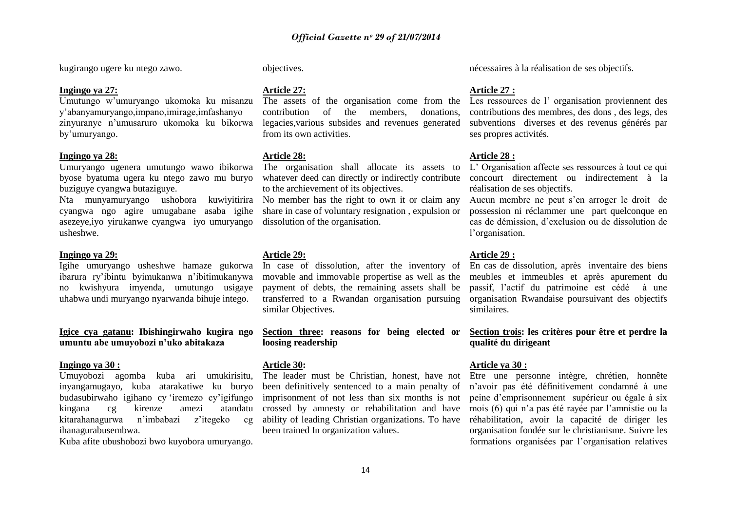kugirango ugere ku ntego zawo.

**Ingingo ya 27:**
Umutungo w'umuryango ukomoka ku misanzu y'abanyamuryango,impano,imirage,imfashanyo zinyuranye n'umusaruro ukomoka ku bikorwa by'umuryango.

**Ingingo ya 28:**
Umuryango ugenera umutungo wawo ibikorwa byose byatuma ugera ku ntego zawo mu buryo buziguye cyangwa butaziguye.

Nta munyamuryango ushobora kuwiyitirira cyangwa ngo agire umugabane asaba igihe asezeye,iyo yirukanwe cyangwa iyo umuryango usheshwe.

**Ingingo ya 29:**
Igihe umuryango usheshwe hamaze gukorwa ibarura ry'ibintu byimukanwa n'ibitimukanywa no kwishyura imyenda, umutungo usigaye uhabwa undi muryango nyarwanda bihuje intego.

**Igice cya gatanu: Ibishingirwaho kugira ngo umuntu abe umuyobozi n'uko abitakaza**

**Ingingo ya 30 :**
Umuyobozi agomba kuba ari umukirisitu, inyangamugayo, kuba atarakatiwe ku buryo budasubirwaho igihano cy 'iremezo cy'igifungo kingana cg kirenze amezi atandatu kitarahanagurwa n'imbabazi z'itegeko cg ihanagurabusembwa.

Kuba afite ubushobozi bwo kuyobora umuryango.

objectives.

**Article 27:**
The assets of the organisation come from the contribution of the members, donations, legacies,various subsides and revenues generated from its own activities.

**Article 28:**
The organisation shall allocate its assets to whatever deed can directly or indirectly contribute to the archievement of its objectives.

No member has the right to own it or claim any share in case of voluntary resignation , expulsion or dissolution of the organisation.

**Article 29:**
In case of dissolution, after the inventory of movable and immovable propertise as well as the payment of debts, the remaining assets shall be transferred to a Rwandan organisation pursuing similar Objectives.

**Section three: reasons for being elected or loosing readership**

**Article 30:**
The leader must be Christian, honest, have not been definitively sentenced to a main penalty of imprisonment of not less than six months is not crossed by amnesty or rehabilitation and have ability of leading Christian organizations. To have been trained In organization values.

nécessaires à la réalisation de ses objectifs.

**Article 27 :**
Les ressources de l' organisation proviennent des contributions des membres, des dons , des legs, des subventions diverses et des revenus générés par ses propres activités.

**Article 28 :**
L' Organisation affecte ses ressources à tout ce qui concourt directement ou indirectement à la réalisation de ses objectifs.

Aucun membre ne peut s'en arroger le droit de possession ni réclammer une part quelconque en cas de démission, d'exclusion ou de dissolution de l'organisation.

**Article 29 :**
En cas de dissolution, après inventaire des biens meubles et immeubles et après apurement du passif, l'actif du patrimoine est cédé à une organisation Rwandaise poursuivant des objectifs similaires.

**Section trois: les critères pour être et perdre la qualité du dirigeant**

**Article ya 30 :**
Etre une personne intègre, chrétien, honnête n'avoir pas été définitivement condamné à une peine d'emprisonnement supérieur ou égale à six mois (6) qui n'a pas été rayée par l'amnistie ou la réhabilitation, avoir la capacité de diriger les organisation fondée sur le christianisme. Suivre les formations organisées par l'organisation relatives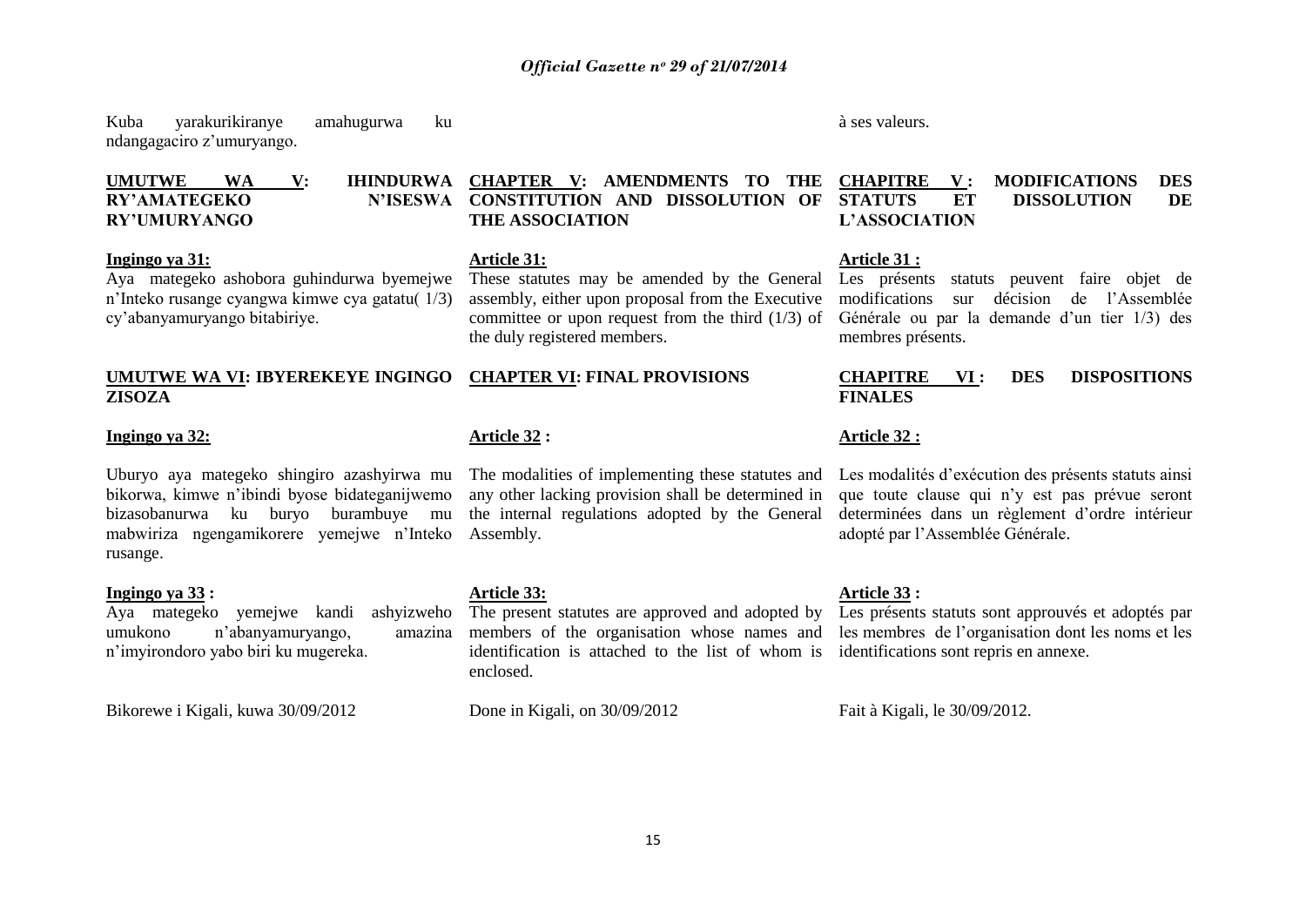Kuba yarakurikiranye amahugurwa ku ndangagaciro z'umuryango.

à ses valeurs.

**UMUTWE WA V: IHINDURWA RY'AMATEGEKO N'ISESWA RY'UMURYANGO**

**Ingingo ya 31:**

Aya mategeko ashobora guhindurwa byemejwe n'Inteko rusange cyangwa kimwe cya gatatu( 1/3) cy'abanyamuryango bitabiriye.

**UMUTWE WA VI: IBYEREKEYE INGINGO ZISOZA**

**Ingingo ya 32:**

Uburyo aya mategeko shingiro azashyirwa mu bikorwa, kimwe n'ibindi byose bidateganijwemo bizasobanurwa ku buryo burambuye mu mabwiriza ngengamikorere yemejwe n'Inteko rusange.

**Ingingo ya 33 :**

Aya mategeko yemejwe kandi ashyizweho umukono n'abanyamuryango, amazina n'imyirondoro yabo biri ku mugereka.

Bikorewe i Kigali, kuwa 30/09/2012

**CHAPTER V: AMENDMENTS TO THE CONSTITUTION AND DISSOLUTION OF THE ASSOCIATION**

**Article 31:**

These statutes may be amended by the General assembly, either upon proposal from the Executive committee or upon request from the third (1/3) of the duly registered members.

**CHAPTER VI: FINAL PROVISIONS**

**Article 32 :**

The modalities of implementing these statutes and any other lacking provision shall be determined in the internal regulations adopted by the General Assembly.

**Article 33:**

The present statutes are approved and adopted by members of the organisation whose names and identification is attached to the list of whom is enclosed.

Done in Kigali, on 30/09/2012

**CHAPITRE V : MODIFICATIONS DES STATUTS ET DISSOLUTION DE L'ASSOCIATION**

**Article 31 :**

Les présents statuts peuvent faire objet de modifications sur décision de l'Assemblée Générale ou par la demande d'un tier 1/3) des membres présents.

**CHAPITRE VI : DES DISPOSITIONS FINALES**

**Article 32 :**

Les modalités d'exécution des présents statuts ainsi que toute clause qui n'y est pas prévue seront determinées dans un règlement d'ordre intérieur adopté par l'Assemblée Générale.

**Article 33 :**

Les présents statuts sont approuvés et adoptés par les membres de l'organisation dont les noms et les identifications sont repris en annexe.

Fait à Kigali, le 30/09/2012.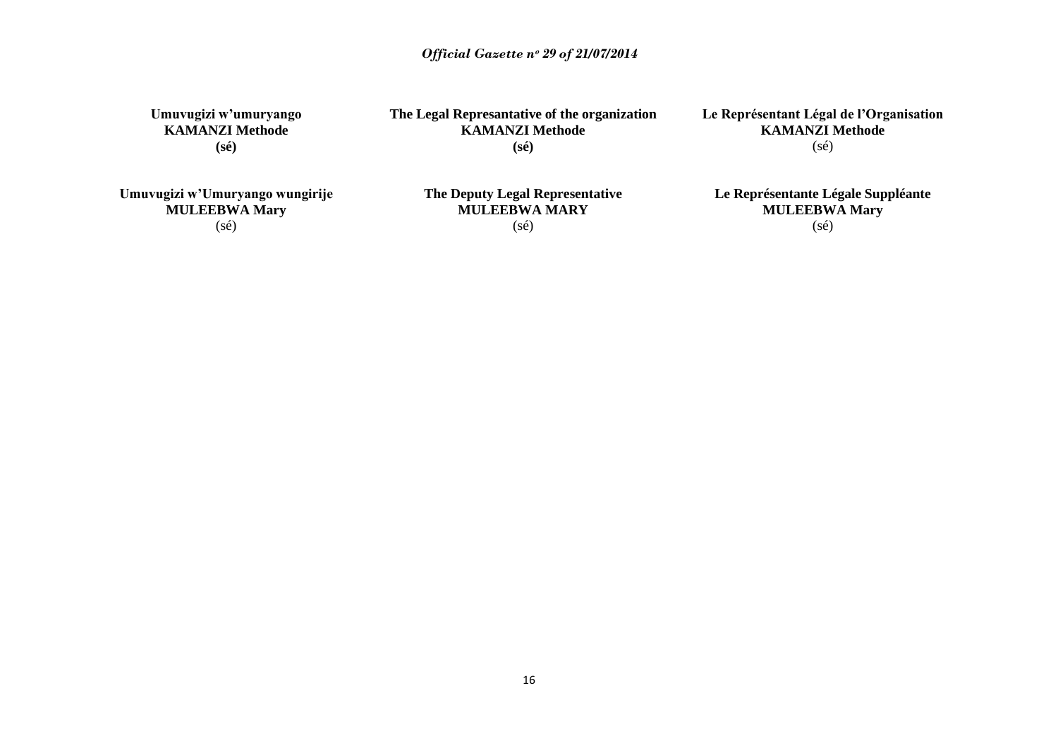**Umuvugizi w'umuryango**
**KAMANZI Methode**
**(sé)**

**Umuvugizi w'Umuryango wungirije**
**MULEEBWA Mary**
(sé)

**The Legal Represantative of the organization**
**KAMANZI Methode**
**(sé)**

**The Deputy Legal Representative**
**MULEEBWA MARY**
(sé)

**Le Représentant Légal de l'Organisation**
**KAMANZI Methode**
(sé)

**Le Représentante Légale Suppléante**
**MULEEBWA Mary**
(sé)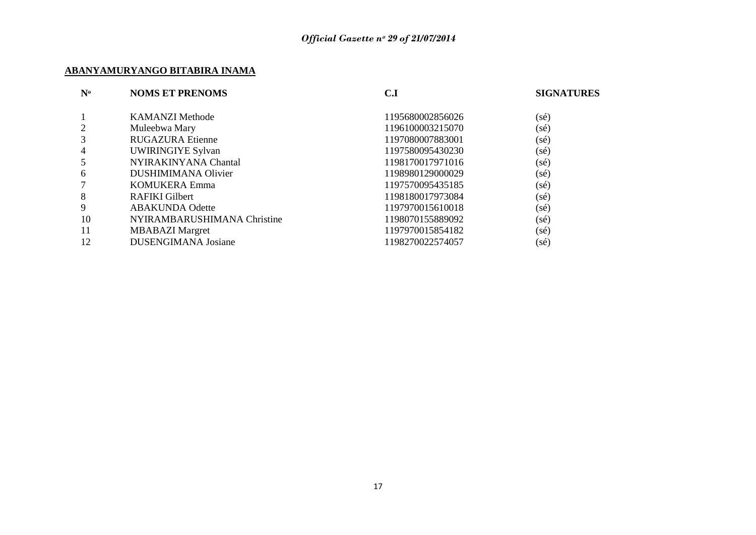**ABANYAMURYANGO BITABIRA INAMA**

| N° | NOMS ET PRENOMS | C.I | SIGNATURES |
|---|---|---|---|
| 1 | KAMANZI Methode | 1195680002856026 | (sé) |
| 2 | Muleebwa Mary | 1196100003215070 | (sé) |
| 3 | RUGAZURA Etienne | 1197080007883001 | (sé) |
| 4 | UWIRINGIYE Sylvan | 1197580095430230 | (sé) |
| 5 | NYIRAKINYANA Chantal | 1198170017971016 | (sé) |
| 6 | DUSHIMIMANA Olivier | 1198980129000029 | (sé) |
| 7 | KOMUKERA Emma | 1197570095435185 | (sé) |
| 8 | RAFIKI Gilbert | 1198180017973084 | (sé) |
| 9 | ABAKUNDA Odette | 1197970015610018 | (sé) |
| 10 | NYIRAMBARUSHIMANA Christine | 1198070155889092 | (sé) |
| 11 | MBABAZI Margret | 1197970015854182 | (sé) |
| 12 | DUSENGIMANA Josiane | 1198270022574057 | (sé) |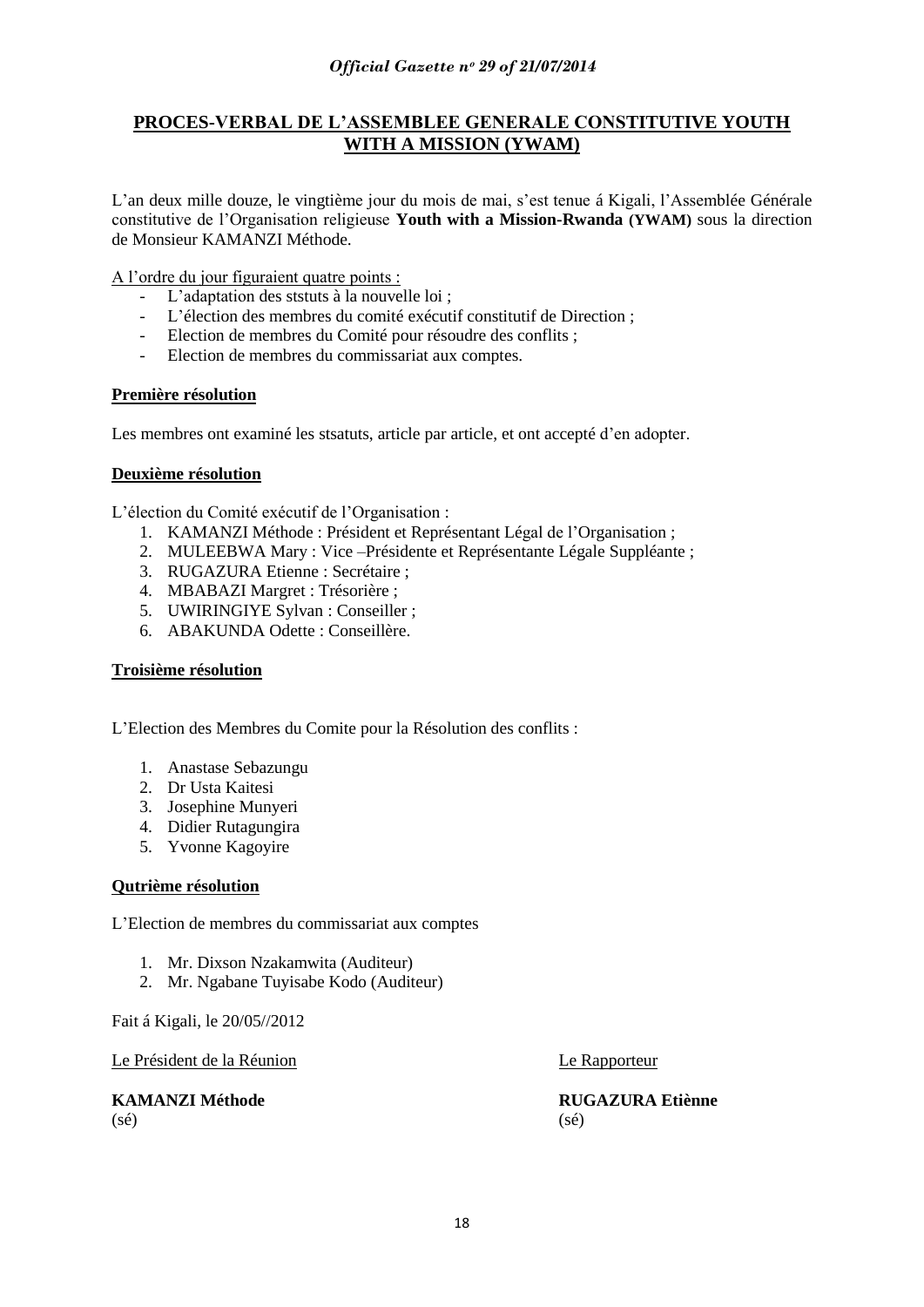**PROCES-VERBAL DE L'ASSEMBLEE GENERALE CONSTITUTIVE YOUTH WITH A MISSION (YWAM)**

L'an deux mille douze, le vingtième jour du mois de mai, s'est tenue á Kigali, l'Assemblée Générale constitutive de l'Organisation religieuse **Youth with a Mission-Rwanda (YWAM)** sous la direction de Monsieur KAMANZI Méthode.

A l'ordre du jour figuraient quatre points :

- L'adaptation des ststuts à la nouvelle loi ;
- L'élection des membres du comité exécutif constitutif de Direction ;
- Election de membres du Comité pour résoudre des conflits ;
- Election de membres du commissariat aux comptes.

**Première résolution**

Les membres ont examiné les stsatuts, article par article, et ont accepté d'en adopter.

**Deuxième résolution**

L'élection du Comité exécutif de l'Organisation :

1. KAMANZI Méthode : Président et Représentant Légal de l'Organisation ;
2. MULEEBWA Mary : Vice –Présidente et Représentante Légale Suppléante ;
3. RUGAZURA Etienne : Secrétaire ;
4. MBABAZI Margret : Trésorière ;
5. UWIRINGIYE Sylvan : Conseiller ;
6. ABAKUNDA Odette : Conseillère.

**Troisième résolution**

L'Election des Membres du Comite pour la Résolution des conflits :

1. Anastase Sebazungu
2. Dr Usta Kaitesi
3. Josephine Munyeri
4. Didier Rutagungira
5. Yvonne Kagoyire

**Qutrième résolution**

L'Election de membres du commissariat aux comptes

1. Mr. Dixson Nzakamwita (Auditeur)
2. Mr. Ngabane Tuyisabe Kodo (Auditeur)

Fait á Kigali, le 20/05//2012

Le Président de la Réunion

**KAMANZI Méthode**
(sé)

Le Rapporteur

**RUGAZURA Etiènne**
(sé)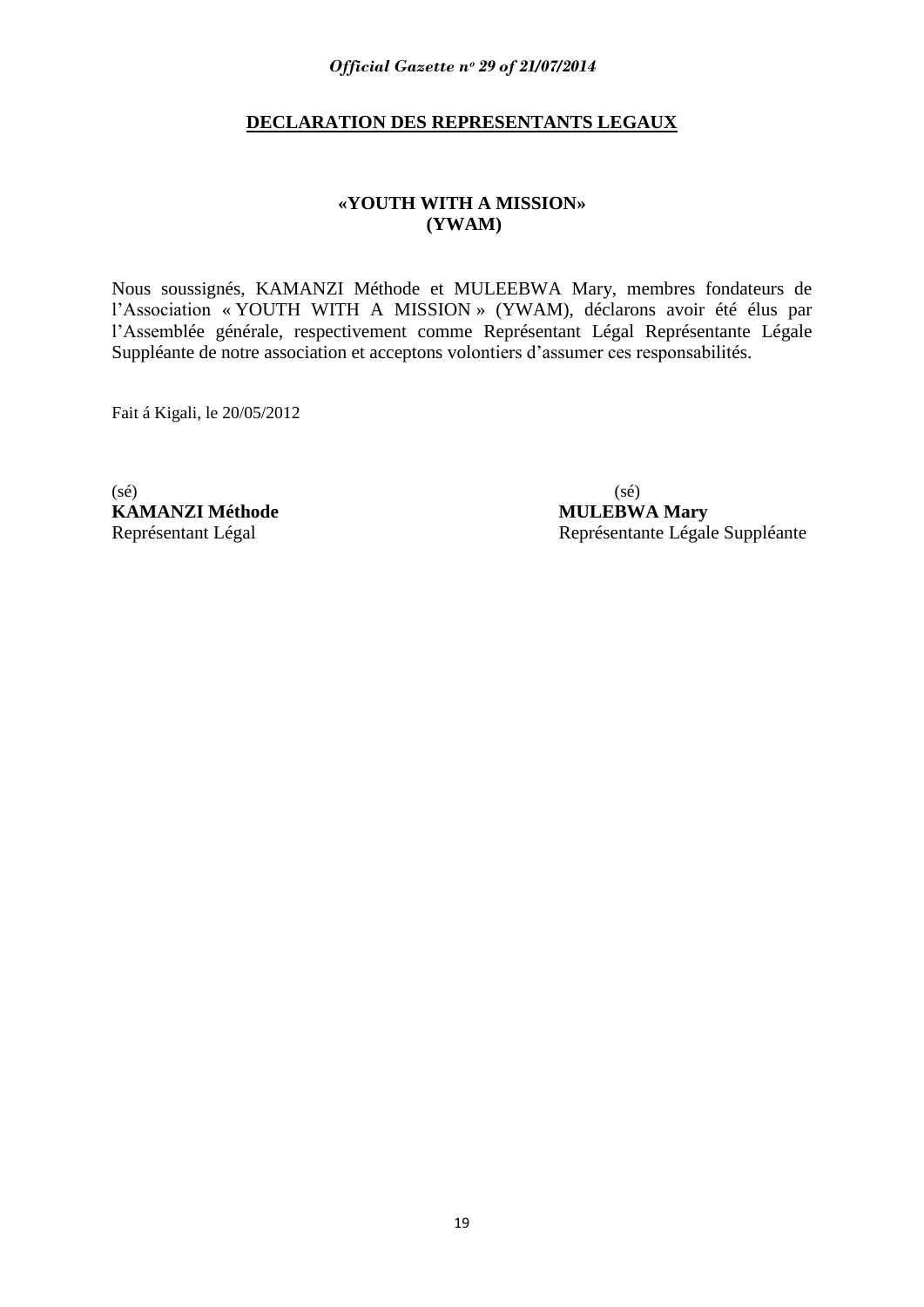## DECLARATION DES REPRESENTANTS LEGAUX

**«YOUTH WITH A MISSION»**
**(YWAM)**

Nous soussignés, KAMANZI Méthode et MULEEBWA Mary, membres fondateurs de l'Association « YOUTH WITH A MISSION » (YWAM), déclarons avoir été élus par l'Assemblée générale, respectivement comme Représentant Légal Représentante Légale Suppléante de notre association et acceptons volontiers d'assumer ces responsabilités.

Fait á Kigali, le 20/05/2012

(sé)
**KAMANZI Méthode**
Représentant Légal

(sé)
**MULEBWA Mary**
Représentante Légale Suppléante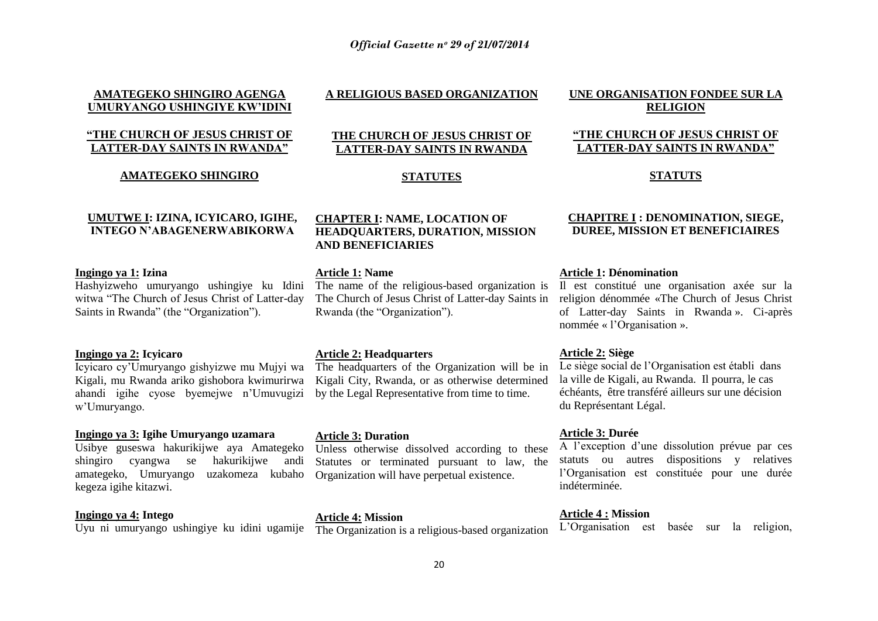**AMATEGEKO SHINGIRO AGENGA UMURYANGO USHINGIYE KW'IDINI**

**"THE CHURCH OF JESUS CHRIST OF LATTER-DAY SAINTS IN RWANDA"**

**AMATEGEKO SHINGIRO**

**UMUTWE I: IZINA, ICYICARO, IGIHE, INTEGO N'ABAGENERWABIKORWA**

**Ingingo ya 1: Izina**

Hashyizweho umuryango ushingiye ku Idini witwa "The Church of Jesus Christ of Latter-day Saints in Rwanda" (the "Organization").

**Ingingo ya 2: Icyicaro**

Icyicaro cy'Umuryango gishyizwe mu Mujyi wa Kigali, mu Rwanda ariko gishobora kwimurirwa ahandi igihe cyose byemejwe n'Umuvugizi w'Umuryango.

**Ingingo ya 3: Igihe Umuryango uzamara**

Usibye guseswa hakurikijwe aya Amategeko shingiro cyangwa se hakurikijwe andi amategeko, Umuryango uzakomeza kubaho kegeza igihe kitazwi.

**Ingingo ya 4: Intego**

Uyu ni umuryango ushingiye ku idini ugamije

**A RELIGIOUS BASED ORGANIZATION**

**THE CHURCH OF JESUS CHRIST OF LATTER-DAY SAINTS IN RWANDA**

**STATUTES**

**CHAPTER I: NAME, LOCATION OF HEADQUARTERS, DURATION, MISSION AND BENEFICIARIES**

**Article 1: Name**

The name of the religious-based organization is The Church of Jesus Christ of Latter-day Saints in Rwanda (the "Organization").

**Article 2: Headquarters**

The headquarters of the Organization will be in Kigali City, Rwanda, or as otherwise determined by the Legal Representative from time to time.

**Article 3: Duration**

Unless otherwise dissolved according to these Statutes or terminated pursuant to law, the Organization will have perpetual existence.

**Article 4: Mission**

The Organization is a religious-based organization

**UNE ORGANISATION FONDEE SUR LA RELIGION**

**"THE CHURCH OF JESUS CHRIST OF LATTER-DAY SAINTS IN RWANDA"**

**STATUTS**

**CHAPITRE I : DENOMINATION, SIEGE, DUREE, MISSION ET BENEFICIAIRES**

**Article 1: Dénomination**

Il est constitué une organisation axée sur la religion dénommée «The Church of Jesus Christ of Latter-day Saints in Rwanda ». Ci-après nommée « l'Organisation ».

**Article 2: Siège**

Le siège social de l'Organisation est établi dans la ville de Kigali, au Rwanda. Il pourra, le cas échéants, être transféré ailleurs sur une décision du Représentant Légal.

**Article 3: Durée**

A l'exception d'une dissolution prévue par ces statuts ou autres dispositions y relatives l'Organisation est constituée pour une durée indéterminée.

**Article 4 : Mission**

L'Organisation est basée sur la religion,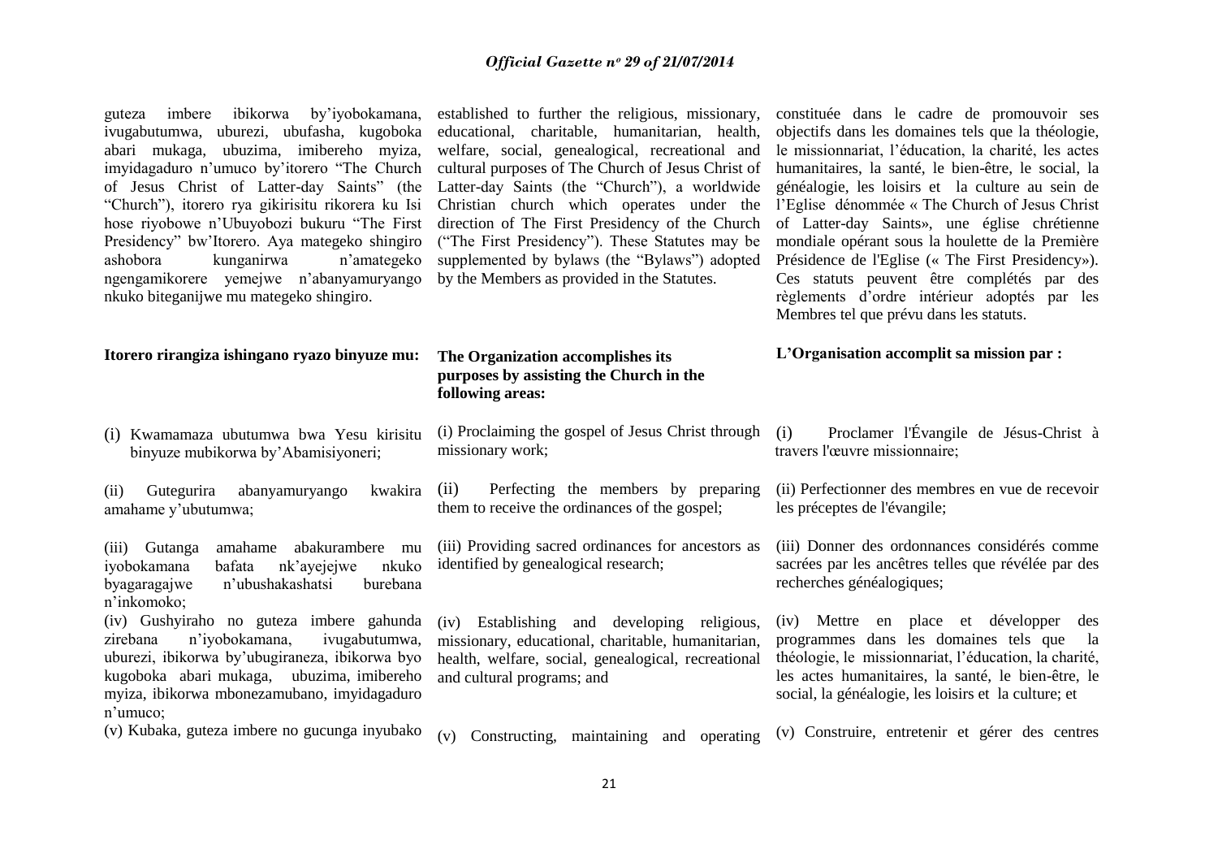guteza imbere ibikorwa by'iyobokamana, ivugabutumwa, uburezi, ubufasha, kugoboka abari mukaga, ubuzima, imibereho myiza, imyidagaduro n'umuco by'itorero "The Church of Jesus Christ of Latter-day Saints" (the "Church"), itorero rya gikirisitu rikorera ku Isi hose riyobowe n'Ubuyobozi bukuru "The First Presidency" bw'Itorero. Aya mategeko shingiro ashobora kunganirwa n'amategeko ngengamikorere yemejwe n'abanyamuryango nkuko biteganijwe mu mategeko shingiro.

**Itorero rirangiza ishingano ryazo binyuze mu:**

(i) Kwamamaza ubutumwa bwa Yesu kirisitu binyuze mubikorwa by'Abamisiyoneri;

(ii) Gutegurira abanyamuryango kwakira amahame y'ubutumwa;

(iii) Gutanga amahame abakurambere mu iyobokamana bafata nk'ayejejwe nkuko byagaragajwe n'ubushakashatsi burebana n'inkomoko;

(iv) Gushyiraho no guteza imbere gahunda zirebana n'iyobokamana, ivugabutumwa, uburezi, ibikorwa by'ubugiraneza, ibikorwa byo kugoboka abari mukaga, ubuzima, imibereho myiza, ibikorwa mbonezamubano, imyidagaduro n'umuco;

(v) Kubaka, guteza imbere no gucunga inyubako

established to further the religious, missionary, educational, charitable, humanitarian, health, welfare, social, genealogical, recreational and cultural purposes of The Church of Jesus Christ of Latter-day Saints (the "Church"), a worldwide Christian church which operates under the direction of The First Presidency of the Church ("The First Presidency"). These Statutes may be supplemented by bylaws (the "Bylaws") adopted by the Members as provided in the Statutes.

**The Organization accomplishes its purposes by assisting the Church in the following areas:**

(i) Proclaiming the gospel of Jesus Christ through missionary work;

(ii) Perfecting the members by preparing them to receive the ordinances of the gospel;

(iii) Providing sacred ordinances for ancestors as identified by genealogical research;

(iv) Establishing and developing religious, missionary, educational, charitable, humanitarian, health, welfare, social, genealogical, recreational and cultural programs; and

(v) Constructing, maintaining and operating

constituée dans le cadre de promouvoir ses objectifs dans les domaines tels que la théologie, le missionnariat, l'éducation, la charité, les actes humanitaires, la santé, le bien-être, le social, la généalogie, les loisirs et la culture au sein de l'Eglise dénommée « The Church of Jesus Christ of Latter-day Saints», une église chrétienne mondiale opérant sous la houlette de la Première Présidence de l'Eglise (« The First Presidency»). Ces statuts peuvent être complétés par des règlements d'ordre intérieur adoptés par les Membres tel que prévu dans les statuts.

**L'Organisation accomplit sa mission par :**

(i) Proclamer l'Évangile de Jésus-Christ à travers l'œuvre missionnaire;

(ii) Perfectionner des membres en vue de recevoir les préceptes de l'évangile;

(iii) Donner des ordonnances considérés comme sacrées par les ancêtres telles que révélée par des recherches généalogiques;

(iv) Mettre en place et développer des programmes dans les domaines tels que la théologie, le missionnariat, l'éducation, la charité, les actes humanitaires, la santé, le bien-être, le social, la généalogie, les loisirs et la culture; et

(v) Construire, entretenir et gérer des centres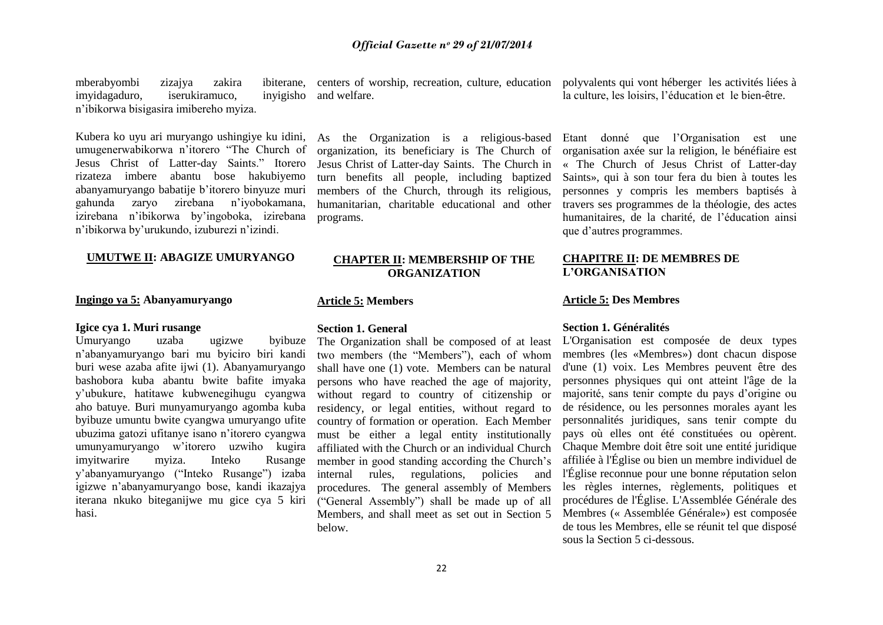mberabyombi zizajya zakira ibiterane, imyidagaduro, iserukiramuco, inyigisho n'ibikorwa bisigasira imibereho myiza.

Kubera ko uyu ari muryango ushingiye ku idini, umugenerwabikorwa n'itorero "The Church of Jesus Christ of Latter-day Saints." Itorero rizateza imbere abantu bose hakubiyemo abanyamuryango babatije b'itorero binyuze muri gahunda zaryo zirebana n'iyobokamana, izirebana n'ibikorwa by'ingoboka, izirebana n'ibikorwa by'urukundo, izuburezi n'izindi.

## UMUTWE II: ABAGIZE UMURYANGO

### Ingingo ya 5: Abanyamuryango

**Igice cya 1. Muri rusange**

Umuryango uzaba ugizwe byibuze n'abanyamuryango bari mu byiciro biri kandi buri wese azaba afite ijwi (1). Abanyamuryango bashobora kuba abantu bwite bafite imyaka y'ubukure, hatitawe kubwenegihugu cyangwa aho batuye. Buri munyamuryango agomba kuba byibuze umuntu bwite cyangwa umuryango ufite ubuzima gatozi ufitanye isano n'itorero cyangwa umunyamuryango w'itorero uzwiho kugira imyitwarire myiza. Inteko Rusange y'abanyamuryango ("Inteko Rusange") izaba igizwe n'abanyamuryango bose, kandi ikazajya iterana nkuko biteganijwe mu gice cya 5 kiri hasi.

centers of worship, recreation, culture, education and welfare.

As the Organization is a religious-based organization, its beneficiary is The Church of Jesus Christ of Latter-day Saints. The Church in turn benefits all people, including baptized members of the Church, through its religious, humanitarian, charitable educational and other programs.

## CHAPTER II: MEMBERSHIP OF THE ORGANIZATION

### Article 5: Members

**Section 1. General**

The Organization shall be composed of at least two members (the "Members"), each of whom shall have one (1) vote. Members can be natural persons who have reached the age of majority, without regard to country of citizenship or residency, or legal entities, without regard to country of formation or operation. Each Member must be either a legal entity institutionally affiliated with the Church or an individual Church member in good standing according the Church's internal rules, regulations, policies and procedures. The general assembly of Members ("General Assembly") shall be made up of all Members, and shall meet as set out in Section 5 below.

polyvalents qui vont héberger les activités liées à la culture, les loisirs, l'éducation et le bien-être.

Etant donné que l'Organisation est une organisation axée sur la religion, le bénéfiaire est « The Church of Jesus Christ of Latter-day Saints», qui à son tour fera du bien à toutes les personnes y compris les members baptisés à travers ses programmes de la théologie, des actes humanitaires, de la charité, de l'éducation ainsi que d'autres programmes.

## CHAPITRE II: DE MEMBRES DE L'ORGANISATION

### Article 5: Des Membres

**Section 1. Généralités**

L'Organisation est composée de deux types membres (les «Membres») dont chacun dispose d'une (1) voix. Les Membres peuvent être des personnes physiques qui ont atteint l'âge de la majorité, sans tenir compte du pays d'origine ou de résidence, ou les personnes morales ayant les personnalités juridiques, sans tenir compte du pays où elles ont été constituées ou opèrent. Chaque Membre doit être soit une entité juridique affiliée à l'Église ou bien un membre individuel de l'Église reconnue pour une bonne réputation selon les règles internes, règlements, politiques et procédures de l'Église. L'Assemblée Générale des Membres (« Assemblée Générale») est composée de tous les Membres, elle se réunit tel que disposé sous la Section 5 ci-dessous.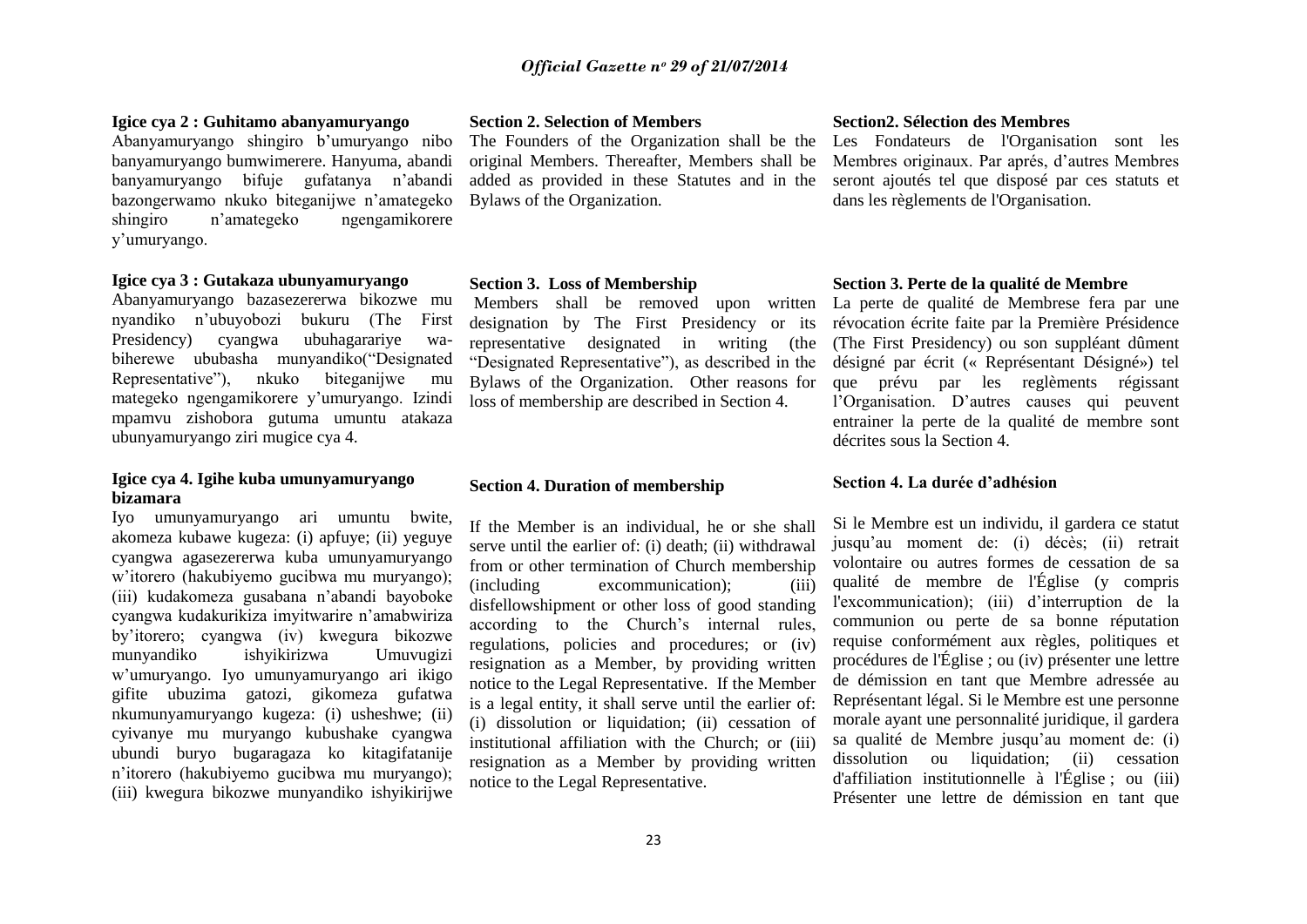**Igice cya 2 : Guhitamo abanyamuryango**

Abanyamuryango shingiro b'umuryango nibo banyamuryango bumwimerere. Hanyuma, abandi banyamuryango bifuje gufatanya n'abandi bazongerwamo nkuko biteganijwe n'amategeko shingiro n'amategeko ngengamikorere y'umuryango.

**Igice cya 3 : Gutakaza ubunyamuryango**

Abanyamuryango bazasezererwa bikozwe mu nyandiko n'ubuyobozi bukuru (The First Presidency) cyangwa ubuhagarariye wabiherewe ububasha munyandiko("Designated Representative"), nkuko biteganijwe mu mategeko ngengamikorere y'umuryango. Izindi mpamvu zishobora gutuma umuntu atakaza ubunyamuryango ziri mugice cya 4.

**Igice cya 4. Igihe kuba umunyamuryango bizamara**

Iyo umunyamuryango ari umuntu bwite, akomeza kubawe kugeza: (i) apfuye; (ii) yeguye cyangwa agasezererwa kuba umunyamuryango w'itorero (hakubiyemo gucibwa mu muryango); (iii) kudakomeza gusabana n'abandi bayoboke cyangwa kudakurikiza imyitwarire n'amabwiriza by'itorero; cyangwa (iv) kwegura bikozwe munyandiko ishyikirizwa Umuvugizi w'umuryango. Iyo umunyamuryango ari ikigo gifite ubuzima gatozi, gikomeza gufatwa nkumunyamuryango kugeza: (i) usheshwe; (ii) cyivanye mu muryango kubushake cyangwa ubundi buryo bugaragaza ko kitagifatanije n'itorero (hakubiyemo gucibwa mu muryango); (iii) kwegura bikozwe munyandiko ishyikirijwe

**Section 2. Selection of Members**

The Founders of the Organization shall be the original Members. Thereafter, Members shall be added as provided in these Statutes and in the Bylaws of the Organization.

**Section 3. Loss of Membership**

Members shall be removed upon written designation by The First Presidency or its representative designated in writing (the "Designated Representative"), as described in the Bylaws of the Organization. Other reasons for loss of membership are described in Section 4.

**Section 4. Duration of membership**

If the Member is an individual, he or she shall serve until the earlier of: (i) death; (ii) withdrawal from or other termination of Church membership (including excommunication); (iii) disfellowshipment or other loss of good standing according to the Church's internal rules, regulations, policies and procedures; or (iv) resignation as a Member, by providing written notice to the Legal Representative. If the Member is a legal entity, it shall serve until the earlier of: (i) dissolution or liquidation; (ii) cessation of institutional affiliation with the Church; or (iii) resignation as a Member by providing written notice to the Legal Representative.

**Section2. Sélection des Membres**

Les Fondateurs de l'Organisation sont les Membres originaux. Par aprés, d'autres Membres seront ajoutés tel que disposé par ces statuts et dans les règlements de l'Organisation.

**Section 3. Perte de la qualité de Membre**

La perte de qualité de Membrese fera par une révocation écrite faite par la Première Présidence (The First Presidency) ou son suppléant dûment désigné par écrit (« Représentant Désigné») tel que prévu par les reglèments régissant l'Organisation. D'autres causes qui peuvent entrainer la perte de la qualité de membre sont décrites sous la Section 4.

**Section 4. La durée d'adhésion**

Si le Membre est un individu, il gardera ce statut jusqu'au moment de: (i) décès; (ii) retrait volontaire ou autres formes de cessation de sa qualité de membre de l'Église (y compris l'excommunication); (iii) d'interruption de la communion ou perte de sa bonne réputation requise conformément aux règles, politiques et procédures de l'Église ; ou (iv) présenter une lettre de démission en tant que Membre adressée au Représentant légal. Si le Membre est une personne morale ayant une personnalité juridique, il gardera sa qualité de Membre jusqu'au moment de: (i) dissolution ou liquidation; (ii) cessation d'affiliation institutionnelle à l'Église ; ou (iii) Présenter une lettre de démission en tant que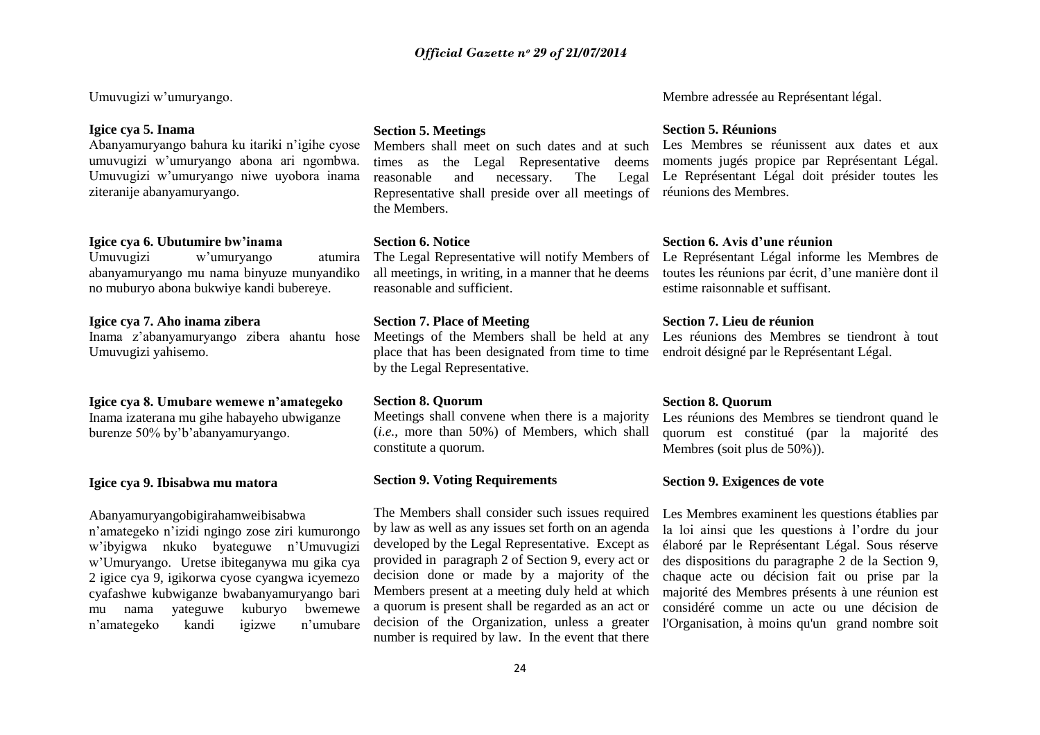Umuvugizi w'umuryango.

**Igice cya 5. Inama**

Abanyamuryango bahura ku itariki n'igihe cyose umuvugizi w'umuryango abona ari ngombwa. Umuvugizi w'umuryango niwe uyobora inama ziteranije abanyamuryango.

**Igice cya 6. Ubutumire bw'inama**

Umuvugizi w'umuryango atumira abanyamuryango mu nama binyuze munyandiko no muburyo abona bukwiye kandi bubereye.

**Igice cya 7. Aho inama zibera**

Inama z'abanyamuryango zibera ahantu hose Umuvugizi yahisemo.

**Igice cya 8. Umubare wemewe n'amategeko**

Inama izaterana mu gihe habayeho ubwiganze burenze 50% by'b'abanyamuryango.

**Igice cya 9. Ibisabwa mu matora**

Abanyamuryangobigirahamweibisabwa n'amategeko n'izidi ngingo zose ziri kumurongo w'ibyigwa nkuko byateguwe n'Umuvugizi w'Umuryango. Uretse ibiteganywa mu gika cya 2 igice cya 9, igikorwa cyose cyangwa icyemezo cyafashwe kubwiganze bwabanyamuryango bari mu nama yateguwe kuburyo bwemewe n'amategeko kandi igizwe n'umubare

**Section 5. Meetings**

Members shall meet on such dates and at such times as the Legal Representative deems reasonable and necessary. The Legal Representative shall preside over all meetings of the Members.

**Section 6. Notice**

The Legal Representative will notify Members of all meetings, in writing, in a manner that he deems reasonable and sufficient.

**Section 7. Place of Meeting**

Meetings of the Members shall be held at any place that has been designated from time to time by the Legal Representative.

**Section 8. Quorum**

Meetings shall convene when there is a majority (*i.e.*, more than 50%) of Members, which shall constitute a quorum.

**Section 9. Voting Requirements**

The Members shall consider such issues required by law as well as any issues set forth on an agenda developed by the Legal Representative. Except as provided in paragraph 2 of Section 9, every act or decision done or made by a majority of the Members present at a meeting duly held at which a quorum is present shall be regarded as an act or decision of the Organization, unless a greater number is required by law. In the event that there

Membre adressée au Représentant légal.

**Section 5. Réunions**

Les Membres se réunissent aux dates et aux moments jugés propice par Représentant Légal. Le Représentant Légal doit présider toutes les réunions des Membres.

**Section 6. Avis d'une réunion**

Le Représentant Légal informe les Membres de toutes les réunions par écrit, d'une manière dont il estime raisonnable et suffisant.

**Section 7. Lieu de réunion**

Les réunions des Membres se tiendront à tout endroit désigné par le Représentant Légal.

**Section 8. Quorum**

Les réunions des Membres se tiendront quand le quorum est constitué (par la majorité des Membres (soit plus de 50%)).

**Section 9. Exigences de vote**

Les Membres examinent les questions établies par la loi ainsi que les questions à l'ordre du jour élaboré par le Représentant Légal. Sous réserve des dispositions du paragraphe 2 de la Section 9, chaque acte ou décision fait ou prise par la majorité des Membres présents à une réunion est considéré comme un acte ou une décision de l'Organisation, à moins qu'un grand nombre soit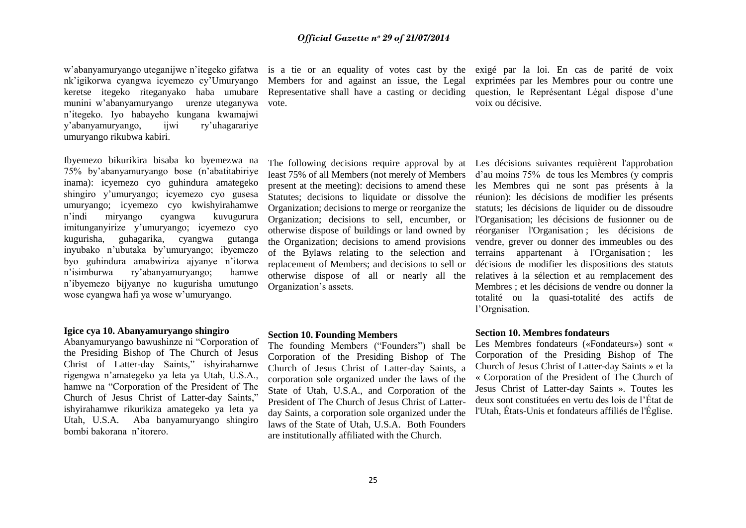w'abanyamuryango uteganijwe n'itegeko gifatwa nk'igikorwa cyangwa icyemezo cy'Umuryango keretse itegeko riteganyako haba umubare munini w'abanyamuryango urenze uteganywa n'itegeko. Iyo habayeho kungana kwamajwi y'abanyamuryango, ijwi ry'uhagarariye umuryango rikubwa kabiri.

Ibyemezo bikurikira bisaba ko byemezwa na 75% by'abanyamuryango bose (n'abatitabiriye inama): icyemezo cyo guhindura amategeko shingiro y'umuryango; icyemezo cyo gusesa umuryango; icyemezo cyo kwishyirahamwe n'indi miryango cyangwa kuvugurura imitunganyirize y'umuryango; icyemezo cyo kugurisha, guhagarika, cyangwa gutanga inyubako n'ubutaka by'umuryango; ibyemezo byo guhindura amabwiriza ajyanye n'itorwa n'isimburwa ry'abanyamuryango; hamwe n'ibyemezo bijyanye no kugurisha umutungo wose cyangwa hafi ya wose w'umuryango.

### Igice cya 10. Abanyamuryango shingiro

Abanyamuryango bawushinze ni "Corporation of the Presiding Bishop of The Church of Jesus Christ of Latter-day Saints," ishyirahamwe rigengwa n'amategeko ya leta ya Utah, U.S.A., hamwe na "Corporation of the President of The Church of Jesus Christ of Latter-day Saints," ishyirahamwe rikurikiza amategeko ya leta ya Utah, U.S.A. Aba banyamuryango shingiro bombi bakorana n'itorero.

is a tie or an equality of votes cast by the Members for and against an issue, the Legal Representative shall have a casting or deciding vote.

The following decisions require approval by at least 75% of all Members (not merely of Members present at the meeting): decisions to amend these Statutes; decisions to liquidate or dissolve the Organization; decisions to merge or reorganize the Organization; decisions to sell, encumber, or otherwise dispose of buildings or land owned by the Organization; decisions to amend provisions of the Bylaws relating to the selection and replacement of Members; and decisions to sell or otherwise dispose of all or nearly all the Organization's assets.

### Section 10. Founding Members

The founding Members ("Founders") shall be Corporation of the Presiding Bishop of The Church of Jesus Christ of Latter-day Saints, a corporation sole organized under the laws of the State of Utah, U.S.A., and Corporation of the President of The Church of Jesus Christ of Latter-day Saints, a corporation sole organized under the laws of the State of Utah, U.S.A. Both Founders are institutionally affiliated with the Church.

exigé par la loi. En cas de parité de voix exprimées par les Membres pour ou contre une question, le Représentant Légal dispose d'une voix ou décisive.

Les décisions suivantes requièrent l'approbation d'au moins 75% de tous les Membres (y compris les Membres qui ne sont pas présents à la réunion): les décisions de modifier les présents statuts; les décisions de liquider ou de dissoudre l'Organisation; les décisions de fusionner ou de réorganiser l'Organisation ; les décisions de vendre, grever ou donner des immeubles ou des terrains appartenant à l'Organisation ; les décisions de modifier les dispositions des statuts relatives à la sélection et au remplacement des Membres ; et les décisions de vendre ou donner la totalité ou la quasi-totalité des actifs de l'Orgnisation.

### Section 10. Membres fondateurs

Les Membres fondateurs («Fondateurs») sont « Corporation of the Presiding Bishop of The Church of Jesus Christ of Latter-day Saints » et la « Corporation of the President of The Church of Jesus Christ of Latter-day Saints ». Toutes les deux sont constituées en vertu des lois de l'État de l'Utah, États-Unis et fondateurs affiliés de l'Église.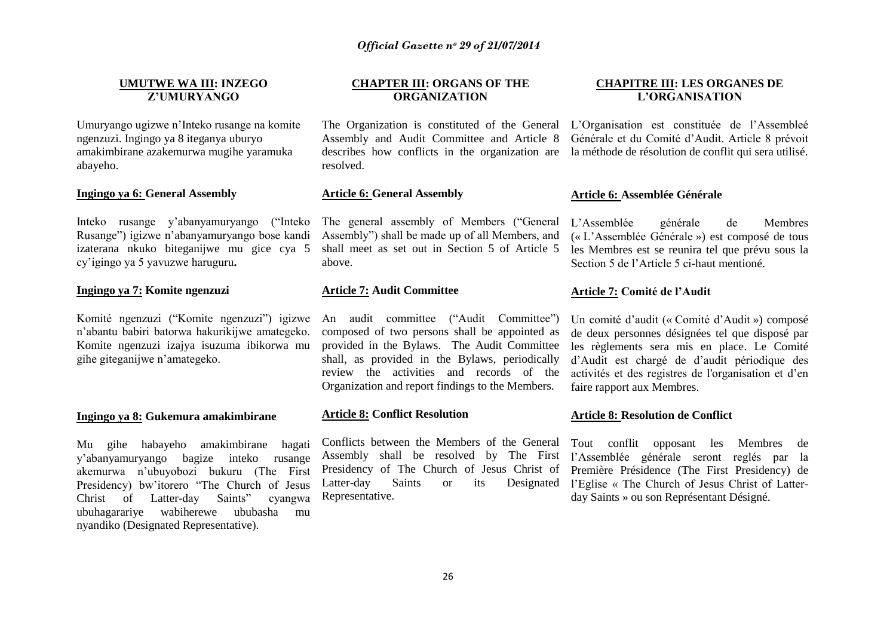## UMUTWE WA III: INZEGO Z'UMURYANGO

Umuryango ugizwe n'Inteko rusange na komite ngenzuzi. Ingingo ya 8 iteganya uburyo amakimbirane azakemurwa mugihe yaramuka abayeho.

### Ingingo ya 6: General Assembly

Inteko rusange y'abanyamuryango ("Inteko Rusange") igizwe n'abanyamuryango bose kandi izaterana nkuko biteganijwe mu gice cya 5 cy'igingo ya 5 yavuzwe haruguru**.**

### Ingingo ya 7: Komite ngenzuzi

Komité ngenzuzi ("Komite ngenzuzi") igizwe n'abantu babiri batorwa hakurikijwe amategeko. Komite ngenzuzi izajya isuzuma ibikorwa mu gihe giteganijwe n'amategeko.

### Ingingo ya 8: Gukemura amakimbirane

Mu gihe habayeho amakimbirane hagati y'abanyamuryango bagize inteko rusange akemurwa n'ubuyobozi bukuru (The First Presidency) bw'itorero "The Church of Jesus Christ of Latter-day Saints" cyangwa ubuhagarariye wabiherewe ububasha mu nyandiko (Designated Representative).

## CHAPTER III: ORGANS OF THE ORGANIZATION

The Organization is constituted of the General Assembly and Audit Committee and Article 8 describes how conflicts in the organization are resolved.

### Article 6: General Assembly

The general assembly of Members ("General Assembly") shall be made up of all Members, and shall meet as set out in Section 5 of Article 5 above.

### Article 7: Audit Committee

An audit committee ("Audit Committee") composed of two persons shall be appointed as provided in the Bylaws. The Audit Committee shall, as provided in the Bylaws, periodically review the activities and records of the Organization and report findings to the Members.

### Article 8: Conflict Resolution

Conflicts between the Members of the General Assembly shall be resolved by The First Presidency of The Church of Jesus Christ of Latter-day Saints or its Designated Representative.

## CHAPITRE III: LES ORGANES DE L'ORGANISATION

L'Organisation est constituée de l'Assembleé Générale et du Comité d'Audit. Article 8 prévoit la méthode de résolution de conflit qui sera utilisé.

### Article 6: Assemblée Générale

L'Assemblée générale de Membres (« L'Assemblée Générale ») est composé de tous les Membres est se reunira tel que prévu sous la Section 5 de l'Article 5 ci-haut mentioné.

### Article 7: Comité de l'Audit

Un comité d'audit (« Comité d'Audit ») composé de deux personnes désignées tel que disposé par les règlements sera mis en place. Le Comité d'Audit est chargé de d'audit périodique des activités et des registres de l'organisation et d'en faire rapport aux Membres.

### Article 8: Resolution de Conflict

Tout conflit opposant les Membres de l'Assemblée générale seront reglés par la Première Présidence (The First Presidency) de l'Eglise « The Church of Jesus Christ of Latter-day Saints » ou son Représentant Désigné.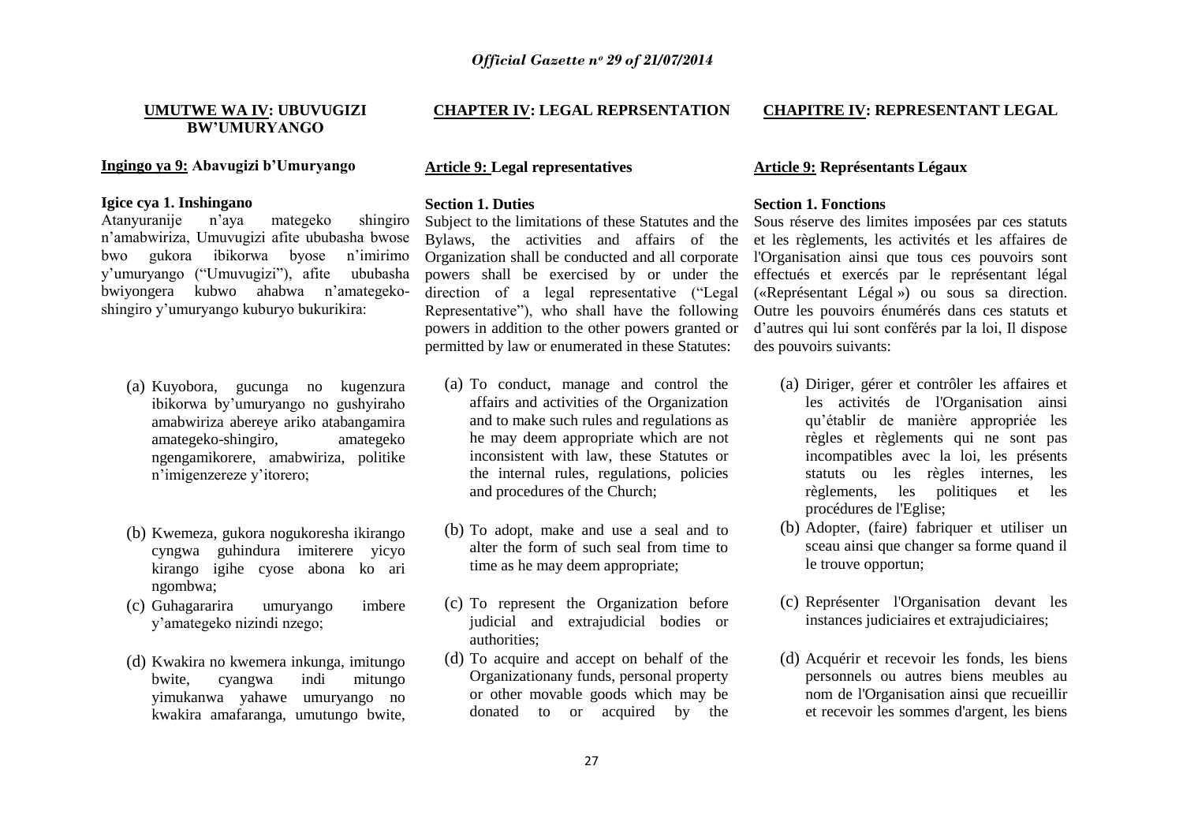**UMUTWE WA IV: UBUVUGIZI BW'UMURYANGO**

**Ingingo ya 9: Abavugizi b'Umuryango**

**Igice cya 1. Inshingano**

Atanyuranije n'aya mategeko shingiro n'amabwiriza, Umuvugizi afite ububasha bwose bwo gukora ibikorwa byose n'imirimo y'umuryango ("Umuvugizi"), afite ububasha bwiyongera kubwo ahabwa n'amategeko-shingiro y'umuryango kuburyo bukurikira:

(a) Kuyobora, gucunga no kugenzura ibikorwa by'umuryango no gushyiraho amabwiriza abereye ariko atabangamira amategeko-shingiro, amategeko ngengamikorere, amabwiriza, politike n'imigenzereze y'itorero;

(b) Kwemeza, gukora nogukoresha ikirango cyngwa guhindura imiterere yicyo kirango igihe cyose abona ko ari ngombwa;

(c) Guhagararira umuryango imbere y'amategeko nizindi nzego;

(d) Kwakira no kwemera inkunga, imitungo bwite, cyangwa indi mitungo yimukanwa yahawe umuryango no kwakira amafaranga, umutungo bwite,

**CHAPTER IV: LEGAL REPRSENTATION**

**Article 9: Legal representatives**

**Section 1. Duties**

Subject to the limitations of these Statutes and the Bylaws, the activities and affairs of the Organization shall be conducted and all corporate powers shall be exercised by or under the direction of a legal representative ("Legal Representative"), who shall have the following powers in addition to the other powers granted or permitted by law or enumerated in these Statutes:

(a) To conduct, manage and control the affairs and activities of the Organization and to make such rules and regulations as he may deem appropriate which are not inconsistent with law, these Statutes or the internal rules, regulations, policies and procedures of the Church;

(b) To adopt, make and use a seal and to alter the form of such seal from time to time as he may deem appropriate;

(c) To represent the Organization before judicial and extrajudicial bodies or authorities;

(d) To acquire and accept on behalf of the Organizationany funds, personal property or other movable goods which may be donated to or acquired by the

**CHAPITRE IV: REPRESENTANT LEGAL**

**Article 9: Représentants Légaux**

**Section 1. Fonctions**

Sous réserve des limites imposées par ces statuts et les règlements, les activités et les affaires de l'Organisation ainsi que tous ces pouvoirs sont effectués et exercés par le représentant légal («Représentant Légal ») ou sous sa direction. Outre les pouvoirs énumérés dans ces statuts et d'autres qui lui sont conférés par la loi, Il dispose des pouvoirs suivants:

(a) Diriger, gérer et contrôler les affaires et les activités de l'Organisation ainsi qu'établir de manière appropriée les règles et règlements qui ne sont pas incompatibles avec la loi, les présents statuts ou les règles internes, les règlements, les politiques et les procédures de l'Eglise;

(b) Adopter, (faire) fabriquer et utiliser un sceau ainsi que changer sa forme quand il le trouve opportun;

(c) Représenter l'Organisation devant les instances judiciaires et extrajudiciaires;

(d) Acquérir et recevoir les fonds, les biens personnels ou autres biens meubles au nom de l'Organisation ainsi que recueillir et recevoir les sommes d'argent, les biens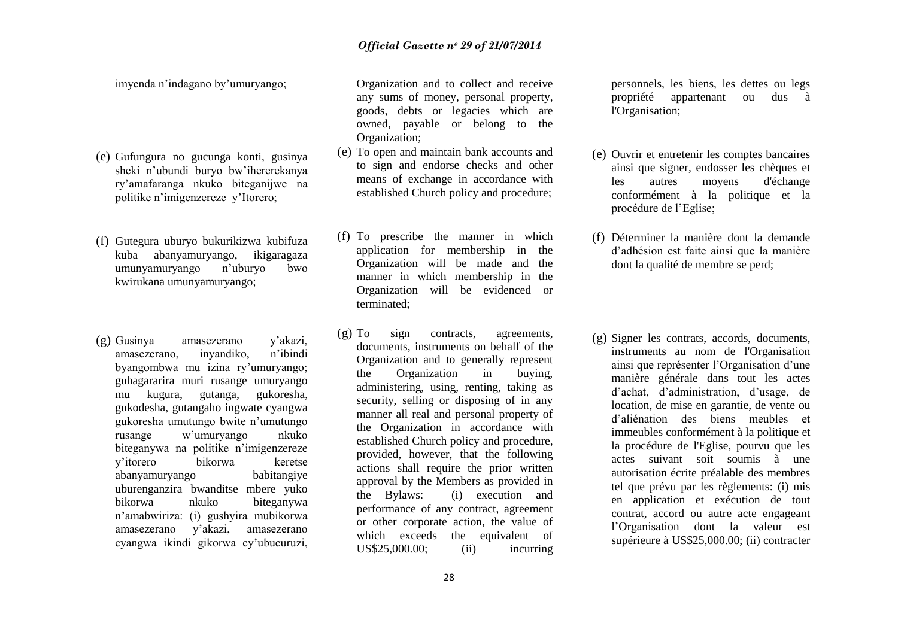imyenda n'indagano by'umuryango;

(e) Gufungura no gucunga konti, gusinya sheki n'ubundi buryo bw'ihererekanya ry'amafaranga nkuko biteganijwe na politike n'imigenzereze y'Itorero;

(f) Gutegura uburyo bukurikizwa kubifuza kuba abanyamuryango, ikigaragaza umunyamuryango n'uburyo bwo kwirukana umunyamuryango;

(g) Gusinya amasezerano y'akazi, amasezerano, inyandiko, n'ibindi byangombwa mu izina ry'umuryango; guhagararira muri rusange umuryango mu kugura, gutanga, gukoresha, gukodesha, gutangaho ingwate cyangwa gukoresha umutungo bwite n'umutungo rusange w'umuryango nkuko biteganywa na politike n'imigenzereze y'itorero bikorwa keretse abanyamuryango babitangiye uburenganzira bwanditse mbere yuko bikorwa nkuko biteganywa n'amabwiriza: (i) gushyira mubikorwa amasezerano y'akazi, amasezerano cyangwa ikindi gikorwa cy'ubucuruzi,

Organization and to collect and receive any sums of money, personal property, goods, debts or legacies which are owned, payable or belong to the Organization;

(e) To open and maintain bank accounts and to sign and endorse checks and other means of exchange in accordance with established Church policy and procedure;

(f) To prescribe the manner in which application for membership in the Organization will be made and the manner in which membership in the Organization will be evidenced or terminated;

(g) To sign contracts, agreements, documents, instruments on behalf of the Organization and to generally represent the Organization in buying, administering, using, renting, taking as security, selling or disposing of in any manner all real and personal property of the Organization in accordance with established Church policy and procedure, provided, however, that the following actions shall require the prior written approval by the Members as provided in the Bylaws: (i) execution and performance of any contract, agreement or other corporate action, the value of which exceeds the equivalent of US$25,000.00; (ii) incurring

personnels, les biens, les dettes ou legs propriété appartenant ou dus à l'Organisation;

(e) Ouvrir et entretenir les comptes bancaires ainsi que signer, endosser les chèques et les autres moyens d'échange conformément à la politique et la procédure de l'Eglise;

(f) Déterminer la manière dont la demande d'adhésion est faite ainsi que la manière dont la qualité de membre se perd;

(g) Signer les contrats, accords, documents, instruments au nom de l'Organisation ainsi que représenter l'Organisation d'une manière générale dans tout les actes d'achat, d'administration, d'usage, de location, de mise en garantie, de vente ou d'aliénation des biens meubles et immeubles conformément à la politique et la procédure de l'Eglise, pourvu que les actes suivant soit soumis à une autorisation écrite préalable des membres tel que prévu par les règlements: (i) mis en application et exécution de tout contrat, accord ou autre acte engageant l'Organisation dont la valeur est supérieure à US$25,000.00; (ii) contracter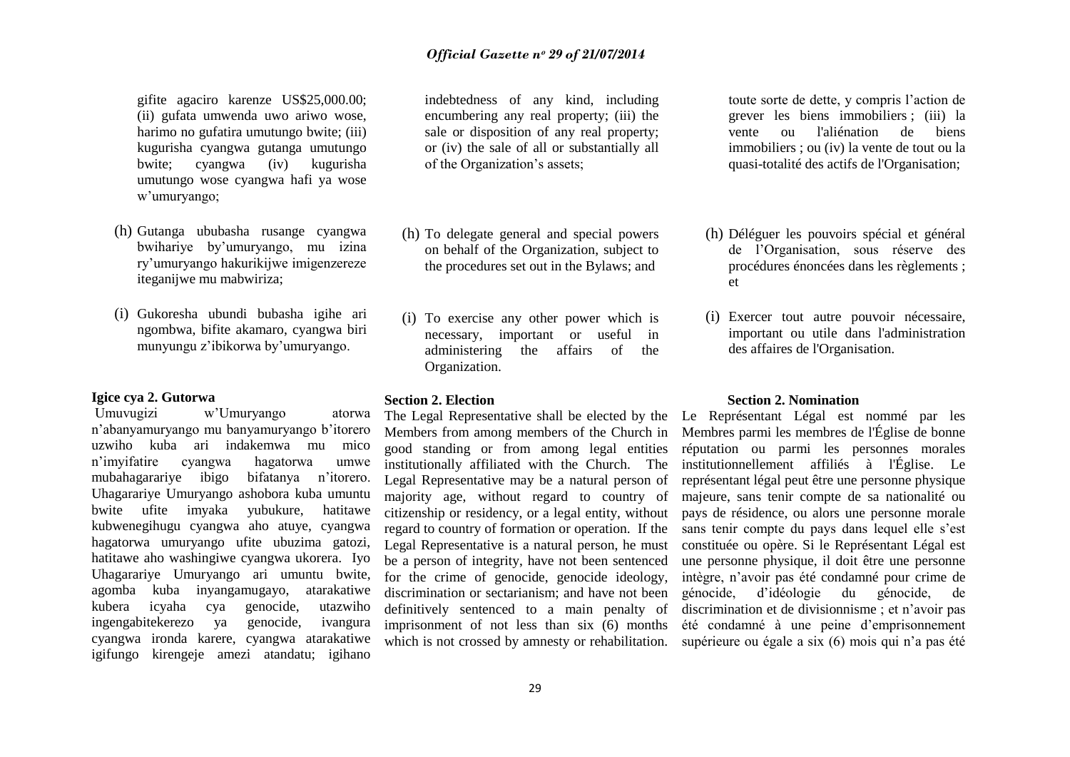gifite agaciro karenze US$25,000.00; (ii) gufata umwenda uwo ariwo wose, harimo no gufatira umutungo bwite; (iii) kugurisha cyangwa gutanga umutungo bwite; cyangwa (iv) kugurisha umutungo wose cyangwa hafi ya wose w'umuryango;

(h) Gutanga ububasha rusange cyangwa bwihariye by'umuryango, mu izina ry'umuryango hakurikijwe imigenzereze iteganijwe mu mabwiriza;

(i) Gukoresha ubundi bubasha igihe ari ngombwa, bifite akamaro, cyangwa biri munyungu z'ibikorwa by'umuryango.

**Igice cya 2. Gutorwa**

Umuvugizi w'Umuryango atorwa n'abanyamuryango mu banyamuryango b'itorero uzwiho kuba ari indakemwa mu mico n'imyifatire cyangwa hagatorwa umwe mubahagarariye ibigo bifatanya n'itorero. Uhagarariye Umuryango ashobora kuba umuntu bwite ufite imyaka yubukure, hatitawe kubwenegihugu cyangwa aho atuye, cyangwa hagatorwa umuryango ufite ubuzima gatozi, hatitawe aho washingiwe cyangwa ukorera. Iyo Uhagarariye Umuryango ari umuntu bwite, agomba kuba inyangamugayo, atarakatiwe kubera icyaha cya genocide, utazwiho ingengabitekerezo ya genocide, ivangura cyangwa ironda karere, cyangwa atarakatiwe igifungo kirengeje amezi atandatu; igihano

indebtedness of any kind, including encumbering any real property; (iii) the sale or disposition of any real property; or (iv) the sale of all or substantially all of the Organization's assets;

(h) To delegate general and special powers on behalf of the Organization, subject to the procedures set out in the Bylaws; and

(i) To exercise any other power which is necessary, important or useful in administering the affairs of the Organization.

**Section 2. Election**

The Legal Representative shall be elected by the Members from among members of the Church in good standing or from among legal entities institutionally affiliated with the Church. The Legal Representative may be a natural person of majority age, without regard to country of citizenship or residency, or a legal entity, without regard to country of formation or operation. If the Legal Representative is a natural person, he must be a person of integrity, have not been sentenced for the crime of genocide, genocide ideology, discrimination or sectarianism; and have not been definitively sentenced to a main penalty of imprisonment of not less than six (6) months which is not crossed by amnesty or rehabilitation.

toute sorte de dette, y compris l'action de grever les biens immobiliers ; (iii) la vente ou l'aliénation de biens immobiliers ; ou (iv) la vente de tout ou la quasi-totalité des actifs de l'Organisation;

(h) Déléguer les pouvoirs spécial et général de l'Organisation, sous réserve des procédures énoncées dans les règlements ; et

(i) Exercer tout autre pouvoir nécessaire, important ou utile dans l'administration des affaires de l'Organisation.

**Section 2. Nomination**

Le Représentant Légal est nommé par les Membres parmi les membres de l'Église de bonne réputation ou parmi les personnes morales institutionnellement affiliés à l'Église. Le représentant légal peut être une personne physique majeure, sans tenir compte de sa nationalité ou pays de résidence, ou alors une personne morale sans tenir compte du pays dans lequel elle s'est constituée ou opère. Si le Représentant Légal est une personne physique, il doit être une personne intègre, n'avoir pas été condamné pour crime de génocide, d'idéologie du génocide, de discrimination et de divisionnisme ; et n'avoir pas été condamné à une peine d'emprisonnement supérieure ou égale a six (6) mois qui n'a pas été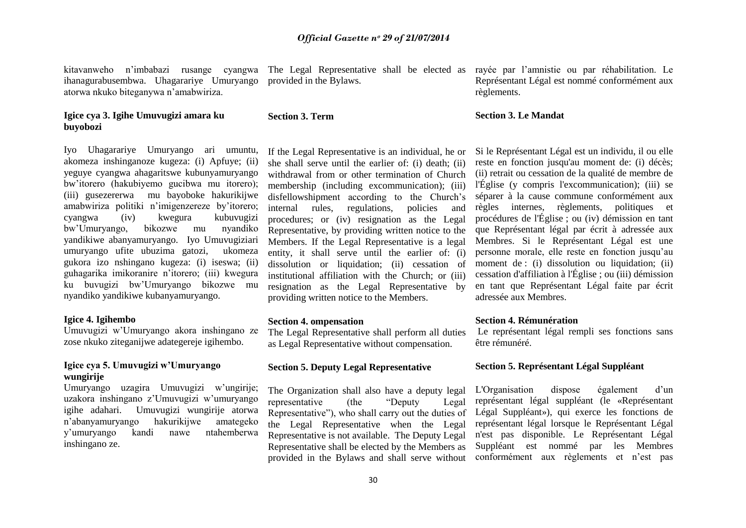kitavanweho n'imbabazi rusange cyangwa ihanagurabusembwa. Uhagarariye Umuryango atorwa nkuko biteganywa n'amabwiriza.

**Igice cya 3. Igihe Umuvugizi amara ku buyobozi**

Iyo Uhagarariye Umuryango ari umuntu, akomeza inshinganoze kugeza: (i) Apfuye; (ii) yeguye cyangwa ahagaritswe kubunyamuryango bw'itorero (hakubiyemo gucibwa mu itorero); (iii) gusezererwa mu bayoboke hakurikijwe amabwiriza politiki n'imigenzereze by'itorero; cyangwa (iv) kwegura kubuvugizi bw'Umuryango, bikozwe mu nyandiko yandikiwe abanyamuryango. Iyo Umuvugiziari umuryango ufite ubuzima gatozi, ukomeza gukora izo nshingano kugeza: (i) iseswa; (ii) guhagarika imikoranire n'itorero; (iii) kwegura ku buvugizi bw'Umuryango bikozwe mu nyandiko yandikiwe kubanyamuryango.

**Igice 4. Igihembo**

Umuvugizi w'Umuryango akora inshingano ze zose nkuko ziteganijwe adategereje igihembo.

**Igice cya 5. Umuvugizi w'Umuryango wungirije**

Umuryango uzagira Umuvugizi w'ungirije; uzakora inshingano z'Umuvugizi w'umuryango igihe adahari. Umuvugizi wungirije atorwa n'abanyamuryango hakurikijwe amategeko y'umuryango kandi nawe ntahemberwa inshingano ze.

The Legal Representative shall be elected as provided in the Bylaws.

**Section 3. Term**

If the Legal Representative is an individual, he or she shall serve until the earlier of: (i) death; (ii) withdrawal from or other termination of Church membership (including excommunication); (iii) disfellowshipment according to the Church's internal rules, regulations, policies and procedures; or (iv) resignation as the Legal Representative, by providing written notice to the Members. If the Legal Representative is a legal entity, it shall serve until the earlier of: (i) dissolution or liquidation; (ii) cessation of institutional affiliation with the Church; or (iii) resignation as the Legal Representative by providing written notice to the Members.

**Section 4. ompensation**

The Legal Representative shall perform all duties as Legal Representative without compensation.

**Section 5. Deputy Legal Representative**

The Organization shall also have a deputy legal representative (the "Deputy Legal Representative"), who shall carry out the duties of the Legal Representative when the Legal Representative is not available. The Deputy Legal Representative shall be elected by the Members as provided in the Bylaws and shall serve without

rayée par l'amnistie ou par réhabilitation. Le Représentant Légal est nommé conformément aux règlements.

**Section 3. Le Mandat**

Si le Représentant Légal est un individu, il ou elle reste en fonction jusqu'au moment de: (i) décès; (ii) retrait ou cessation de la qualité de membre de l'Église (y compris l'excommunication); (iii) se séparer à la cause commune conformément aux règles internes, règlements, politiques et procédures de l'Église ; ou (iv) démission en tant que Représentant légal par écrit à adressée aux Membres. Si le Représentant Légal est une personne morale, elle reste en fonction jusqu'au moment de : (i) dissolution ou liquidation; (ii) cessation d'affiliation à l'Église ; ou (iii) démission en tant que Représentant Légal faite par écrit adressée aux Membres.

**Section 4. Rémunération**

Le représentant légal rempli ses fonctions sans être rémunéré.

**Section 5. Représentant Légal Suppléant**

L'Organisation dispose également d'un représentant légal suppléant (le «Représentant Légal Suppléant»), qui exerce les fonctions de représentant légal lorsque le Représentant Légal n'est pas disponible. Le Représentant Légal Suppléant est nommé par les Membres conformément aux règlements et n'est pas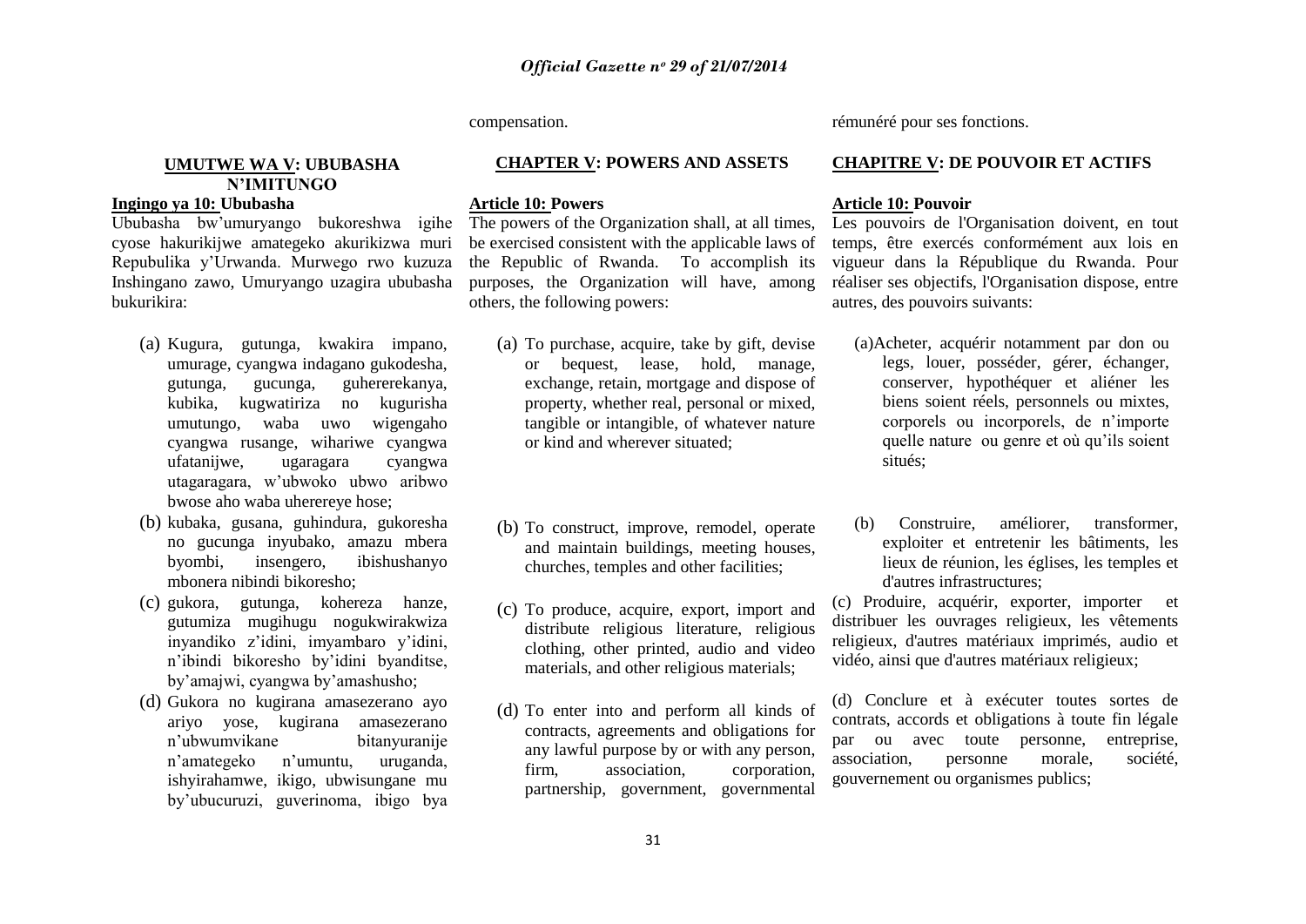compensation.

rémunéré pour ses fonctions.

**UMUTWE WA V: UBUBASHA N'IMITUNGO**

**Ingingo ya 10: Ububasha**

Ububasha bw'umuryango bukoreshwa igihe cyose hakurikijwe amategeko akurikizwa muri Repubulika y'Urwanda. Murwego rwo kuzuza Inshingano zawo, Umuryango uzagira ububasha bukurikira:

(a) Kugura, gutunga, kwakira impano, umurage, cyangwa indagano gukodesha, gutunga, gucunga, guhererekanya, kubika, kugwatiriza no kugurisha umutungo, waba uwo wigengaho cyangwa rusange, wihariwe cyangwa ufatanijwe, ugaragara cyangwa utagaragara, w'ubwoko ubwo aribwo bwose aho waba uherereye hose;

(b) kubaka, gusana, guhindura, gukoresha no gucunga inyubako, amazu mbera byombi, insengero, ibishushanyo mbonera nibindi bikoresho;

(c) gukora, gutunga, kohereza hanze, gutumiza mugihugu nogukwirakwiza inyandiko z'idini, imyambaro y'idini, n'ibindi bikoresho by'idini byanditse, by'amajwi, cyangwa by'amashusho;

(d) Gukora no kugirana amasezerano ayo ariyo yose, kugirana amasezerano n'ubwumvikane bitanyuranije n'amategeko n'umuntu, uruganda, ishyirahamwe, ikigo, ubwisungane mu by'ubucuruzi, guverinoma, ibigo bya

**CHAPTER V: POWERS AND ASSETS**

**Article 10: Powers**

The powers of the Organization shall, at all times, be exercised consistent with the applicable laws of the Republic of Rwanda. To accomplish its purposes, the Organization will have, among others, the following powers:

(a) To purchase, acquire, take by gift, devise or bequest, lease, hold, manage, exchange, retain, mortgage and dispose of property, whether real, personal or mixed, tangible or intangible, of whatever nature or kind and wherever situated;

(b) To construct, improve, remodel, operate and maintain buildings, meeting houses, churches, temples and other facilities;

(c) To produce, acquire, export, import and distribute religious literature, religious clothing, other printed, audio and video materials, and other religious materials;

(d) To enter into and perform all kinds of contracts, agreements and obligations for any lawful purpose by or with any person, firm, association, corporation, partnership, government, governmental

**CHAPITRE V: DE POUVOIR ET ACTIFS**

**Article 10: Pouvoir**

Les pouvoirs de l'Organisation doivent, en tout temps, être exercés conformément aux lois en vigueur dans la République du Rwanda. Pour réaliser ses objectifs, l'Organisation dispose, entre autres, des pouvoirs suivants:

(a) Acheter, acquérir notamment par don ou legs, louer, posséder, gérer, échanger, conserver, hypothéquer et aliéner les biens soient réels, personnels ou mixtes, corporels ou incorporels, de n'importe quelle nature ou genre et où qu'ils soient situés;

(b) Construire, améliorer, transformer, exploiter et entretenir les bâtiments, les lieux de réunion, les églises, les temples et d'autres infrastructures;

(c) Produire, acquérir, exporter, importer et distribuer les ouvrages religieux, les vêtements religieux, d'autres matériaux imprimés, audio et vidéo, ainsi que d'autres matériaux religieux;

(d) Conclure et à exécuter toutes sortes de contrats, accords et obligations à toute fin légale par ou avec toute personne, entreprise, association, personne morale, société, gouvernement ou organismes publics;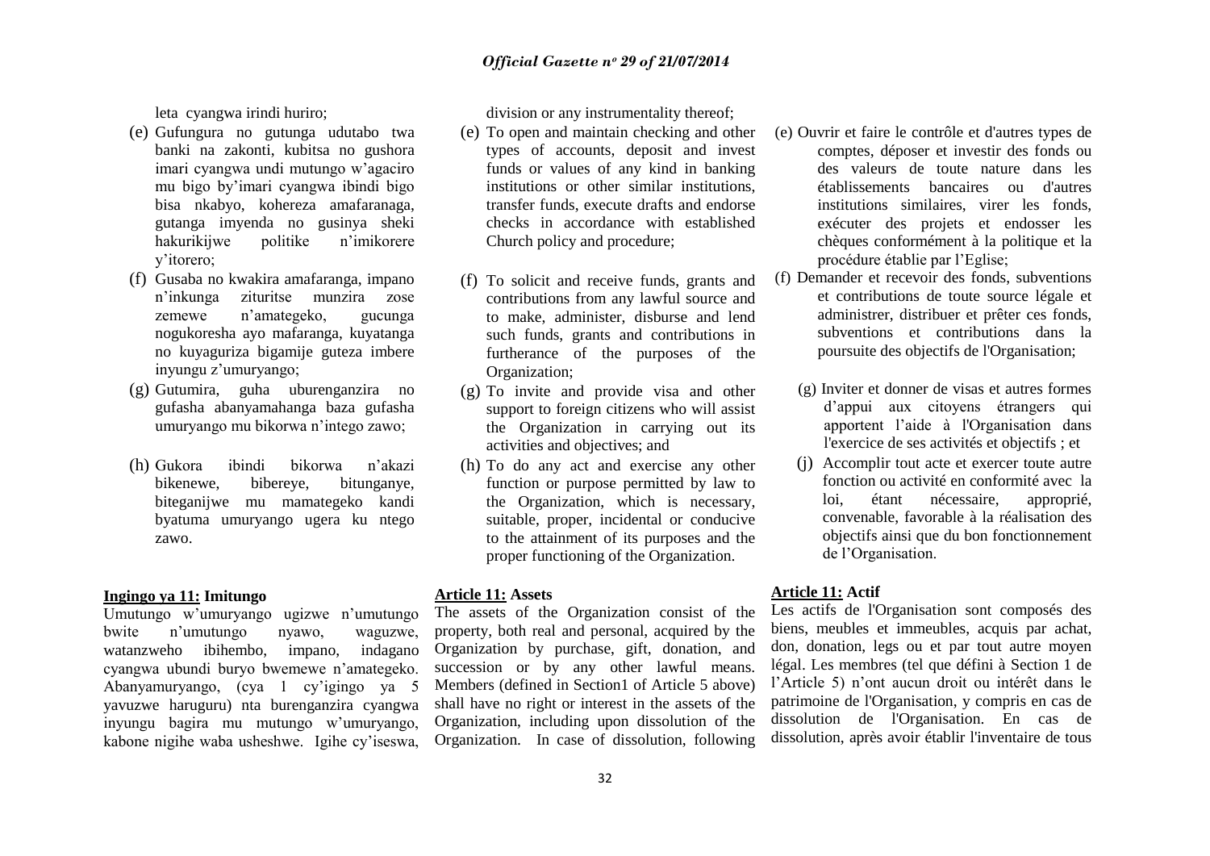leta cyangwa irindi huriro;

(e) Gufungura no gutunga udutabo twa banki na zakonti, kubitsa no gushora imari cyangwa undi mutungo w'agaciro mu bigo by'imari cyangwa ibindi bigo bisa nkabyo, kohereza amafaranaga, gutanga imyenda no gusinya sheki hakurikijwe politike n'imikorere y'itorero;

(f) Gusaba no kwakira amafaranga, impano n'inkunga zituritse munzira zose zemewe n'amategeko, gucunga nogukoresha ayo mafaranga, kuyatanga no kuyaguriza bigamije guteza imbere inyungu z'umuryango;

(g) Gutumira, guha uburenganzira no gufasha abanyamahanga baza gufasha umuryango mu bikorwa n'intego zawo;

(h) Gukora ibindi bikorwa n'akazi bikenewe, bibereye, bitunganye, biteganijwe mu mamategeko kandi byatuma umuryango ugera ku ntego zawo.

**Ingingo ya 11: Imitungo**

Umutungo w'umuryango ugizwe n'umutungo bwite n'umutungo nyawo, waguzwe, watanzweho ibihembo, impano, indagano cyangwa ubundi buryo bwemewe n'amategeko. Abanyamuryango, (cya 1 cy'igingo ya 5 yavuzwe haruguru) nta burenganzira cyangwa inyungu bagira mu mutungo w'umuryango, kabone nigihe waba usheshwe. Igihe cy'iseswa,

division or any instrumentality thereof;

(e) To open and maintain checking and other types of accounts, deposit and invest funds or values of any kind in banking institutions or other similar institutions, transfer funds, execute drafts and endorse checks in accordance with established Church policy and procedure;

(f) To solicit and receive funds, grants and contributions from any lawful source and to make, administer, disburse and lend such funds, grants and contributions in furtherance of the purposes of the Organization;

(g) To invite and provide visa and other support to foreign citizens who will assist the Organization in carrying out its activities and objectives; and

(h) To do any act and exercise any other function or purpose permitted by law to the Organization, which is necessary, suitable, proper, incidental or conducive to the attainment of its purposes and the proper functioning of the Organization.

**Article 11: Assets**

The assets of the Organization consist of the property, both real and personal, acquired by the Organization by purchase, gift, donation, and succession or by any other lawful means. Members (defined in Section1 of Article 5 above) shall have no right or interest in the assets of the Organization, including upon dissolution of the Organization. In case of dissolution, following

(e) Ouvrir et faire le contrôle et d'autres types de comptes, déposer et investir des fonds ou des valeurs de toute nature dans les établissements bancaires ou d'autres institutions similaires, virer les fonds, exécuter des projets et endosser les chèques conformément à la politique et la procédure établie par l'Eglise;

(f) Demander et recevoir des fonds, subventions et contributions de toute source légale et administrer, distribuer et prêter ces fonds, subventions et contributions dans la poursuite des objectifs de l'Organisation;

(g) Inviter et donner de visas et autres formes d'appui aux citoyens étrangers qui apportent l'aide à l'Organisation dans l'exercice de ses activités et objectifs ; et

(j) Accomplir tout acte et exercer toute autre fonction ou activité en conformité avec la loi, étant nécessaire, approprié, convenable, favorable à la réalisation des objectifs ainsi que du bon fonctionnement de l'Organisation.

**Article 11: Actif**

Les actifs de l'Organisation sont composés des biens, meubles et immeubles, acquis par achat, don, donation, legs ou et par tout autre moyen légal. Les membres (tel que défini à Section 1 de l'Article 5) n'ont aucun droit ou intérêt dans le patrimoine de l'Organisation, y compris en cas de dissolution de l'Organisation. En cas de dissolution, après avoir établir l'inventaire de tous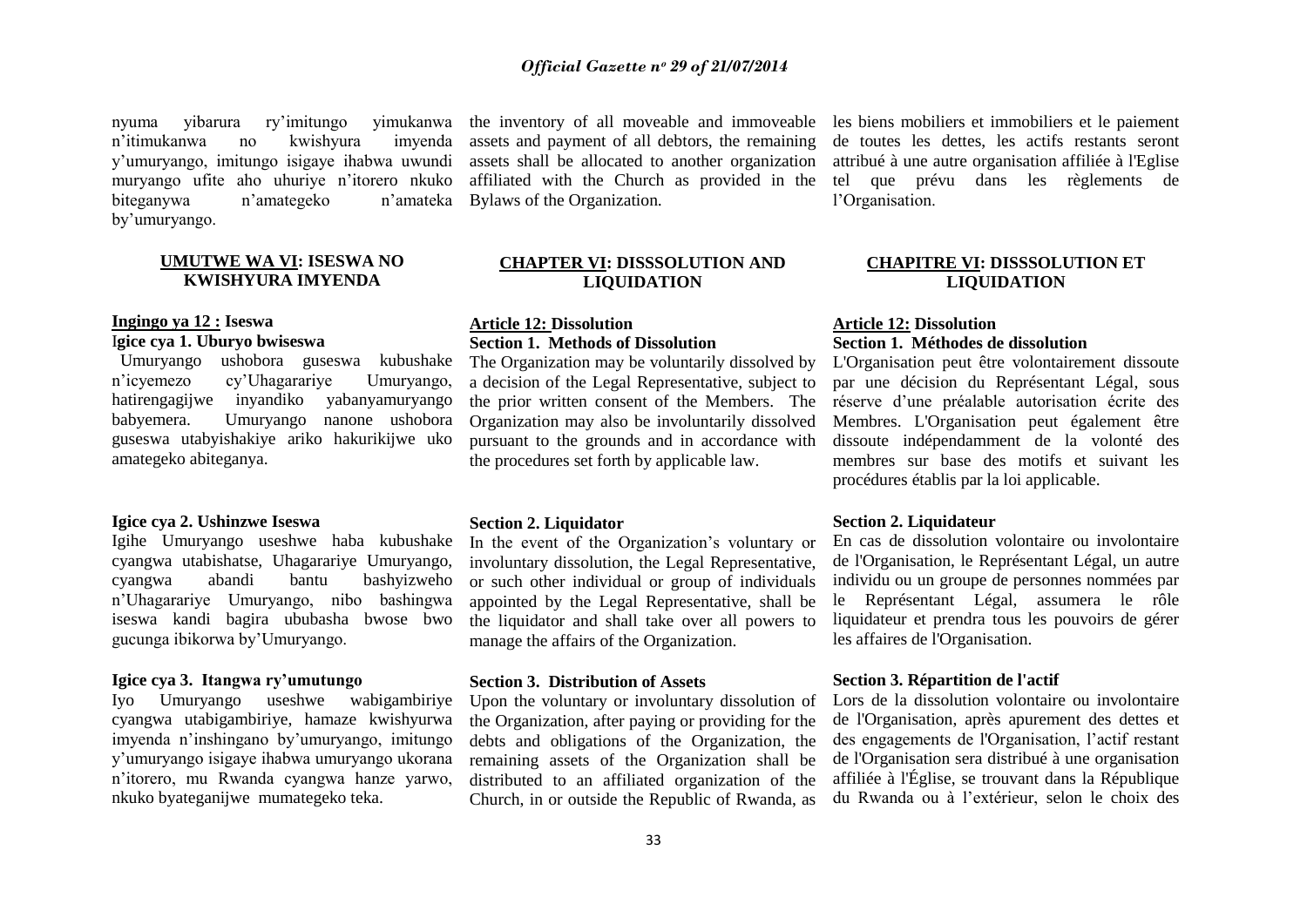nyuma yibarura ry'imitungo yimukanwa n'itimukanwa no kwishyura imyenda y'umuryango, imitungo isigaye ihabwa uwundi muryango ufite aho uhuriye n'itorero nkuko biteganywa n'amategeko n'amateka by'umuryango.

## UMUTWE WA VI: ISESWA NO KWISHYURA IMYENDA

### Ingingo ya 12 : Iseswa

**Igice cya 1. Uburyo bwiseswa**

Umuryango ushobora guseswa kubushake n'icyemezo cy'Uhagarariye Umuryango, hatirengagijwe inyandiko yabanyamuryango babyemera. Umuryango nanone ushobora guseswa utabyishakiye ariko hakurikijwe uko amategeko abiteganya.

**Igice cya 2. Ushinzwe Iseswa**

Igihe Umuryango useshwe haba kubushake cyangwa utabishatse, Uhagarariye Umuryango, cyangwa abandi bantu bashyizweho n'Uhagarariye Umuryango, nibo bashingwa iseswa kandi bagira ububasha bwose bwo gucunga ibikorwa by'Umuryango.

**Igice cya 3. Itangwa ry'umutungo**

Iyo Umuryango useshwe wabigambiriye cyangwa utabigambiriye, hamaze kwishyurwa imyenda n'inshingano by'umuryango, imitungo y'umuryango isigaye ihabwa umuryango ukorana n'itorero, mu Rwanda cyangwa hanze yarwo, nkuko byateganijwe mumategeko teka.

---

the inventory of all moveable and immoveable assets and payment of all debtors, the remaining assets shall be allocated to another organization affiliated with the Church as provided in the Bylaws of the Organization.

## CHAPTER VI: DISSSOLUTION AND LIQUIDATION

### Article 12: Dissolution

**Section 1. Methods of Dissolution**

The Organization may be voluntarily dissolved by a decision of the Legal Representative, subject to the prior written consent of the Members. The Organization may also be involuntarily dissolved pursuant to the grounds and in accordance with the procedures set forth by applicable law.

**Section 2. Liquidator**

In the event of the Organization's voluntary or involuntary dissolution, the Legal Representative, or such other individual or group of individuals appointed by the Legal Representative, shall be the liquidator and shall take over all powers to manage the affairs of the Organization.

**Section 3. Distribution of Assets**

Upon the voluntary or involuntary dissolution of the Organization, after paying or providing for the debts and obligations of the Organization, the remaining assets of the Organization shall be distributed to an affiliated organization of the Church, in or outside the Republic of Rwanda, as

---

les biens mobiliers et immobiliers et le paiement de toutes les dettes, les actifs restants seront attribué à une autre organisation affiliée à l'Eglise tel que prévu dans les règlements de l'Organisation.

## CHAPITRE VI: DISSSOLUTION ET LIQUIDATION

### Article 12: Dissolution

**Section 1. Méthodes de dissolution**

L'Organisation peut être volontairement dissoute par une décision du Représentant Légal, sous réserve d'une préalable autorisation écrite des Membres. L'Organisation peut également être dissoute indépendamment de la volonté des membres sur base des motifs et suivant les procédures établis par la loi applicable.

**Section 2. Liquidateur**

En cas de dissolution volontaire ou involontaire de l'Organisation, le Représentant Légal, un autre individu ou un groupe de personnes nommées par le Représentant Légal, assumera le rôle liquidateur et prendra tous les pouvoirs de gérer les affaires de l'Organisation.

**Section 3. Répartition de l'actif**

Lors de la dissolution volontaire ou involontaire de l'Organisation, après apurement des dettes et des engagements de l'Organisation, l'actif restant de l'Organisation sera distribué à une organisation affiliée à l'Église, se trouvant dans la République du Rwanda ou à l'extérieur, selon le choix des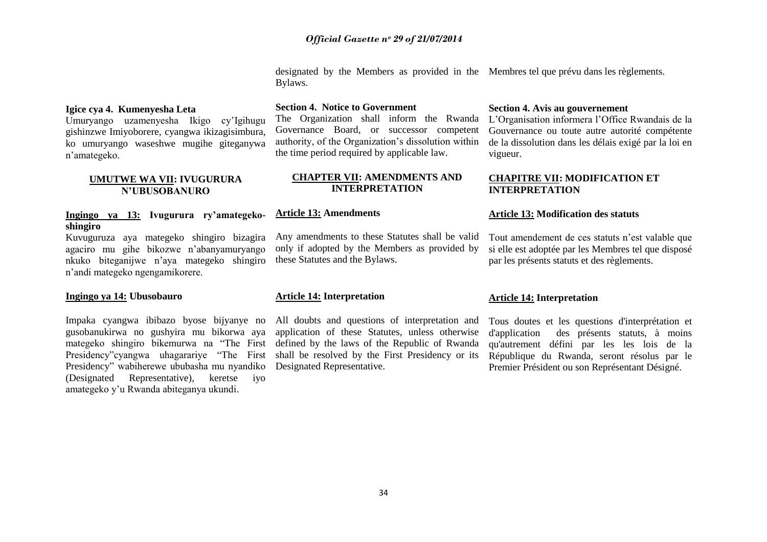designated by the Members as provided in the Bylaws.

Membres tel que prévu dans les règlements.

**Igice cya 4. Kumenyesha Leta**

Umuryango uzamenyesha Ikigo cy'Igihugu gishinzwe Imiyoborere, cyangwa ikizagisimbura, ko umuryango waseshwe mugihe giteganywa n'amategeko.

**Section 4. Notice to Government**

The Organization shall inform the Rwanda Governance Board, or successor competent authority, of the Organization's dissolution within the time period required by applicable law.

**Section 4. Avis au gouvernement**

L'Organisation informera l'Office Rwandais de la Gouvernance ou toute autre autorité compétente de la dissolution dans les délais exigé par la loi en vigueur.

## UMUTWE WA VII: IVUGURURA N'UBUSOBANURO

## CHAPTER VII: AMENDMENTS AND INTERPRETATION

## CHAPITRE VII: MODIFICATION ET INTERPRETATION

**Ingingo ya 13: Ivugurura ry'amategeko-shingiro**

Kuvuguruza aya mategeko shingiro bizagira agaciro mu gihe bikozwe n'abanyamuryango nkuko biteganijwe n'aya mategeko shingiro n'andi mategeko ngengamikorere.

**Article 13: Amendments**

Any amendments to these Statutes shall be valid only if adopted by the Members as provided by these Statutes and the Bylaws.

**Article 13: Modification des statuts**

Tout amendement de ces statuts n'est valable que si elle est adoptée par les Membres tel que disposé par les présents statuts et des règlements.

**Ingingo ya 14: Ubusobauro**

Impaka cyangwa ibibazo byose bijyanye no gusobanukirwa no gushyira mu bikorwa aya mategeko shingiro bikemurwa na "The First Presidency"cyangwa uhagarariye "The First Presidency" wabiherewe ububasha mu nyandiko (Designated Representative), keretse iyo amategeko y'u Rwanda abiteganya ukundi.

**Article 14: Interpretation**

All doubts and questions of interpretation and application of these Statutes, unless otherwise defined by the laws of the Republic of Rwanda shall be resolved by the First Presidency or its Designated Representative.

**Article 14: Interpretation**

Tous doutes et les questions d'interprétation et d'application des présents statuts, à moins qu'autrement défini par les les lois de la République du Rwanda, seront résolus par le Premier Président ou son Représentant Désigné.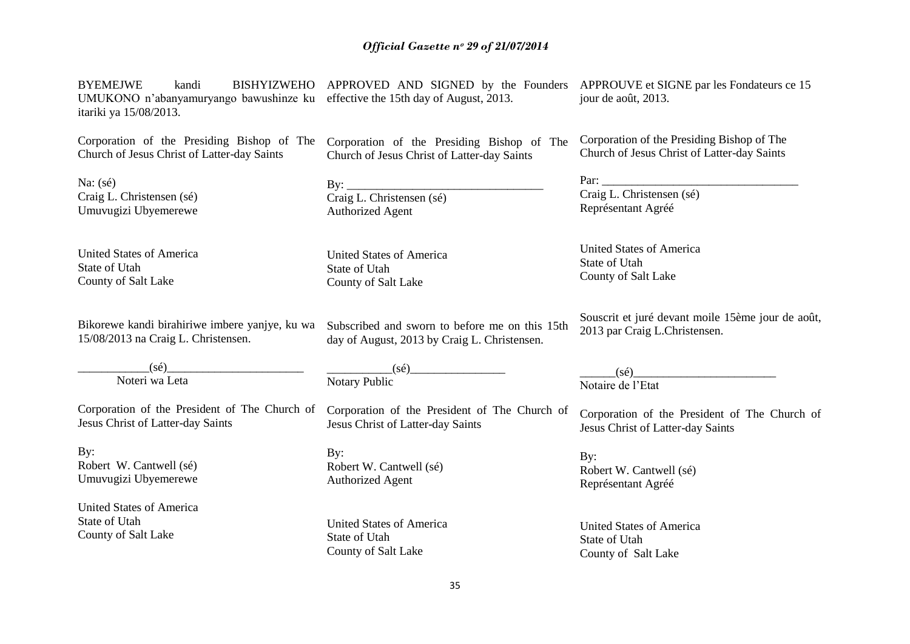BYEMEJWE kandi BISHYIZWEHO UMUKONO n'abanyamuryango bawushinze ku itariki ya 15/08/2013.

Corporation of the Presiding Bishop of The Church of Jesus Christ of Latter-day Saints

Na: (sé)
Craig L. Christensen (sé)
Umuvugizi Ubyemerewe

United States of America
State of Utah
County of Salt Lake

Bikorewe kandi birahiriwe imbere yanjye, ku wa 15/08/2013 na Craig L. Christensen.

____________(sé)_______________________
Noteri wa Leta

Corporation of the President of The Church of Jesus Christ of Latter-day Saints

By:
Robert W. Cantwell (sé)
Umuvugizi Ubyemerewe

United States of America
State of Utah
County of Salt Lake

APPROVED AND SIGNED by the Founders effective the 15th day of August, 2013.

Corporation of the Presiding Bishop of The Church of Jesus Christ of Latter-day Saints

By: _________________________________
Craig L. Christensen (sé)
Authorized Agent

United States of America
State of Utah
County of Salt Lake

Subscribed and sworn to before me on this 15th day of August, 2013 by Craig L. Christensen.

___________(sé)________________
Notary Public

Corporation of the President of The Church of Jesus Christ of Latter-day Saints

By:
Robert W. Cantwell (sé)
Authorized Agent

United States of America
State of Utah
County of Salt Lake

APPROUVE et SIGNE par les Fondateurs ce 15 jour de août, 2013.

Corporation of the Presiding Bishop of The Church of Jesus Christ of Latter-day Saints

Par: ________________________________
Craig L. Christensen (sé)
Représentant Agréé

United States of America
State of Utah
County of Salt Lake

Souscrit et juré devant moile 15ème jour de août, 2013 par Craig L.Christensen.

______(sé)________________________
Notaire de l'Etat

Corporation of the President of The Church of Jesus Christ of Latter-day Saints

By:
Robert W. Cantwell (sé)
Représentant Agréé

United States of America
State of Utah
County of Salt Lake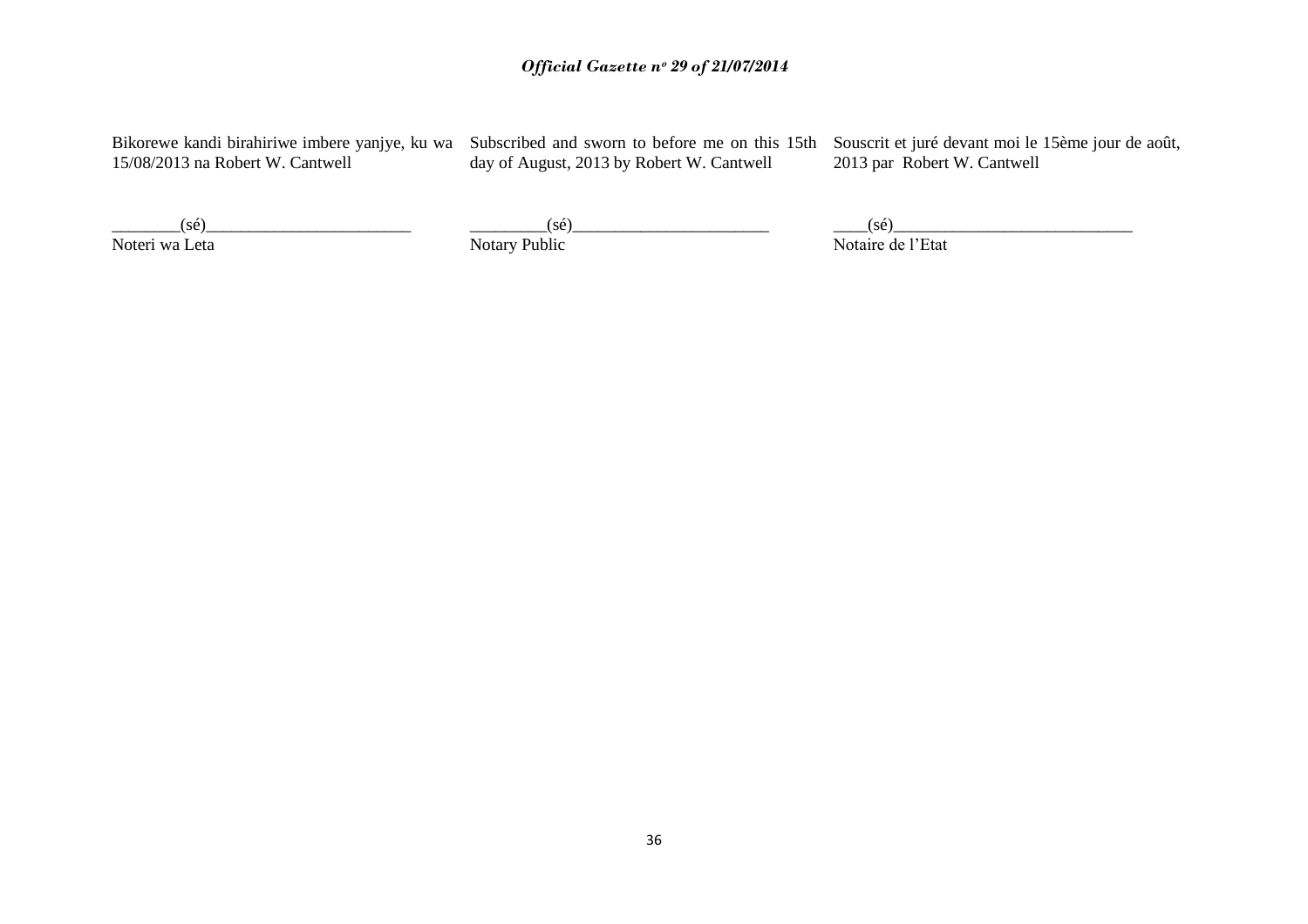Bikorewe kandi birahiriwe imbere yanjye, ku wa 15/08/2013 na Robert W. Cantwell

________(sé)________________________
Noteri wa Leta

Subscribed and sworn to before me on this 15th day of August, 2013 by Robert W. Cantwell

_________(sé)_______________________
Notary Public

Souscrit et juré devant moi le 15ème jour de août, 2013 par Robert W. Cantwell

____(sé)____________________________
Notaire de l'Etat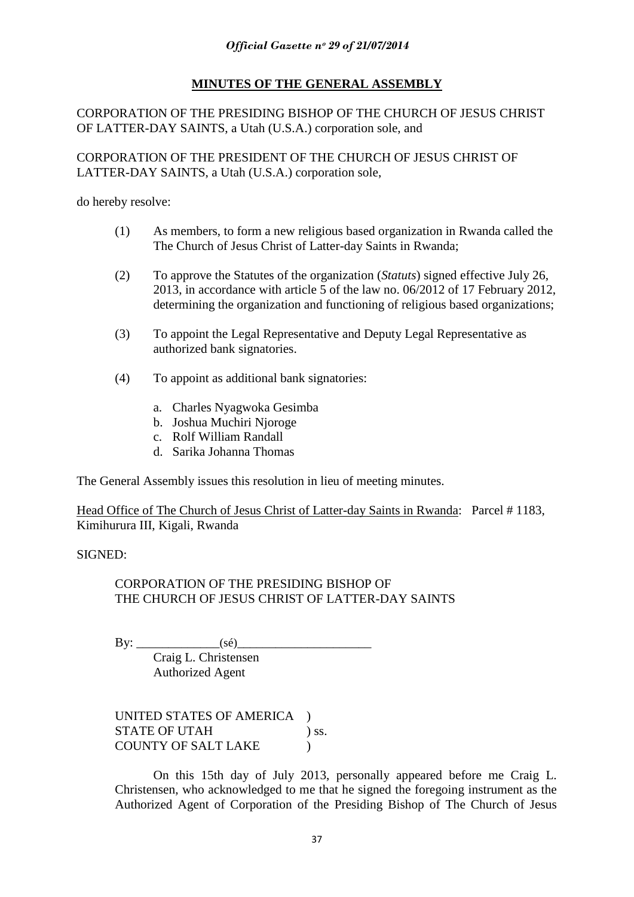## MINUTES OF THE GENERAL ASSEMBLY

CORPORATION OF THE PRESIDING BISHOP OF THE CHURCH OF JESUS CHRIST OF LATTER-DAY SAINTS, a Utah (U.S.A.) corporation sole, and

CORPORATION OF THE PRESIDENT OF THE CHURCH OF JESUS CHRIST OF LATTER-DAY SAINTS, a Utah (U.S.A.) corporation sole,

do hereby resolve:

(1) As members, to form a new religious based organization in Rwanda called the The Church of Jesus Christ of Latter-day Saints in Rwanda;

(2) To approve the Statutes of the organization (*Statuts*) signed effective July 26, 2013, in accordance with article 5 of the law no. 06/2012 of 17 February 2012, determining the organization and functioning of religious based organizations;

(3) To appoint the Legal Representative and Deputy Legal Representative as authorized bank signatories.

(4) To appoint as additional bank signatories:

   a. Charles Nyagwoka Gesimba
   b. Joshua Muchiri Njoroge
   c. Rolf William Randall
   d. Sarika Johanna Thomas

The General Assembly issues this resolution in lieu of meeting minutes.

Head Office of The Church of Jesus Christ of Latter-day Saints in Rwanda: Parcel # 1183, Kimihurura III, Kigali, Rwanda

SIGNED:

CORPORATION OF THE PRESIDING BISHOP OF THE CHURCH OF JESUS CHRIST OF LATTER-DAY SAINTS

By: _____________(sé)_____________________
Craig L. Christensen
Authorized Agent

UNITED STATES OF AMERICA )
STATE OF UTAH ) ss.
COUNTY OF SALT LAKE )

On this 15th day of July 2013, personally appeared before me Craig L. Christensen, who acknowledged to me that he signed the foregoing instrument as the Authorized Agent of Corporation of the Presiding Bishop of The Church of Jesus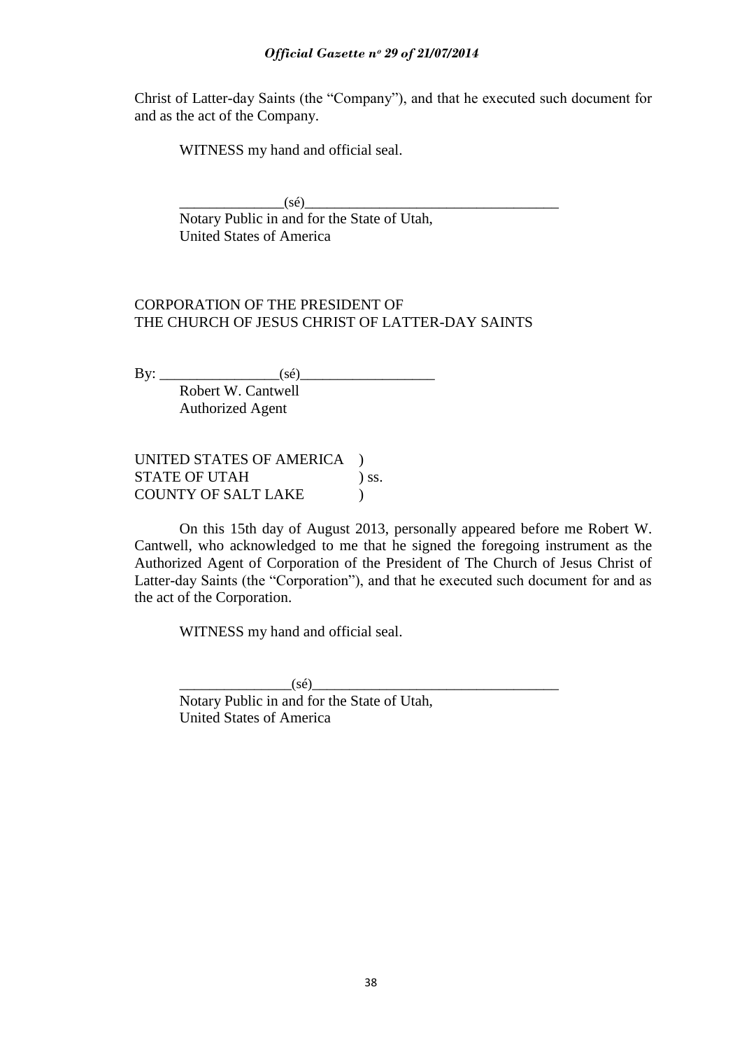Christ of Latter-day Saints (the “Company”), and that he executed such document for and as the act of the Company.

WITNESS my hand and official seal.

_______________(sé)____________________________________
Notary Public in and for the State of Utah,
United States of America

CORPORATION OF THE PRESIDENT OF
THE CHURCH OF JESUS CHRIST OF LATTER-DAY SAINTS

By: ________________(sé)__________________
Robert W. Cantwell
Authorized Agent

UNITED STATES OF AMERICA )
STATE OF UTAH ) ss.
COUNTY OF SALT LAKE )

On this 15th day of August 2013, personally appeared before me Robert W. Cantwell, who acknowledged to me that he signed the foregoing instrument as the Authorized Agent of Corporation of the President of The Church of Jesus Christ of Latter-day Saints (the “Corporation”), and that he executed such document for and as the act of the Corporation.

WITNESS my hand and official seal.

_______________(sé)__________________________________
Notary Public in and for the State of Utah,
United States of America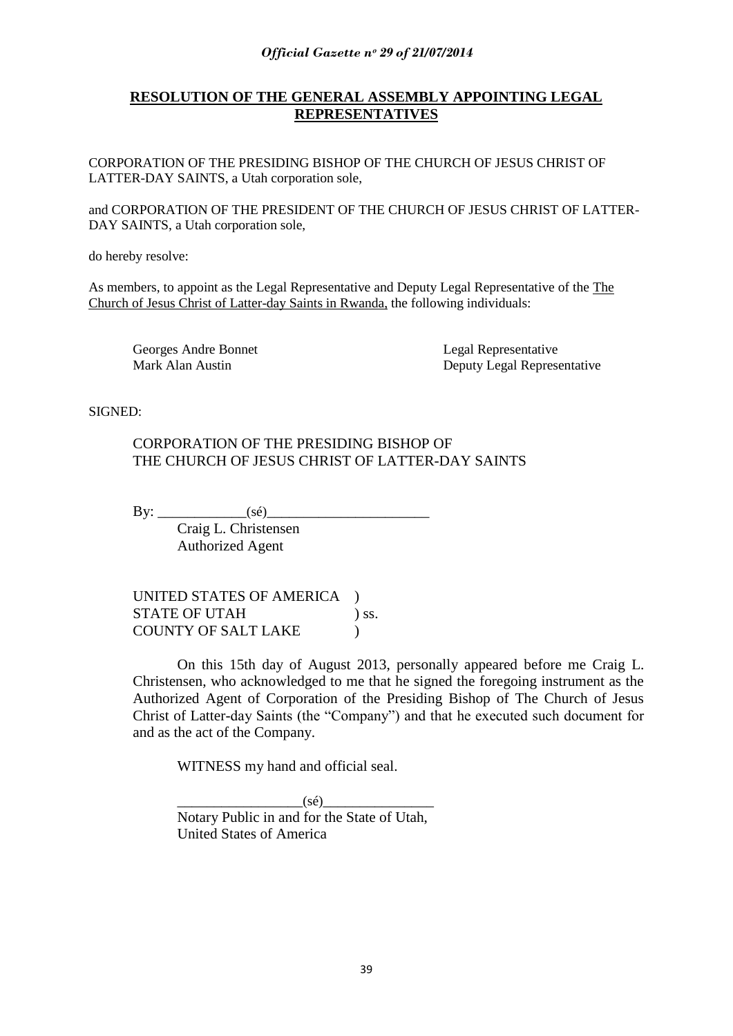## RESOLUTION OF THE GENERAL ASSEMBLY APPOINTING LEGAL REPRESENTATIVES

CORPORATION OF THE PRESIDING BISHOP OF THE CHURCH OF JESUS CHRIST OF LATTER-DAY SAINTS, a Utah corporation sole,

and CORPORATION OF THE PRESIDENT OF THE CHURCH OF JESUS CHRIST OF LATTER-DAY SAINTS, a Utah corporation sole,

do hereby resolve:

As members, to appoint as the Legal Representative and Deputy Legal Representative of the The Church of Jesus Christ of Latter-day Saints in Rwanda, the following individuals:

| | |
|---|---|
| Georges Andre Bonnet | Legal Representative |
| Mark Alan Austin | Deputy Legal Representative |

SIGNED:

CORPORATION OF THE PRESIDING BISHOP OF THE CHURCH OF JESUS CHRIST OF LATTER-DAY SAINTS

By: ____________(sé)______________________

Craig L. Christensen
Authorized Agent

UNITED STATES OF AMERICA )
STATE OF UTAH ) ss.
COUNTY OF SALT LAKE )

On this 15th day of August 2013, personally appeared before me Craig L. Christensen, who acknowledged to me that he signed the foregoing instrument as the Authorized Agent of Corporation of the Presiding Bishop of The Church of Jesus Christ of Latter-day Saints (the "Company") and that he executed such document for and as the act of the Company.

WITNESS my hand and official seal.

_________________(sé)_______________

Notary Public in and for the State of Utah,
United States of America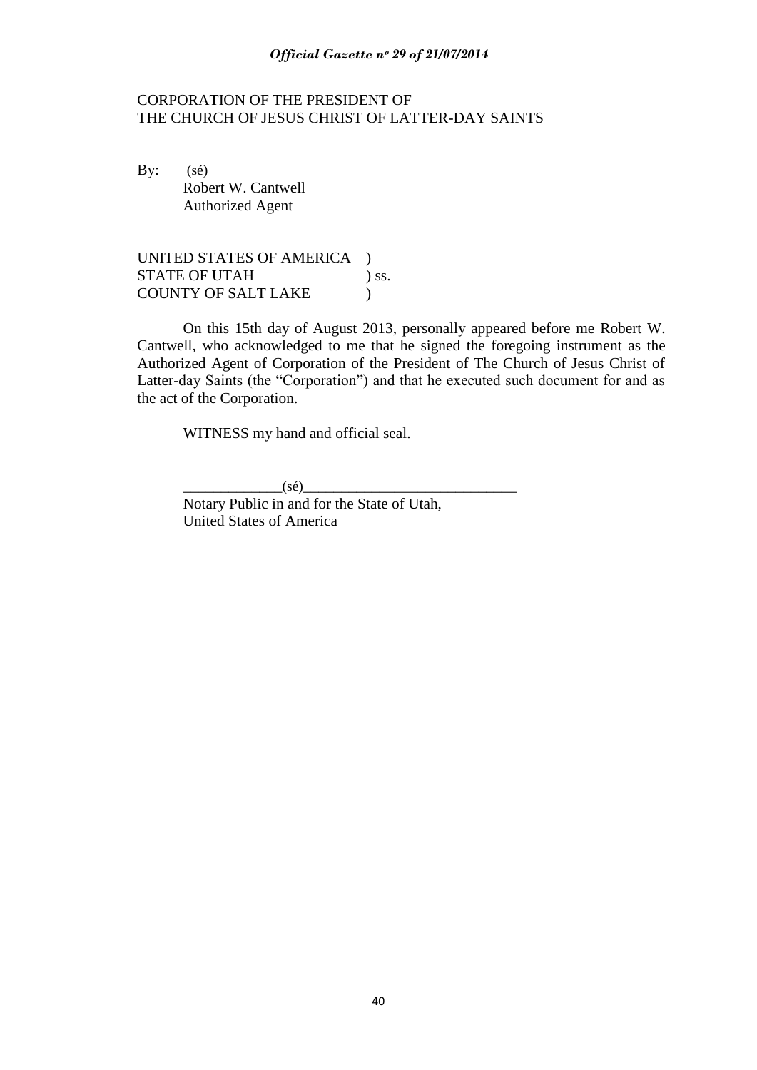CORPORATION OF THE PRESIDENT OF
THE CHURCH OF JESUS CHRIST OF LATTER-DAY SAINTS

By: (sé)
Robert W. Cantwell
Authorized Agent

UNITED STATES OF AMERICA )
STATE OF UTAH ) ss.
COUNTY OF SALT LAKE )

On this 15th day of August 2013, personally appeared before me Robert W. Cantwell, who acknowledged to me that he signed the foregoing instrument as the Authorized Agent of Corporation of the President of The Church of Jesus Christ of Latter-day Saints (the "Corporation") and that he executed such document for and as the act of the Corporation.

WITNESS my hand and official seal.

_____________(sé)____________________________
Notary Public in and for the State of Utah,
United States of America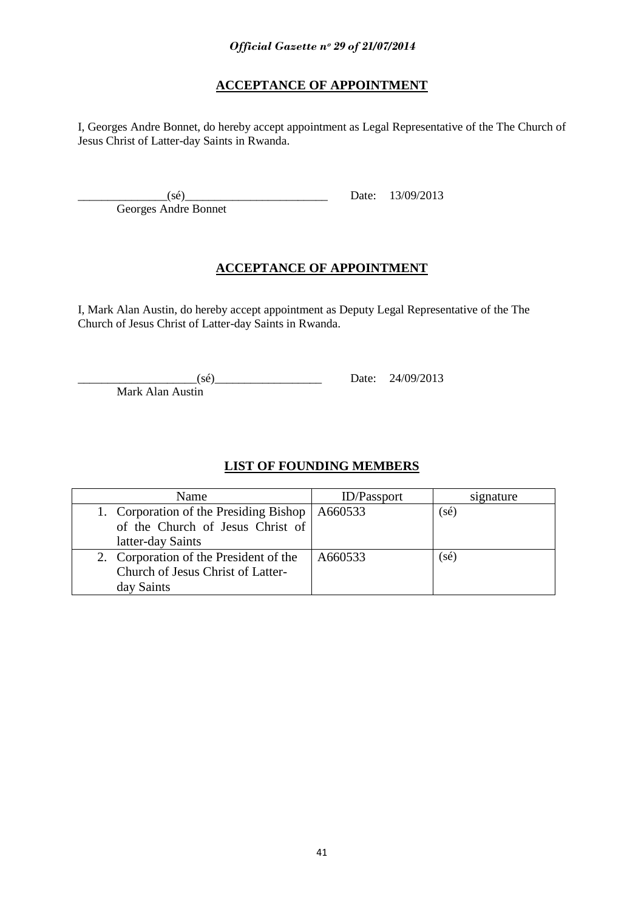## ACCEPTANCE OF APPOINTMENT

I, Georges Andre Bonnet, do hereby accept appointment as Legal Representative of the The Church of Jesus Christ of Latter-day Saints in Rwanda.

_______________(sé)________________________ Date: 13/09/2013

Georges Andre Bonnet

## ACCEPTANCE OF APPOINTMENT

I, Mark Alan Austin, do hereby accept appointment as Deputy Legal Representative of the The Church of Jesus Christ of Latter-day Saints in Rwanda.

____________________(sé)__________________ Date: 24/09/2013

Mark Alan Austin

## LIST OF FOUNDING MEMBERS

| Name | ID/Passport | signature |
|---|---|---|
| 1. Corporation of the Presiding Bishop of the Church of Jesus Christ of latter-day Saints | A660533 | (sé) |
| 2. Corporation of the President of the Church of Jesus Christ of Latter-day Saints | A660533 | (sé) |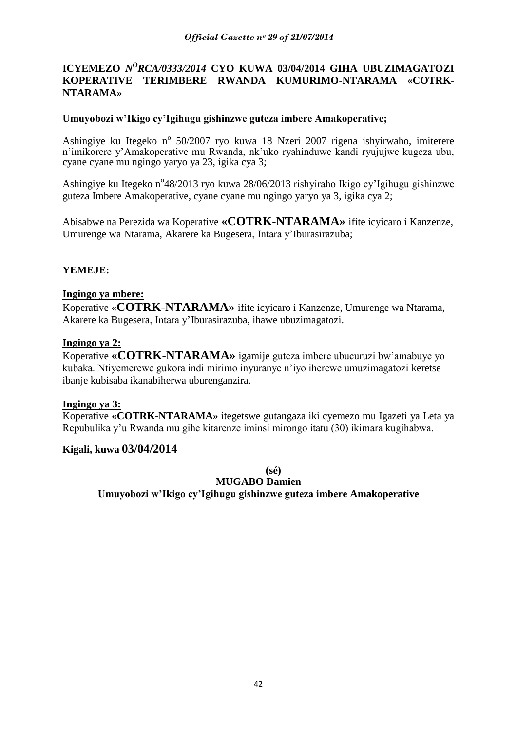**ICYEMEZO *N<sup>O</sup>RCA/0333/2014* CYO KUWA 03/04/2014 GIHA UBUZIMAGATOZI KOPERATIVE TERIMBERE RWANDA KUMURIMO-NTARAMA «COTRK-NTARAMA»**

**Umuyobozi w'Ikigo cy'Igihugu gishinzwe guteza imbere Amakoperative;**

Ashingiye ku Itegeko n° 50/2007 ryo kuwa 18 Nzeri 2007 rigena ishyirwaho, imiterere n'imikorere y'Amakoperative mu Rwanda, nk'uko ryahinduwe kandi ryujujwe kugeza ubu, cyane cyane mu ngingo yaryo ya 23, igika cya 3;

Ashingiye ku Itegeko n°48/2013 ryo kuwa 28/06/2013 rishyiraho Ikigo cy'Igihugu gishinzwe guteza Imbere Amakoperative, cyane cyane mu ngingo yaryo ya 3, igika cya 2;

Abisabwe na Perezida wa Koperative **«COTRK-NTARAMA»** ifite icyicaro i Kanzenze, Umurenge wa Ntarama, Akarere ka Bugesera, Intara y'Iburasirazuba;

**YEMEJE:**

**Ingingo ya mbere:**

Koperative «**COTRK-NTARAMA»** ifite icyicaro i Kanzenze, Umurenge wa Ntarama, Akarere ka Bugesera, Intara y'Iburasirazuba, ihawe ubuzimagatozi.

**Ingingo ya 2:**

Koperative **«COTRK-NTARAMA»** igamije guteza imbere ubucuruzi bw'amabuye yo kubaka. Ntiyemerewe gukora indi mirimo inyuranye n'iyo iherewe umuzimagatozi keretse ibanje kubisaba ikanabiherwa uburenganzira.

**Ingingo ya 3:**

Koperative **«COTRK-NTARAMA»** itegetswe gutangaza iki cyemezo mu Igazeti ya Leta ya Repubulika y'u Rwanda mu gihe kitarenze iminsi mirongo itatu (30) ikimara kugihabwa.

**Kigali, kuwa 03/04/2014**

**(sé)**

**MUGABO Damien**

**Umuyobozi w'Ikigo cy'Igihugu gishinzwe guteza imbere Amakoperative**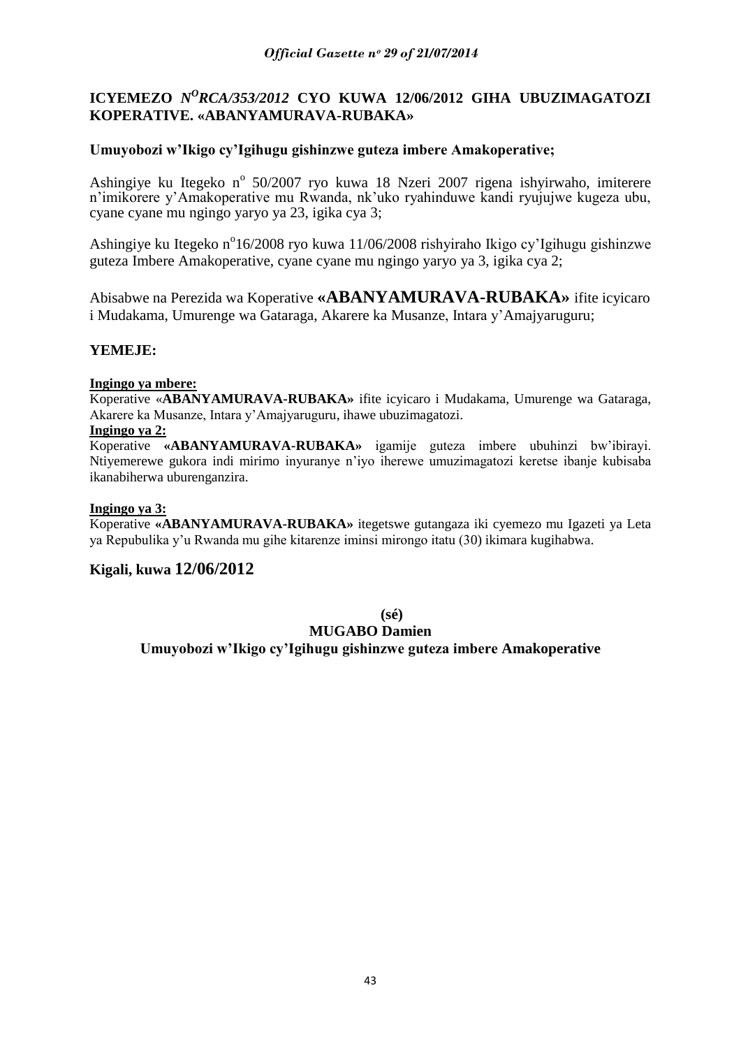## ICYEMEZO *N°RCA/353/2012* CYO KUWA 12/06/2012 GIHA UBUZIMAGATOZI KOPERATIVE. «ABANYAMURAVA-RUBAKA»

**Umuyobozi w'Ikigo cy'Igihugu gishinzwe guteza imbere Amakoperative;**

Ashingiye ku Itegeko n° 50/2007 ryo kuwa 18 Nzeri 2007 rigena ishyirwaho, imiterere n'imikorere y'Amakoperative mu Rwanda, nk'uko ryahinduwe kandi ryujujwe kugeza ubu, cyane cyane mu ngingo yaryo ya 23, igika cya 3;

Ashingiye ku Itegeko n°16/2008 ryo kuwa 11/06/2008 rishyiraho Ikigo cy'Igihugu gishinzwe guteza Imbere Amakoperative, cyane cyane mu ngingo yaryo ya 3, igika cya 2;

Abisabwe na Perezida wa Koperative **«ABANYAMURAVA-RUBAKA»** ifite icyicaro i Mudakama, Umurenge wa Gataraga, Akarere ka Musanze, Intara y'Amajyaruguru;

**YEMEJE:**

**Ingingo ya mbere:**
Koperative «**ABANYAMURAVA-RUBAKA»** ifite icyicaro i Mudakama, Umurenge wa Gataraga, Akarere ka Musanze, Intara y'Amajyaruguru, ihawe ubuzimagatozi.

**Ingingo ya 2:**
Koperative **«ABANYAMURAVA-RUBAKA»** igamije guteza imbere ubuhinzi bw'ibirayi. Ntiyemerewe gukora indi mirimo inyuranye n'iyo iherewe umuzimagatozi keretse ibanje kubisaba ikanabiherwa uburenganzira.

**Ingingo ya 3:**
Koperative **«ABANYAMURAVA-RUBAKA»** itegetswe gutangaza iki cyemezo mu Igazeti ya Leta ya Repubulika y'u Rwanda mu gihe kitarenze iminsi mirongo itatu (30) ikimara kugihabwa.

**Kigali, kuwa 12/06/2012**

**(sé)**

**MUGABO Damien**

**Umuyobozi w'Ikigo cy'Igihugu gishinzwe guteza imbere Amakoperative**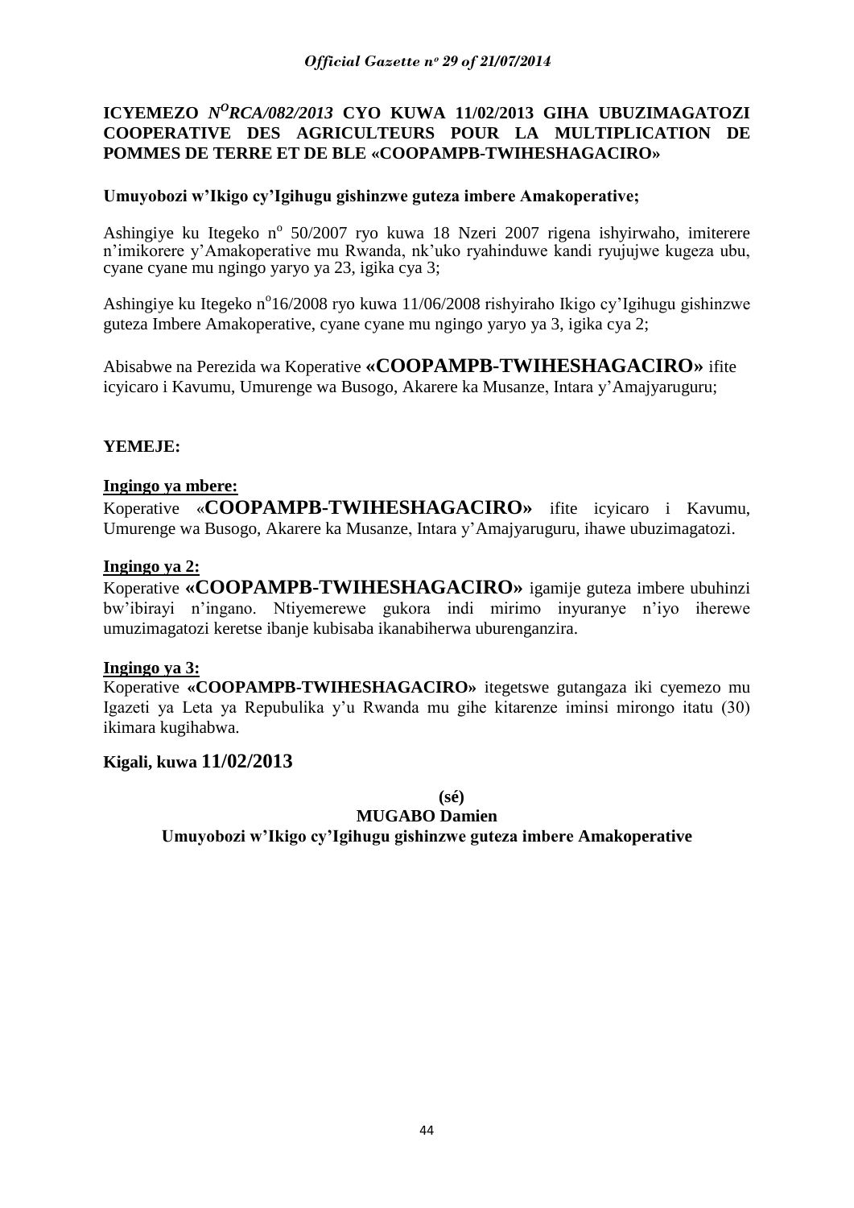**ICYEMEZO *N^O^RCA/082/2013* CYO KUWA 11/02/2013 GIHA UBUZIMAGATOZI COOPERATIVE DES AGRICULTEURS POUR LA MULTIPLICATION DE POMMES DE TERRE ET DE BLE «COOPAMPB-TWIHESHAGACIRO»**

**Umuyobozi w'Ikigo cy'Igihugu gishinzwe guteza imbere Amakoperative;**

Ashingiye ku Itegeko n° 50/2007 ryo kuwa 18 Nzeri 2007 rigena ishyirwaho, imiterere n'imikorere y'Amakoperative mu Rwanda, nk'uko ryahinduwe kandi ryujujwe kugeza ubu, cyane cyane mu ngingo yaryo ya 23, igika cya 3;

Ashingiye ku Itegeko n°16/2008 ryo kuwa 11/06/2008 rishyiraho Ikigo cy'Igihugu gishinzwe guteza Imbere Amakoperative, cyane cyane mu ngingo yaryo ya 3, igika cya 2;

Abisabwe na Perezida wa Koperative **«COOPAMPB-TWIHESHAGACIRO»** ifite icyicaro i Kavumu, Umurenge wa Busogo, Akarere ka Musanze, Intara y'Amajyaruguru;

**YEMEJE:**

**Ingingo ya mbere:**

Koperative «**COOPAMPB-TWIHESHAGACIRO»** ifite icyicaro i Kavumu, Umurenge wa Busogo, Akarere ka Musanze, Intara y'Amajyaruguru, ihawe ubuzimagatozi.

**Ingingo ya 2:**

Koperative **«COOPAMPB-TWIHESHAGACIRO»** igamije guteza imbere ubuhinzi bw'ibirayi n'ingano. Ntiyemerewe gukora indi mirimo inyuranye n'iyo iherewe umuzimagatozi keretse ibanje kubisaba ikanabiherwa uburenganzira.

**Ingingo ya 3:**

Koperative **«COOPAMPB-TWIHESHAGACIRO»** itegetswe gutangaza iki cyemezo mu Igazeti ya Leta ya Repubulika y'u Rwanda mu gihe kitarenze iminsi mirongo itatu (30) ikimara kugihabwa.

**Kigali, kuwa 11/02/2013**

**(sé)**

**MUGABO Damien**

**Umuyobozi w'Ikigo cy'Igihugu gishinzwe guteza imbere Amakoperative**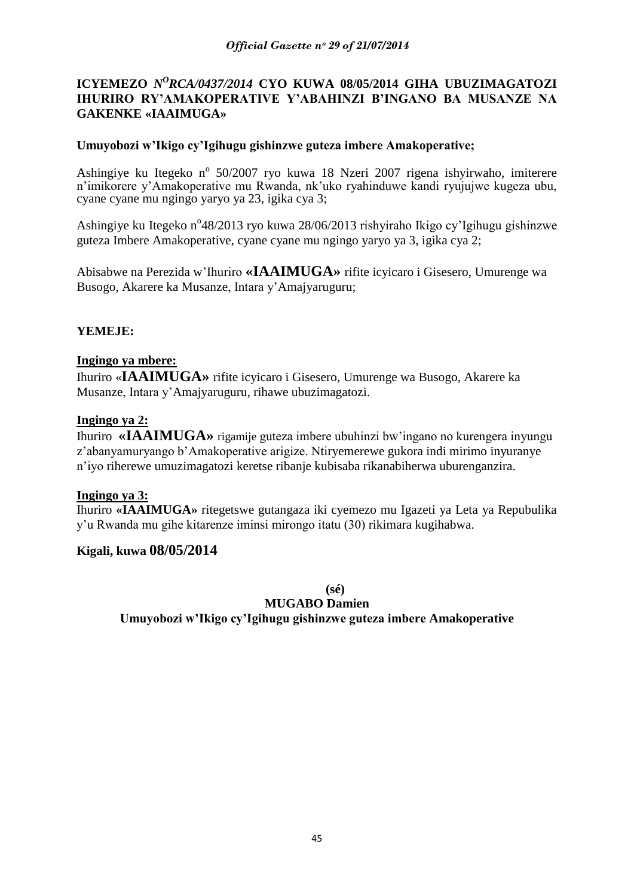**ICYEMEZO *N^O RCA/0437/2014* CYO KUWA 08/05/2014 GIHA UBUZIMAGATOZI IHURIRO RY'AMAKOPERATIVE Y'ABAHINZI B'INGANO BA MUSANZE NA GAKENKE «IAAIMUGA»**

**Umuyobozi w'Ikigo cy'Igihugu gishinzwe guteza imbere Amakoperative;**

Ashingiye ku Itegeko n° 50/2007 ryo kuwa 18 Nzeri 2007 rigena ishyirwaho, imiterere n'imikorere y'Amakoperative mu Rwanda, nk'uko ryahinduwe kandi ryujujwe kugeza ubu, cyane cyane mu ngingo yaryo ya 23, igika cya 3;

Ashingiye ku Itegeko n°48/2013 ryo kuwa 28/06/2013 rishyiraho Ikigo cy'Igihugu gishinzwe guteza Imbere Amakoperative, cyane cyane mu ngingo yaryo ya 3, igika cya 2;

Abisabwe na Perezida w'Ihuriro **«IAAIMUGA»** rifite icyicaro i Gisesero, Umurenge wa Busogo, Akarere ka Musanze, Intara y'Amajyaruguru;

**YEMEJE:**

**Ingingo ya mbere:**

Ihuriro «**IAAIMUGA»** rifite icyicaro i Gisesero, Umurenge wa Busogo, Akarere ka Musanze, Intara y'Amajyaruguru, rihawe ubuzimagatozi.

**Ingingo ya 2:**

Ihuriro **«IAAIMUGA»** rigamije guteza imbere ubuhinzi bw'ingano no kurengera inyungu z'abanyamuryango b'Amakoperative arigize. Ntiryemerewe gukora indi mirimo inyuranye n'iyo riherewe umuzimagatozi keretse ribanje kubisaba rikanabiherwa uburenganzira.

**Ingingo ya 3:**

Ihuriro **«IAAIMUGA»** ritegetswe gutangaza iki cyemezo mu Igazeti ya Leta ya Repubulika y'u Rwanda mu gihe kitarenze iminsi mirongo itatu (30) rikimara kugihabwa.

**Kigali, kuwa 08/05/2014**

**(sé)**

**MUGABO Damien**

**Umuyobozi w'Ikigo cy'Igihugu gishinzwe guteza imbere Amakoperative**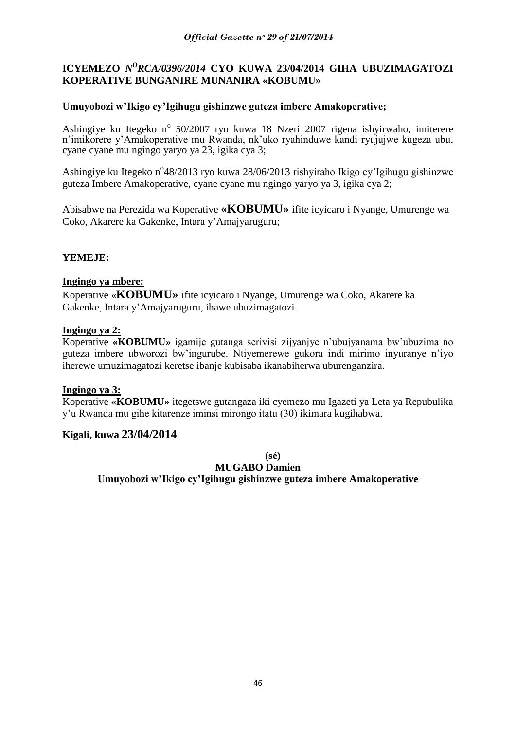## ICYEMEZO *N[O]RCA/0396/2014* CYO KUWA 23/04/2014 GIHA UBUZIMAGATOZI KOPERATIVE BUNGANIRE MUNANIRA «KOBUMU»

**Umuyobozi w'Ikigo cy'Igihugu gishinzwe guteza imbere Amakoperative;**

Ashingiye ku Itegeko n° 50/2007 ryo kuwa 18 Nzeri 2007 rigena ishyirwaho, imiterere n'imikorere y'Amakoperative mu Rwanda, nk'uko ryahinduwe kandi ryujujwe kugeza ubu, cyane cyane mu ngingo yaryo ya 23, igika cya 3;

Ashingiye ku Itegeko n°48/2013 ryo kuwa 28/06/2013 rishyiraho Ikigo cy'Igihugu gishinzwe guteza Imbere Amakoperative, cyane cyane mu ngingo yaryo ya 3, igika cya 2;

Abisabwe na Perezida wa Koperative **«KOBUMU»** ifite icyicaro i Nyange, Umurenge wa Coko, Akarere ka Gakenke, Intara y'Amajyaruguru;

**YEMEJE:**

**Ingingo ya mbere:**

Koperative «**KOBUMU»** ifite icyicaro i Nyange, Umurenge wa Coko, Akarere ka Gakenke, Intara y'Amajyaruguru, ihawe ubuzimagatozi.

**Ingingo ya 2:**

Koperative **«KOBUMU»** igamije gutanga serivisi zijyanjye n'ubujyanama bw'ubuzima no guteza imbere ubworozi bw'ingurube. Ntiyemerewe gukora indi mirimo inyuranye n'iyo iherewe umuzimagatozi keretse ibanje kubisaba ikanabiherwa uburenganzira.

**Ingingo ya 3:**

Koperative **«KOBUMU»** itegetswe gutangaza iki cyemezo mu Igazeti ya Leta ya Repubulika y'u Rwanda mu gihe kitarenze iminsi mirongo itatu (30) ikimara kugihabwa.

**Kigali, kuwa 23/04/2014**

**(sé)**

**MUGABO Damien**

**Umuyobozi w'Ikigo cy'Igihugu gishinzwe guteza imbere Amakoperative**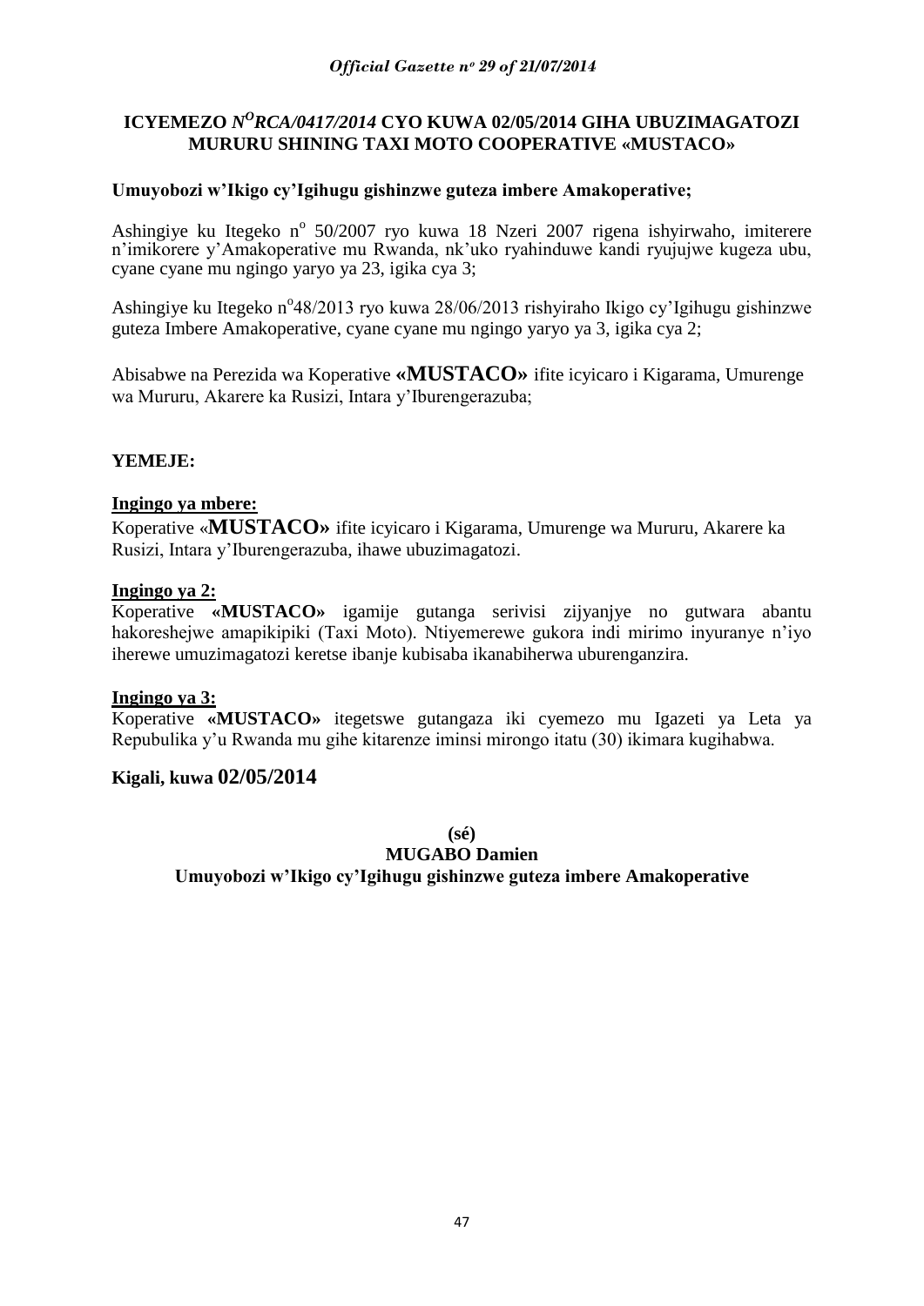**ICYEMEZO *N^O RCA/0417/2014* CYO KUWA 02/05/2014 GIHA UBUZIMAGATOZI MURURU SHINING TAXI MOTO COOPERATIVE «MUSTACO»**

**Umuyobozi w'Ikigo cy'Igihugu gishinzwe guteza imbere Amakoperative;**

Ashingiye ku Itegeko n° 50/2007 ryo kuwa 18 Nzeri 2007 rigena ishyirwaho, imiterere n'imikorere y'Amakoperative mu Rwanda, nk'uko ryahinduwe kandi ryujujwe kugeza ubu, cyane cyane mu ngingo yaryo ya 23, igika cya 3;

Ashingiye ku Itegeko n°48/2013 ryo kuwa 28/06/2013 rishyiraho Ikigo cy'Igihugu gishinzwe guteza Imbere Amakoperative, cyane cyane mu ngingo yaryo ya 3, igika cya 2;

Abisabwe na Perezida wa Koperative **«MUSTACO»** ifite icyicaro i Kigarama, Umurenge wa Mururu, Akarere ka Rusizi, Intara y'Iburengerazuba;

**YEMEJE:**

**Ingingo ya mbere:**

Koperative «**MUSTACO»** ifite icyicaro i Kigarama, Umurenge wa Mururu, Akarere ka Rusizi, Intara y'Iburengerazuba, ihawe ubuzimagatozi.

**Ingingo ya 2:**

Koperative **«MUSTACO»** igamije gutanga serivisi zijyanjye no gutwara abantu hakoreshejwe amapikipiki (Taxi Moto). Ntiyemerewe gukora indi mirimo inyuranye n'iyo iherewe umuzimagatozi keretse ibanje kubisaba ikanabiherwa uburenganzira.

**Ingingo ya 3:**

Koperative **«MUSTACO»** itegetswe gutangaza iki cyemezo mu Igazeti ya Leta ya Repubulika y'u Rwanda mu gihe kitarenze iminsi mirongo itatu (30) ikimara kugihabwa.

**Kigali, kuwa 02/05/2014**

**(sé)**
**MUGABO Damien**
**Umuyobozi w'Ikigo cy'Igihugu gishinzwe guteza imbere Amakoperative**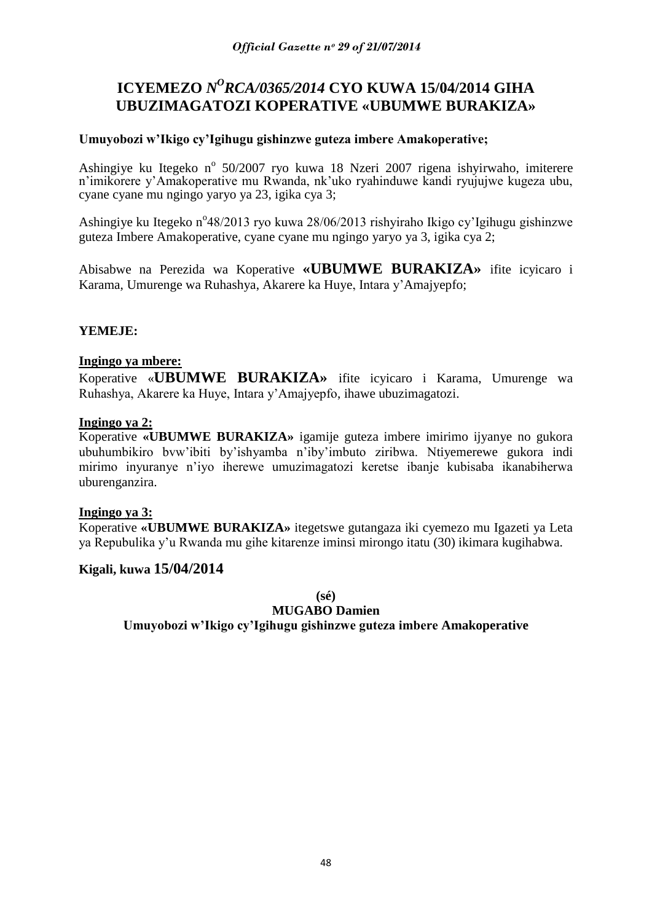# ICYEMEZO *N[O]RCA/0365/2014* CYO KUWA 15/04/2014 GIHA UBUZIMAGATOZI KOPERATIVE «UBUMWE BURAKIZA»

**Umuyobozi w'Ikigo cy'Igihugu gishinzwe guteza imbere Amakoperative;**

Ashingiye ku Itegeko n[o] 50/2007 ryo kuwa 18 Nzeri 2007 rigena ishyirwaho, imiterere n'imikorere y'Amakoperative mu Rwanda, nk'uko ryahinduwe kandi ryujujwe kugeza ubu, cyane cyane mu ngingo yaryo ya 23, igika cya 3;

Ashingiye ku Itegeko n[o]48/2013 ryo kuwa 28/06/2013 rishyiraho Ikigo cy'Igihugu gishinzwe guteza Imbere Amakoperative, cyane cyane mu ngingo yaryo ya 3, igika cya 2;

Abisabwe na Perezida wa Koperative **«UBUMWE BURAKIZA»** ifite icyicaro i Karama, Umurenge wa Ruhashya, Akarere ka Huye, Intara y'Amajyepfo;

**YEMEJE:**

**Ingingo ya mbere:**

Koperative «**UBUMWE BURAKIZA»** ifite icyicaro i Karama, Umurenge wa Ruhashya, Akarere ka Huye, Intara y'Amajyepfo, ihawe ubuzimagatozi.

**Ingingo ya 2:**

Koperative **«UBUMWE BURAKIZA»** igamije guteza imbere imirimo ijyanye no gukora ubuhumbikiro bvw'ibiti by'ishyamba n'iby'imbuto ziribwa. Ntiyemerewe gukora indi mirimo inyuranye n'iyo iherewe umuzimagatozi keretse ibanje kubisaba ikanabiherwa uburenganzira.

**Ingingo ya 3:**

Koperative **«UBUMWE BURAKIZA»** itegetswe gutangaza iki cyemezo mu Igazeti ya Leta ya Repubulika y'u Rwanda mu gihe kitarenze iminsi mirongo itatu (30) ikimara kugihabwa.

**Kigali, kuwa 15/04/2014**

**(sé)**

**MUGABO Damien**

**Umuyobozi w'Ikigo cy'Igihugu gishinzwe guteza imbere Amakoperative**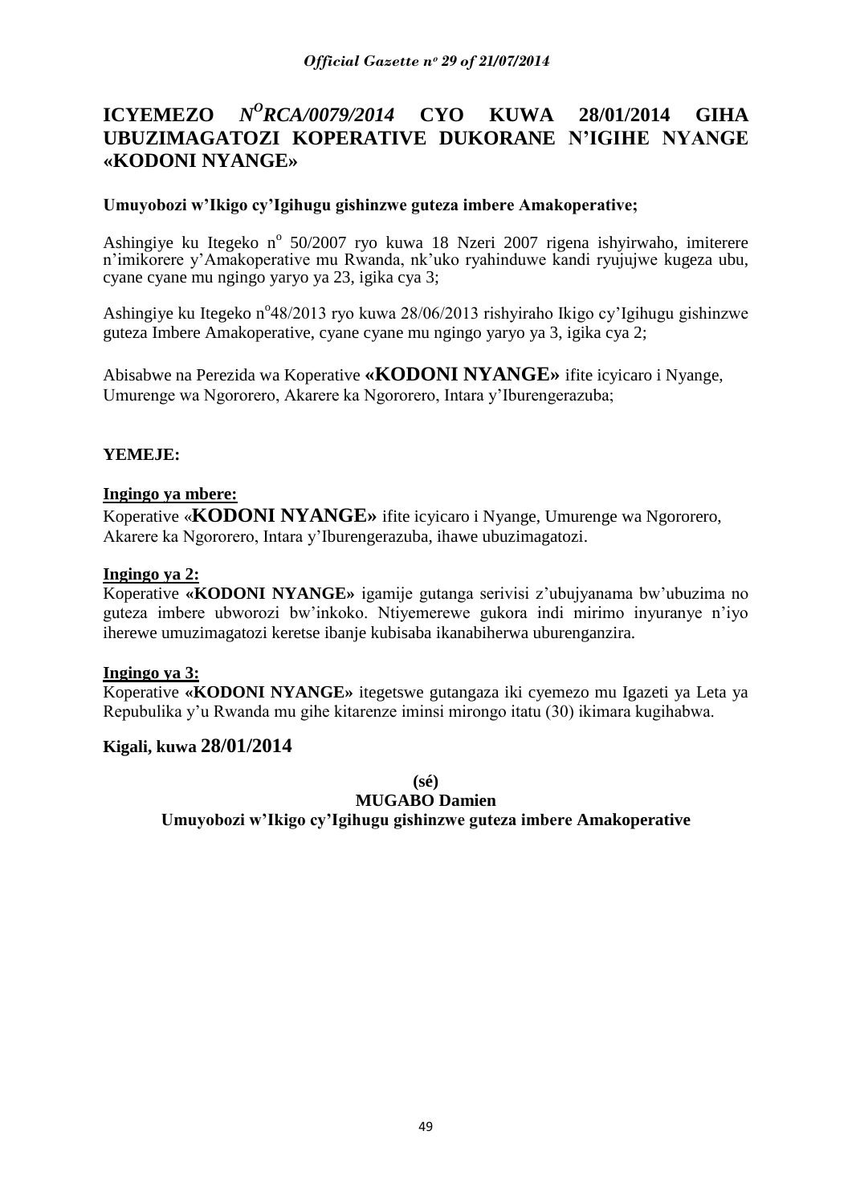# ICYEMEZO *N^O^RCA/0079/2014* CYO KUWA 28/01/2014 GIHA UBUZIMAGATOZI KOPERATIVE DUKORANE N'IGIHE NYANGE «KODONI NYANGE»

**Umuyobozi w'Ikigo cy'Igihugu gishinzwe guteza imbere Amakoperative;**

Ashingiye ku Itegeko n° 50/2007 ryo kuwa 18 Nzeri 2007 rigena ishyirwaho, imiterere n'imikorere y'Amakoperative mu Rwanda, nk'uko ryahinduwe kandi ryujujwe kugeza ubu, cyane cyane mu ngingo yaryo ya 23, igika cya 3;

Ashingiye ku Itegeko n°48/2013 ryo kuwa 28/06/2013 rishyiraho Ikigo cy'Igihugu gishinzwe guteza Imbere Amakoperative, cyane cyane mu ngingo yaryo ya 3, igika cya 2;

Abisabwe na Perezida wa Koperative **«KODONI NYANGE»** ifite icyicaro i Nyange, Umurenge wa Ngororero, Akarere ka Ngororero, Intara y'Iburengerazuba;

**YEMEJE:**

**Ingingo ya mbere:**

Koperative «**KODONI NYANGE»** ifite icyicaro i Nyange, Umurenge wa Ngororero, Akarere ka Ngororero, Intara y'Iburengerazuba, ihawe ubuzimagatozi.

**Ingingo ya 2:**

Koperative **«KODONI NYANGE»** igamije gutanga serivisi z'ubujyanama bw'ubuzima no guteza imbere ubworozi bw'inkoko. Ntiyemerewe gukora indi mirimo inyuranye n'iyo iherewe umuzimagatozi keretse ibanje kubisaba ikanabiherwa uburenganzira.

**Ingingo ya 3:**

Koperative **«KODONI NYANGE»** itegetswe gutangaza iki cyemezo mu Igazeti ya Leta ya Repubulika y'u Rwanda mu gihe kitarenze iminsi mirongo itatu (30) ikimara kugihabwa.

**Kigali, kuwa 28/01/2014**

**(sé)**

**MUGABO Damien**

**Umuyobozi w'Ikigo cy'Igihugu gishinzwe guteza imbere Amakoperative**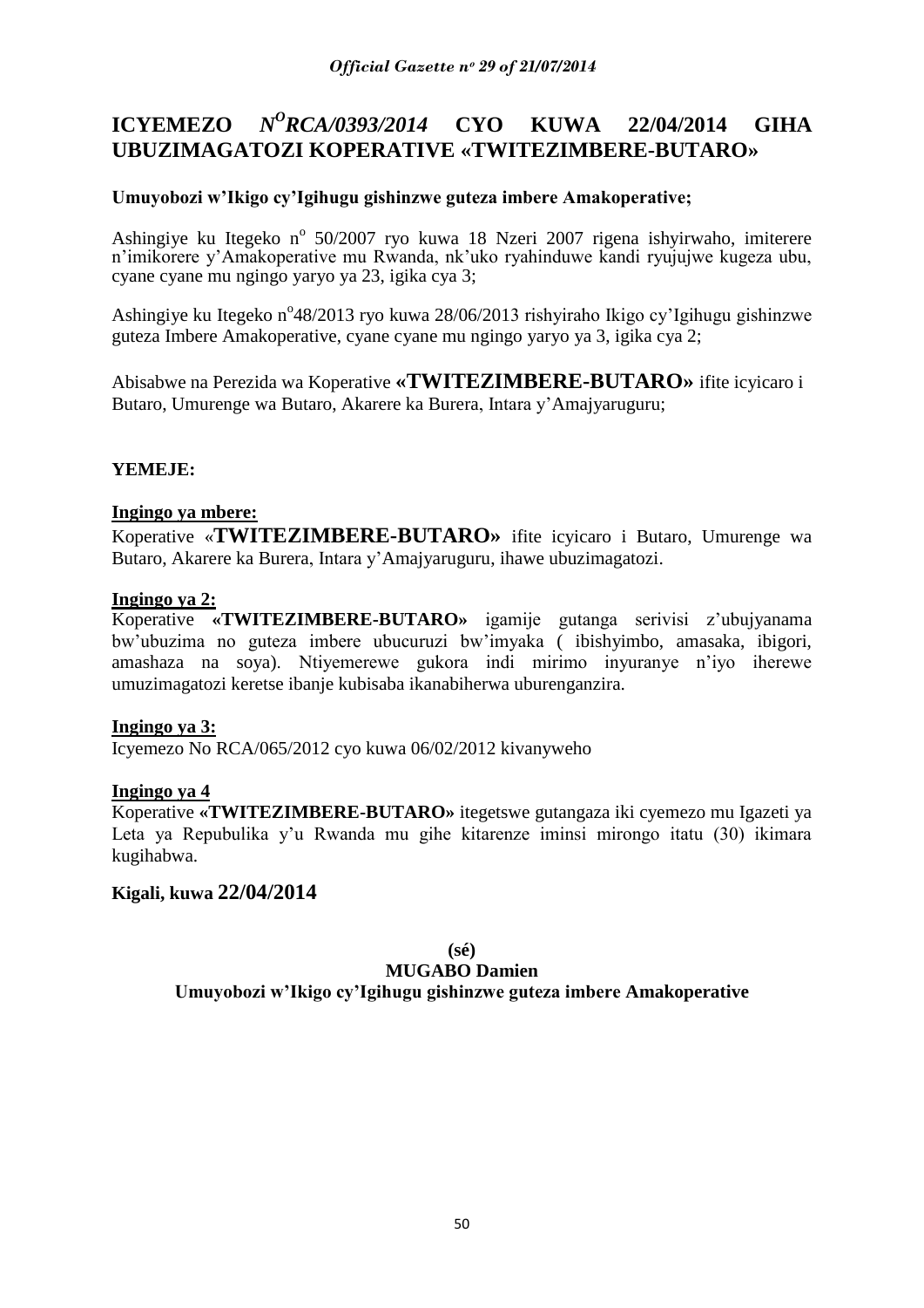# ICYEMEZO $N^{O}$*RCA/0393/2014* CYO KUWA 22/04/2014 GIHA UBUZIMAGATOZI KOPERATIVE «TWITEZIMBERE-BUTARO»

**Umuyobozi w'Ikigo cy'Igihugu gishinzwe guteza imbere Amakoperative;**

Ashingiye ku Itegeko n° 50/2007 ryo kuwa 18 Nzeri 2007 rigena ishyirwaho, imiterere n'imikorere y'Amakoperative mu Rwanda, nk'uko ryahinduwe kandi ryujujwe kugeza ubu, cyane cyane mu ngingo yaryo ya 23, igika cya 3;

Ashingiye ku Itegeko n°48/2013 ryo kuwa 28/06/2013 rishyiraho Ikigo cy'Igihugu gishinzwe guteza Imbere Amakoperative, cyane cyane mu ngingo yaryo ya 3, igika cya 2;

Abisabwe na Perezida wa Koperative **«TWITEZIMBERE-BUTARO»** ifite icyicaro i Butaro, Umurenge wa Butaro, Akarere ka Burera, Intara y'Amajyaruguru;

**YEMEJE:**

**Ingingo ya mbere:**

Koperative «**TWITEZIMBERE-BUTARO»** ifite icyicaro i Butaro, Umurenge wa Butaro, Akarere ka Burera, Intara y'Amajyaruguru, ihawe ubuzimagatozi.

**Ingingo ya 2:**

Koperative **«TWITEZIMBERE-BUTARO»** igamije gutanga serivisi z'ubujyanama bw'ubuzima no guteza imbere ubucuruzi bw'imyaka ( ibishyimbo, amasaka, ibigori, amashaza na soya). Ntiyemerewe gukora indi mirimo inyuranye n'iyo iherewe umuzimagatozi keretse ibanje kubisaba ikanabiherwa uburenganzira.

**Ingingo ya 3:**

Icyemezo No RCA/065/2012 cyo kuwa 06/02/2012 kivanyweho

**Ingingo ya 4**

Koperative **«TWITEZIMBERE-BUTARO»** itegetswe gutangaza iki cyemezo mu Igazeti ya Leta ya Repubulika y'u Rwanda mu gihe kitarenze iminsi mirongo itatu (30) ikimara kugihabwa.

**Kigali, kuwa 22/04/2014**

**(sé)**

**MUGABO Damien**

**Umuyobozi w'Ikigo cy'Igihugu gishinzwe guteza imbere Amakoperative**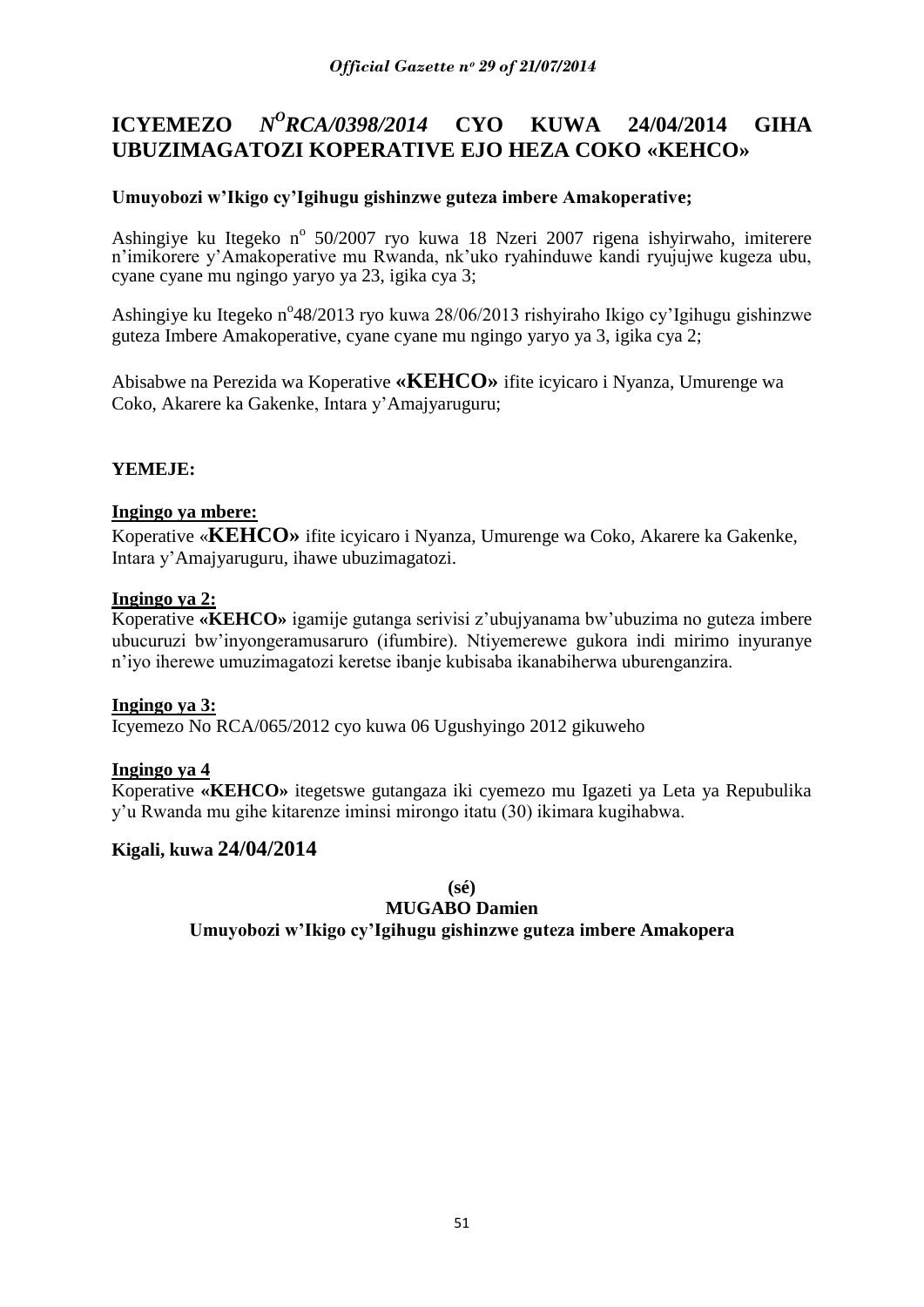# ICYEMEZO *N<sup>O</sup>RCA/0398/2014* CYO KUWA 24/04/2014 GIHA UBUZIMAGATOZI KOPERATIVE EJO HEZA COKO «KEHCO»

**Umuyobozi w'Ikigo cy'Igihugu gishinzwe guteza imbere Amakoperative;**

Ashingiye ku Itegeko n° 50/2007 ryo kuwa 18 Nzeri 2007 rigena ishyirwaho, imiterere n'imikorere y'Amakoperative mu Rwanda, nk'uko ryahinduwe kandi ryujujwe kugeza ubu, cyane cyane mu ngingo yaryo ya 23, igika cya 3;

Ashingiye ku Itegeko n°48/2013 ryo kuwa 28/06/2013 rishyiraho Ikigo cy'Igihugu gishinzwe guteza Imbere Amakoperative, cyane cyane mu ngingo yaryo ya 3, igika cya 2;

Abisabwe na Perezida wa Koperative **«KEHCO»** ifite icyicaro i Nyanza, Umurenge wa Coko, Akarere ka Gakenke, Intara y'Amajyaruguru;

**YEMEJE:**

**Ingingo ya mbere:**

Koperative «**KEHCO»** ifite icyicaro i Nyanza, Umurenge wa Coko, Akarere ka Gakenke, Intara y'Amajyaruguru, ihawe ubuzimagatozi.

**Ingingo ya 2:**

Koperative **«KEHCO»** igamije gutanga serivisi z'ubujyanama bw'ubuzima no guteza imbere ubucuruzi bw'inyongeramusaruro (ifumbire). Ntiyemerewe gukora indi mirimo inyuranye n'iyo iherewe umuzimagatozi keretse ibanje kubisaba ikanabiherwa uburenganzira.

**Ingingo ya 3:**

Icyemezo No RCA/065/2012 cyo kuwa 06 Ugushyingo 2012 gikuweho

**Ingingo ya 4**

Koperative **«KEHCO»** itegetswe gutangaza iki cyemezo mu Igazeti ya Leta ya Repubulika y'u Rwanda mu gihe kitarenze iminsi mirongo itatu (30) ikimara kugihabwa.

**Kigali, kuwa 24/04/2014**

**(sé)**

**MUGABO Damien**

**Umuyobozi w'Ikigo cy'Igihugu gishinzwe guteza imbere Amakopera**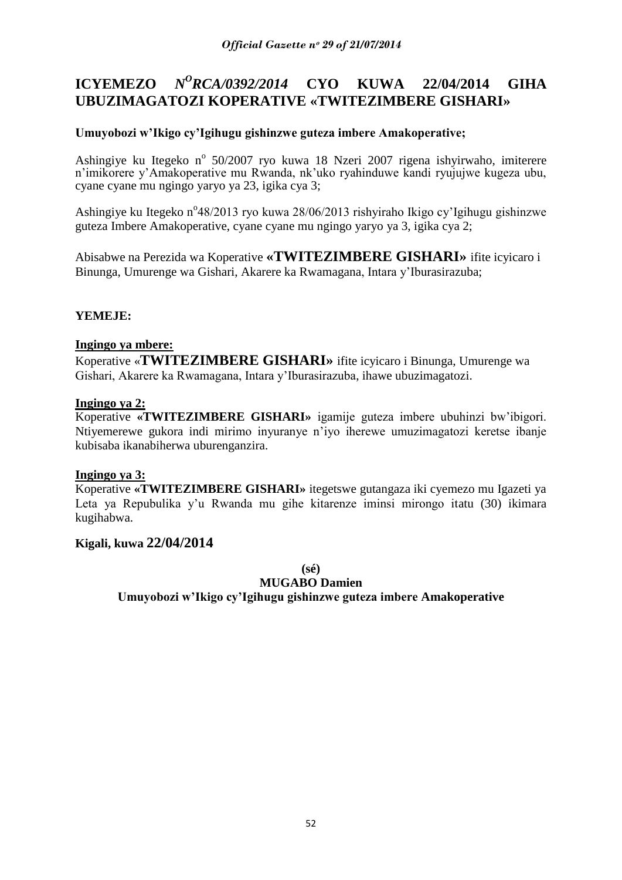# ICYEMEZO *N^O RCA/0392/2014* CYO KUWA 22/04/2014 GIHA UBUZIMAGATOZI KOPERATIVE «TWITEZIMBERE GISHARI»

**Umuyobozi w'Ikigo cy'Igihugu gishinzwe guteza imbere Amakoperative;**

Ashingiye ku Itegeko n° 50/2007 ryo kuwa 18 Nzeri 2007 rigena ishyirwaho, imiterere n'imikorere y'Amakoperative mu Rwanda, nk'uko ryahinduwe kandi ryujujwe kugeza ubu, cyane cyane mu ngingo yaryo ya 23, igika cya 3;

Ashingiye ku Itegeko n°48/2013 ryo kuwa 28/06/2013 rishyiraho Ikigo cy'Igihugu gishinzwe guteza Imbere Amakoperative, cyane cyane mu ngingo yaryo ya 3, igika cya 2;

Abisabwe na Perezida wa Koperative **«TWITEZIMBERE GISHARI»** ifite icyicaro i Binunga, Umurenge wa Gishari, Akarere ka Rwamagana, Intara y'Iburasirazuba;

**YEMEJE:**

**Ingingo ya mbere:**

Koperative «**TWITEZIMBERE GISHARI»** ifite icyicaro i Binunga, Umurenge wa Gishari, Akarere ka Rwamagana, Intara y'Iburasirazuba, ihawe ubuzimagatozi.

**Ingingo ya 2:**

Koperative **«TWITEZIMBERE GISHARI»** igamije guteza imbere ubuhinzi bw'ibigori. Ntiyemerewe gukora indi mirimo inyuranye n'iyo iherewe umuzimagatozi keretse ibanje kubisaba ikanabiherwa uburenganzira.

**Ingingo ya 3:**

Koperative **«TWITEZIMBERE GISHARI»** itegetswe gutangaza iki cyemezo mu Igazeti ya Leta ya Repubulika y'u Rwanda mu gihe kitarenze iminsi mirongo itatu (30) ikimara kugihabwa.

**Kigali, kuwa 22/04/2014**

**(sé)**

**MUGABO Damien**

**Umuyobozi w'Ikigo cy'Igihugu gishinzwe guteza imbere Amakoperative**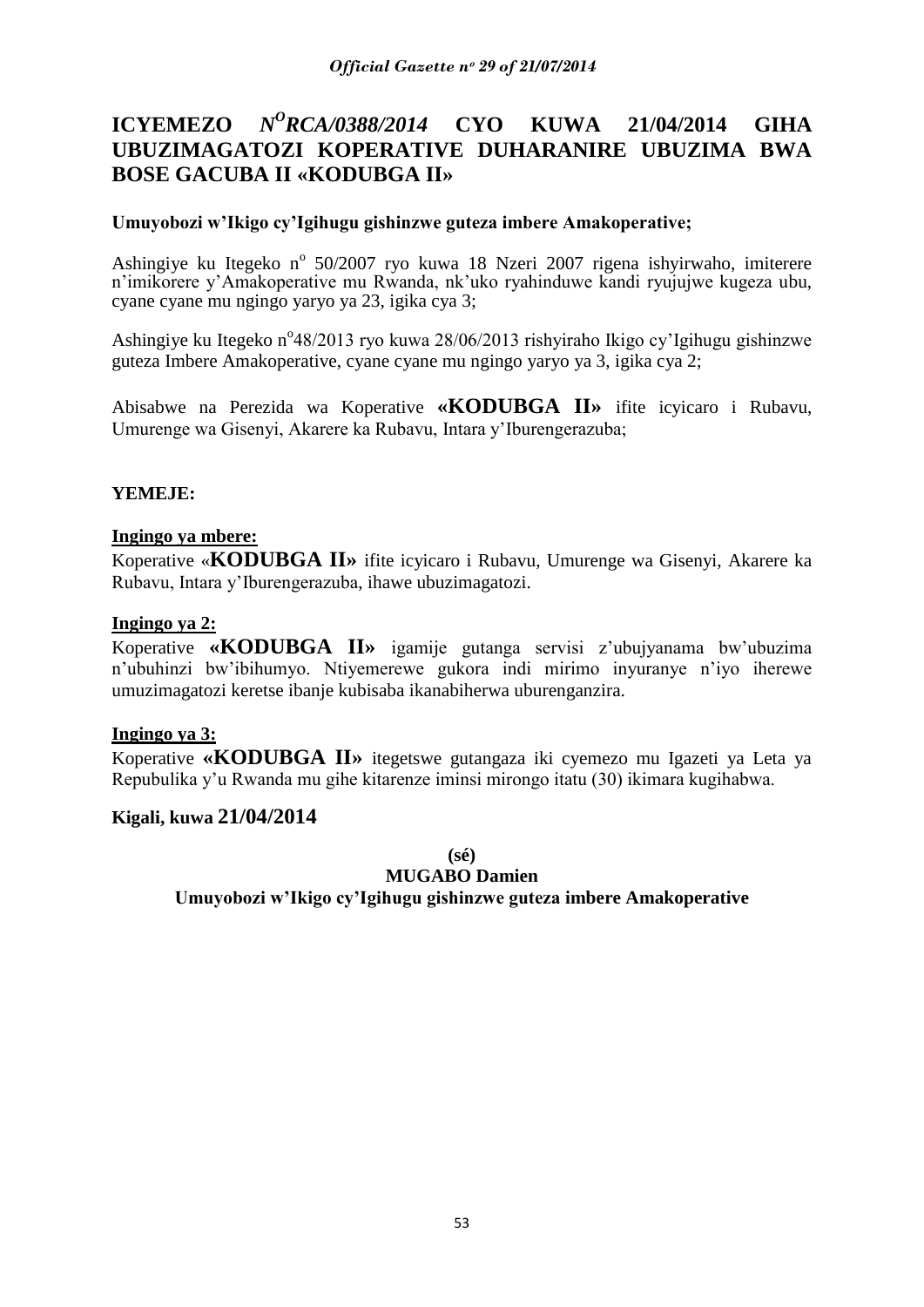## ICYEMEZO *N<sup>O</sup>RCA/0388/2014* CYO KUWA 21/04/2014 GIHA UBUZIMAGATOZI KOPERATIVE DUHARANIRE UBUZIMA BWA BOSE GACUBA II «KODUBGA II»

**Umuyobozi w'Ikigo cy'Igihugu gishinzwe guteza imbere Amakoperative;**

Ashingiye ku Itegeko n° 50/2007 ryo kuwa 18 Nzeri 2007 rigena ishyirwaho, imiterere n'imikorere y'Amakoperative mu Rwanda, nk'uko ryahinduwe kandi ryujujwe kugeza ubu, cyane cyane mu ngingo yaryo ya 23, igika cya 3;

Ashingiye ku Itegeko n°48/2013 ryo kuwa 28/06/2013 rishyiraho Ikigo cy'Igihugu gishinzwe guteza Imbere Amakoperative, cyane cyane mu ngingo yaryo ya 3, igika cya 2;

Abisabwe na Perezida wa Koperative **«KODUBGA II»** ifite icyicaro i Rubavu, Umurenge wa Gisenyi, Akarere ka Rubavu, Intara y'Iburengerazuba;

**YEMEJE:**

**Ingingo ya mbere:**

Koperative «**KODUBGA II»** ifite icyicaro i Rubavu, Umurenge wa Gisenyi, Akarere ka Rubavu, Intara y'Iburengerazuba, ihawe ubuzimagatozi.

**Ingingo ya 2:**

Koperative **«KODUBGA II»** igamije gutanga servisi z'ubujyanama bw'ubuzima n'ubuhinzi bw'ibihumyo. Ntiyemerewe gukora indi mirimo inyuranye n'iyo iherewe umuzimagatozi keretse ibanje kubisaba ikanabiherwa uburenganzira.

**Ingingo ya 3:**

Koperative **«KODUBGA II»** itegetswe gutangaza iki cyemezo mu Igazeti ya Leta ya Repubulika y'u Rwanda mu gihe kitarenze iminsi mirongo itatu (30) ikimara kugihabwa.

**Kigali, kuwa 21/04/2014**

**(sé)**

**MUGABO Damien**

**Umuyobozi w'Ikigo cy'Igihugu gishinzwe guteza imbere Amakoperative**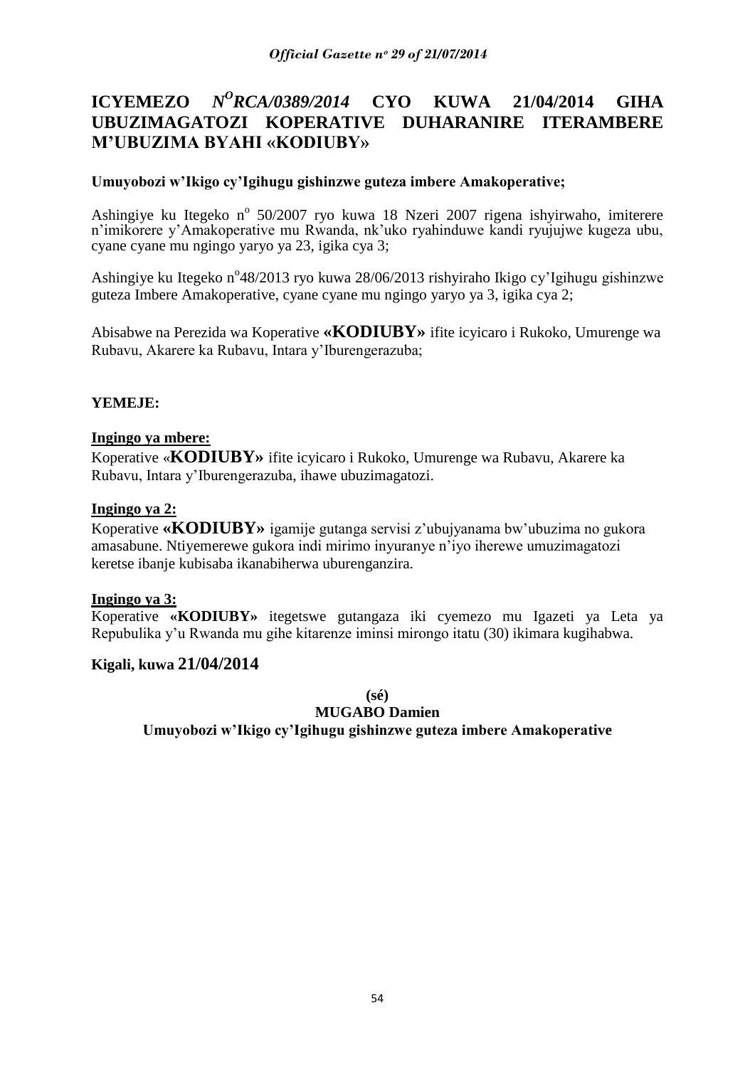# ICYEMEZO *N^O RCA/0389/2014* CYO KUWA 21/04/2014 GIHA UBUZIMAGATOZI KOPERATIVE DUHARANIRE ITERAMBERE M'UBUZIMA BYAHI «KODIUBY»

**Umuyobozi w'Ikigo cy'Igihugu gishinzwe guteza imbere Amakoperative;**

Ashingiye ku Itegeko n° 50/2007 ryo kuwa 18 Nzeri 2007 rigena ishyirwaho, imiterere n'imikorere y'Amakoperative mu Rwanda, nk'uko ryahinduwe kandi ryujujwe kugeza ubu, cyane cyane mu ngingo yaryo ya 23, igika cya 3;

Ashingiye ku Itegeko n°48/2013 ryo kuwa 28/06/2013 rishyiraho Ikigo cy'Igihugu gishinzwe guteza Imbere Amakoperative, cyane cyane mu ngingo yaryo ya 3, igika cya 2;

Abisabwe na Perezida wa Koperative **«KODIUBY»** ifite icyicaro i Rukoko, Umurenge wa Rubavu, Akarere ka Rubavu, Intara y'Iburengerazuba;

**YEMEJE:**

**Ingingo ya mbere:**
Koperative «**KODIUBY»** ifite icyicaro i Rukoko, Umurenge wa Rubavu, Akarere ka Rubavu, Intara y'Iburengerazuba, ihawe ubuzimagatozi.

**Ingingo ya 2:**
Koperative **«KODIUBY»** igamije gutanga servisi z'ubujyanama bw'ubuzima no gukora amasabune. Ntiyemerewe gukora indi mirimo inyuranye n'iyo iherewe umuzimagatozi keretse ibanje kubisaba ikanabiherwa uburenganzira.

**Ingingo ya 3:**
Koperative **«KODIUBY»** itegetswe gutangaza iki cyemezo mu Igazeti ya Leta ya Repubulika y'u Rwanda mu gihe kitarenze iminsi mirongo itatu (30) ikimara kugihabwa.

**Kigali, kuwa 21/04/2014**

**(sé)**
**MUGABO Damien**
**Umuyobozi w'Ikigo cy'Igihugu gishinzwe guteza imbere Amakoperative**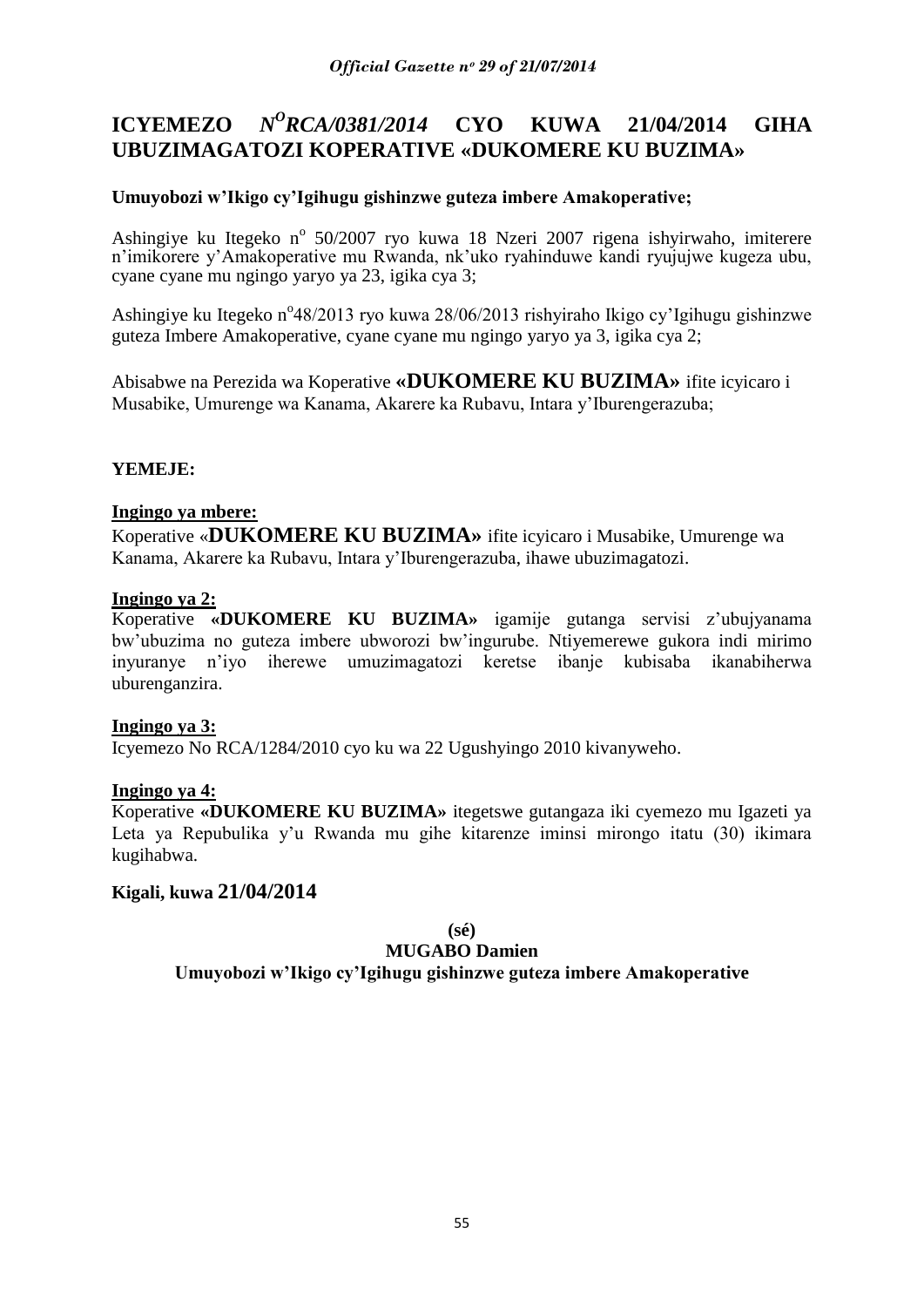# ICYEMEZO *N^O RCA/0381/2014* CYO KUWA 21/04/2014 GIHA UBUZIMAGATOZI KOPERATIVE «DUKOMERE KU BUZIMA»

**Umuyobozi w'Ikigo cy'Igihugu gishinzwe guteza imbere Amakoperative;**

Ashingiye ku Itegeko n° 50/2007 ryo kuwa 18 Nzeri 2007 rigena ishyirwaho, imiterere n'imikorere y'Amakoperative mu Rwanda, nk'uko ryahinduwe kandi ryujujwe kugeza ubu, cyane cyane mu ngingo yaryo ya 23, igika cya 3;

Ashingiye ku Itegeko n°48/2013 ryo kuwa 28/06/2013 rishyiraho Ikigo cy'Igihugu gishinzwe guteza Imbere Amakoperative, cyane cyane mu ngingo yaryo ya 3, igika cya 2;

Abisabwe na Perezida wa Koperative **«DUKOMERE KU BUZIMA»** ifite icyicaro i Musabike, Umurenge wa Kanama, Akarere ka Rubavu, Intara y'Iburengerazuba;

**YEMEJE:**

**Ingingo ya mbere:**

Koperative «**DUKOMERE KU BUZIMA»** ifite icyicaro i Musabike, Umurenge wa Kanama, Akarere ka Rubavu, Intara y'Iburengerazuba, ihawe ubuzimagatozi.

**Ingingo ya 2:**

Koperative **«DUKOMERE KU BUZIMA»** igamije gutanga servisi z'ubujyanama bw'ubuzima no guteza imbere ubworozi bw'ingurube. Ntiyemerewe gukora indi mirimo inyuranye n'iyo iherewe umuzimagatozi keretse ibanje kubisaba ikanabiherwa uburenganzira.

**Ingingo ya 3:**

Icyemezo No RCA/1284/2010 cyo ku wa 22 Ugushyingo 2010 kivanyweho.

**Ingingo ya 4:**

Koperative **«DUKOMERE KU BUZIMA»** itegetswe gutangaza iki cyemezo mu Igazeti ya Leta ya Repubulika y'u Rwanda mu gihe kitarenze iminsi mirongo itatu (30) ikimara kugihabwa.

**Kigali, kuwa 21/04/2014**

**(sé)**

**MUGABO Damien**

**Umuyobozi w'Ikigo cy'Igihugu gishinzwe guteza imbere Amakoperative**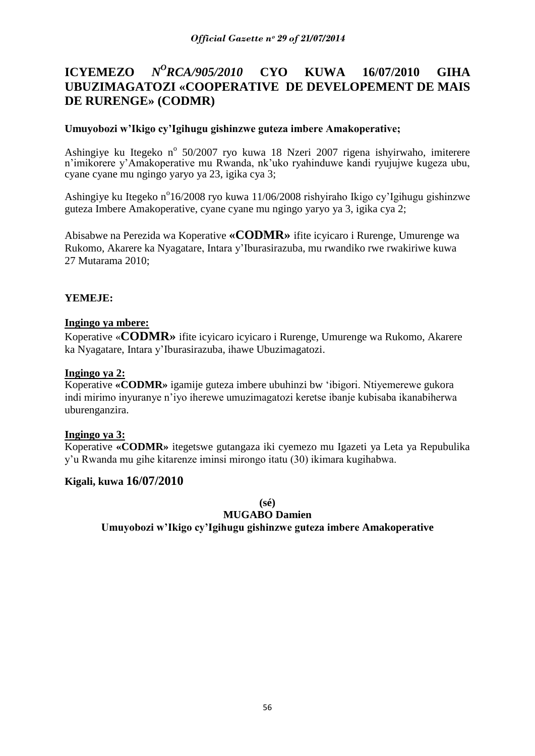# ICYEMEZO *N^O RCA/905/2010* CYO KUWA 16/07/2010 GIHA UBUZIMAGATOZI «COOPERATIVE DE DEVELOPEMENT DE MAIS DE RURENGE» (CODMR)

**Umuyobozi w'Ikigo cy'Igihugu gishinzwe guteza imbere Amakoperative;**

Ashingiye ku Itegeko n° 50/2007 ryo kuwa 18 Nzeri 2007 rigena ishyirwaho, imiterere n'imikorere y'Amakoperative mu Rwanda, nk'uko ryahinduwe kandi ryujujwe kugeza ubu, cyane cyane mu ngingo yaryo ya 23, igika cya 3;

Ashingiye ku Itegeko n°16/2008 ryo kuwa 11/06/2008 rishyiraho Ikigo cy'Igihugu gishinzwe guteza Imbere Amakoperative, cyane cyane mu ngingo yaryo ya 3, igika cya 2;

Abisabwe na Perezida wa Koperative **«CODMR»** ifite icyicaro i Rurenge, Umurenge wa Rukomo, Akarere ka Nyagatare, Intara y'Iburasirazuba, mu rwandiko rwe rwakiriwe kuwa 27 Mutarama 2010;

**YEMEJE:**

**Ingingo ya mbere:**

Koperative «**CODMR»** ifite icyicaro icyicaro i Rurenge, Umurenge wa Rukomo, Akarere ka Nyagatare, Intara y'Iburasirazuba, ihawe Ubuzimagatozi.

**Ingingo ya 2:**

Koperative **«CODMR»** igamije guteza imbere ubuhinzi bw 'ibigori. Ntiyemerewe gukora indi mirimo inyuranye n'iyo iherewe umuzimagatozi keretse ibanje kubisaba ikanabiherwa uburenganzira.

**Ingingo ya 3:**

Koperative **«CODMR»** itegetswe gutangaza iki cyemezo mu Igazeti ya Leta ya Repubulika y'u Rwanda mu gihe kitarenze iminsi mirongo itatu (30) ikimara kugihabwa.

**Kigali, kuwa 16/07/2010**

**(sé)**

**MUGABO Damien**

**Umuyobozi w'Ikigo cy'Igihugu gishinzwe guteza imbere Amakoperative**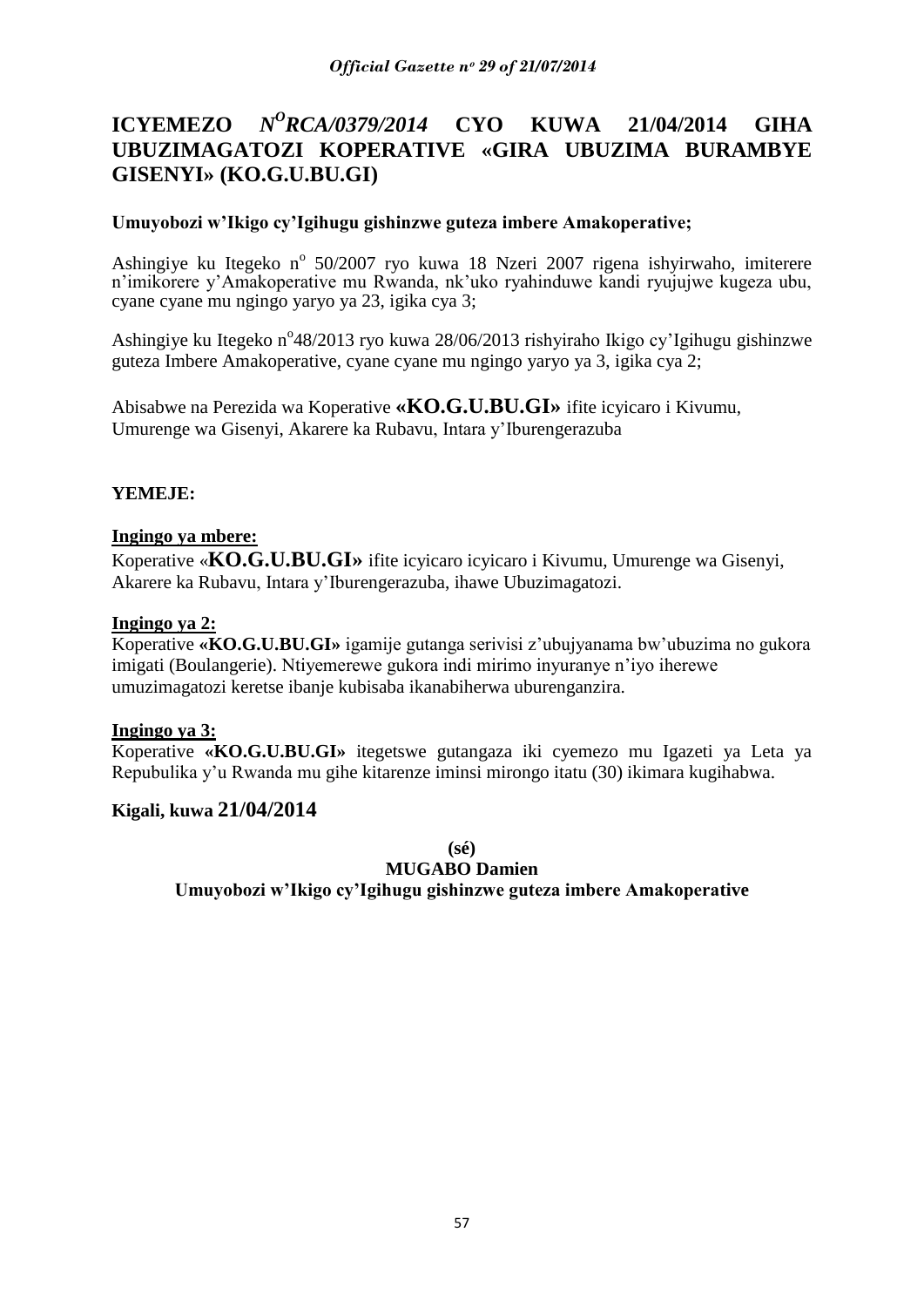# ICYEMEZO *N^O RCA/0379/2014* CYO KUWA 21/04/2014 GIHA UBUZIMAGATOZI KOPERATIVE «GIRA UBUZIMA BURAMBYE GISENYI» (KO.G.U.BU.GI)

**Umuyobozi w'Ikigo cy'Igihugu gishinzwe guteza imbere Amakoperative;**

Ashingiye ku Itegeko n° 50/2007 ryo kuwa 18 Nzeri 2007 rigena ishyirwaho, imiterere n'imikorere y'Amakoperative mu Rwanda, nk'uko ryahinduwe kandi ryujujwe kugeza ubu, cyane cyane mu ngingo yaryo ya 23, igika cya 3;

Ashingiye ku Itegeko n°48/2013 ryo kuwa 28/06/2013 rishyiraho Ikigo cy'Igihugu gishinzwe guteza Imbere Amakoperative, cyane cyane mu ngingo yaryo ya 3, igika cya 2;

Abisabwe na Perezida wa Koperative **«KO.G.U.BU.GI»** ifite icyicaro i Kivumu, Umurenge wa Gisenyi, Akarere ka Rubavu, Intara y'Iburengerazuba

**YEMEJE:**

**Ingingo ya mbere:**

Koperative «**KO.G.U.BU.GI»** ifite icyicaro icyicaro i Kivumu, Umurenge wa Gisenyi, Akarere ka Rubavu, Intara y'Iburengerazuba, ihawe Ubuzimagatozi.

**Ingingo ya 2:**

Koperative **«KO.G.U.BU.GI»** igamije gutanga serivisi z'ubujyanama bw'ubuzima no gukora imigati (Boulangerie). Ntiyemerewe gukora indi mirimo inyuranye n'iyo iherewe umuzimagatozi keretse ibanje kubisaba ikanabiherwa uburenganzira.

**Ingingo ya 3:**

Koperative **«KO.G.U.BU.GI»** itegetswe gutangaza iki cyemezo mu Igazeti ya Leta ya Repubulika y'u Rwanda mu gihe kitarenze iminsi mirongo itatu (30) ikimara kugihabwa.

**Kigali, kuwa 21/04/2014**

**(sé)**

**MUGABO Damien**

**Umuyobozi w'Ikigo cy'Igihugu gishinzwe guteza imbere Amakoperative**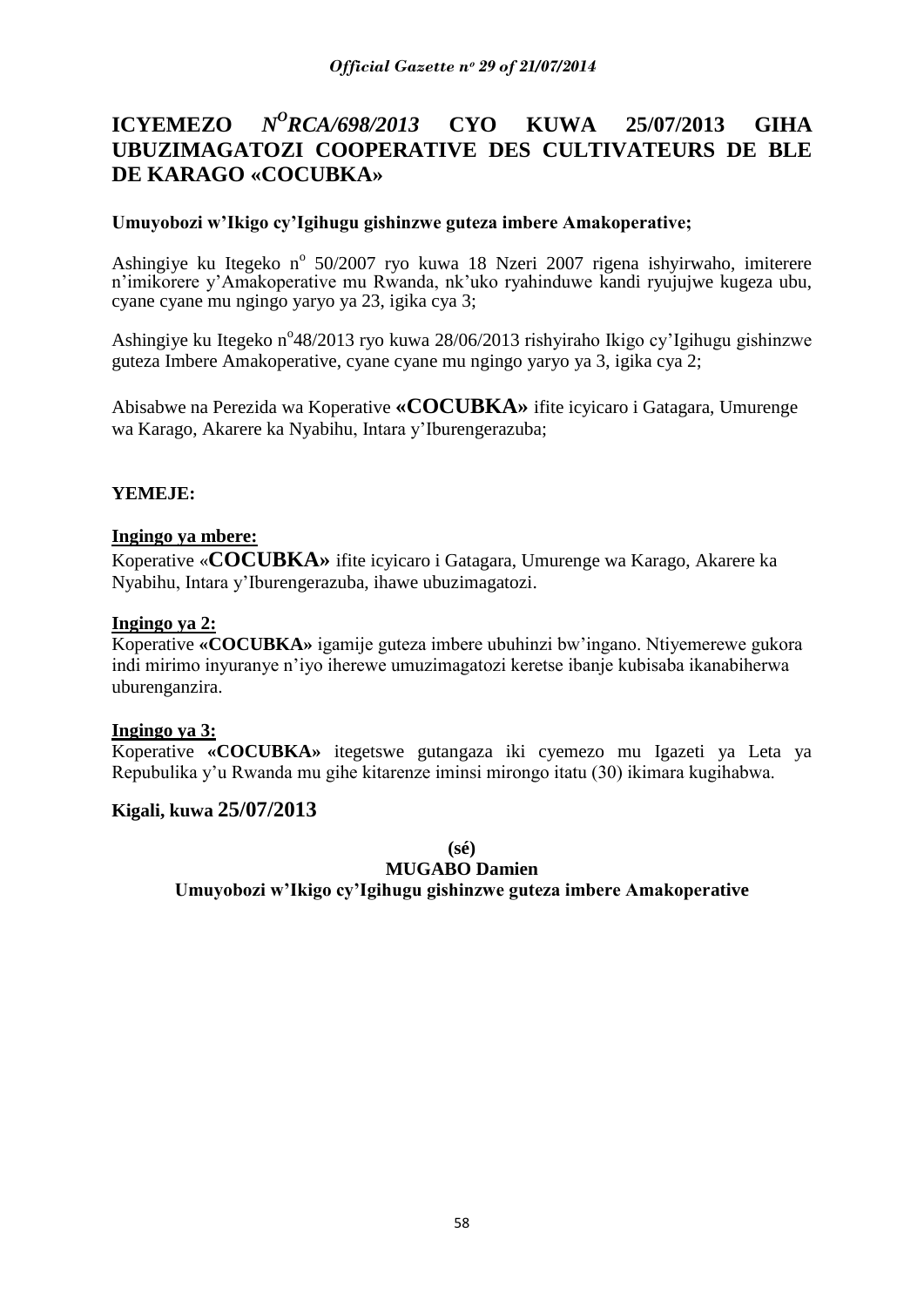# ICYEMEZO *N$^{O}$RCA/698/2013* CYO KUWA 25/07/2013 GIHA UBUZIMAGATOZI COOPERATIVE DES CULTIVATEURS DE BLE DE KARAGO «COCUBKA»

**Umuyobozi w'Ikigo cy'Igihugu gishinzwe guteza imbere Amakoperative;**

Ashingiye ku Itegeko n$^{o}$ 50/2007 ryo kuwa 18 Nzeri 2007 rigena ishyirwaho, imiterere n'imikorere y'Amakoperative mu Rwanda, nk'uko ryahinduwe kandi ryujujwe kugeza ubu, cyane cyane mu ngingo yaryo ya 23, igika cya 3;

Ashingiye ku Itegeko n$^{o}$48/2013 ryo kuwa 28/06/2013 rishyiraho Ikigo cy'Igihugu gishinzwe guteza Imbere Amakoperative, cyane cyane mu ngingo yaryo ya 3, igika cya 2;

Abisabwe na Perezida wa Koperative **«COCUBKA»** ifite icyicaro i Gatagara, Umurenge wa Karago, Akarere ka Nyabihu, Intara y'Iburengerazuba;

**YEMEJE:**

**Ingingo ya mbere:**

Koperative «**COCUBKA»** ifite icyicaro i Gatagara, Umurenge wa Karago, Akarere ka Nyabihu, Intara y'Iburengerazuba, ihawe ubuzimagatozi.

**Ingingo ya 2:**

Koperative **«COCUBKA»** igamije guteza imbere ubuhinzi bw'ingano. Ntiyemerewe gukora indi mirimo inyuranye n'iyo iherewe umuzimagatozi keretse ibanje kubisaba ikanabiherwa uburenganzira.

**Ingingo ya 3:**

Koperative **«COCUBKA»** itegetswe gutangaza iki cyemezo mu Igazeti ya Leta ya Repubulika y'u Rwanda mu gihe kitarenze iminsi mirongo itatu (30) ikimara kugihabwa.

**Kigali, kuwa 25/07/2013**

**(sé)**

**MUGABO Damien**

**Umuyobozi w'Ikigo cy'Igihugu gishinzwe guteza imbere Amakoperative**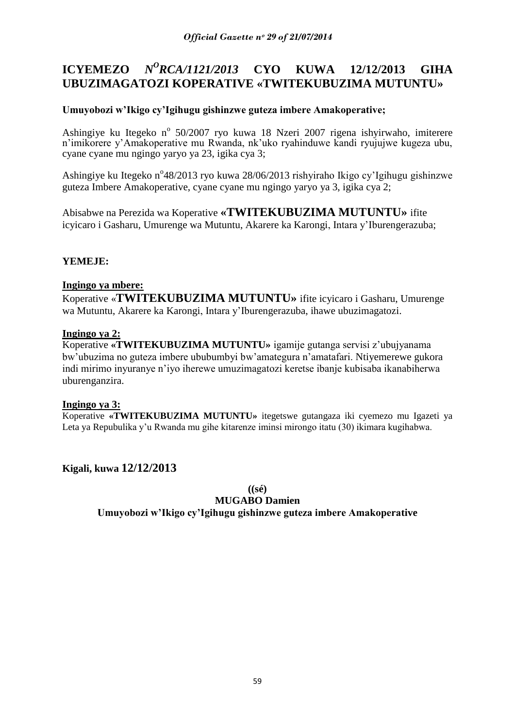# ICYEMEZO *N^O RCA/1121/2013* CYO KUWA 12/12/2013 GIHA UBUZIMAGATOZI KOPERATIVE «TWITEKUBUZIMA MUTUNTU»

**Umuyobozi w'Ikigo cy'Igihugu gishinzwe guteza imbere Amakoperative;**

Ashingiye ku Itegeko n° 50/2007 ryo kuwa 18 Nzeri 2007 rigena ishyirwaho, imiterere n'imikorere y'Amakoperative mu Rwanda, nk'uko ryahinduwe kandi ryujujwe kugeza ubu, cyane cyane mu ngingo yaryo ya 23, igika cya 3;

Ashingiye ku Itegeko n°48/2013 ryo kuwa 28/06/2013 rishyiraho Ikigo cy'Igihugu gishinzwe guteza Imbere Amakoperative, cyane cyane mu ngingo yaryo ya 3, igika cya 2;

Abisabwe na Perezida wa Koperative **«TWITEKUBUZIMA MUTUNTU»** ifite icyicaro i Gasharu, Umurenge wa Mutuntu, Akarere ka Karongi, Intara y'Iburengerazuba;

**YEMEJE:**

**Ingingo ya mbere:**

Koperative «**TWITEKUBUZIMA MUTUNTU»** ifite icyicaro i Gasharu, Umurenge wa Mutuntu, Akarere ka Karongi, Intara y'Iburengerazuba, ihawe ubuzimagatozi.

**Ingingo ya 2:**

Koperative **«TWITEKUBUZIMA MUTUNTU»** igamije gutanga servisi z'ubujyanama bw'ubuzima no guteza imbere ububumbyi bw'amategura n'amatafari. Ntiyemerewe gukora indi mirimo inyuranye n'iyo iherewe umuzimagatozi keretse ibanje kubisaba ikanabiherwa uburenganzira.

**Ingingo ya 3:**

Koperative **«TWITEKUBUZIMA MUTUNTU»** itegetswe gutangaza iki cyemezo mu Igazeti ya Leta ya Repubulika y'u Rwanda mu gihe kitarenze iminsi mirongo itatu (30) ikimara kugihabwa.

**Kigali, kuwa 12/12/2013**

**((sé)**

**MUGABO Damien**

**Umuyobozi w'Ikigo cy'Igihugu gishinzwe guteza imbere Amakoperative**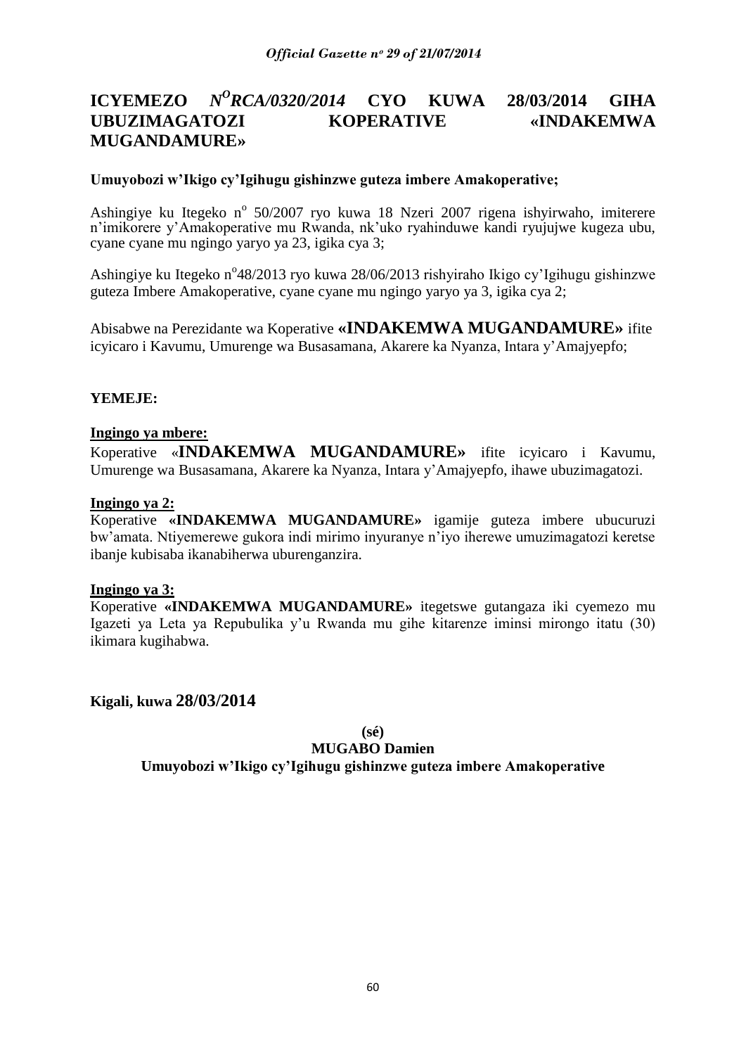# ICYEMEZO *N^O^RCA/0320/2014* CYO KUWA 28/03/2014 GIHA UBUZIMAGATOZI KOPERATIVE «INDAKEMWA MUGANDAMURE»

**Umuyobozi w'Ikigo cy'Igihugu gishinzwe guteza imbere Amakoperative;**

Ashingiye ku Itegeko n° 50/2007 ryo kuwa 18 Nzeri 2007 rigena ishyirwaho, imiterere n'imikorere y'Amakoperative mu Rwanda, nk'uko ryahinduwe kandi ryujujwe kugeza ubu, cyane cyane mu ngingo yaryo ya 23, igika cya 3;

Ashingiye ku Itegeko n°48/2013 ryo kuwa 28/06/2013 rishyiraho Ikigo cy'Igihugu gishinzwe guteza Imbere Amakoperative, cyane cyane mu ngingo yaryo ya 3, igika cya 2;

Abisabwe na Perezidante wa Koperative **«INDAKEMWA MUGANDAMURE»** ifite icyicaro i Kavumu, Umurenge wa Busasamana, Akarere ka Nyanza, Intara y'Amajyepfo;

**YEMEJE:**

**Ingingo ya mbere:**

Koperative «**INDAKEMWA MUGANDAMURE»** ifite icyicaro i Kavumu, Umurenge wa Busasamana, Akarere ka Nyanza, Intara y'Amajyepfo, ihawe ubuzimagatozi.

**Ingingo ya 2:**

Koperative **«INDAKEMWA MUGANDAMURE»** igamije guteza imbere ubucuruzi bw'amata. Ntiyemerewe gukora indi mirimo inyuranye n'iyo iherewe umuzimagatozi keretse ibanje kubisaba ikanabiherwa uburenganzira.

**Ingingo ya 3:**

Koperative **«INDAKEMWA MUGANDAMURE»** itegetswe gutangaza iki cyemezo mu Igazeti ya Leta ya Repubulika y'u Rwanda mu gihe kitarenze iminsi mirongo itatu (30) ikimara kugihabwa.

**Kigali, kuwa 28/03/2014**

**(sé)**

**MUGABO Damien**

**Umuyobozi w'Ikigo cy'Igihugu gishinzwe guteza imbere Amakoperative**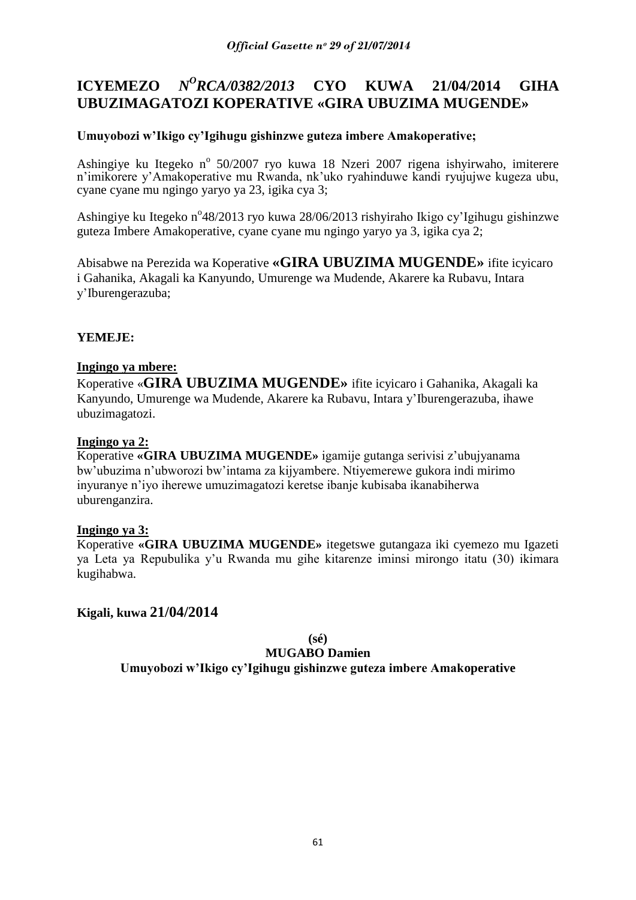# ICYEMEZO *N^O^RCA/0382/2013* CYO KUWA 21/04/2014 GIHA UBUZIMAGATOZI KOPERATIVE «GIRA UBUZIMA MUGENDE»

**Umuyobozi w'Ikigo cy'Igihugu gishinzwe guteza imbere Amakoperative;**

Ashingiye ku Itegeko n° 50/2007 ryo kuwa 18 Nzeri 2007 rigena ishyirwaho, imiterere n'imikorere y'Amakoperative mu Rwanda, nk'uko ryahinduwe kandi ryujujwe kugeza ubu, cyane cyane mu ngingo yaryo ya 23, igika cya 3;

Ashingiye ku Itegeko n°48/2013 ryo kuwa 28/06/2013 rishyiraho Ikigo cy'Igihugu gishinzwe guteza Imbere Amakoperative, cyane cyane mu ngingo yaryo ya 3, igika cya 2;

Abisabwe na Perezida wa Koperative **«GIRA UBUZIMA MUGENDE»** ifite icyicaro i Gahanika, Akagali ka Kanyundo, Umurenge wa Mudende, Akarere ka Rubavu, Intara y'Iburengerazuba;

**YEMEJE:**

**Ingingo ya mbere:**

Koperative «**GIRA UBUZIMA MUGENDE»** ifite icyicaro i Gahanika, Akagali ka Kanyundo, Umurenge wa Mudende, Akarere ka Rubavu, Intara y'Iburengerazuba, ihawe ubuzimagatozi.

**Ingingo ya 2:**

Koperative **«GIRA UBUZIMA MUGENDE»** igamije gutanga serivisi z'ubujyanama bw'ubuzima n'ubworozi bw'intama za kijyambere. Ntiyemerewe gukora indi mirimo inyuranye n'iyo iherewe umuzimagatozi keretse ibanje kubisaba ikanabiherwa uburenganzira.

**Ingingo ya 3:**

Koperative **«GIRA UBUZIMA MUGENDE»** itegetswe gutangaza iki cyemezo mu Igazeti ya Leta ya Repubulika y'u Rwanda mu gihe kitarenze iminsi mirongo itatu (30) ikimara kugihabwa.

**Kigali, kuwa 21/04/2014**

**(sé)**

**MUGABO Damien**

**Umuyobozi w'Ikigo cy'Igihugu gishinzwe guteza imbere Amakoperative**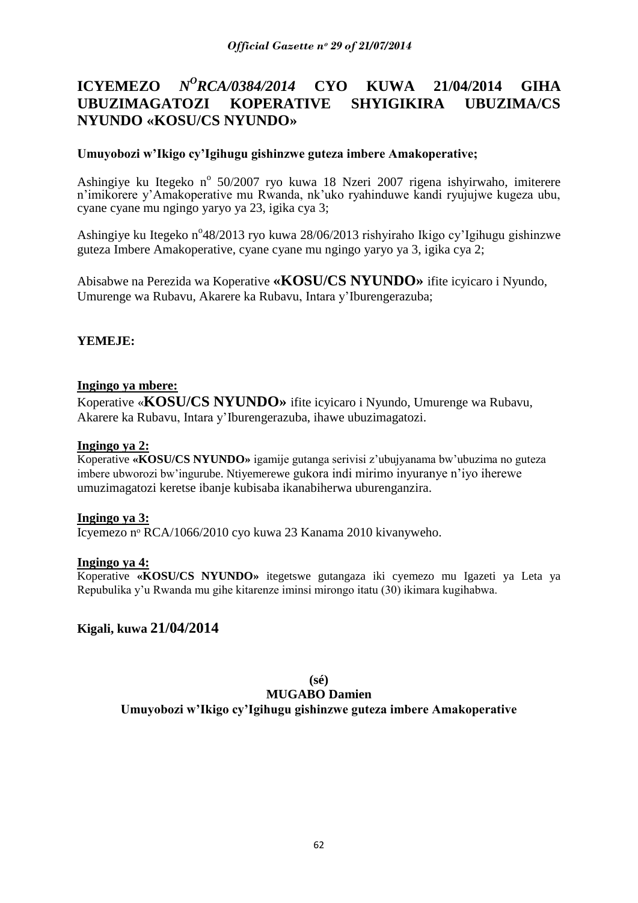# ICYEMEZO *N^O RCA/0384/2014* CYO KUWA 21/04/2014 GIHA UBUZIMAGATOZI KOPERATIVE SHYIGIKIRA UBUZIMA/CS NYUNDO «KOSU/CS NYUNDO»

**Umuyobozi w'Ikigo cy'Igihugu gishinzwe guteza imbere Amakoperative;**

Ashingiye ku Itegeko n° 50/2007 ryo kuwa 18 Nzeri 2007 rigena ishyirwaho, imiterere n'imikorere y'Amakoperative mu Rwanda, nk'uko ryahinduwe kandi ryujujwe kugeza ubu, cyane cyane mu ngingo yaryo ya 23, igika cya 3;

Ashingiye ku Itegeko n°48/2013 ryo kuwa 28/06/2013 rishyiraho Ikigo cy'Igihugu gishinzwe guteza Imbere Amakoperative, cyane cyane mu ngingo yaryo ya 3, igika cya 2;

Abisabwe na Perezida wa Koperative **«KOSU/CS NYUNDO»** ifite icyicaro i Nyundo, Umurenge wa Rubavu, Akarere ka Rubavu, Intara y'Iburengerazuba;

**YEMEJE:**

**Ingingo ya mbere:**

Koperative «**KOSU/CS NYUNDO»** ifite icyicaro i Nyundo, Umurenge wa Rubavu, Akarere ka Rubavu, Intara y'Iburengerazuba, ihawe ubuzimagatozi.

**Ingingo ya 2:**

Koperative **«KOSU/CS NYUNDO»** igamije gutanga serivisi z'ubujyanama bw'ubuzima no guteza imbere ubworozi bw'ingurube. Ntiyemerewe gukora indi mirimo inyuranye n'iyo iherewe umuzimagatozi keretse ibanje kubisaba ikanabiherwa uburenganzira.

**Ingingo ya 3:**

Icyemezo n° RCA/1066/2010 cyo kuwa 23 Kanama 2010 kivanyweho.

**Ingingo ya 4:**

Koperative **«KOSU/CS NYUNDO»** itegetswe gutangaza iki cyemezo mu Igazeti ya Leta ya Repubulika y'u Rwanda mu gihe kitarenze iminsi mirongo itatu (30) ikimara kugihabwa.

**Kigali, kuwa 21/04/2014**

**(sé)**
**MUGABO Damien**
**Umuyobozi w'Ikigo cy'Igihugu gishinzwe guteza imbere Amakoperative**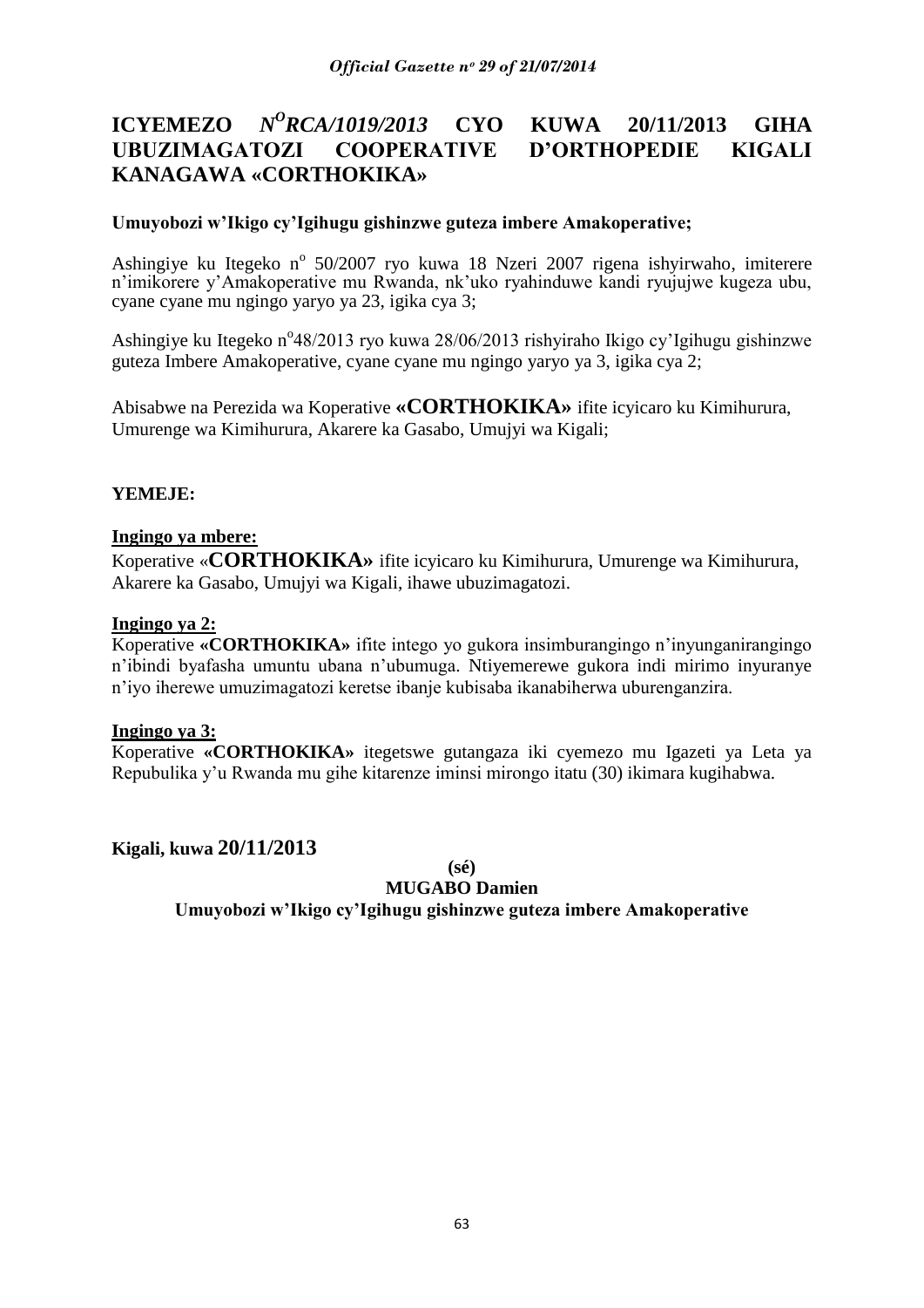# ICYEMEZO *N^O^RCA/1019/2013* CYO KUWA 20/11/2013 GIHA UBUZIMAGATOZI COOPERATIVE D'ORTHOPEDIE KIGALI KANAGAWA «CORTHOKIKA»

**Umuyobozi w'Ikigo cy'Igihugu gishinzwe guteza imbere Amakoperative;**

Ashingiye ku Itegeko n$^o$ 50/2007 ryo kuwa 18 Nzeri 2007 rigena ishyirwaho, imiterere n'imikorere y'Amakoperative mu Rwanda, nk'uko ryahinduwe kandi ryujujwe kugeza ubu, cyane cyane mu ngingo yaryo ya 23, igika cya 3;

Ashingiye ku Itegeko n$^o$48/2013 ryo kuwa 28/06/2013 rishyiraho Ikigo cy'Igihugu gishinzwe guteza Imbere Amakoperative, cyane cyane mu ngingo yaryo ya 3, igika cya 2;

Abisabwe na Perezida wa Koperative **«CORTHOKIKA»** ifite icyicaro ku Kimihurura, Umurenge wa Kimihurura, Akarere ka Gasabo, Umujyi wa Kigali;

**YEMEJE:**

**Ingingo ya mbere:**

Koperative «**CORTHOKIKA»** ifite icyicaro ku Kimihurura, Umurenge wa Kimihurura, Akarere ka Gasabo, Umujyi wa Kigali, ihawe ubuzimagatozi.

**Ingingo ya 2:**

Koperative **«CORTHOKIKA»** ifite intego yo gukora insimburangingo n'inyunganirangingo n'ibindi byafasha umuntu ubana n'ubumuga. Ntiyemerewe gukora indi mirimo inyuranye n'iyo iherewe umuzimagatozi keretse ibanje kubisaba ikanabiherwa uburenganzira.

**Ingingo ya 3:**

Koperative **«CORTHOKIKA»** itegetswe gutangaza iki cyemezo mu Igazeti ya Leta ya Repubulika y'u Rwanda mu gihe kitarenze iminsi mirongo itatu (30) ikimara kugihabwa.

**Kigali, kuwa 20/11/2013**

**(sé)**

**MUGABO Damien**

**Umuyobozi w'Ikigo cy'Igihugu gishinzwe guteza imbere Amakoperative**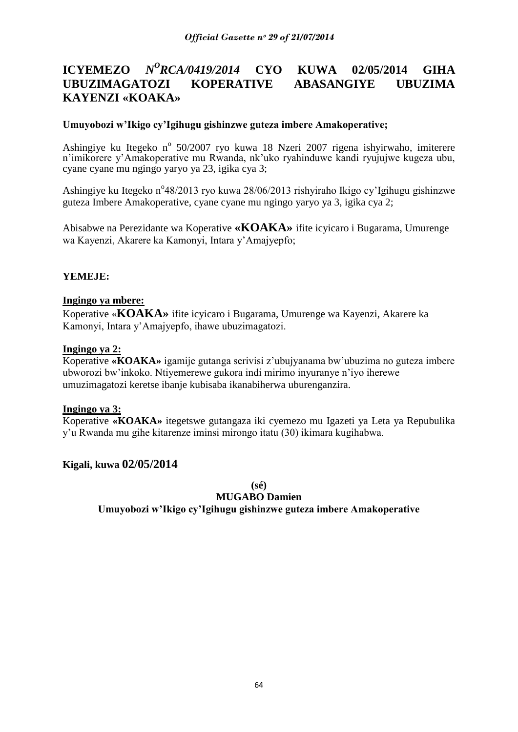# ICYEMEZO *N<sup>O</sup>RCA/0419/2014* CYO KUWA 02/05/2014 GIHA UBUZIMAGATOZI KOPERATIVE ABASANGIYE UBUZIMA KAYENZI «KOAKA»

**Umuyobozi w'Ikigo cy'Igihugu gishinzwe guteza imbere Amakoperative;**

Ashingiye ku Itegeko n° 50/2007 ryo kuwa 18 Nzeri 2007 rigena ishyirwaho, imiterere n'imikorere y'Amakoperative mu Rwanda, nk'uko ryahinduwe kandi ryujujwe kugeza ubu, cyane cyane mu ngingo yaryo ya 23, igika cya 3;

Ashingiye ku Itegeko n°48/2013 ryo kuwa 28/06/2013 rishyiraho Ikigo cy'Igihugu gishinzwe guteza Imbere Amakoperative, cyane cyane mu ngingo yaryo ya 3, igika cya 2;

Abisabwe na Perezidante wa Koperative **«KOAKA»** ifite icyicaro i Bugarama, Umurenge wa Kayenzi, Akarere ka Kamonyi, Intara y'Amajyepfo;

**YEMEJE:**

**Ingingo ya mbere:**
Koperative «**KOAKA»** ifite icyicaro i Bugarama, Umurenge wa Kayenzi, Akarere ka Kamonyi, Intara y'Amajyepfo, ihawe ubuzimagatozi.

**Ingingo ya 2:**
Koperative **«KOAKA»** igamije gutanga serivisi z'ubujyanama bw'ubuzima no guteza imbere ubworozi bw'inkoko. Ntiyemerewe gukora indi mirimo inyuranye n'iyo iherewe umuzimagatozi keretse ibanje kubisaba ikanabiherwa uburenganzira.

**Ingingo ya 3:**
Koperative **«KOAKA»** itegetswe gutangaza iki cyemezo mu Igazeti ya Leta ya Repubulika y'u Rwanda mu gihe kitarenze iminsi mirongo itatu (30) ikimara kugihabwa.

**Kigali, kuwa 02/05/2014**

**(sé)**
**MUGABO Damien**
**Umuyobozi w'Ikigo cy'Igihugu gishinzwe guteza imbere Amakoperative**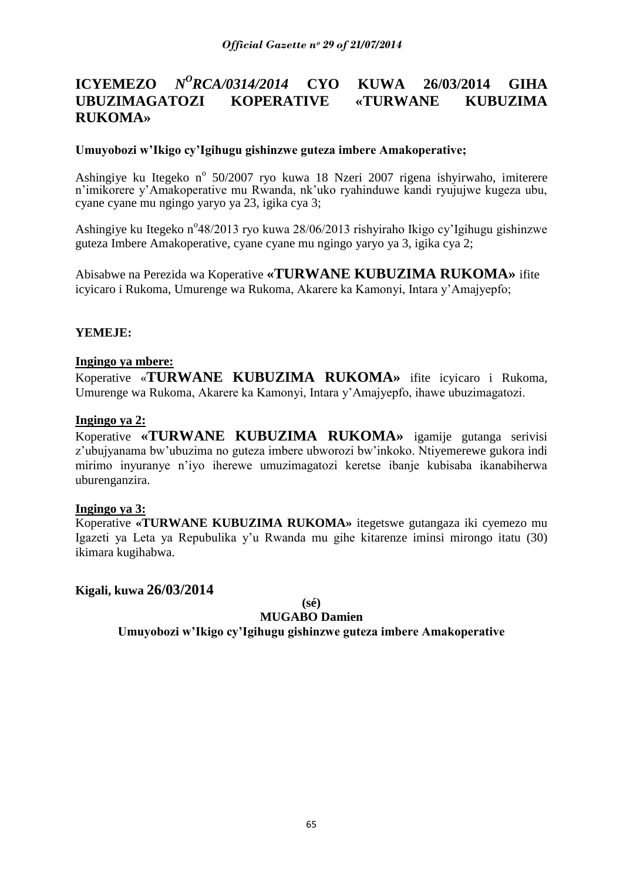# ICYEMEZO *N[O]RCA/0314/2014* CYO KUWA 26/03/2014 GIHA UBUZIMAGATOZI KOPERATIVE «TURWANE KUBUZIMA RUKOMA»

**Umuyobozi w'Ikigo cy'Igihugu gishinzwe guteza imbere Amakoperative;**

Ashingiye ku Itegeko n° 50/2007 ryo kuwa 18 Nzeri 2007 rigena ishyirwaho, imiterere n'imikorere y'Amakoperative mu Rwanda, nk'uko ryahinduwe kandi ryujujwe kugeza ubu, cyane cyane mu ngingo yaryo ya 23, igika cya 3;

Ashingiye ku Itegeko n°48/2013 ryo kuwa 28/06/2013 rishyiraho Ikigo cy'Igihugu gishinzwe guteza Imbere Amakoperative, cyane cyane mu ngingo yaryo ya 3, igika cya 2;

Abisabwe na Perezida wa Koperative **«TURWANE KUBUZIMA RUKOMA»** ifite icyicaro i Rukoma, Umurenge wa Rukoma, Akarere ka Kamonyi, Intara y'Amajyepfo;

**YEMEJE:**

**Ingingo ya mbere:**
Koperative «**TURWANE KUBUZIMA RUKOMA»** ifite icyicaro i Rukoma, Umurenge wa Rukoma, Akarere ka Kamonyi, Intara y'Amajyepfo, ihawe ubuzimagatozi.

**Ingingo ya 2:**
Koperative **«TURWANE KUBUZIMA RUKOMA»** igamije gutanga serivisi z'ubujyanama bw'ubuzima no guteza imbere ubworozi bw'inkoko. Ntiyemerewe gukora indi mirimo inyuranye n'iyo iherewe umuzimagatozi keretse ibanje kubisaba ikanabiherwa uburenganzira.

**Ingingo ya 3:**
Koperative **«TURWANE KUBUZIMA RUKOMA»** itegetswe gutangaza iki cyemezo mu Igazeti ya Leta ya Repubulika y'u Rwanda mu gihe kitarenze iminsi mirongo itatu (30) ikimara kugihabwa.

**Kigali, kuwa 26/03/2014**

**(sé)**
**MUGABO Damien**
**Umuyobozi w'Ikigo cy'Igihugu gishinzwe guteza imbere Amakoperative**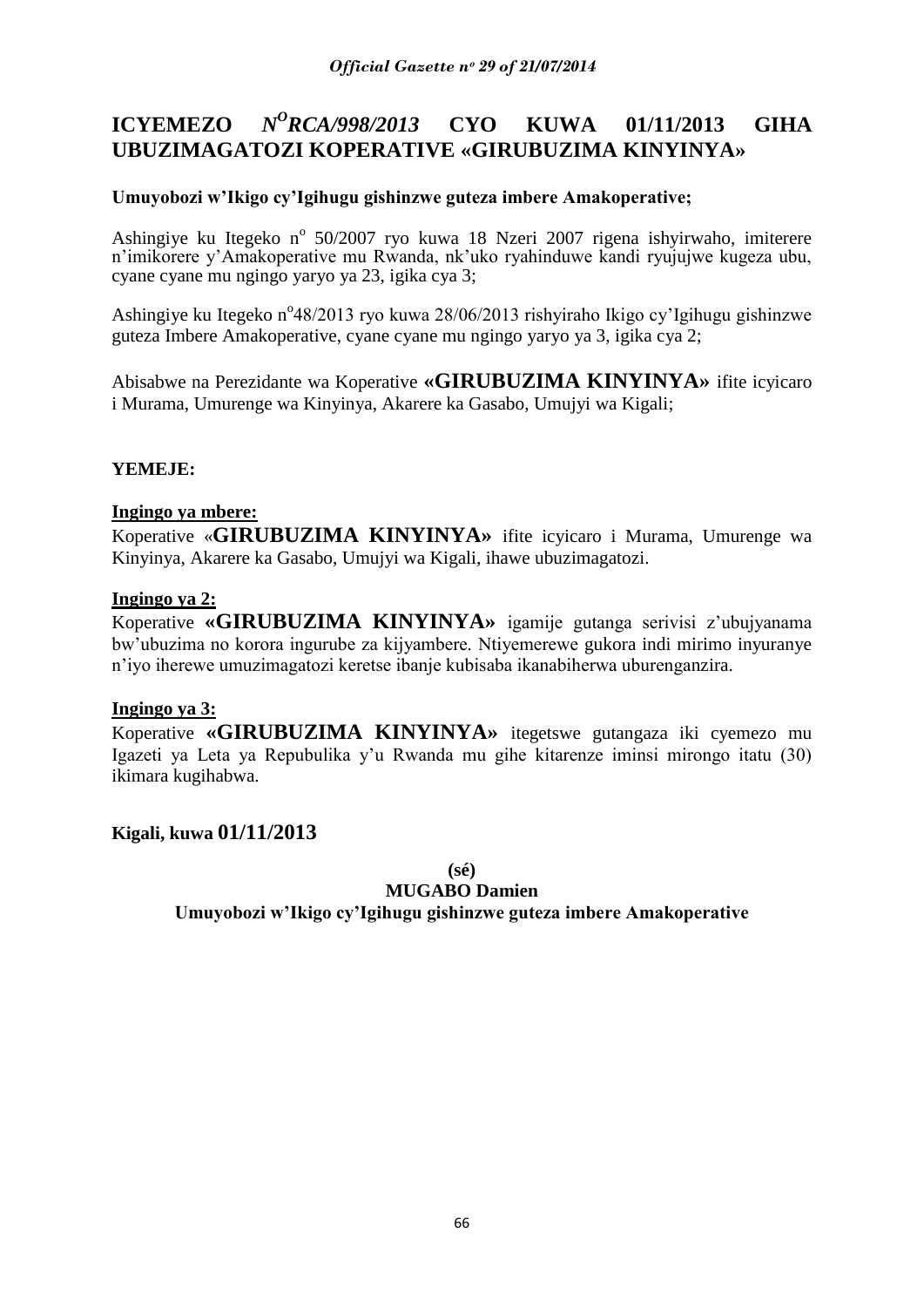# ICYEMEZO N^O^RCA/998/2013 CYO KUWA 01/11/2013 GIHA UBUZIMAGATOZI KOPERATIVE «GIRUBUZIMA KINYINYA»

**Umuyobozi w'Ikigo cy'Igihugu gishinzwe guteza imbere Amakoperative;**

Ashingiye ku Itegeko n^o^ 50/2007 ryo kuwa 18 Nzeri 2007 rigena ishyirwaho, imiterere n'imikorere y'Amakoperative mu Rwanda, nk'uko ryahinduwe kandi ryujujwe kugeza ubu, cyane cyane mu ngingo yaryo ya 23, igika cya 3;

Ashingiye ku Itegeko n^o^48/2013 ryo kuwa 28/06/2013 rishyiraho Ikigo cy'Igihugu gishinzwe guteza Imbere Amakoperative, cyane cyane mu ngingo yaryo ya 3, igika cya 2;

Abisabwe na Perezidante wa Koperative **«GIRUBUZIMA KINYINYA»** ifite icyicaro i Murama, Umurenge wa Kinyinya, Akarere ka Gasabo, Umujyi wa Kigali;

**YEMEJE:**

**Ingingo ya mbere:**

Koperative «**GIRUBUZIMA KINYINYA»** ifite icyicaro i Murama, Umurenge wa Kinyinya, Akarere ka Gasabo, Umujyi wa Kigali, ihawe ubuzimagatozi.

**Ingingo ya 2:**

Koperative **«GIRUBUZIMA KINYINYA»** igamije gutanga serivisi z'ubujyanama bw'ubuzima no korora ingurube za kijyambere. Ntiyemerewe gukora indi mirimo inyuranye n'iyo iherewe umuzimagatozi keretse ibanje kubisaba ikanabiherwa uburenganzira.

**Ingingo ya 3:**

Koperative **«GIRUBUZIMA KINYINYA»** itegetswe gutangaza iki cyemezo mu Igazeti ya Leta ya Repubulika y'u Rwanda mu gihe kitarenze iminsi mirongo itatu (30) ikimara kugihabwa.

**Kigali, kuwa 01/11/2013**

**(sé)**

**MUGABO Damien**

**Umuyobozi w'Ikigo cy'Igihugu gishinzwe guteza imbere Amakoperative**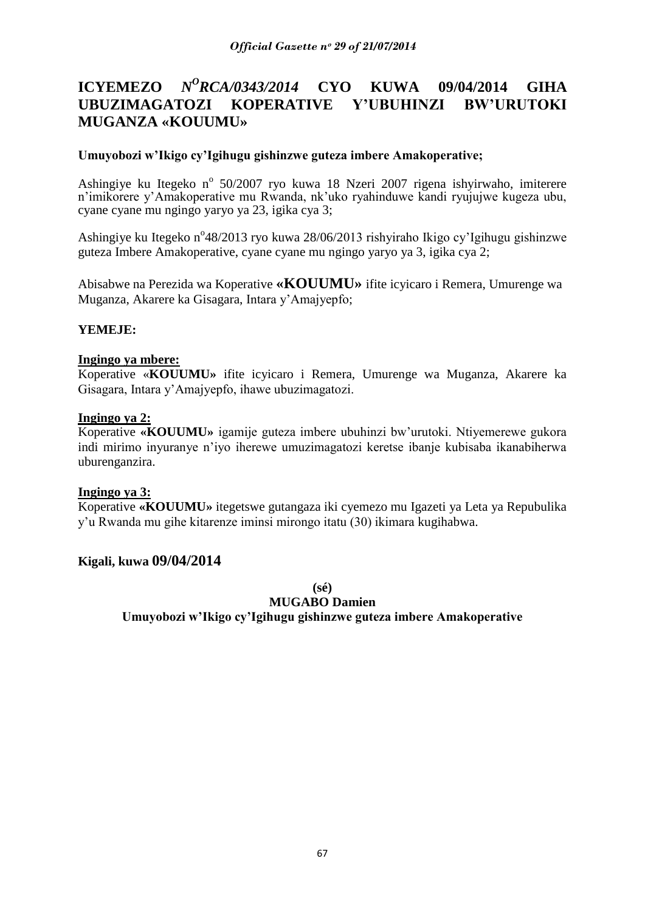# ICYEMEZO *N$^{O}$RCA/0343/2014* CYO KUWA 09/04/2014 GIHA UBUZIMAGATOZI KOPERATIVE Y'UBUHINZI BW'URUTOKI MUGANZA «KOUUMU»

**Umuyobozi w'Ikigo cy'Igihugu gishinzwe guteza imbere Amakoperative;**

Ashingiye ku Itegeko n$^{o}$ 50/2007 ryo kuwa 18 Nzeri 2007 rigena ishyirwaho, imiterere n'imikorere y'Amakoperative mu Rwanda, nk'uko ryahinduwe kandi ryujujwe kugeza ubu, cyane cyane mu ngingo yaryo ya 23, igika cya 3;

Ashingiye ku Itegeko n$^{o}$48/2013 ryo kuwa 28/06/2013 rishyiraho Ikigo cy'Igihugu gishinzwe guteza Imbere Amakoperative, cyane cyane mu ngingo yaryo ya 3, igika cya 2;

Abisabwe na Perezida wa Koperative **«KOUUMU»** ifite icyicaro i Remera, Umurenge wa Muganza, Akarere ka Gisagara, Intara y'Amajyepfo;

**YEMEJE:**

**Ingingo ya mbere:**
Koperative «**KOUUMU»** ifite icyicaro i Remera, Umurenge wa Muganza, Akarere ka Gisagara, Intara y'Amajyepfo, ihawe ubuzimagatozi.

**Ingingo ya 2:**
Koperative **«KOUUMU»** igamije guteza imbere ubuhinzi bw'urutoki. Ntiyemerewe gukora indi mirimo inyuranye n'iyo iherewe umuzimagatozi keretse ibanje kubisaba ikanabiherwa uburenganzira.

**Ingingo ya 3:**
Koperative **«KOUUMU»** itegetswe gutangaza iki cyemezo mu Igazeti ya Leta ya Repubulika y'u Rwanda mu gihe kitarenze iminsi mirongo itatu (30) ikimara kugihabwa.

**Kigali, kuwa 09/04/2014**

**(sé)**
**MUGABO Damien**
**Umuyobozi w'Ikigo cy'Igihugu gishinzwe guteza imbere Amakoperative**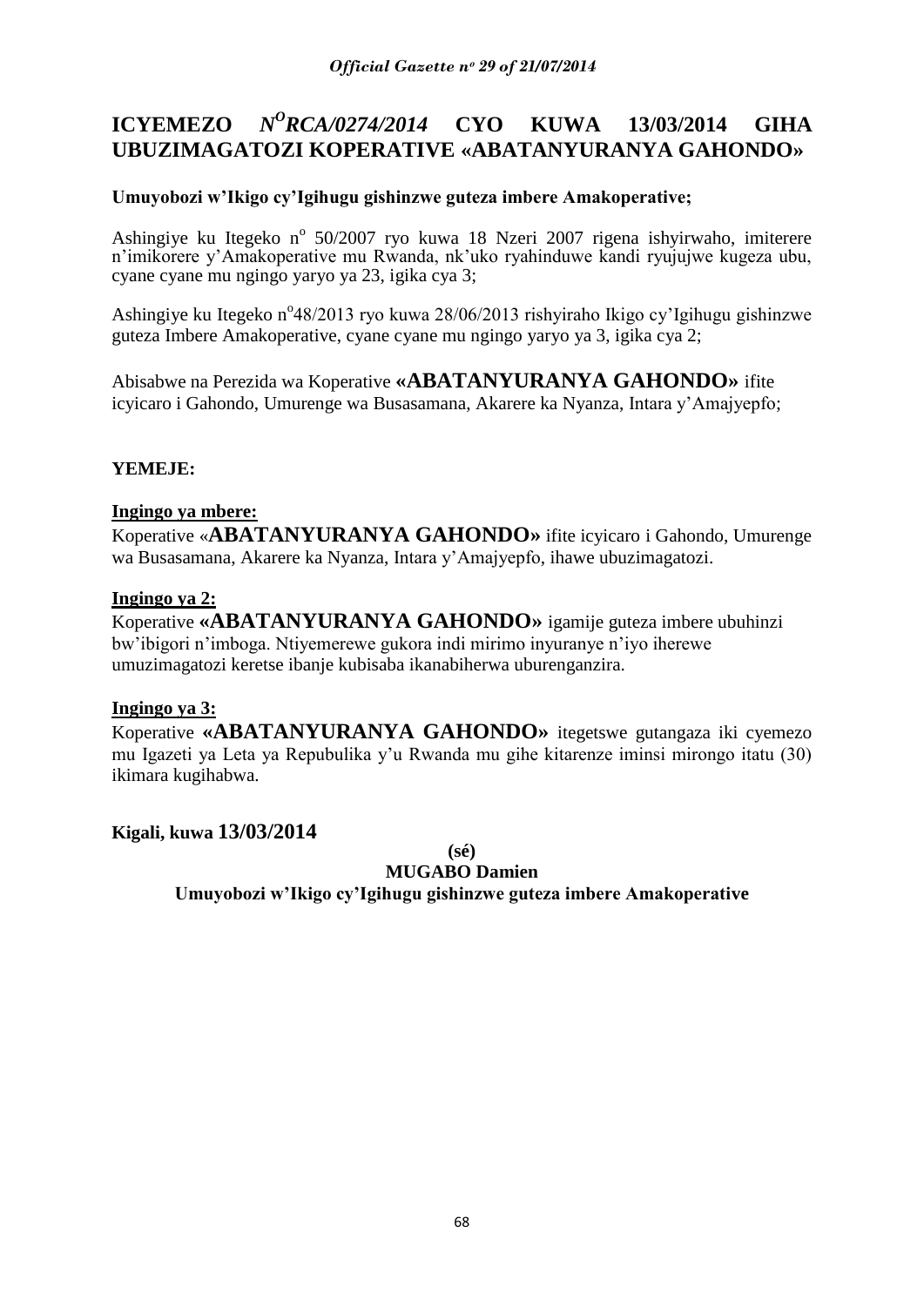# ICYEMEZO *N^O^RCA/0274/2014* CYO KUWA 13/03/2014 GIHA UBUZIMAGATOZI KOPERATIVE «ABATANYURANYA GAHONDO»

**Umuyobozi w'Ikigo cy'Igihugu gishinzwe guteza imbere Amakoperative;**

Ashingiye ku Itegeko n° 50/2007 ryo kuwa 18 Nzeri 2007 rigena ishyirwaho, imiterere n'imikorere y'Amakoperative mu Rwanda, nk'uko ryahinduwe kandi ryujujwe kugeza ubu, cyane cyane mu ngingo yaryo ya 23, igika cya 3;

Ashingiye ku Itegeko n°48/2013 ryo kuwa 28/06/2013 rishyiraho Ikigo cy'Igihugu gishinzwe guteza Imbere Amakoperative, cyane cyane mu ngingo yaryo ya 3, igika cya 2;

Abisabwe na Perezida wa Koperative **«ABATANYURANYA GAHONDO»** ifite icyicaro i Gahondo, Umurenge wa Busasamana, Akarere ka Nyanza, Intara y'Amajyepfo;

**YEMEJE:**

**Ingingo ya mbere:**

Koperative «**ABATANYURANYA GAHONDO»** ifite icyicaro i Gahondo, Umurenge wa Busasamana, Akarere ka Nyanza, Intara y'Amajyepfo, ihawe ubuzimagatozi.

**Ingingo ya 2:**

Koperative **«ABATANYURANYA GAHONDO»** igamije guteza imbere ubuhinzi bw'ibigori n'imboga. Ntiyemerewe gukora indi mirimo inyuranye n'iyo iherewe umuzimagatozi keretse ibanje kubisaba ikanabiherwa uburenganzira.

**Ingingo ya 3:**

Koperative **«ABATANYURANYA GAHONDO»** itegetswe gutangaza iki cyemezo mu Igazeti ya Leta ya Repubulika y'u Rwanda mu gihe kitarenze iminsi mirongo itatu (30) ikimara kugihabwa.

**Kigali, kuwa 13/03/2014**

**(sé)**

**MUGABO Damien**

**Umuyobozi w'Ikigo cy'Igihugu gishinzwe guteza imbere Amakoperative**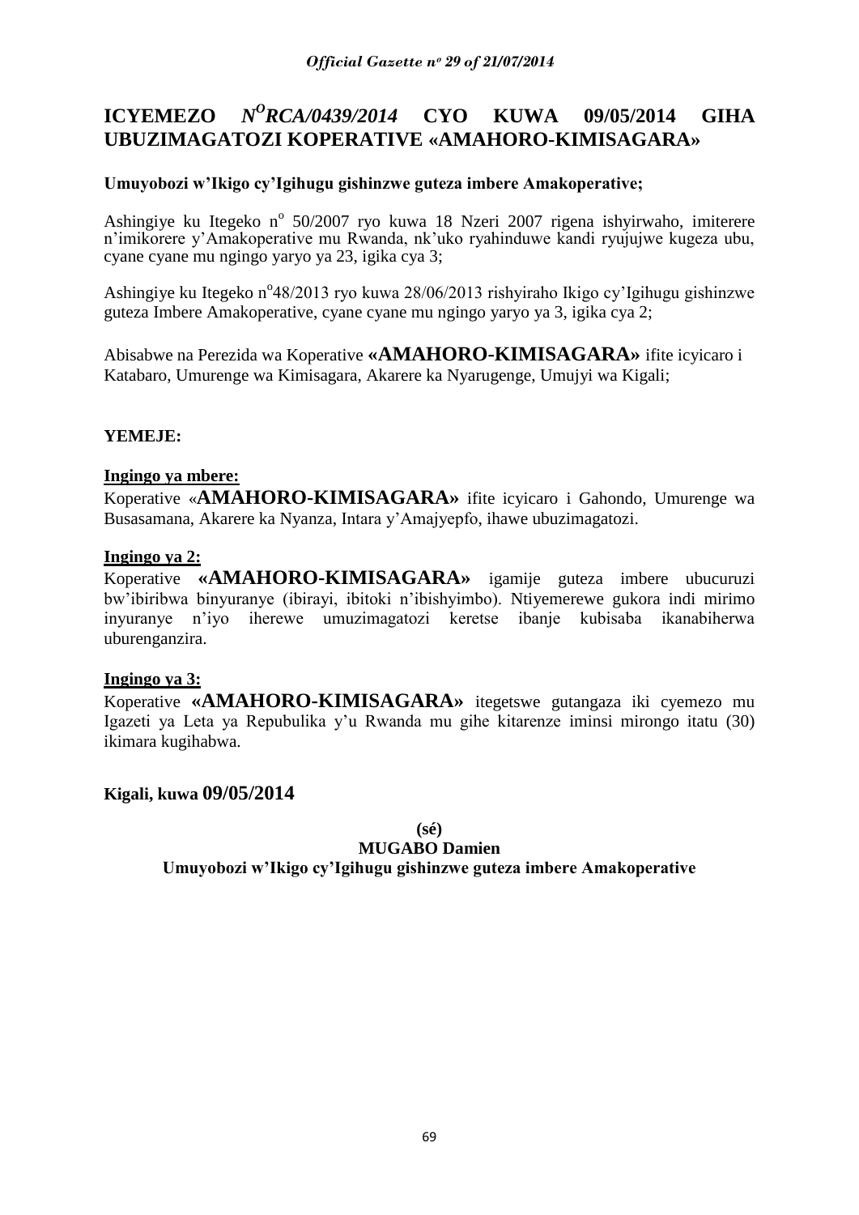# ICYEMEZO *N^O^RCA/0439/2014* CYO KUWA 09/05/2014 GIHA UBUZIMAGATOZI KOPERATIVE «AMAHORO-KIMISAGARA»

**Umuyobozi w'Ikigo cy'Igihugu gishinzwe guteza imbere Amakoperative;**

Ashingiye ku Itegeko n° 50/2007 ryo kuwa 18 Nzeri 2007 rigena ishyirwaho, imiterere n'imikorere y'Amakoperative mu Rwanda, nk'uko ryahinduwe kandi ryujujwe kugeza ubu, cyane cyane mu ngingo yaryo ya 23, igika cya 3;

Ashingiye ku Itegeko n°48/2013 ryo kuwa 28/06/2013 rishyiraho Ikigo cy'Igihugu gishinzwe guteza Imbere Amakoperative, cyane cyane mu ngingo yaryo ya 3, igika cya 2;

Abisabwe na Perezida wa Koperative **«AMAHORO-KIMISAGARA»** ifite icyicaro i Katabaro, Umurenge wa Kimisagara, Akarere ka Nyarugenge, Umujyi wa Kigali;

**YEMEJE:**

**Ingingo ya mbere:**

Koperative «**AMAHORO-KIMISAGARA»** ifite icyicaro i Gahondo, Umurenge wa Busasamana, Akarere ka Nyanza, Intara y'Amajyepfo, ihawe ubuzimagatozi.

**Ingingo ya 2:**

Koperative **«AMAHORO-KIMISAGARA»** igamije guteza imbere ubucuruzi bw'ibiribwa binyuranye (ibirayi, ibitoki n'ibishyimbo). Ntiyemerewe gukora indi mirimo inyuranye n'iyo iherewe umuzimagatozi keretse ibanje kubisaba ikanabiherwa uburenganzira.

**Ingingo ya 3:**

Koperative **«AMAHORO-KIMISAGARA»** itegetswe gutangaza iki cyemezo mu Igazeti ya Leta ya Repubulika y'u Rwanda mu gihe kitarenze iminsi mirongo itatu (30) ikimara kugihabwa.

**Kigali, kuwa 09/05/2014**

**(sé)**

**MUGABO Damien**

**Umuyobozi w'Ikigo cy'Igihugu gishinzwe guteza imbere Amakoperative**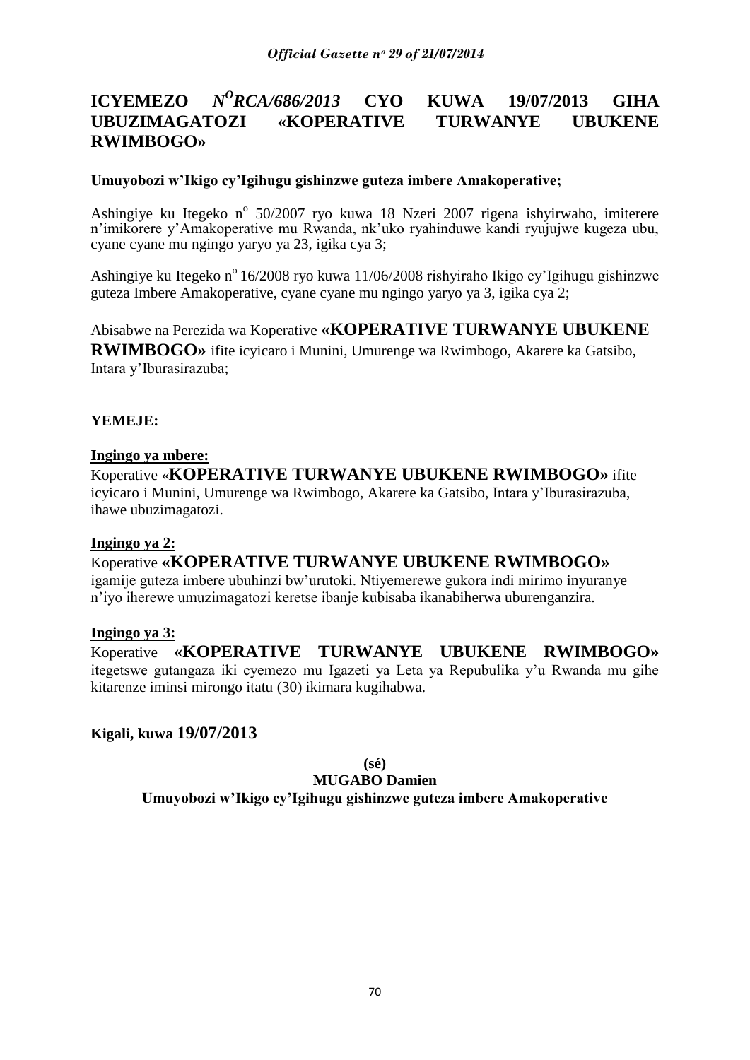# ICYEMEZO *N^O^RCA/686/2013* CYO KUWA 19/07/2013 GIHA UBUZIMAGATOZI «KOPERATIVE TURWANYE UBUKENE RWIMBOGO»

**Umuyobozi w'Ikigo cy'Igihugu gishinzwe guteza imbere Amakoperative;**

Ashingiye ku Itegeko n° 50/2007 ryo kuwa 18 Nzeri 2007 rigena ishyirwaho, imiterere n'imikorere y'Amakoperative mu Rwanda, nk'uko ryahinduwe kandi ryujujwe kugeza ubu, cyane cyane mu ngingo yaryo ya 23, igika cya 3;

Ashingiye ku Itegeko n° 16/2008 ryo kuwa 11/06/2008 rishyiraho Ikigo cy'Igihugu gishinzwe guteza Imbere Amakoperative, cyane cyane mu ngingo yaryo ya 3, igika cya 2;

Abisabwe na Perezida wa Koperative **«KOPERATIVE TURWANYE UBUKENE RWIMBOGO»** ifite icyicaro i Munini, Umurenge wa Rwimbogo, Akarere ka Gatsibo, Intara y'Iburasirazuba;

**YEMEJE:**

**Ingingo ya mbere:**

Koperative «**KOPERATIVE TURWANYE UBUKENE RWIMBOGO»** ifite icyicaro i Munini, Umurenge wa Rwimbogo, Akarere ka Gatsibo, Intara y'Iburasirazuba, ihawe ubuzimagatozi.

**Ingingo ya 2:**

Koperative **«KOPERATIVE TURWANYE UBUKENE RWIMBOGO»** igamije guteza imbere ubuhinzi bw'urutoki. Ntiyemerewe gukora indi mirimo inyuranye n'iyo iherewe umuzimagatozi keretse ibanje kubisaba ikanabiherwa uburenganzira.

**Ingingo ya 3:**

Koperative **«KOPERATIVE TURWANYE UBUKENE RWIMBOGO»** itegetswe gutangaza iki cyemezo mu Igazeti ya Leta ya Repubulika y'u Rwanda mu gihe kitarenze iminsi mirongo itatu (30) ikimara kugihabwa.

**Kigali, kuwa 19/07/2013**

**(sé)**

**MUGABO Damien**

**Umuyobozi w'Ikigo cy'Igihugu gishinzwe guteza imbere Amakoperative**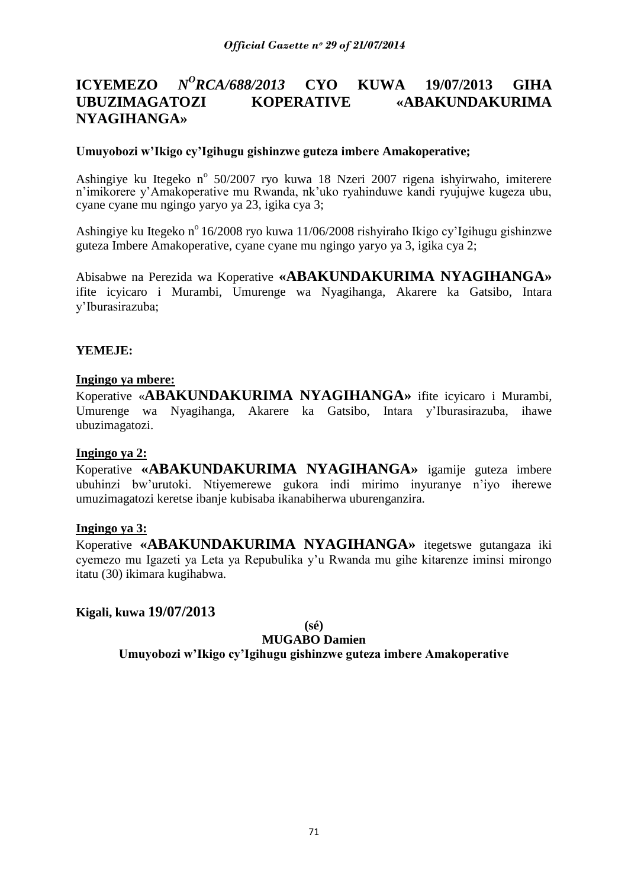# ICYEMEZO *N$^{O}$RCA/688/2013* CYO KUWA 19/07/2013 GIHA UBUZIMAGATOZI KOPERATIVE «ABAKUNDAKURIMA NYAGIHANGA»

**Umuyobozi w'Ikigo cy'Igihugu gishinzwe guteza imbere Amakoperative;**

Ashingiye ku Itegeko n$^{o}$ 50/2007 ryo kuwa 18 Nzeri 2007 rigena ishyirwaho, imiterere n'imikorere y'Amakoperative mu Rwanda, nk'uko ryahinduwe kandi ryujujwe kugeza ubu, cyane cyane mu ngingo yaryo ya 23, igika cya 3;

Ashingiye ku Itegeko n$^{o}$ 16/2008 ryo kuwa 11/06/2008 rishyiraho Ikigo cy'Igihugu gishinzwe guteza Imbere Amakoperative, cyane cyane mu ngingo yaryo ya 3, igika cya 2;

Abisabwe na Perezida wa Koperative **«ABAKUNDAKURIMA NYAGIHANGA»** ifite icyicaro i Murambi, Umurenge wa Nyagihanga, Akarere ka Gatsibo, Intara y'Iburasirazuba;

**YEMEJE:**

**Ingingo ya mbere:**

Koperative «**ABAKUNDAKURIMA NYAGIHANGA»** ifite icyicaro i Murambi, Umurenge wa Nyagihanga, Akarere ka Gatsibo, Intara y'Iburasirazuba, ihawe ubuzimagatozi.

**Ingingo ya 2:**

Koperative **«ABAKUNDAKURIMA NYAGIHANGA»** igamije guteza imbere ubuhinzi bw'urutoki. Ntiyemerewe gukora indi mirimo inyuranye n'iyo iherewe umuzimagatozi keretse ibanje kubisaba ikanabiherwa uburenganzira.

**Ingingo ya 3:**

Koperative **«ABAKUNDAKURIMA NYAGIHANGA»** itegetswe gutangaza iki cyemezo mu Igazeti ya Leta ya Repubulika y'u Rwanda mu gihe kitarenze iminsi mirongo itatu (30) ikimara kugihabwa.

**Kigali, kuwa 19/07/2013**

**(sé)**

**MUGABO Damien**

**Umuyobozi w'Ikigo cy'Igihugu gishinzwe guteza imbere Amakoperative**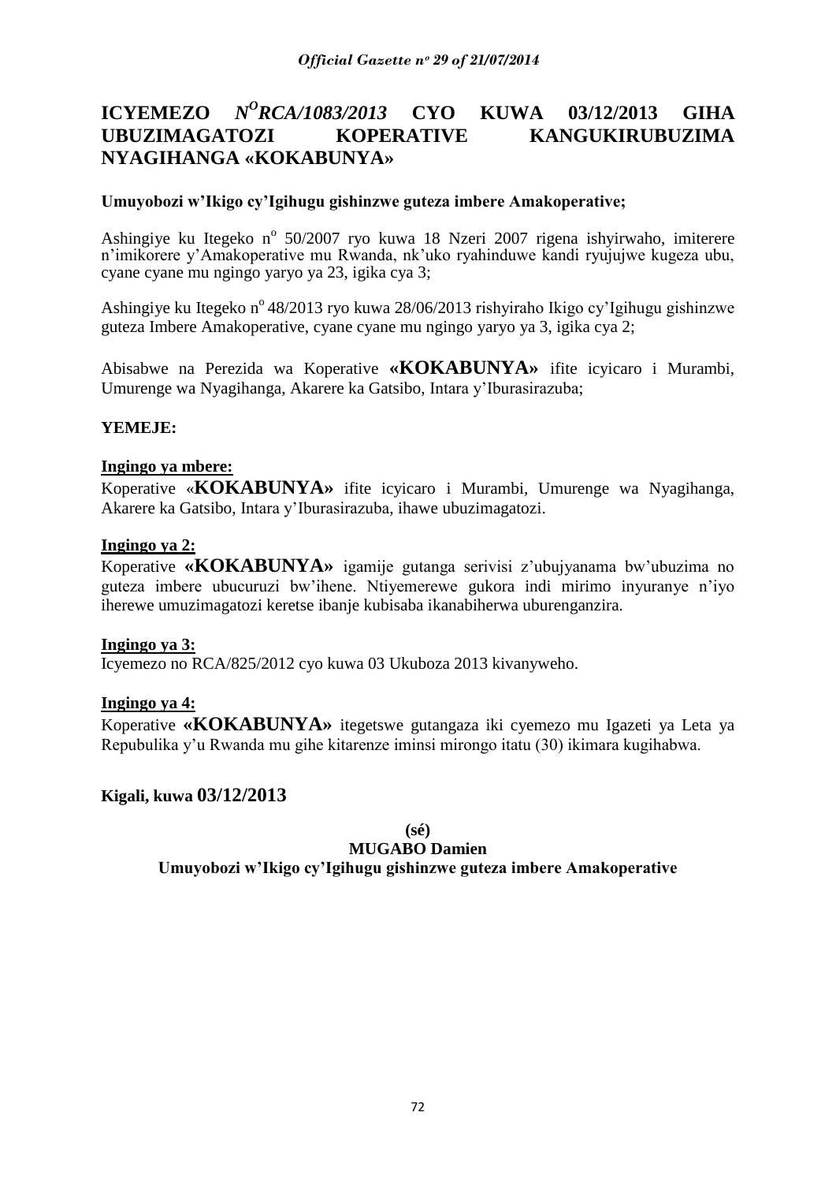# ICYEMEZO *N^O RCA/1083/2013* CYO KUWA 03/12/2013 GIHA UBUZIMAGATOZI KOPERATIVE KANGUKIRUBUZIMA NYAGIHANGA «KOKABUNYA»

**Umuyobozi w'Ikigo cy'Igihugu gishinzwe guteza imbere Amakoperative;**

Ashingiye ku Itegeko n° 50/2007 ryo kuwa 18 Nzeri 2007 rigena ishyirwaho, imiterere n'imikorere y'Amakoperative mu Rwanda, nk'uko ryahinduwe kandi ryujujwe kugeza ubu, cyane cyane mu ngingo yaryo ya 23, igika cya 3;

Ashingiye ku Itegeko n° 48/2013 ryo kuwa 28/06/2013 rishyiraho Ikigo cy'Igihugu gishinzwe guteza Imbere Amakoperative, cyane cyane mu ngingo yaryo ya 3, igika cya 2;

Abisabwe na Perezida wa Koperative **«KOKABUNYA»** ifite icyicaro i Murambi, Umurenge wa Nyagihanga, Akarere ka Gatsibo, Intara y'Iburasirazuba;

**YEMEJE:**

**Ingingo ya mbere:**

Koperative «**KOKABUNYA»** ifite icyicaro i Murambi, Umurenge wa Nyagihanga, Akarere ka Gatsibo, Intara y'Iburasirazuba, ihawe ubuzimagatozi.

**Ingingo ya 2:**

Koperative **«KOKABUNYA»** igamije gutanga serivisi z'ubujyanama bw'ubuzima no guteza imbere ubucuruzi bw'ihene. Ntiyemerewe gukora indi mirimo inyuranye n'iyo iherewe umuzimagatozi keretse ibanje kubisaba ikanabiherwa uburenganzira.

**Ingingo ya 3:**

Icyemezo no RCA/825/2012 cyo kuwa 03 Ukuboza 2013 kivanyweho.

**Ingingo ya 4:**

Koperative **«KOKABUNYA»** itegetswe gutangaza iki cyemezo mu Igazeti ya Leta ya Repubulika y'u Rwanda mu gihe kitarenze iminsi mirongo itatu (30) ikimara kugihabwa.

**Kigali, kuwa 03/12/2013**

**(sé)**

**MUGABO Damien**

**Umuyobozi w'Ikigo cy'Igihugu gishinzwe guteza imbere Amakoperative**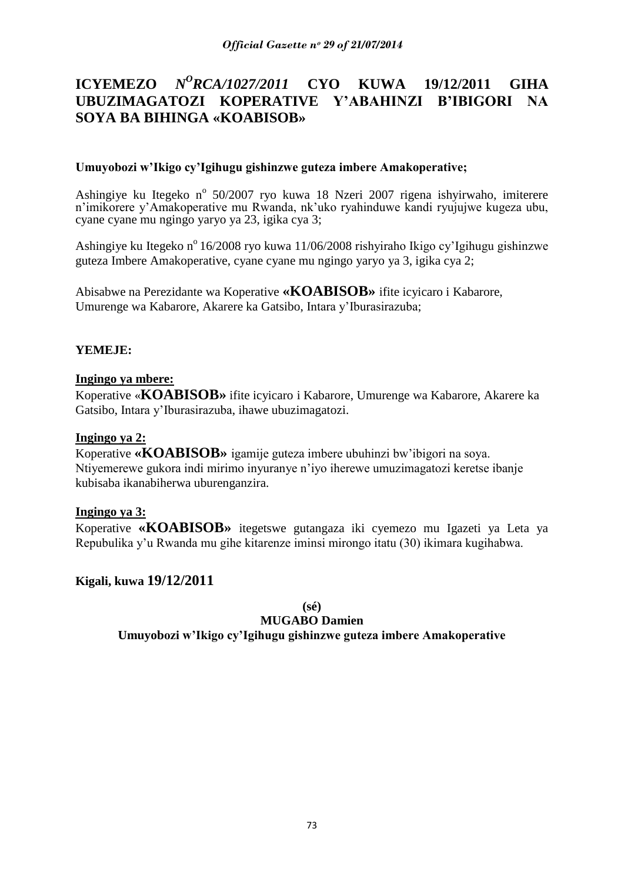# ICYEMEZO *N^O RCA/1027/2011* CYO KUWA 19/12/2011 GIHA UBUZIMAGATOZI KOPERATIVE Y'ABAHINZI B'IBIGORI NA SOYA BA BIHINGA «KOABISOB»

**Umuyobozi w'Ikigo cy'Igihugu gishinzwe guteza imbere Amakoperative;**

Ashingiye ku Itegeko n° 50/2007 ryo kuwa 18 Nzeri 2007 rigena ishyirwaho, imiterere n'imikorere y'Amakoperative mu Rwanda, nk'uko ryahinduwe kandi ryujujwe kugeza ubu, cyane cyane mu ngingo yaryo ya 23, igika cya 3;

Ashingiye ku Itegeko n° 16/2008 ryo kuwa 11/06/2008 rishyiraho Ikigo cy'Igihugu gishinzwe guteza Imbere Amakoperative, cyane cyane mu ngingo yaryo ya 3, igika cya 2;

Abisabwe na Perezidante wa Koperative **«KOABISOB»** ifite icyicaro i Kabarore, Umurenge wa Kabarore, Akarere ka Gatsibo, Intara y'Iburasirazuba;

**YEMEJE:**

**Ingingo ya mbere:**
Koperative «**KOABISOB»** ifite icyicaro i Kabarore, Umurenge wa Kabarore, Akarere ka Gatsibo, Intara y'Iburasirazuba, ihawe ubuzimagatozi.

**Ingingo ya 2:**
Koperative **«KOABISOB»** igamije guteza imbere ubuhinzi bw'ibigori na soya. Ntiyemerewe gukora indi mirimo inyuranye n'iyo iherewe umuzimagatozi keretse ibanje kubisaba ikanabiherwa uburenganzira.

**Ingingo ya 3:**
Koperative **«KOABISOB»** itegetswe gutangaza iki cyemezo mu Igazeti ya Leta ya Repubulika y'u Rwanda mu gihe kitarenze iminsi mirongo itatu (30) ikimara kugihabwa.

**Kigali, kuwa 19/12/2011**

**(sé)**

**MUGABO Damien**

**Umuyobozi w'Ikigo cy'Igihugu gishinzwe guteza imbere Amakoperative**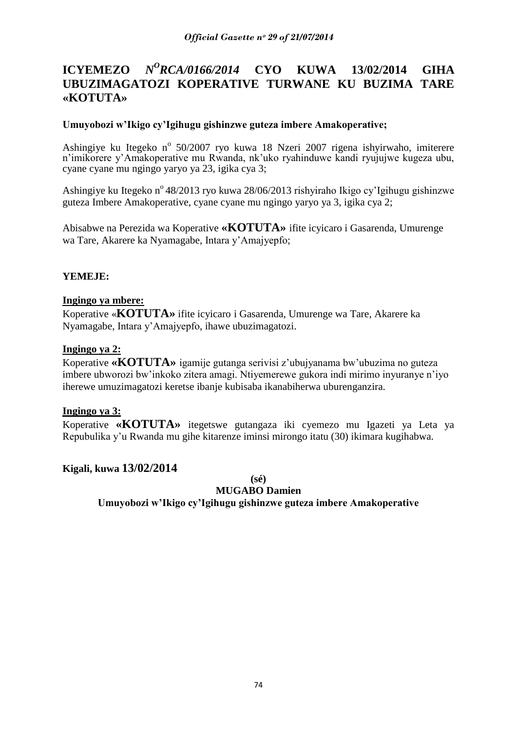# ICYEMEZO *N^O^RCA/0166/2014* CYO KUWA 13/02/2014 GIHA UBUZIMAGATOZI KOPERATIVE TURWANE KU BUZIMA TARE «KOTUTA»

**Umuyobozi w'Ikigo cy'Igihugu gishinzwe guteza imbere Amakoperative;**

Ashingiye ku Itegeko n$^{o}$ 50/2007 ryo kuwa 18 Nzeri 2007 rigena ishyirwaho, imiterere n'imikorere y'Amakoperative mu Rwanda, nk'uko ryahinduwe kandi ryujujwe kugeza ubu, cyane cyane mu ngingo yaryo ya 23, igika cya 3;

Ashingiye ku Itegeko n$^{o}$ 48/2013 ryo kuwa 28/06/2013 rishyiraho Ikigo cy'Igihugu gishinzwe guteza Imbere Amakoperative, cyane cyane mu ngingo yaryo ya 3, igika cya 2;

Abisabwe na Perezida wa Koperative **«KOTUTA»** ifite icyicaro i Gasarenda, Umurenge wa Tare, Akarere ka Nyamagabe, Intara y'Amajyepfo;

**YEMEJE:**

**Ingingo ya mbere:**
Koperative «**KOTUTA»** ifite icyicaro i Gasarenda, Umurenge wa Tare, Akarere ka Nyamagabe, Intara y'Amajyepfo, ihawe ubuzimagatozi.

**Ingingo ya 2:**
Koperative **«KOTUTA»** igamije gutanga serivisi z'ubujyanama bw'ubuzima no guteza imbere ubworozi bw'inkoko zitera amagi. Ntiyemerewe gukora indi mirimo inyuranye n'iyo iherewe umuzimagatozi keretse ibanje kubisaba ikanabiherwa uburenganzira.

**Ingingo ya 3:**
Koperative **«KOTUTA»** itegetswe gutangaza iki cyemezo mu Igazeti ya Leta ya Repubulika y'u Rwanda mu gihe kitarenze iminsi mirongo itatu (30) ikimara kugihabwa.

**Kigali, kuwa 13/02/2014**

**(sé)**

**MUGABO Damien**

**Umuyobozi w'Ikigo cy'Igihugu gishinzwe guteza imbere Amakoperative**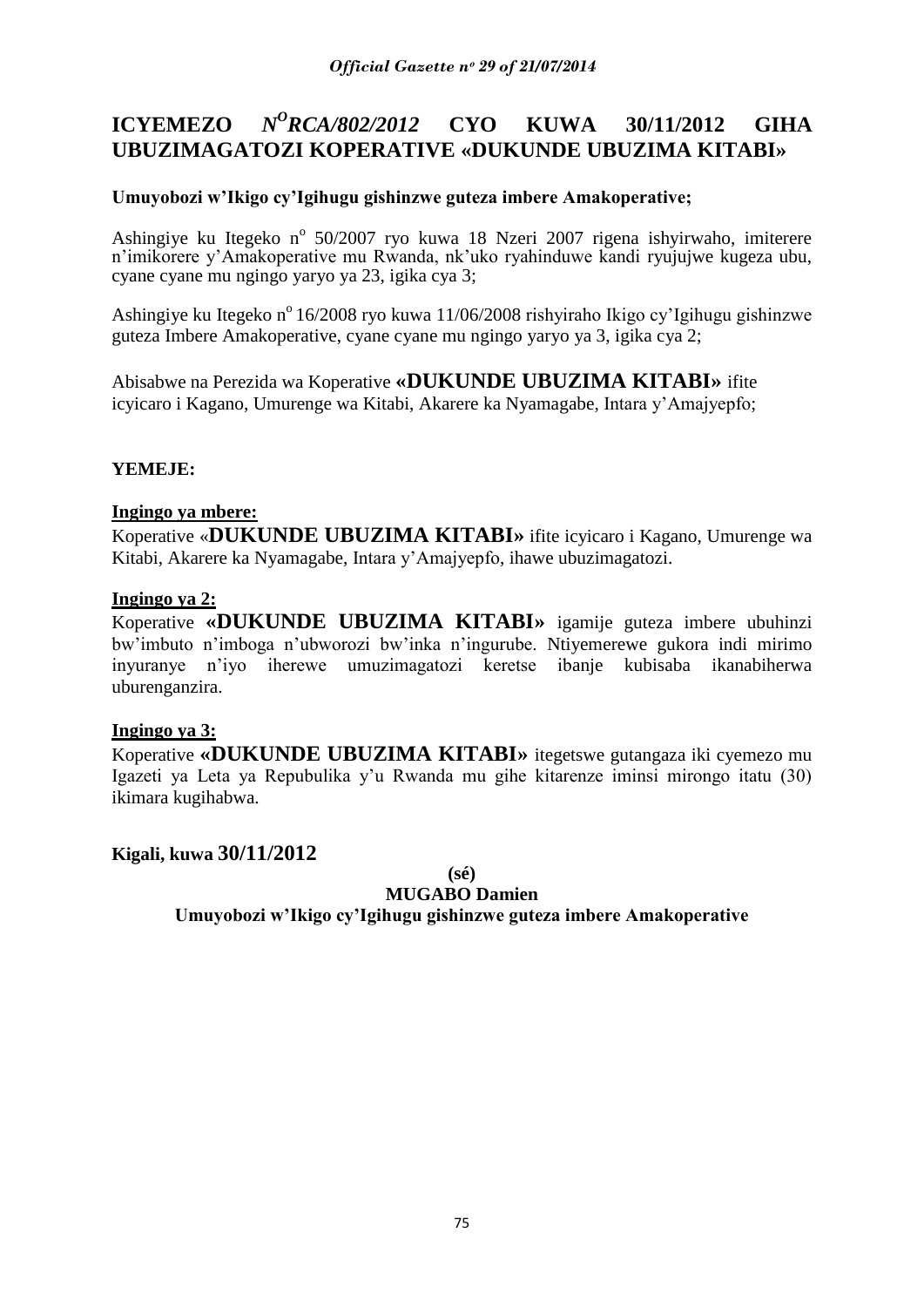# ICYEMEZO N°RCA/802/2012 CYO KUWA 30/11/2012 GIHA UBUZIMAGATOZI KOPERATIVE «DUKUNDE UBUZIMA KITABI»

**Umuyobozi w'Ikigo cy'Igihugu gishinzwe guteza imbere Amakoperative;**

Ashingiye ku Itegeko n° 50/2007 ryo kuwa 18 Nzeri 2007 rigena ishyirwaho, imiterere n'imikorere y'Amakoperative mu Rwanda, nk'uko ryahinduwe kandi ryujujwe kugeza ubu, cyane cyane mu ngingo yaryo ya 23, igika cya 3;

Ashingiye ku Itegeko n° 16/2008 ryo kuwa 11/06/2008 rishyiraho Ikigo cy'Igihugu gishinzwe guteza Imbere Amakoperative, cyane cyane mu ngingo yaryo ya 3, igika cya 2;

Abisabwe na Perezida wa Koperative **«DUKUNDE UBUZIMA KITABI»** ifite icyicaro i Kagano, Umurenge wa Kitabi, Akarere ka Nyamagabe, Intara y'Amajyepfo;

**YEMEJE:**

**Ingingo ya mbere:**

Koperative «**DUKUNDE UBUZIMA KITABI»** ifite icyicaro i Kagano, Umurenge wa Kitabi, Akarere ka Nyamagabe, Intara y'Amajyepfo, ihawe ubuzimagatozi.

**Ingingo ya 2:**

Koperative **«DUKUNDE UBUZIMA KITABI»** igamije guteza imbere ubuhinzi bw'imbuto n'imboga n'ubworozi bw'inka n'ingurube. Ntiyemerewe gukora indi mirimo inyuranye n'iyo iherewe umuzimagatozi keretse ibanje kubisaba ikanabiherwa uburenganzira.

**Ingingo ya 3:**

Koperative **«DUKUNDE UBUZIMA KITABI»** itegetswe gutangaza iki cyemezo mu Igazeti ya Leta ya Repubulika y'u Rwanda mu gihe kitarenze iminsi mirongo itatu (30) ikimara kugihabwa.

**Kigali, kuwa 30/11/2012**

**(sé)**

**MUGABO Damien**

**Umuyobozi w'Ikigo cy'Igihugu gishinzwe guteza imbere Amakoperative**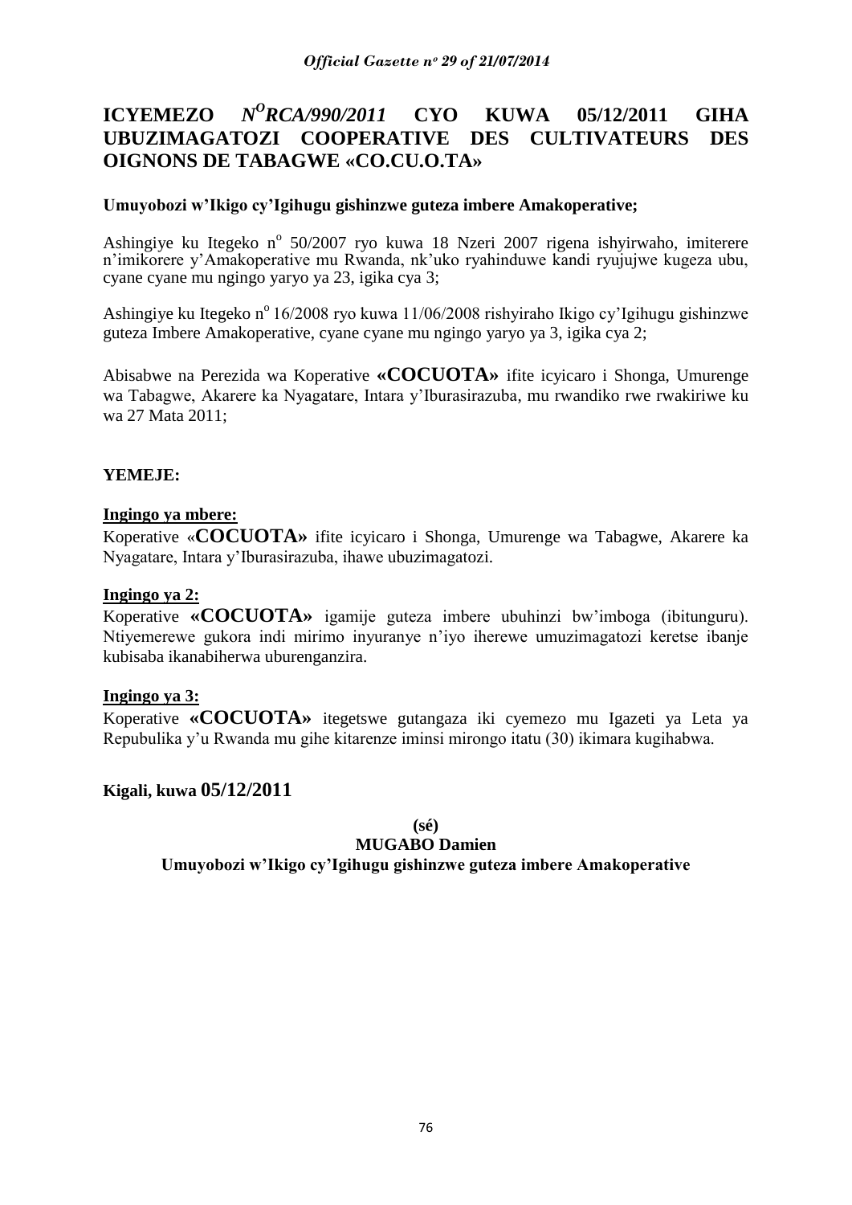# ICYEMEZO *N$^{O}$RCA/990/2011* CYO KUWA 05/12/2011 GIHA UBUZIMAGATOZI COOPERATIVE DES CULTIVATEURS DES OIGNONS DE TABAGWE «CO.CU.O.TA»

**Umuyobozi w'Ikigo cy'Igihugu gishinzwe guteza imbere Amakoperative;**

Ashingiye ku Itegeko n$^{o}$ 50/2007 ryo kuwa 18 Nzeri 2007 rigena ishyirwaho, imiterere n'imikorere y'Amakoperative mu Rwanda, nk'uko ryahinduwe kandi ryujujwe kugeza ubu, cyane cyane mu ngingo yaryo ya 23, igika cya 3;

Ashingiye ku Itegeko n$^{o}$ 16/2008 ryo kuwa 11/06/2008 rishyiraho Ikigo cy'Igihugu gishinzwe guteza Imbere Amakoperative, cyane cyane mu ngingo yaryo ya 3, igika cya 2;

Abisabwe na Perezida wa Koperative **«COCUOTA»** ifite icyicaro i Shonga, Umurenge wa Tabagwe, Akarere ka Nyagatare, Intara y'Iburasirazuba, mu rwandiko rwe rwakiriwe ku wa 27 Mata 2011;

**YEMEJE:**

**Ingingo ya mbere:**

Koperative «**COCUOTA»** ifite icyicaro i Shonga, Umurenge wa Tabagwe, Akarere ka Nyagatare, Intara y'Iburasirazuba, ihawe ubuzimagatozi.

**Ingingo ya 2:**

Koperative **«COCUOTA»** igamije guteza imbere ubuhinzi bw'imboga (ibitunguru). Ntiyemerewe gukora indi mirimo inyuranye n'iyo iherewe umuzimagatozi keretse ibanje kubisaba ikanabiherwa uburenganzira.

**Ingingo ya 3:**

Koperative **«COCUOTA»** itegetswe gutangaza iki cyemezo mu Igazeti ya Leta ya Repubulika y'u Rwanda mu gihe kitarenze iminsi mirongo itatu (30) ikimara kugihabwa.

**Kigali, kuwa 05/12/2011**

**(sé)**

**MUGABO Damien**

**Umuyobozi w'Ikigo cy'Igihugu gishinzwe guteza imbere Amakoperative**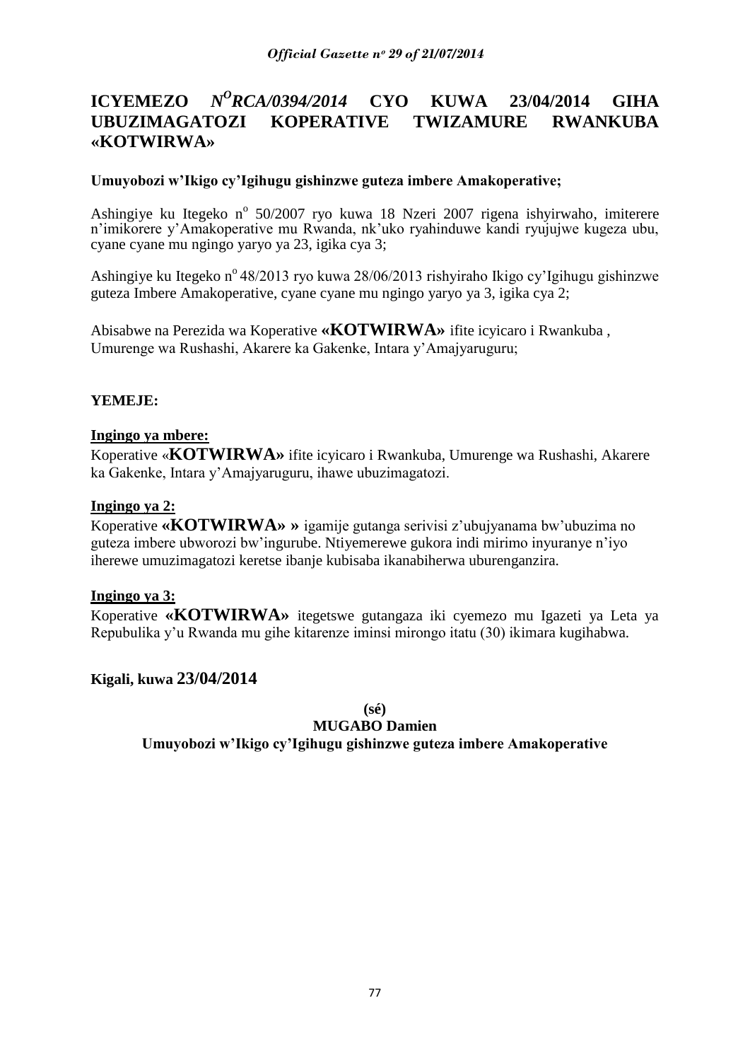# ICYEMEZO *N^O^RCA/0394/2014* CYO KUWA 23/04/2014 GIHA UBUZIMAGATOZI KOPERATIVE TWIZAMURE RWANKUBA «KOTWIRWA»

**Umuyobozi w'Ikigo cy'Igihugu gishinzwe guteza imbere Amakoperative;**

Ashingiye ku Itegeko n° 50/2007 ryo kuwa 18 Nzeri 2007 rigena ishyirwaho, imiterere n'imikorere y'Amakoperative mu Rwanda, nk'uko ryahinduwe kandi ryujujwe kugeza ubu, cyane cyane mu ngingo yaryo ya 23, igika cya 3;

Ashingiye ku Itegeko n° 48/2013 ryo kuwa 28/06/2013 rishyiraho Ikigo cy'Igihugu gishinzwe guteza Imbere Amakoperative, cyane cyane mu ngingo yaryo ya 3, igika cya 2;

Abisabwe na Perezida wa Koperative **«KOTWIRWA»** ifite icyicaro i Rwankuba , Umurenge wa Rushashi, Akarere ka Gakenke, Intara y'Amajyaruguru;

**YEMEJE:**

**Ingingo ya mbere:**

Koperative «**KOTWIRWA»** ifite icyicaro i Rwankuba, Umurenge wa Rushashi, Akarere ka Gakenke, Intara y'Amajyaruguru, ihawe ubuzimagatozi.

**Ingingo ya 2:**

Koperative **«KOTWIRWA» »** igamije gutanga serivisi z'ubujyanama bw'ubuzima no guteza imbere ubworozi bw'ingurube. Ntiyemerewe gukora indi mirimo inyuranye n'iyo iherewe umuzimagatozi keretse ibanje kubisaba ikanabiherwa uburenganzira.

**Ingingo ya 3:**

Koperative **«KOTWIRWA»** itegetswe gutangaza iki cyemezo mu Igazeti ya Leta ya Repubulika y'u Rwanda mu gihe kitarenze iminsi mirongo itatu (30) ikimara kugihabwa.

**Kigali, kuwa 23/04/2014**

**(sé)**

**MUGABO Damien**

**Umuyobozi w'Ikigo cy'Igihugu gishinzwe guteza imbere Amakoperative**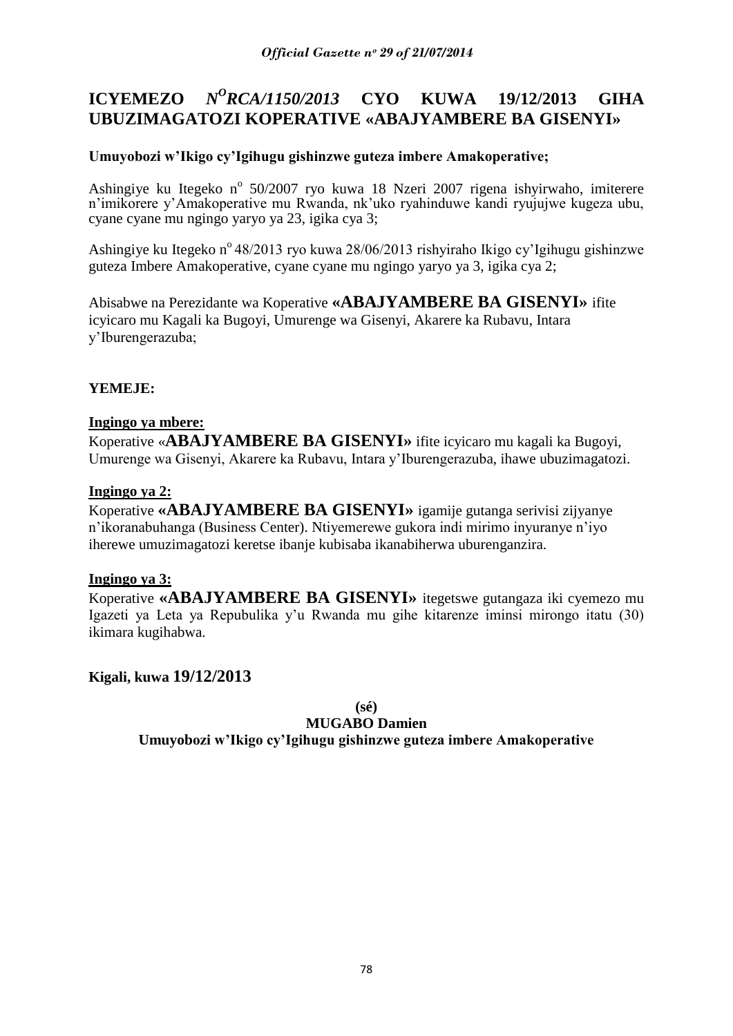# ICYEMEZO *N^O RCA/1150/2013* CYO KUWA 19/12/2013 GIHA UBUZIMAGATOZI KOPERATIVE «ABAJYAMBERE BA GISENYI»

**Umuyobozi w'Ikigo cy'Igihugu gishinzwe guteza imbere Amakoperative;**

Ashingiye ku Itegeko n$^{o}$ 50/2007 ryo kuwa 18 Nzeri 2007 rigena ishyirwaho, imiterere n'imikorere y'Amakoperative mu Rwanda, nk'uko ryahinduwe kandi ryujujwe kugeza ubu, cyane cyane mu ngingo yaryo ya 23, igika cya 3;

Ashingiye ku Itegeko n$^{o}$ 48/2013 ryo kuwa 28/06/2013 rishyiraho Ikigo cy'Igihugu gishinzwe guteza Imbere Amakoperative, cyane cyane mu ngingo yaryo ya 3, igika cya 2;

Abisabwe na Perezidante wa Koperative **«ABAJYAMBERE BA GISENYI»** ifite icyicaro mu Kagali ka Bugoyi, Umurenge wa Gisenyi, Akarere ka Rubavu, Intara y'Iburengerazuba;

**YEMEJE:**

**Ingingo ya mbere:**

Koperative «**ABAJYAMBERE BA GISENYI»** ifite icyicaro mu kagali ka Bugoyi, Umurenge wa Gisenyi, Akarere ka Rubavu, Intara y'Iburengerazuba, ihawe ubuzimagatozi.

**Ingingo ya 2:**

Koperative **«ABAJYAMBERE BA GISENYI»** igamije gutanga serivisi zijyanye n'ikoranabuhanga (Business Center). Ntiyemerewe gukora indi mirimo inyuranye n'iyo iherewe umuzimagatozi keretse ibanje kubisaba ikanabiherwa uburenganzira.

**Ingingo ya 3:**

Koperative **«ABAJYAMBERE BA GISENYI»** itegetswe gutangaza iki cyemezo mu Igazeti ya Leta ya Repubulika y'u Rwanda mu gihe kitarenze iminsi mirongo itatu (30) ikimara kugihabwa.

**Kigali, kuwa 19/12/2013**

**(sé)**

**MUGABO Damien**

**Umuyobozi w'Ikigo cy'Igihugu gishinzwe guteza imbere Amakoperative**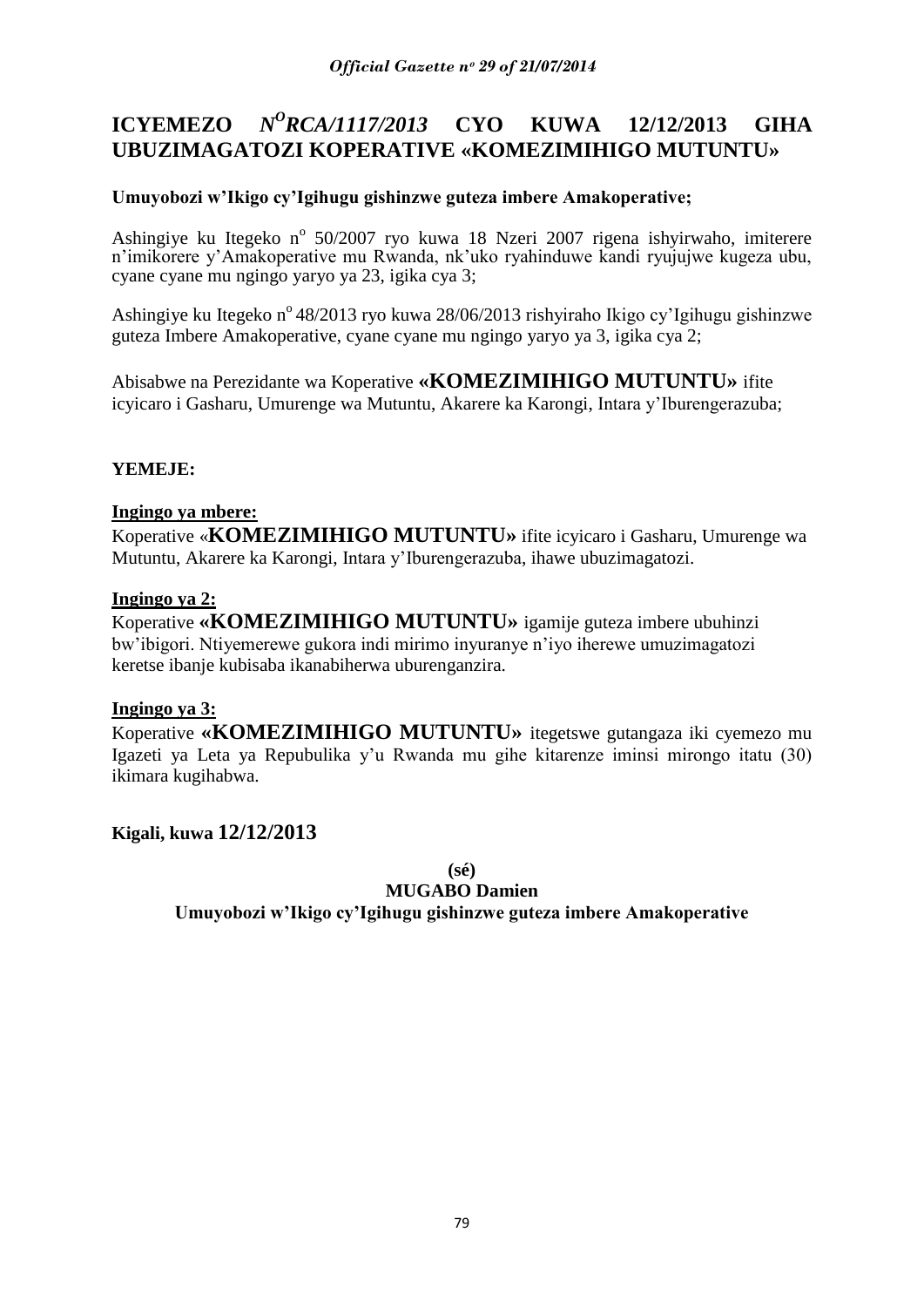# ICYEMEZO *N^O RCA/1117/2013* CYO KUWA 12/12/2013 GIHA UBUZIMAGATOZI KOPERATIVE «KOMEZIMIHIGO MUTUNTU»

**Umuyobozi w'Ikigo cy'Igihugu gishinzwe guteza imbere Amakoperative;**

Ashingiye ku Itegeko n° 50/2007 ryo kuwa 18 Nzeri 2007 rigena ishyirwaho, imiterere n'imikorere y'Amakoperative mu Rwanda, nk'uko ryahinduwe kandi ryujujwe kugeza ubu, cyane cyane mu ngingo yaryo ya 23, igika cya 3;

Ashingiye ku Itegeko n° 48/2013 ryo kuwa 28/06/2013 rishyiraho Ikigo cy'Igihugu gishinzwe guteza Imbere Amakoperative, cyane cyane mu ngingo yaryo ya 3, igika cya 2;

Abisabwe na Perezidante wa Koperative **«KOMEZIMIHIGO MUTUNTU»** ifite icyicaro i Gasharu, Umurenge wa Mutuntu, Akarere ka Karongi, Intara y'Iburengerazuba;

**YEMEJE:**

**Ingingo ya mbere:**

Koperative «**KOMEZIMIHIGO MUTUNTU»** ifite icyicaro i Gasharu, Umurenge wa Mutuntu, Akarere ka Karongi, Intara y'Iburengerazuba, ihawe ubuzimagatozi.

**Ingingo ya 2:**

Koperative **«KOMEZIMIHIGO MUTUNTU»** igamije guteza imbere ubuhinzi bw'ibigori. Ntiyemerewe gukora indi mirimo inyuranye n'iyo iherewe umuzimagatozi keretse ibanje kubisaba ikanabiherwa uburenganzira.

**Ingingo ya 3:**

Koperative **«KOMEZIMIHIGO MUTUNTU»** itegetswe gutangaza iki cyemezo mu Igazeti ya Leta ya Repubulika y'u Rwanda mu gihe kitarenze iminsi mirongo itatu (30) ikimara kugihabwa.

**Kigali, kuwa 12/12/2013**

**(sé)**

**MUGABO Damien**

**Umuyobozi w'Ikigo cy'Igihugu gishinzwe guteza imbere Amakoperative**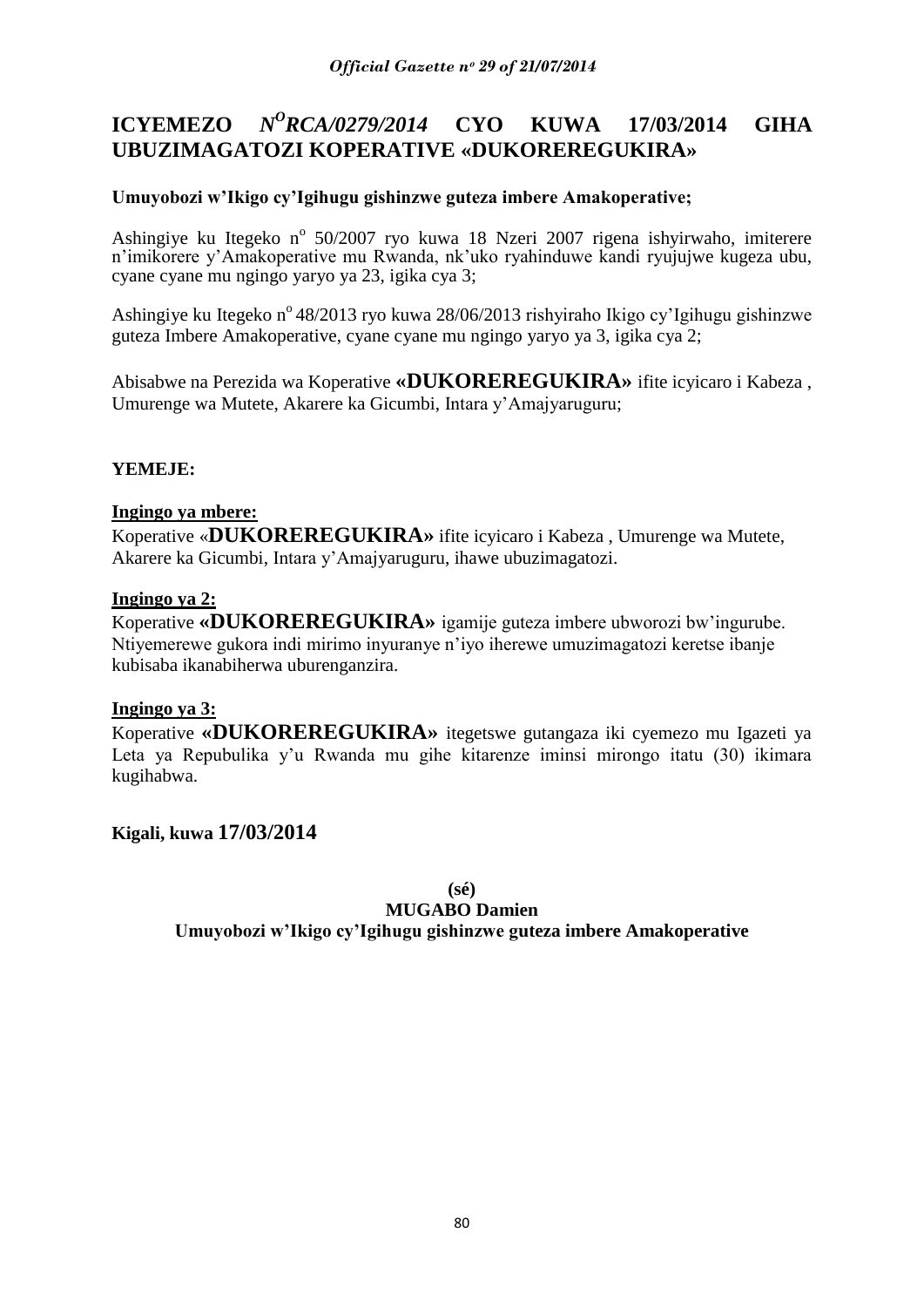# ICYEMEZO *N^O^RCA/0279/2014* CYO KUWA 17/03/2014 GIHA UBUZIMAGATOZI KOPERATIVE «DUKOREREGUKIRA»

**Umuyobozi w'Ikigo cy'Igihugu gishinzwe guteza imbere Amakoperative;**

Ashingiye ku Itegeko n° 50/2007 ryo kuwa 18 Nzeri 2007 rigena ishyirwaho, imiterere n'imikorere y'Amakoperative mu Rwanda, nk'uko ryahinduwe kandi ryujujwe kugeza ubu, cyane cyane mu ngingo yaryo ya 23, igika cya 3;

Ashingiye ku Itegeko n° 48/2013 ryo kuwa 28/06/2013 rishyiraho Ikigo cy'Igihugu gishinzwe guteza Imbere Amakoperative, cyane cyane mu ngingo yaryo ya 3, igika cya 2;

Abisabwe na Perezida wa Koperative **«DUKOREREGUKIRA»** ifite icyicaro i Kabeza , Umurenge wa Mutete, Akarere ka Gicumbi, Intara y'Amajyaruguru;

**YEMEJE:**

**Ingingo ya mbere:**

Koperative «**DUKOREREGUKIRA»** ifite icyicaro i Kabeza , Umurenge wa Mutete, Akarere ka Gicumbi, Intara y'Amajyaruguru, ihawe ubuzimagatozi.

**Ingingo ya 2:**

Koperative **«DUKOREREGUKIRA»** igamije guteza imbere ubworozi bw'ingurube. Ntiyemerewe gukora indi mirimo inyuranye n'iyo iherewe umuzimagatozi keretse ibanje kubisaba ikanabiherwa uburenganzira.

**Ingingo ya 3:**

Koperative **«DUKOREREGUKIRA»** itegetswe gutangaza iki cyemezo mu Igazeti ya Leta ya Repubulika y'u Rwanda mu gihe kitarenze iminsi mirongo itatu (30) ikimara kugihabwa.

**Kigali, kuwa 17/03/2014**

**(sé)**

**MUGABO Damien**

**Umuyobozi w'Ikigo cy'Igihugu gishinzwe guteza imbere Amakoperative**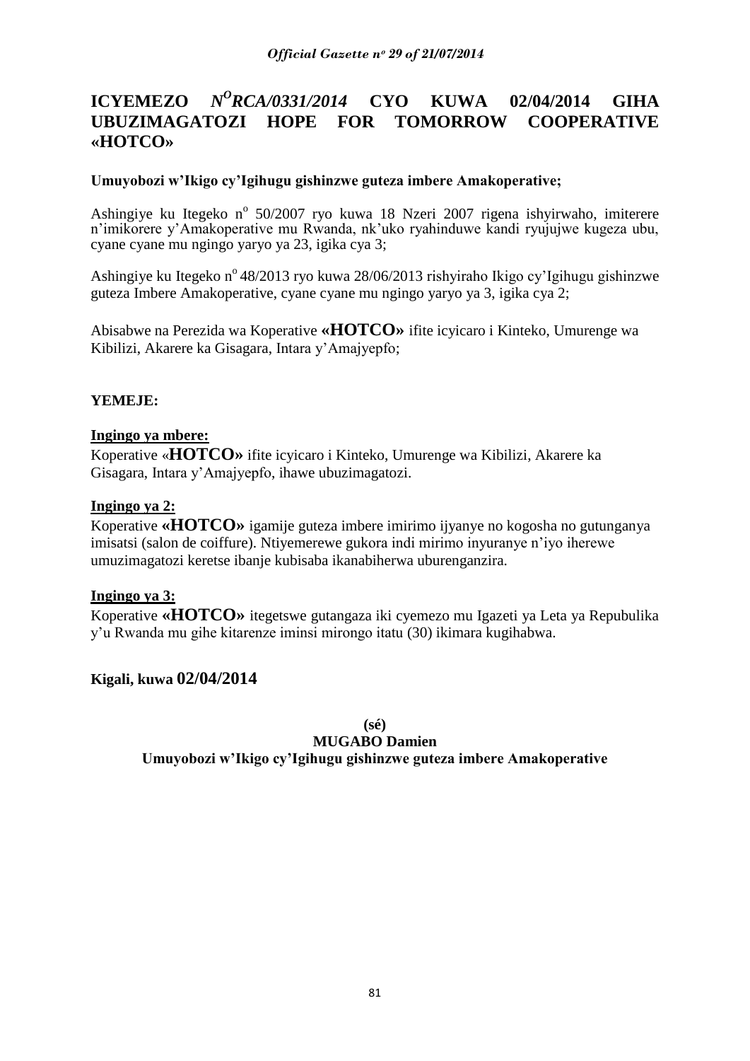# ICYEMEZO *N$^{O}$RCA/0331/2014* CYO KUWA 02/04/2014 GIHA UBUZIMAGATOZI HOPE FOR TOMORROW COOPERATIVE «HOTCO»

**Umuyobozi w'Ikigo cy'Igihugu gishinzwe guteza imbere Amakoperative;**

Ashingiye ku Itegeko n$^{o}$ 50/2007 ryo kuwa 18 Nzeri 2007 rigena ishyirwaho, imiterere n'imikorere y'Amakoperative mu Rwanda, nk'uko ryahinduwe kandi ryujujwe kugeza ubu, cyane cyane mu ngingo yaryo ya 23, igika cya 3;

Ashingiye ku Itegeko n$^{o}$ 48/2013 ryo kuwa 28/06/2013 rishyiraho Ikigo cy'Igihugu gishinzwe guteza Imbere Amakoperative, cyane cyane mu ngingo yaryo ya 3, igika cya 2;

Abisabwe na Perezida wa Koperative **«HOTCO»** ifite icyicaro i Kinteko, Umurenge wa Kibilizi, Akarere ka Gisagara, Intara y'Amajyepfo;

**YEMEJE:**

**Ingingo ya mbere:**

Koperative «**HOTCO»** ifite icyicaro i Kinteko, Umurenge wa Kibilizi, Akarere ka Gisagara, Intara y'Amajyepfo, ihawe ubuzimagatozi.

**Ingingo ya 2:**

Koperative **«HOTCO»** igamije guteza imbere imirimo ijyanye no kogosha no gutunganya imisatsi (salon de coiffure). Ntiyemerewe gukora indi mirimo inyuranye n'iyo iherewe umuzimagatozi keretse ibanje kubisaba ikanabiherwa uburenganzira.

**Ingingo ya 3:**

Koperative **«HOTCO»** itegetswe gutangaza iki cyemezo mu Igazeti ya Leta ya Repubulika y'u Rwanda mu gihe kitarenze iminsi mirongo itatu (30) ikimara kugihabwa.

**Kigali, kuwa 02/04/2014**

**(sé)**

**MUGABO Damien**

**Umuyobozi w'Ikigo cy'Igihugu gishinzwe guteza imbere Amakoperative**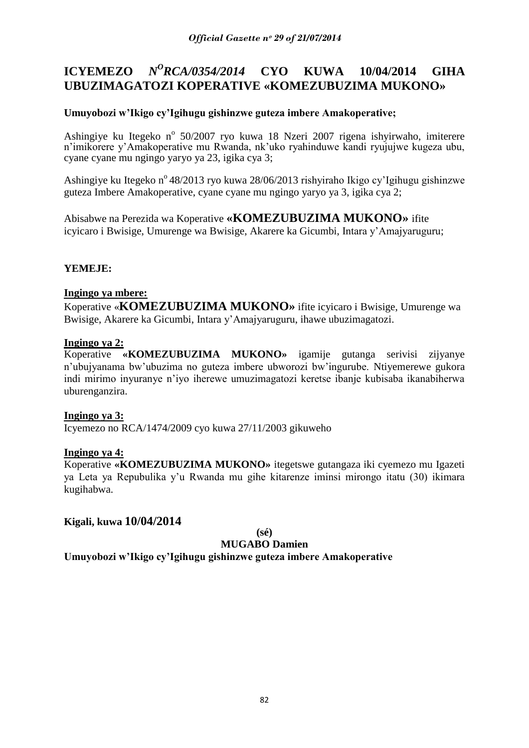# ICYEMEZO N°RCA/0354/2014 CYO KUWA 10/04/2014 GIHA UBUZIMAGATOZI KOPERATIVE «KOMEZUBUZIMA MUKONO»

**Umuyobozi w'Ikigo cy'Igihugu gishinzwe guteza imbere Amakoperative;**

Ashingiye ku Itegeko n° 50/2007 ryo kuwa 18 Nzeri 2007 rigena ishyirwaho, imiterere n'imikorere y'Amakoperative mu Rwanda, nk'uko ryahinduwe kandi ryujujwe kugeza ubu, cyane cyane mu ngingo yaryo ya 23, igika cya 3;

Ashingiye ku Itegeko n° 48/2013 ryo kuwa 28/06/2013 rishyiraho Ikigo cy'Igihugu gishinzwe guteza Imbere Amakoperative, cyane cyane mu ngingo yaryo ya 3, igika cya 2;

Abisabwe na Perezida wa Koperative **«KOMEZUBUZIMA MUKONO»** ifite icyicaro i Bwisige, Umurenge wa Bwisige, Akarere ka Gicumbi, Intara y'Amajyaruguru;

**YEMEJE:**

**Ingingo ya mbere:**

Koperative «**KOMEZUBUZIMA MUKONO»** ifite icyicaro i Bwisige, Umurenge wa Bwisige, Akarere ka Gicumbi, Intara y'Amajyaruguru, ihawe ubuzimagatozi.

**Ingingo ya 2:**

Koperative **«KOMEZUBUZIMA MUKONO»** igamije gutanga serivisi zijyanye n'ubujyanama bw'ubuzima no guteza imbere ubworozi bw'ingurube. Ntiyemerewe gukora indi mirimo inyuranye n'iyo iherewe umuzimagatozi keretse ibanje kubisaba ikanabiherwa uburenganzira.

**Ingingo ya 3:**

Icyemezo no RCA/1474/2009 cyo kuwa 27/11/2003 gikuweho

**Ingingo ya 4:**

Koperative **«KOMEZUBUZIMA MUKONO»** itegetswe gutangaza iki cyemezo mu Igazeti ya Leta ya Repubulika y'u Rwanda mu gihe kitarenze iminsi mirongo itatu (30) ikimara kugihabwa.

**Kigali, kuwa 10/04/2014**

**(sé)**

**MUGABO Damien**

**Umuyobozi w'Ikigo cy'Igihugu gishinzwe guteza imbere Amakoperative**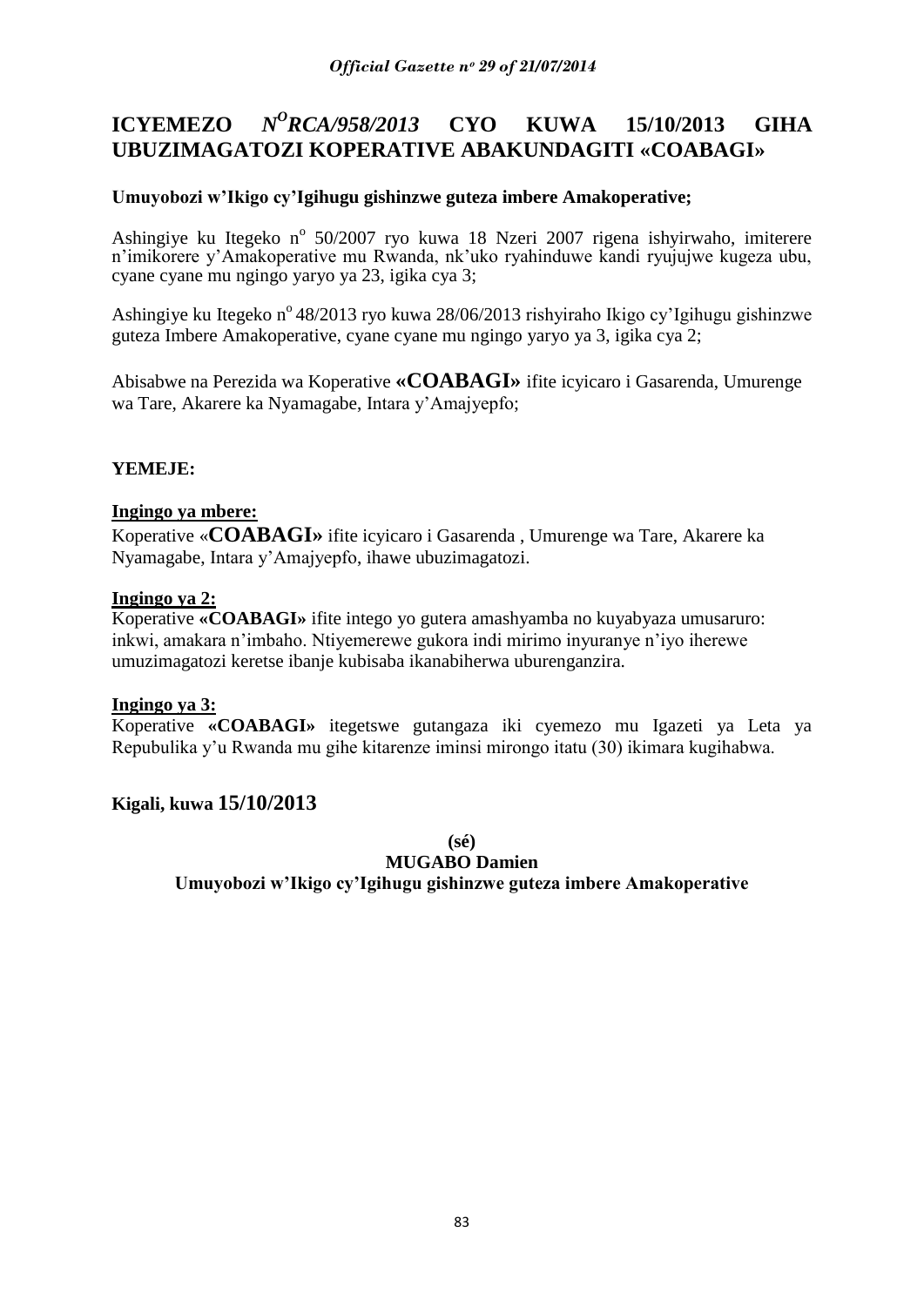# ICYEMEZO *N$^{O}$RCA/958/2013* CYO KUWA 15/10/2013 GIHA UBUZIMAGATOZI KOPERATIVE ABAKUNDAGITI «COABAGI»

**Umuyobozi w'Ikigo cy'Igihugu gishinzwe guteza imbere Amakoperative;**

Ashingiye ku Itegeko n$^{o}$ 50/2007 ryo kuwa 18 Nzeri 2007 rigena ishyirwaho, imiterere n'imikorere y'Amakoperative mu Rwanda, nk'uko ryahinduwe kandi ryujujwe kugeza ubu, cyane cyane mu ngingo yaryo ya 23, igika cya 3;

Ashingiye ku Itegeko n$^{o}$ 48/2013 ryo kuwa 28/06/2013 rishyiraho Ikigo cy'Igihugu gishinzwe guteza Imbere Amakoperative, cyane cyane mu ngingo yaryo ya 3, igika cya 2;

Abisabwe na Perezida wa Koperative **«COABAGI»** ifite icyicaro i Gasarenda, Umurenge wa Tare, Akarere ka Nyamagabe, Intara y'Amajyepfo;

**YEMEJE:**

**Ingingo ya mbere:**
Koperative «**COABAGI»** ifite icyicaro i Gasarenda , Umurenge wa Tare, Akarere ka Nyamagabe, Intara y'Amajyepfo, ihawe ubuzimagatozi.

**Ingingo ya 2:**
Koperative **«COABAGI»** ifite intego yo gutera amashyamba no kuyabyaza umusaruro: inkwi, amakara n'imbaho. Ntiyemerewe gukora indi mirimo inyuranye n'iyo iherewe umuzimagatozi keretse ibanje kubisaba ikanabiherwa uburenganzira.

**Ingingo ya 3:**
Koperative **«COABAGI»** itegetswe gutangaza iki cyemezo mu Igazeti ya Leta ya Repubulika y'u Rwanda mu gihe kitarenze iminsi mirongo itatu (30) ikimara kugihabwa.

**Kigali, kuwa 15/10/2013**

**(sé)**

**MUGABO Damien**

**Umuyobozi w'Ikigo cy'Igihugu gishinzwe guteza imbere Amakoperative**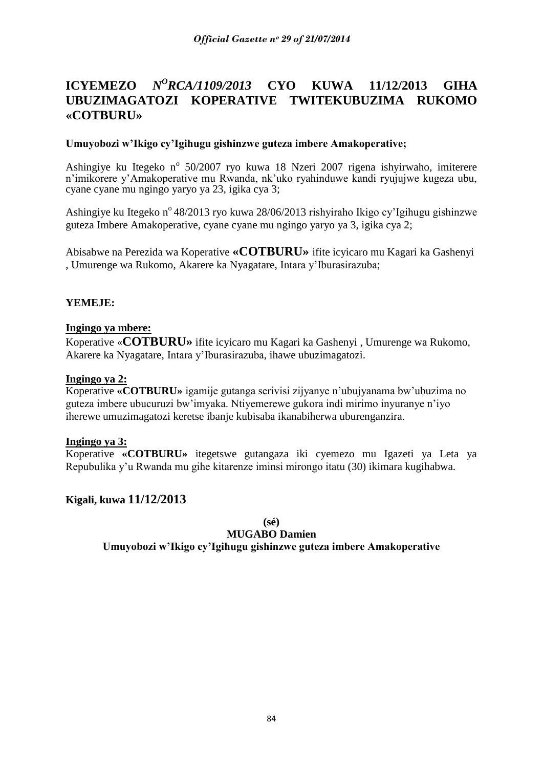# ICYEMEZO *N<sup>O</sup>RCA/1109/2013* CYO KUWA 11/12/2013 GIHA UBUZIMAGATOZI KOPERATIVE TWITEKUBUZIMA RUKOMO «COTBURU»

**Umuyobozi w'Ikigo cy'Igihugu gishinzwe guteza imbere Amakoperative;**

Ashingiye ku Itegeko n° 50/2007 ryo kuwa 18 Nzeri 2007 rigena ishyirwaho, imiterere n'imikorere y'Amakoperative mu Rwanda, nk'uko ryahinduwe kandi ryujujwe kugeza ubu, cyane cyane mu ngingo yaryo ya 23, igika cya 3;

Ashingiye ku Itegeko n° 48/2013 ryo kuwa 28/06/2013 rishyiraho Ikigo cy'Igihugu gishinzwe guteza Imbere Amakoperative, cyane cyane mu ngingo yaryo ya 3, igika cya 2;

Abisabwe na Perezida wa Koperative **«COTBURU»** ifite icyicaro mu Kagari ka Gashenyi , Umurenge wa Rukomo, Akarere ka Nyagatare, Intara y'Iburasirazuba;

**YEMEJE:**

**Ingingo ya mbere:**
Koperative «**COTBURU»** ifite icyicaro mu Kagari ka Gashenyi , Umurenge wa Rukomo, Akarere ka Nyagatare, Intara y'Iburasirazuba, ihawe ubuzimagatozi.

**Ingingo ya 2:**
Koperative **«COTBURU»** igamije gutanga serivisi zijyanye n'ubujyanama bw'ubuzima no guteza imbere ubucuruzi bw'imyaka. Ntiyemerewe gukora indi mirimo inyuranye n'iyo iherewe umuzimagatozi keretse ibanje kubisaba ikanabiherwa uburenganzira.

**Ingingo ya 3:**
Koperative **«COTBURU»** itegetswe gutangaza iki cyemezo mu Igazeti ya Leta ya Repubulika y'u Rwanda mu gihe kitarenze iminsi mirongo itatu (30) ikimara kugihabwa.

**Kigali, kuwa 11/12/2013**

**(sé)**
**MUGABO Damien**
**Umuyobozi w'Ikigo cy'Igihugu gishinzwe guteza imbere Amakoperative**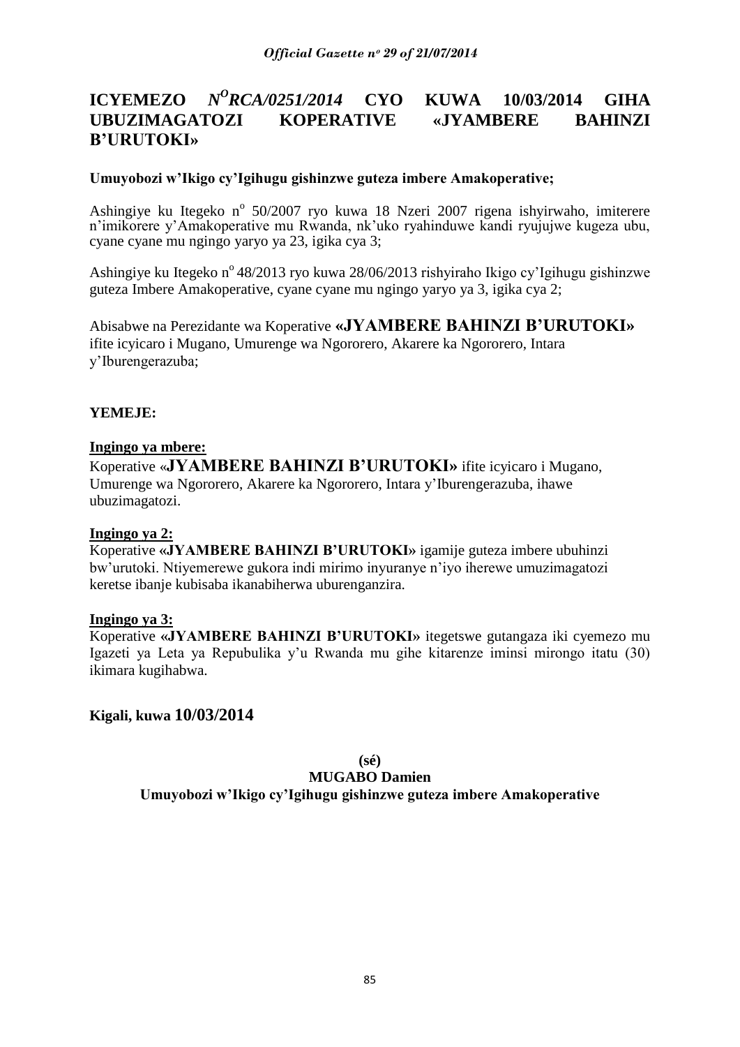# ICYEMEZO *N°RCA/0251/2014* CYO KUWA 10/03/2014 GIHA UBUZIMAGATOZI KOPERATIVE «JYAMBERE BAHINZI B'URUTOKI»

**Umuyobozi w'Ikigo cy'Igihugu gishinzwe guteza imbere Amakoperative;**

Ashingiye ku Itegeko n° 50/2007 ryo kuwa 18 Nzeri 2007 rigena ishyirwaho, imiterere n'imikorere y'Amakoperative mu Rwanda, nk'uko ryahinduwe kandi ryujujwe kugeza ubu, cyane cyane mu ngingo yaryo ya 23, igika cya 3;

Ashingiye ku Itegeko n° 48/2013 ryo kuwa 28/06/2013 rishyiraho Ikigo cy'Igihugu gishinzwe guteza Imbere Amakoperative, cyane cyane mu ngingo yaryo ya 3, igika cya 2;

Abisabwe na Perezidante wa Koperative **«JYAMBERE BAHINZI B'URUTOKI»** ifite icyicaro i Mugano, Umurenge wa Ngororero, Akarere ka Ngororero, Intara y'Iburengerazuba;

**YEMEJE:**

**Ingingo ya mbere:**

Koperative «**JYAMBERE BAHINZI B'URUTOKI»** ifite icyicaro i Mugano, Umurenge wa Ngororero, Akarere ka Ngororero, Intara y'Iburengerazuba, ihawe ubuzimagatozi.

**Ingingo ya 2:**

Koperative **«JYAMBERE BAHINZI B'URUTOKI»** igamije guteza imbere ubuhinzi bw'urutoki. Ntiyemerewe gukora indi mirimo inyuranye n'iyo iherewe umuzimagatozi keretse ibanje kubisaba ikanabiherwa uburenganzira.

**Ingingo ya 3:**

Koperative **«JYAMBERE BAHINZI B'URUTOKI»** itegetswe gutangaza iki cyemezo mu Igazeti ya Leta ya Repubulika y'u Rwanda mu gihe kitarenze iminsi mirongo itatu (30) ikimara kugihabwa.

**Kigali, kuwa 10/03/2014**

**(sé)**

**MUGABO Damien**

**Umuyobozi w'Ikigo cy'Igihugu gishinzwe guteza imbere Amakoperative**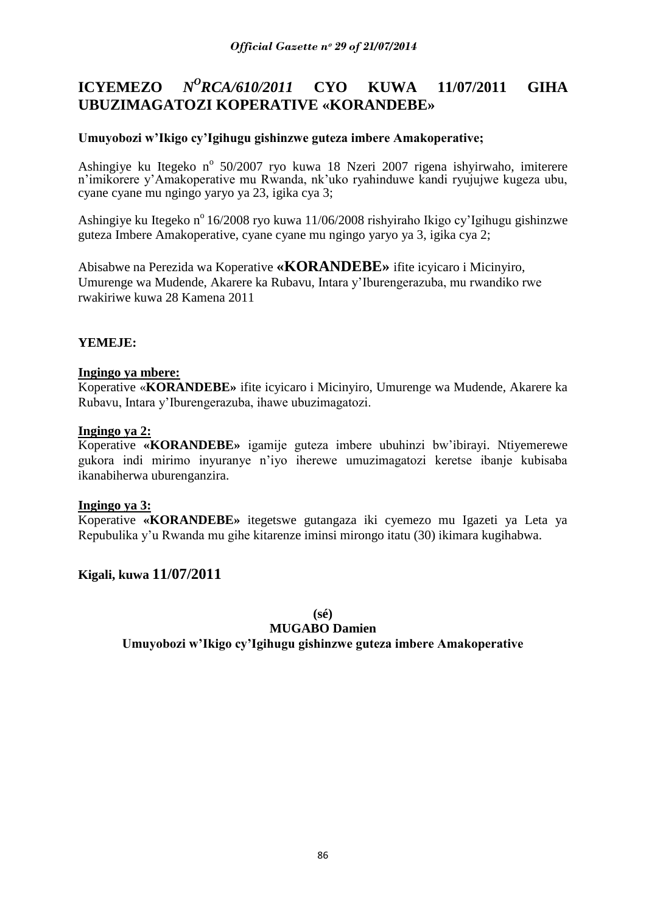# ICYEMEZO $N^{O}$*RCA/610/2011* CYO KUWA 11/07/2011 GIHA UBUZIMAGATOZI KOPERATIVE «KORANDEBE»

**Umuyobozi w'Ikigo cy'Igihugu gishinzwe guteza imbere Amakoperative;**

Ashingiye ku Itegeko n° 50/2007 ryo kuwa 18 Nzeri 2007 rigena ishyirwaho, imiterere n'imikorere y'Amakoperative mu Rwanda, nk'uko ryahinduwe kandi ryujujwe kugeza ubu, cyane cyane mu ngingo yaryo ya 23, igika cya 3;

Ashingiye ku Itegeko n° 16/2008 ryo kuwa 11/06/2008 rishyiraho Ikigo cy'Igihugu gishinzwe guteza Imbere Amakoperative, cyane cyane mu ngingo yaryo ya 3, igika cya 2;

Abisabwe na Perezida wa Koperative **«KORANDEBE»** ifite icyicaro i Micinyiro, Umurenge wa Mudende, Akarere ka Rubavu, Intara y'Iburengerazuba, mu rwandiko rwe rwakiriwe kuwa 28 Kamena 2011

**YEMEJE:**

**Ingingo ya mbere:**

Koperative «**KORANDEBE»** ifite icyicaro i Micinyiro, Umurenge wa Mudende, Akarere ka Rubavu, Intara y'Iburengerazuba, ihawe ubuzimagatozi.

**Ingingo ya 2:**

Koperative **«KORANDEBE»** igamije guteza imbere ubuhinzi bw'ibirayi. Ntiyemerewe gukora indi mirimo inyuranye n'iyo iherewe umuzimagatozi keretse ibanje kubisaba ikanabiherwa uburenganzira.

**Ingingo ya 3:**

Koperative **«KORANDEBE»** itegetswe gutangaza iki cyemezo mu Igazeti ya Leta ya Repubulika y'u Rwanda mu gihe kitarenze iminsi mirongo itatu (30) ikimara kugihabwa.

**Kigali, kuwa 11/07/2011**

**(sé)**

**MUGABO Damien**

**Umuyobozi w'Ikigo cy'Igihugu gishinzwe guteza imbere Amakoperative**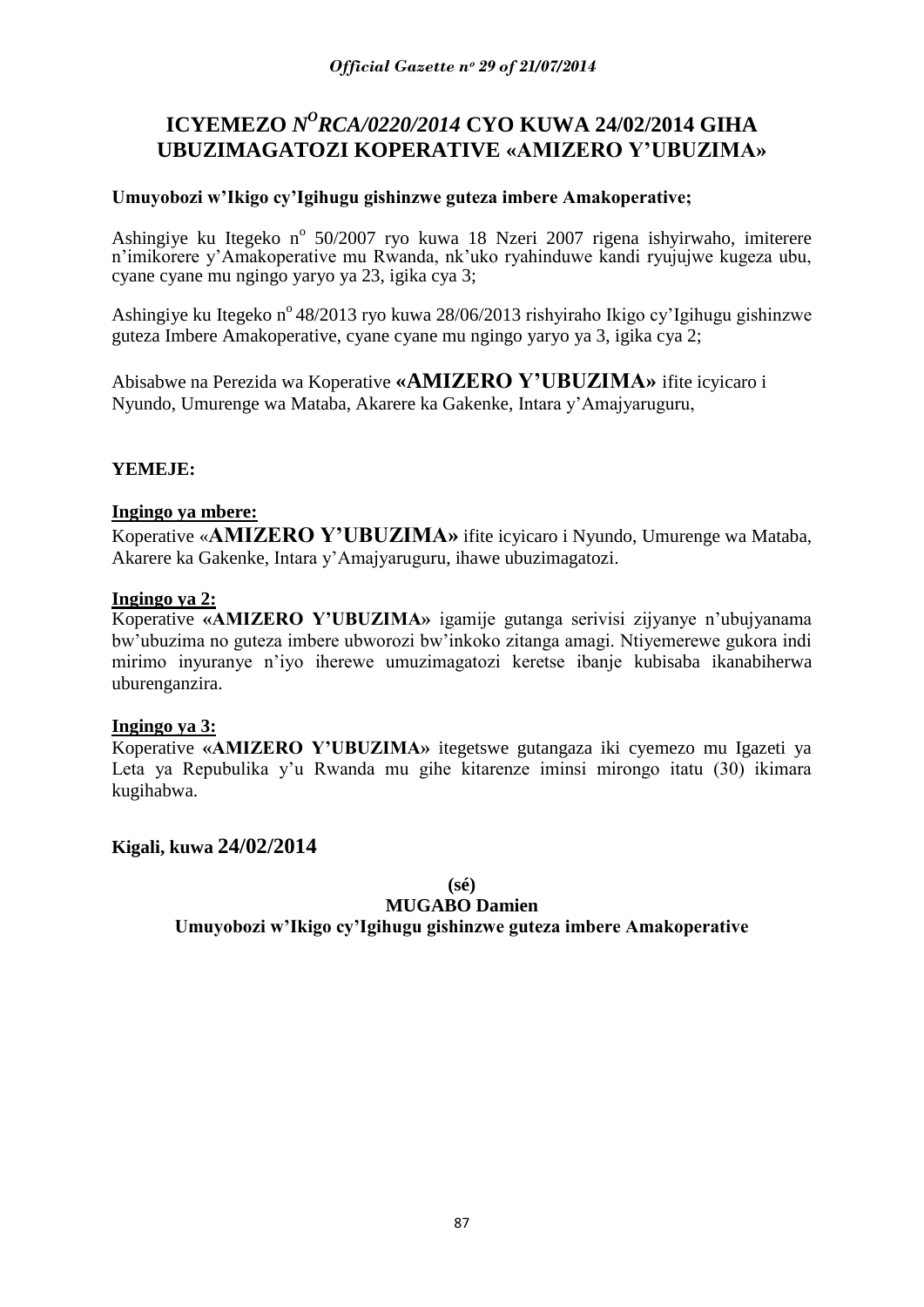# ICYEMEZO $N^{O}$*RCA/0220/2014* CYO KUWA 24/02/2014 GIHA UBUZIMAGATOZI KOPERATIVE «AMIZERO Y'UBUZIMA»

**Umuyobozi w'Ikigo cy'Igihugu gishinzwe guteza imbere Amakoperative;**

Ashingiye ku Itegeko n° 50/2007 ryo kuwa 18 Nzeri 2007 rigena ishyirwaho, imiterere n'imikorere y'Amakoperative mu Rwanda, nk'uko ryahinduwe kandi ryujujwe kugeza ubu, cyane cyane mu ngingo yaryo ya 23, igika cya 3;

Ashingiye ku Itegeko n° 48/2013 ryo kuwa 28/06/2013 rishyiraho Ikigo cy'Igihugu gishinzwe guteza Imbere Amakoperative, cyane cyane mu ngingo yaryo ya 3, igika cya 2;

Abisabwe na Perezida wa Koperative **«AMIZERO Y'UBUZIMA»** ifite icyicaro i Nyundo, Umurenge wa Mataba, Akarere ka Gakenke, Intara y'Amajyaruguru,

**YEMEJE:**

**<u>Ingingo ya mbere:</u>**

Koperative «**AMIZERO Y'UBUZIMA»** ifite icyicaro i Nyundo, Umurenge wa Mataba, Akarere ka Gakenke, Intara y'Amajyaruguru, ihawe ubuzimagatozi.

**<u>Ingingo ya 2:</u>**

Koperative **«AMIZERO Y'UBUZIMA»** igamije gutanga serivisi zijyanye n'ubujyanama bw'ubuzima no guteza imbere ubworozi bw'inkoko zitanga amagi. Ntiyemerewe gukora indi mirimo inyuranye n'iyo iherewe umuzimagatozi keretse ibanje kubisaba ikanabiherwa uburenganzira.

**<u>Ingingo ya 3:</u>**

Koperative **«AMIZERO Y'UBUZIMA»** itegetswe gutangaza iki cyemezo mu Igazeti ya Leta ya Repubulika y'u Rwanda mu gihe kitarenze iminsi mirongo itatu (30) ikimara kugihabwa.

**Kigali, kuwa 24/02/2014**

**(sé)**

**MUGABO Damien**

**Umuyobozi w'Ikigo cy'Igihugu gishinzwe guteza imbere Amakoperative**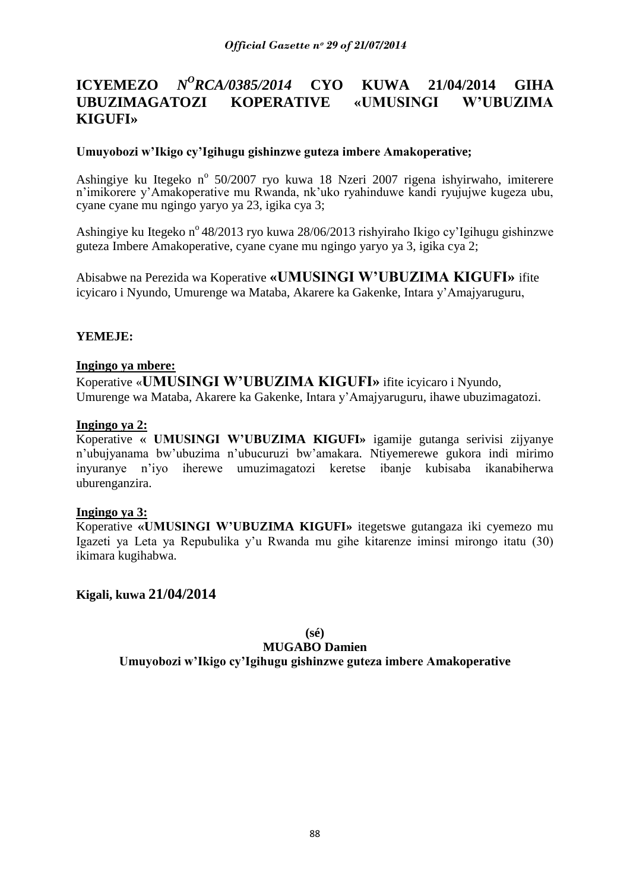# ICYEMEZO *N^O RCA/0385/2014* CYO KUWA 21/04/2014 GIHA UBUZIMAGATOZI KOPERATIVE «UMUSINGI W'UBUZIMA KIGUFI»

**Umuyobozi w'Ikigo cy'Igihugu gishinzwe guteza imbere Amakoperative;**

Ashingiye ku Itegeko n° 50/2007 ryo kuwa 18 Nzeri 2007 rigena ishyirwaho, imiterere n'imikorere y'Amakoperative mu Rwanda, nk'uko ryahinduwe kandi ryujujwe kugeza ubu, cyane cyane mu ngingo yaryo ya 23, igika cya 3;

Ashingiye ku Itegeko n° 48/2013 ryo kuwa 28/06/2013 rishyiraho Ikigo cy'Igihugu gishinzwe guteza Imbere Amakoperative, cyane cyane mu ngingo yaryo ya 3, igika cya 2;

Abisabwe na Perezida wa Koperative **«UMUSINGI W'UBUZIMA KIGUFI»** ifite icyicaro i Nyundo, Umurenge wa Mataba, Akarere ka Gakenke, Intara y'Amajyaruguru,

**YEMEJE:**

**Ingingo ya mbere:**

Koperative «**UMUSINGI W'UBUZIMA KIGUFI»** ifite icyicaro i Nyundo, Umurenge wa Mataba, Akarere ka Gakenke, Intara y'Amajyaruguru, ihawe ubuzimagatozi.

**Ingingo ya 2:**

Koperative **« UMUSINGI W'UBUZIMA KIGUFI»** igamije gutanga serivisi zijyanye n'ubujyanama bw'ubuzima n'ubucuruzi bw'amakara. Ntiyemerewe gukora indi mirimo inyuranye n'iyo iherewe umuzimagatozi keretse ibanje kubisaba ikanabiherwa uburenganzira.

**Ingingo ya 3:**

Koperative **«UMUSINGI W'UBUZIMA KIGUFI»** itegetswe gutangaza iki cyemezo mu Igazeti ya Leta ya Repubulika y'u Rwanda mu gihe kitarenze iminsi mirongo itatu (30) ikimara kugihabwa.

**Kigali, kuwa 21/04/2014**

**(sé)**

**MUGABO Damien**

**Umuyobozi w'Ikigo cy'Igihugu gishinzwe guteza imbere Amakoperative**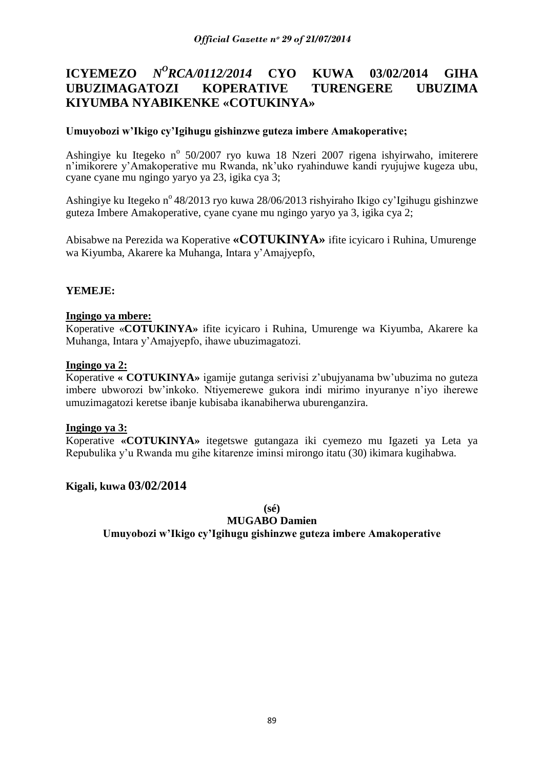# ICYEMEZO *N^O RCA/0112/2014* CYO KUWA 03/02/2014 GIHA UBUZIMAGATOZI KOPERATIVE TURENGERE UBUZIMA KIYUMBA NYABIKENKE «COTUKINYA»

**Umuyobozi w'Ikigo cy'Igihugu gishinzwe guteza imbere Amakoperative;**

Ashingiye ku Itegeko n° 50/2007 ryo kuwa 18 Nzeri 2007 rigena ishyirwaho, imiterere n'imikorere y'Amakoperative mu Rwanda, nk'uko ryahinduwe kandi ryujujwe kugeza ubu, cyane cyane mu ngingo yaryo ya 23, igika cya 3;

Ashingiye ku Itegeko n° 48/2013 ryo kuwa 28/06/2013 rishyiraho Ikigo cy'Igihugu gishinzwe guteza Imbere Amakoperative, cyane cyane mu ngingo yaryo ya 3, igika cya 2;

Abisabwe na Perezida wa Koperative **«COTUKINYA»** ifite icyicaro i Ruhina, Umurenge wa Kiyumba, Akarere ka Muhanga, Intara y'Amajyepfo,

**YEMEJE:**

**Ingingo ya mbere:**

Koperative «**COTUKINYA»** ifite icyicaro i Ruhina, Umurenge wa Kiyumba, Akarere ka Muhanga, Intara y'Amajyepfo, ihawe ubuzimagatozi.

**Ingingo ya 2:**

Koperative **« COTUKINYA»** igamije gutanga serivisi z'ubujyanama bw'ubuzima no guteza imbere ubworozi bw'inkoko. Ntiyemerewe gukora indi mirimo inyuranye n'iyo iherewe umuzimagatozi keretse ibanje kubisaba ikanabiherwa uburenganzira.

**Ingingo ya 3:**

Koperative **«COTUKINYA»** itegetswe gutangaza iki cyemezo mu Igazeti ya Leta ya Repubulika y'u Rwanda mu gihe kitarenze iminsi mirongo itatu (30) ikimara kugihabwa.

**Kigali, kuwa 03/02/2014**

**(sé)**

**MUGABO Damien**

**Umuyobozi w'Ikigo cy'Igihugu gishinzwe guteza imbere Amakoperative**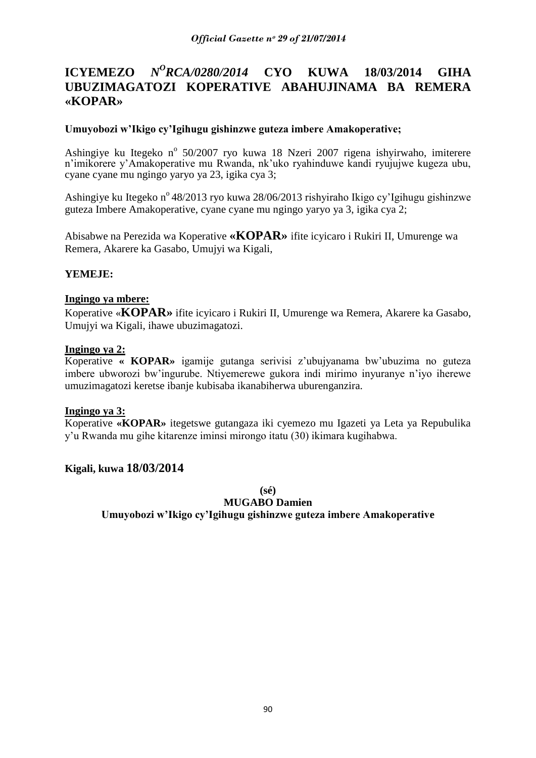# ICYEMEZO *N^O RCA/0280/2014* CYO KUWA 18/03/2014 GIHA UBUZIMAGATOZI KOPERATIVE ABAHUJINAMA BA REMERA «KOPAR»

**Umuyobozi w'Ikigo cy'Igihugu gishinzwe guteza imbere Amakoperative;**

Ashingiye ku Itegeko n° 50/2007 ryo kuwa 18 Nzeri 2007 rigena ishyirwaho, imiterere n'imikorere y'Amakoperative mu Rwanda, nk'uko ryahinduwe kandi ryujujwe kugeza ubu, cyane cyane mu ngingo yaryo ya 23, igika cya 3;

Ashingiye ku Itegeko n° 48/2013 ryo kuwa 28/06/2013 rishyiraho Ikigo cy'Igihugu gishinzwe guteza Imbere Amakoperative, cyane cyane mu ngingo yaryo ya 3, igika cya 2;

Abisabwe na Perezida wa Koperative **«KOPAR»** ifite icyicaro i Rukiri II, Umurenge wa Remera, Akarere ka Gasabo, Umujyi wa Kigali,

**YEMEJE:**

**Ingingo ya mbere:**

Koperative «**KOPAR»** ifite icyicaro i Rukiri II, Umurenge wa Remera, Akarere ka Gasabo, Umujyi wa Kigali, ihawe ubuzimagatozi.

**Ingingo ya 2:**

Koperative **« KOPAR»** igamije gutanga serivisi z'ubujyanama bw'ubuzima no guteza imbere ubworozi bw'ingurube. Ntiyemerewe gukora indi mirimo inyuranye n'iyo iherewe umuzimagatozi keretse ibanje kubisaba ikanabiherwa uburenganzira.

**Ingingo ya 3:**

Koperative **«KOPAR»** itegetswe gutangaza iki cyemezo mu Igazeti ya Leta ya Repubulika y'u Rwanda mu gihe kitarenze iminsi mirongo itatu (30) ikimara kugihabwa.

**Kigali, kuwa 18/03/2014**

**(sé)**

**MUGABO Damien**

**Umuyobozi w'Ikigo cy'Igihugu gishinzwe guteza imbere Amakoperative**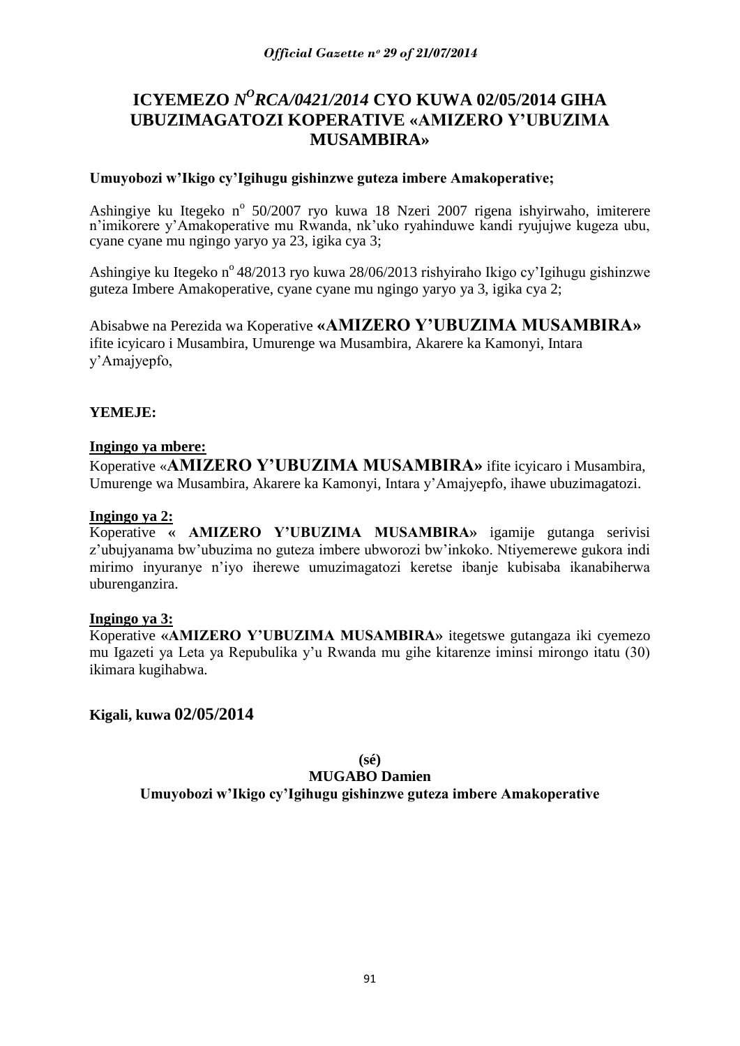# ICYEMEZO *N<sup>O</sup>RCA/0421/2014* CYO KUWA 02/05/2014 GIHA UBUZIMAGATOZI KOPERATIVE «AMIZERO Y'UBUZIMA MUSAMBIRA»

**Umuyobozi w'Ikigo cy'Igihugu gishinzwe guteza imbere Amakoperative;**

Ashingiye ku Itegeko n° 50/2007 ryo kuwa 18 Nzeri 2007 rigena ishyirwaho, imiterere n'imikorere y'Amakoperative mu Rwanda, nk'uko ryahinduwe kandi ryujujwe kugeza ubu, cyane cyane mu ngingo yaryo ya 23, igika cya 3;

Ashingiye ku Itegeko n° 48/2013 ryo kuwa 28/06/2013 rishyiraho Ikigo cy'Igihugu gishinzwe guteza Imbere Amakoperative, cyane cyane mu ngingo yaryo ya 3, igika cya 2;

Abisabwe na Perezida wa Koperative **«AMIZERO Y'UBUZIMA MUSAMBIRA»** ifite icyicaro i Musambira, Umurenge wa Musambira, Akarere ka Kamonyi, Intara y'Amajyepfo,

**YEMEJE:**

**Ingingo ya mbere:**

Koperative «**AMIZERO Y'UBUZIMA MUSAMBIRA»** ifite icyicaro i Musambira, Umurenge wa Musambira, Akarere ka Kamonyi, Intara y'Amajyepfo, ihawe ubuzimagatozi.

**Ingingo ya 2:**

Koperative **« AMIZERO Y'UBUZIMA MUSAMBIRA»** igamije gutanga serivisi z'ubujyanama bw'ubuzima no guteza imbere ubworozi bw'inkoko. Ntiyemerewe gukora indi mirimo inyuranye n'iyo iherewe umuzimagatozi keretse ibanje kubisaba ikanabiherwa uburenganzira.

**Ingingo ya 3:**

Koperative **«AMIZERO Y'UBUZIMA MUSAMBIRA»** itegetswe gutangaza iki cyemezo mu Igazeti ya Leta ya Repubulika y'u Rwanda mu gihe kitarenze iminsi mirongo itatu (30) ikimara kugihabwa.

**Kigali, kuwa 02/05/2014**

**(sé)**

**MUGABO Damien**

**Umuyobozi w'Ikigo cy'Igihugu gishinzwe guteza imbere Amakoperative**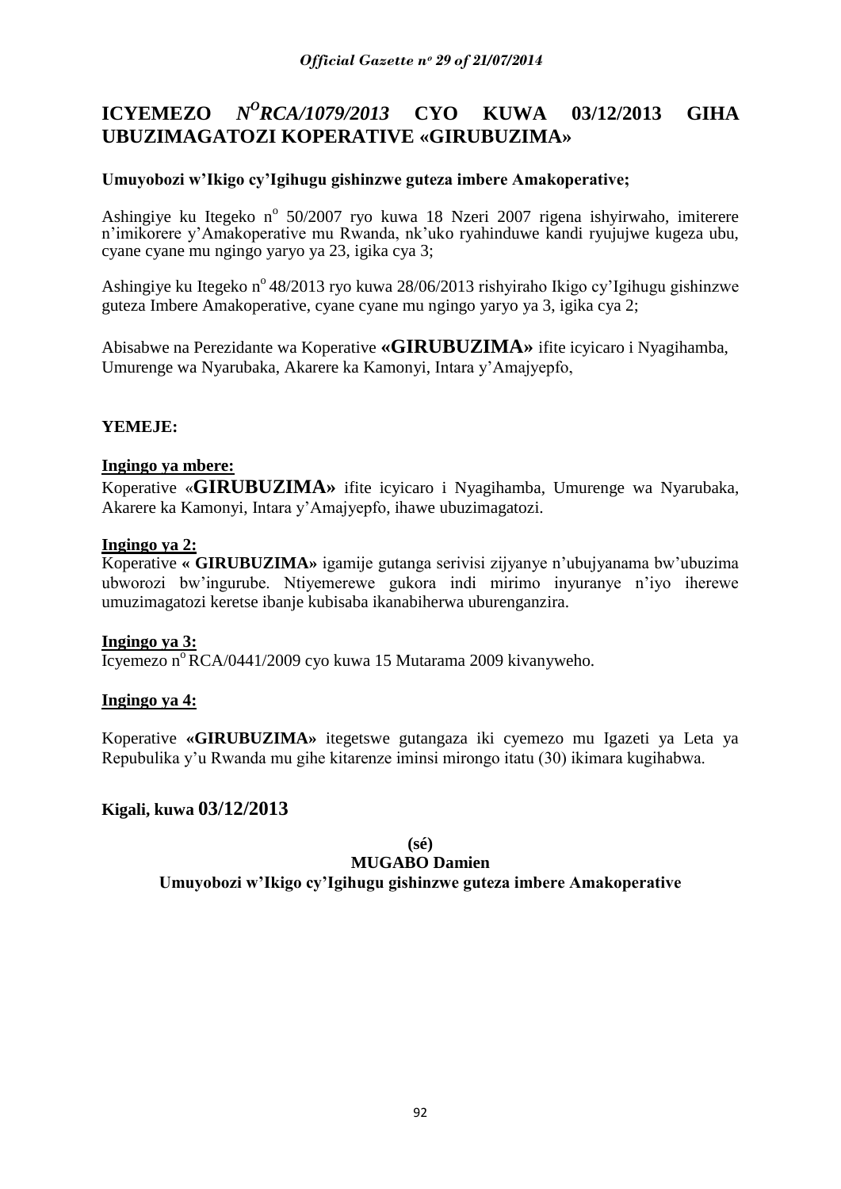# ICYEMEZO *N^O RCA/1079/2013* CYO KUWA 03/12/2013 GIHA UBUZIMAGATOZI KOPERATIVE «GIRUBUZIMA»

**Umuyobozi w'Ikigo cy'Igihugu gishinzwe guteza imbere Amakoperative;**

Ashingiye ku Itegeko n° 50/2007 ryo kuwa 18 Nzeri 2007 rigena ishyirwaho, imiterere n'imikorere y'Amakoperative mu Rwanda, nk'uko ryahinduwe kandi ryujujwe kugeza ubu, cyane cyane mu ngingo yaryo ya 23, igika cya 3;

Ashingiye ku Itegeko n° 48/2013 ryo kuwa 28/06/2013 rishyiraho Ikigo cy'Igihugu gishinzwe guteza Imbere Amakoperative, cyane cyane mu ngingo yaryo ya 3, igika cya 2;

Abisabwe na Perezidante wa Koperative **«GIRUBUZIMA»** ifite icyicaro i Nyagihamba, Umurenge wa Nyarubaka, Akarere ka Kamonyi, Intara y'Amajyepfo,

**YEMEJE:**

**Ingingo ya mbere:**

Koperative «**GIRUBUZIMA»** ifite icyicaro i Nyagihamba, Umurenge wa Nyarubaka, Akarere ka Kamonyi, Intara y'Amajyepfo, ihawe ubuzimagatozi.

**Ingingo ya 2:**

Koperative **« GIRUBUZIMA»** igamije gutanga serivisi zijyanye n'ubujyanama bw'ubuzima ubworozi bw'ingurube. Ntiyemerewe gukora indi mirimo inyuranye n'iyo iherewe umuzimagatozi keretse ibanje kubisaba ikanabiherwa uburenganzira.

**Ingingo ya 3:**

Icyemezo n° RCA/0441/2009 cyo kuwa 15 Mutarama 2009 kivanyweho.

**Ingingo ya 4:**

Koperative **«GIRUBUZIMA»** itegetswe gutangaza iki cyemezo mu Igazeti ya Leta ya Repubulika y'u Rwanda mu gihe kitarenze iminsi mirongo itatu (30) ikimara kugihabwa.

**Kigali, kuwa 03/12/2013**

**(sé)**

**MUGABO Damien**

**Umuyobozi w'Ikigo cy'Igihugu gishinzwe guteza imbere Amakoperative**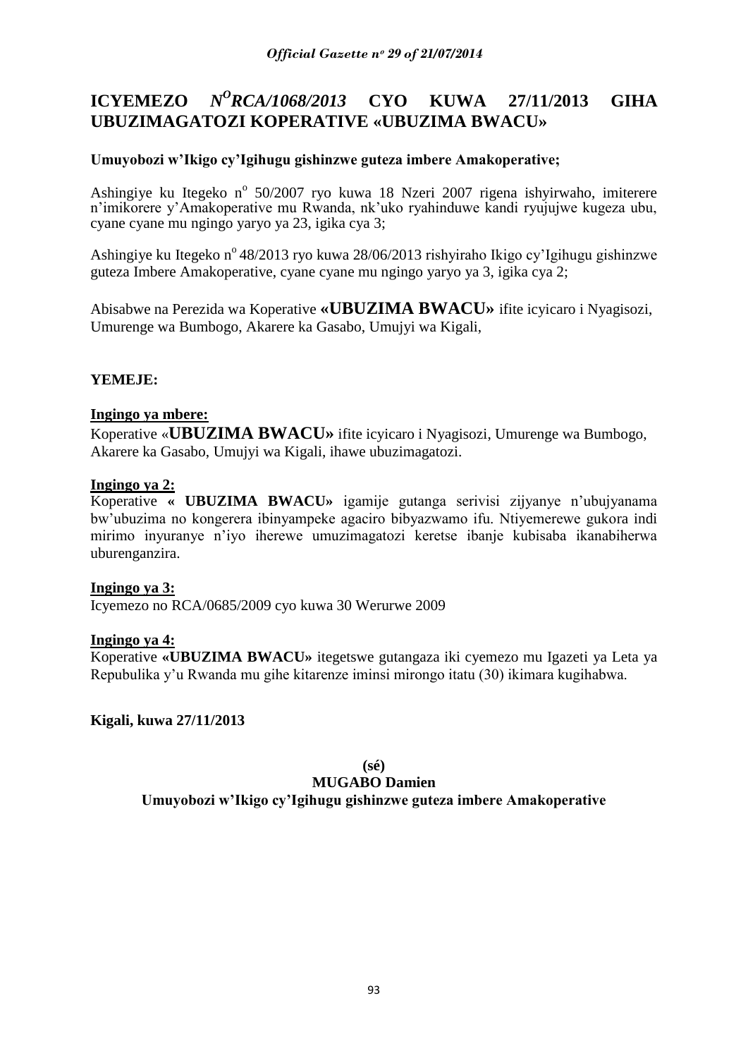## ICYEMEZO *N^O RCA/1068/2013* CYO KUWA 27/11/2013 GIHA UBUZIMAGATOZI KOPERATIVE «UBUZIMA BWACU»

**Umuyobozi w'Ikigo cy'Igihugu gishinzwe guteza imbere Amakoperative;**

Ashingiye ku Itegeko n° 50/2007 ryo kuwa 18 Nzeri 2007 rigena ishyirwaho, imiterere n'imikorere y'Amakoperative mu Rwanda, nk'uko ryahinduwe kandi ryujujwe kugeza ubu, cyane cyane mu ngingo yaryo ya 23, igika cya 3;

Ashingiye ku Itegeko n° 48/2013 ryo kuwa 28/06/2013 rishyiraho Ikigo cy'Igihugu gishinzwe guteza Imbere Amakoperative, cyane cyane mu ngingo yaryo ya 3, igika cya 2;

Abisabwe na Perezida wa Koperative **«UBUZIMA BWACU»** ifite icyicaro i Nyagisozi, Umurenge wa Bumbogo, Akarere ka Gasabo, Umujyi wa Kigali,

**YEMEJE:**

**Ingingo ya mbere:**

Koperative «**UBUZIMA BWACU»** ifite icyicaro i Nyagisozi, Umurenge wa Bumbogo, Akarere ka Gasabo, Umujyi wa Kigali, ihawe ubuzimagatozi.

**Ingingo ya 2:**

Koperative **« UBUZIMA BWACU»** igamije gutanga serivisi zijyanye n'ubujyanama bw'ubuzima no kongerera ibinyampeke agaciro bibyazwamo ifu. Ntiyemerewe gukora indi mirimo inyuranye n'iyo iherewe umuzimagatozi keretse ibanje kubisaba ikanabiherwa uburenganzira.

**Ingingo ya 3:**

Icyemezo no RCA/0685/2009 cyo kuwa 30 Werurwe 2009

**Ingingo ya 4:**

Koperative **«UBUZIMA BWACU»** itegetswe gutangaza iki cyemezo mu Igazeti ya Leta ya Repubulika y'u Rwanda mu gihe kitarenze iminsi mirongo itatu (30) ikimara kugihabwa.

**Kigali, kuwa 27/11/2013**

**(sé)**

**MUGABO Damien**

**Umuyobozi w'Ikigo cy'Igihugu gishinzwe guteza imbere Amakoperative**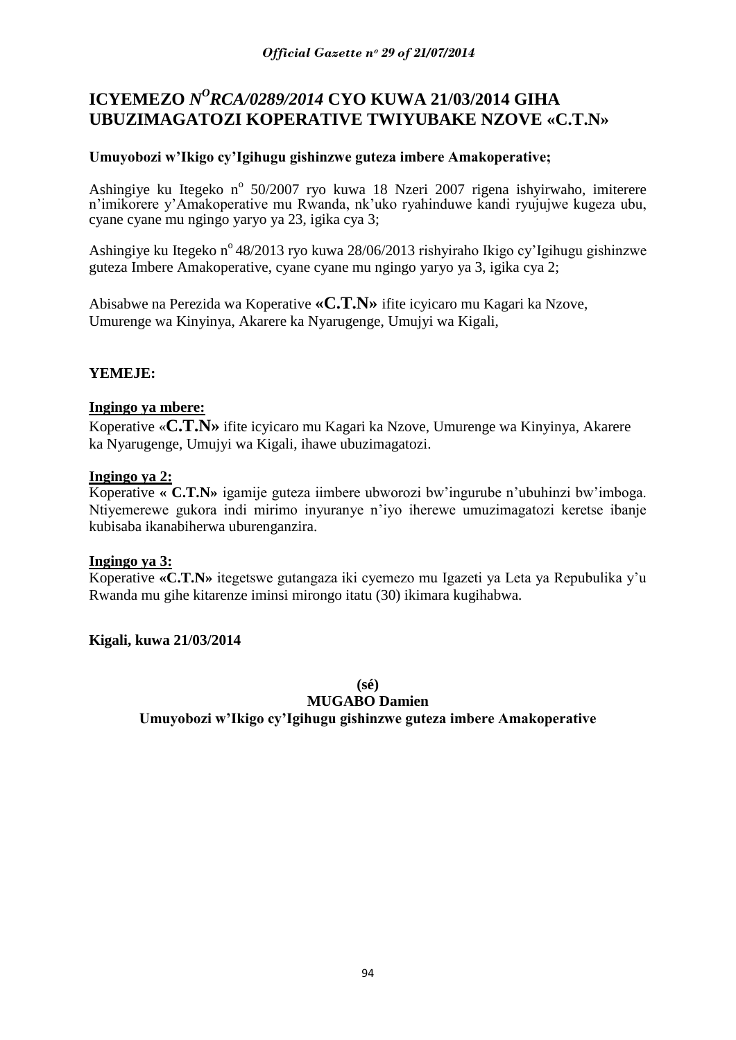# ICYEMEZO *N^O^RCA/0289/2014* CYO KUWA 21/03/2014 GIHA UBUZIMAGATOZI KOPERATIVE TWIYUBAKE NZOVE «C.T.N»

**Umuyobozi w'Ikigo cy'Igihugu gishinzwe guteza imbere Amakoperative;**

Ashingiye ku Itegeko n° 50/2007 ryo kuwa 18 Nzeri 2007 rigena ishyirwaho, imiterere n'imikorere y'Amakoperative mu Rwanda, nk'uko ryahinduwe kandi ryujujwe kugeza ubu, cyane cyane mu ngingo yaryo ya 23, igika cya 3;

Ashingiye ku Itegeko n° 48/2013 ryo kuwa 28/06/2013 rishyiraho Ikigo cy'Igihugu gishinzwe guteza Imbere Amakoperative, cyane cyane mu ngingo yaryo ya 3, igika cya 2;

Abisabwe na Perezida wa Koperative **«C.T.N»** ifite icyicaro mu Kagari ka Nzove, Umurenge wa Kinyinya, Akarere ka Nyarugenge, Umujyi wa Kigali,

**YEMEJE:**

**Ingingo ya mbere:**

Koperative «**C.T.N»** ifite icyicaro mu Kagari ka Nzove, Umurenge wa Kinyinya, Akarere ka Nyarugenge, Umujyi wa Kigali, ihawe ubuzimagatozi.

**Ingingo ya 2:**

Koperative **« C.T.N»** igamije guteza iimbere ubworozi bw'ingurube n'ubuhinzi bw'imboga. Ntiyemerewe gukora indi mirimo inyuranye n'iyo iherewe umuzimagatozi keretse ibanje kubisaba ikanabiherwa uburenganzira.

**Ingingo ya 3:**

Koperative **«C.T.N»** itegetswe gutangaza iki cyemezo mu Igazeti ya Leta ya Repubulika y'u Rwanda mu gihe kitarenze iminsi mirongo itatu (30) ikimara kugihabwa.

**Kigali, kuwa 21/03/2014**

**(sé)**
**MUGABO Damien**
**Umuyobozi w'Ikigo cy'Igihugu gishinzwe guteza imbere Amakoperative**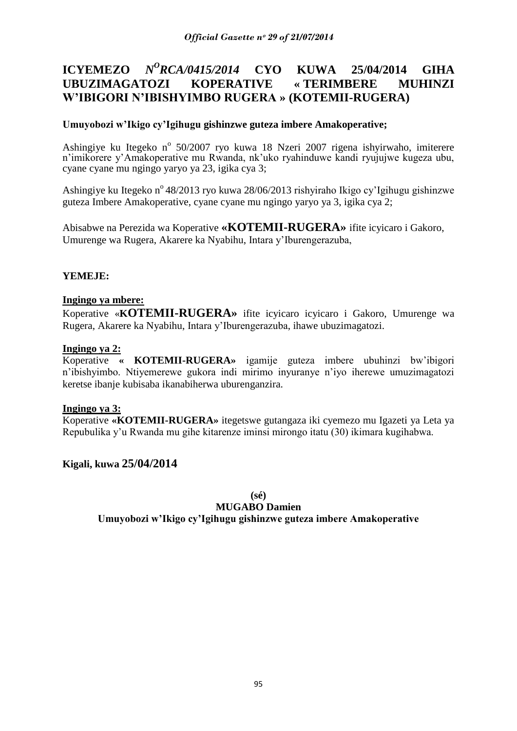# ICYEMEZO *N°RCA/0415/2014* CYO KUWA 25/04/2014 GIHA UBUZIMAGATOZI KOPERATIVE « TERIMBERE MUHINZI W'IBIGORI N'IBISHYIMBO RUGERA » (KOTEMII-RUGERA)

**Umuyobozi w'Ikigo cy'Igihugu gishinzwe guteza imbere Amakoperative;**

Ashingiye ku Itegeko n° 50/2007 ryo kuwa 18 Nzeri 2007 rigena ishyirwaho, imiterere n'imikorere y'Amakoperative mu Rwanda, nk'uko ryahinduwe kandi ryujujwe kugeza ubu, cyane cyane mu ngingo yaryo ya 23, igika cya 3;

Ashingiye ku Itegeko n° 48/2013 ryo kuwa 28/06/2013 rishyiraho Ikigo cy'Igihugu gishinzwe guteza Imbere Amakoperative, cyane cyane mu ngingo yaryo ya 3, igika cya 2;

Abisabwe na Perezida wa Koperative **«KOTEMII-RUGERA»** ifite icyicaro i Gakoro, Umurenge wa Rugera, Akarere ka Nyabihu, Intara y'Iburengerazuba,

**YEMEJE:**

**Ingingo ya mbere:**

Koperative «**KOTEMII-RUGERA»** ifite icyicaro icyicaro i Gakoro, Umurenge wa Rugera, Akarere ka Nyabihu, Intara y'Iburengerazuba, ihawe ubuzimagatozi.

**Ingingo ya 2:**

Koperative **« KOTEMII-RUGERA»** igamije guteza imbere ubuhinzi bw'ibigori n'ibishyimbo. Ntiyemerewe gukora indi mirimo inyuranye n'iyo iherewe umuzimagatozi keretse ibanje kubisaba ikanabiherwa uburenganzira.

**Ingingo ya 3:**

Koperative **«KOTEMII-RUGERA»** itegetswe gutangaza iki cyemezo mu Igazeti ya Leta ya Repubulika y'u Rwanda mu gihe kitarenze iminsi mirongo itatu (30) ikimara kugihabwa.

**Kigali, kuwa 25/04/2014**

**(sé)**
**MUGABO Damien**
**Umuyobozi w'Ikigo cy'Igihugu gishinzwe guteza imbere Amakoperative**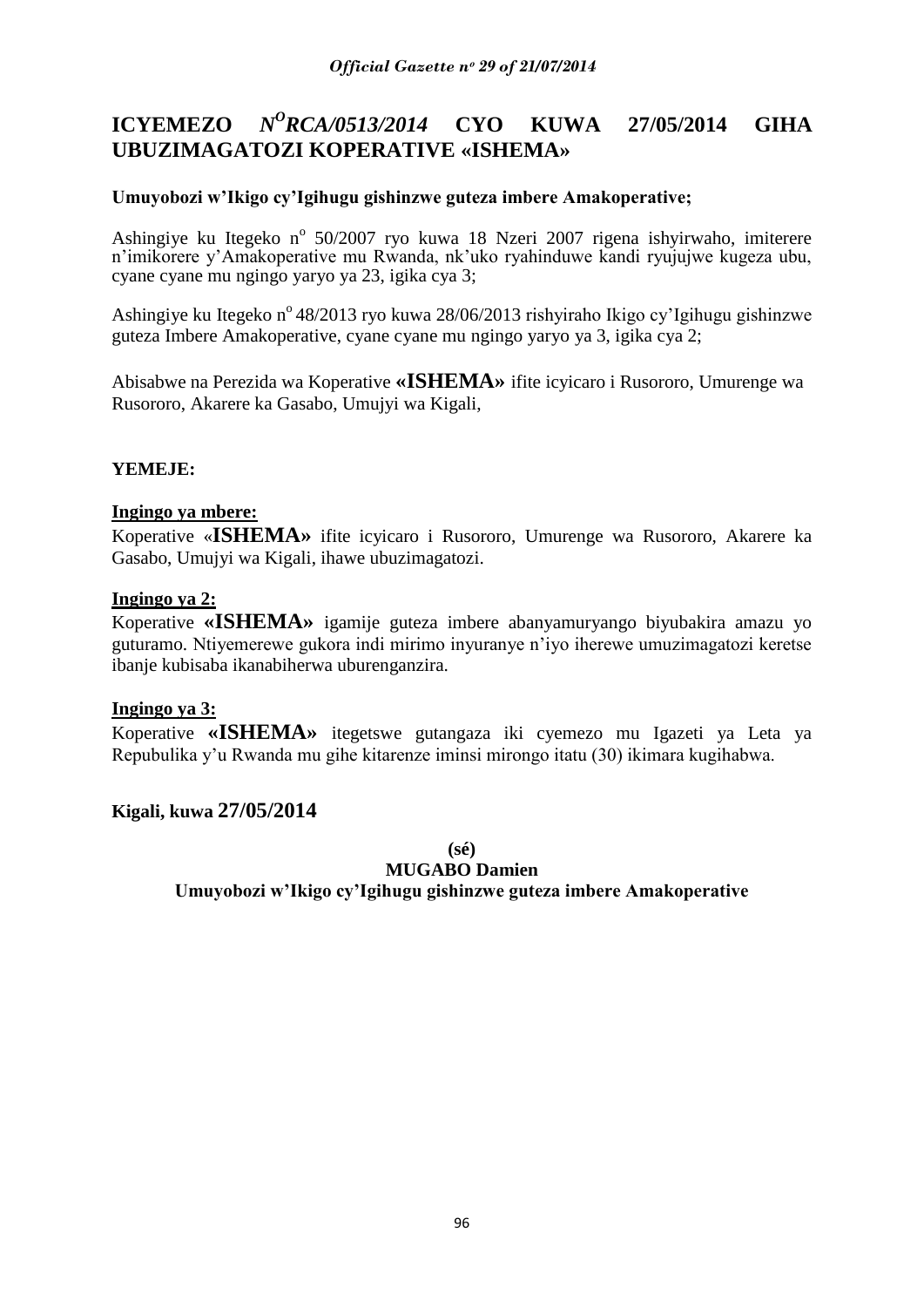# ICYEMEZO *N^O^RCA/0513/2014* CYO KUWA 27/05/2014 GIHA UBUZIMAGATOZI KOPERATIVE «ISHEMA»

**Umuyobozi w'Ikigo cy'Igihugu gishinzwe guteza imbere Amakoperative;**

Ashingiye ku Itegeko n° 50/2007 ryo kuwa 18 Nzeri 2007 rigena ishyirwaho, imiterere n'imikorere y'Amakoperative mu Rwanda, nk'uko ryahinduwe kandi ryujujwe kugeza ubu, cyane cyane mu ngingo yaryo ya 23, igika cya 3;

Ashingiye ku Itegeko n° 48/2013 ryo kuwa 28/06/2013 rishyiraho Ikigo cy'Igihugu gishinzwe guteza Imbere Amakoperative, cyane cyane mu ngingo yaryo ya 3, igika cya 2;

Abisabwe na Perezida wa Koperative **«ISHEMA»** ifite icyicaro i Rusororo, Umurenge wa Rusororo, Akarere ka Gasabo, Umujyi wa Kigali,

**YEMEJE:**

**Ingingo ya mbere:**

Koperative «**ISHEMA»** ifite icyicaro i Rusororo, Umurenge wa Rusororo, Akarere ka Gasabo, Umujyi wa Kigali, ihawe ubuzimagatozi.

**Ingingo ya 2:**

Koperative **«ISHEMA»** igamije guteza imbere abanyamuryango biyubakira amazu yo guturamo. Ntiyemerewe gukora indi mirimo inyuranye n'iyo iherewe umuzimagatozi keretse ibanje kubisaba ikanabiherwa uburenganzira.

**Ingingo ya 3:**

Koperative **«ISHEMA»** itegetswe gutangaza iki cyemezo mu Igazeti ya Leta ya Repubulika y'u Rwanda mu gihe kitarenze iminsi mirongo itatu (30) ikimara kugihabwa.

**Kigali, kuwa 27/05/2014**

**(sé)**

**MUGABO Damien**

**Umuyobozi w'Ikigo cy'Igihugu gishinzwe guteza imbere Amakoperative**